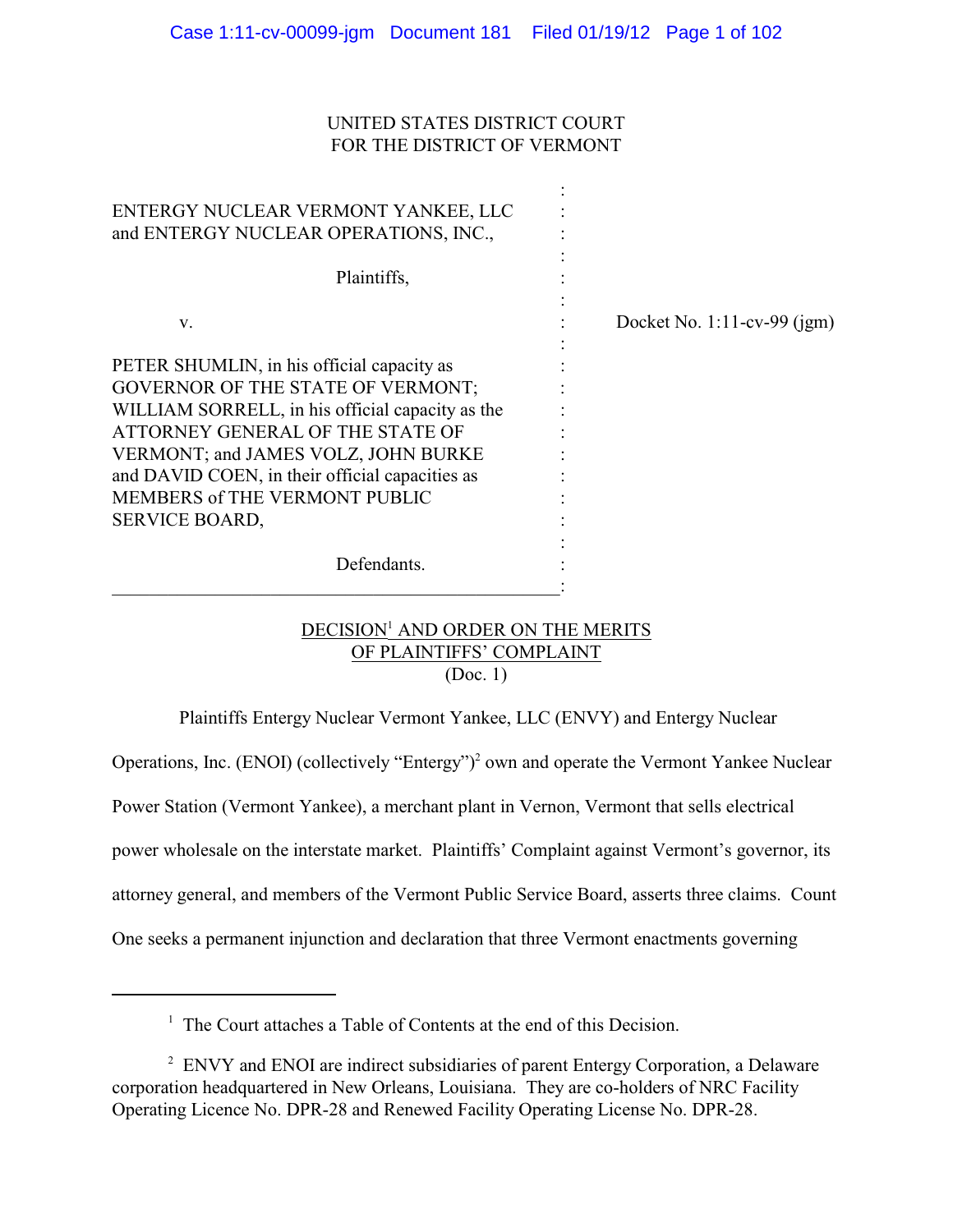UNITED STATES DISTRICT COURT
FOR THE DISTRICT OF VERMONT

| | | |
|---|---|---|
| ENTERGY NUCLEAR VERMONT YANKEE, LLC and ENTERGY NUCLEAR OPERATIONS, INC., | : | |
| Plaintiffs, | : | |
| v. | : | Docket No. 1:11-cv-99 (jgm) |
| PETER SHUMLIN, in his official capacity as GOVERNOR OF THE STATE OF VERMONT; WILLIAM SORRELL, in his official capacity as the ATTORNEY GENERAL OF THE STATE OF VERMONT; and JAMES VOLZ, JOHN BURKE and DAVID COEN, in their official capacities as MEMBERS of THE VERMONT PUBLIC SERVICE BOARD, | : | |
| Defendants. | : | |

DECISION[1] AND ORDER ON THE MERITS
OF PLAINTIFFS' COMPLAINT
(Doc. 1)

Plaintiffs Entergy Nuclear Vermont Yankee, LLC (ENVY) and Entergy Nuclear Operations, Inc. (ENOI) (collectively "Entergy")[2] own and operate the Vermont Yankee Nuclear Power Station (Vermont Yankee), a merchant plant in Vernon, Vermont that sells electrical power wholesale on the interstate market. Plaintiffs' Complaint against Vermont's governor, its attorney general, and members of the Vermont Public Service Board, asserts three claims. Count One seeks a permanent injunction and declaration that three Vermont enactments governing

---

[1] The Court attaches a Table of Contents at the end of this Decision.

[2] ENVY and ENOI are indirect subsidiaries of parent Entergy Corporation, a Delaware corporation headquartered in New Orleans, Louisiana. They are co-holders of NRC Facility Operating Licence No. DPR-28 and Renewed Facility Operating License No. DPR-28.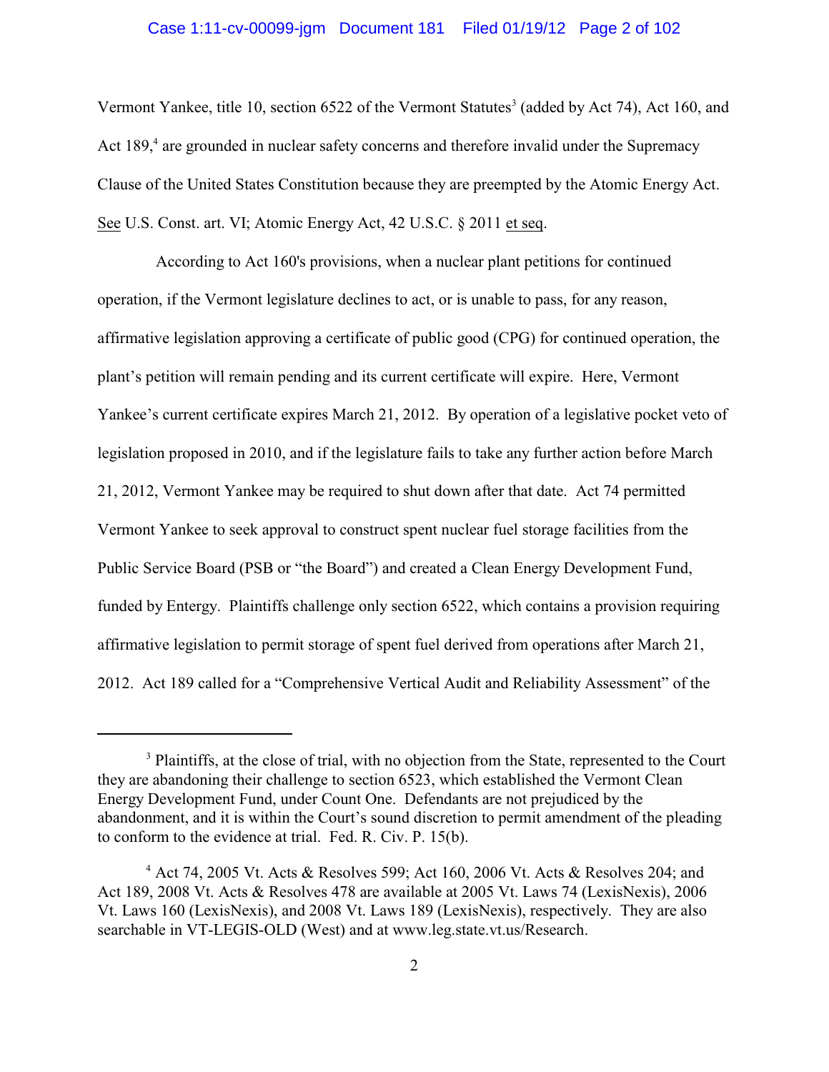Vermont Yankee, title 10, section 6522 of the Vermont Statutes[3] (added by Act 74), Act 160, and Act 189,[4] are grounded in nuclear safety concerns and therefore invalid under the Supremacy Clause of the United States Constitution because they are preempted by the Atomic Energy Act. See U.S. Const. art. VI; Atomic Energy Act, 42 U.S.C. § 2011 et seq.

According to Act 160's provisions, when a nuclear plant petitions for continued operation, if the Vermont legislature declines to act, or is unable to pass, for any reason, affirmative legislation approving a certificate of public good (CPG) for continued operation, the plant's petition will remain pending and its current certificate will expire. Here, Vermont Yankee's current certificate expires March 21, 2012. By operation of a legislative pocket veto of legislation proposed in 2010, and if the legislature fails to take any further action before March 21, 2012, Vermont Yankee may be required to shut down after that date. Act 74 permitted Vermont Yankee to seek approval to construct spent nuclear fuel storage facilities from the Public Service Board (PSB or "the Board") and created a Clean Energy Development Fund, funded by Entergy. Plaintiffs challenge only section 6522, which contains a provision requiring affirmative legislation to permit storage of spent fuel derived from operations after March 21, 2012. Act 189 called for a "Comprehensive Vertical Audit and Reliability Assessment" of the

---

[3] Plaintiffs, at the close of trial, with no objection from the State, represented to the Court they are abandoning their challenge to section 6523, which established the Vermont Clean Energy Development Fund, under Count One. Defendants are not prejudiced by the abandonment, and it is within the Court's sound discretion to permit amendment of the pleading to conform to the evidence at trial. Fed. R. Civ. P. 15(b).

[4] Act 74, 2005 Vt. Acts & Resolves 599; Act 160, 2006 Vt. Acts & Resolves 204; and Act 189, 2008 Vt. Acts & Resolves 478 are available at 2005 Vt. Laws 74 (LexisNexis), 2006 Vt. Laws 160 (LexisNexis), and 2008 Vt. Laws 189 (LexisNexis), respectively. They are also searchable in VT-LEGIS-OLD (West) and at www.leg.state.vt.us/Research.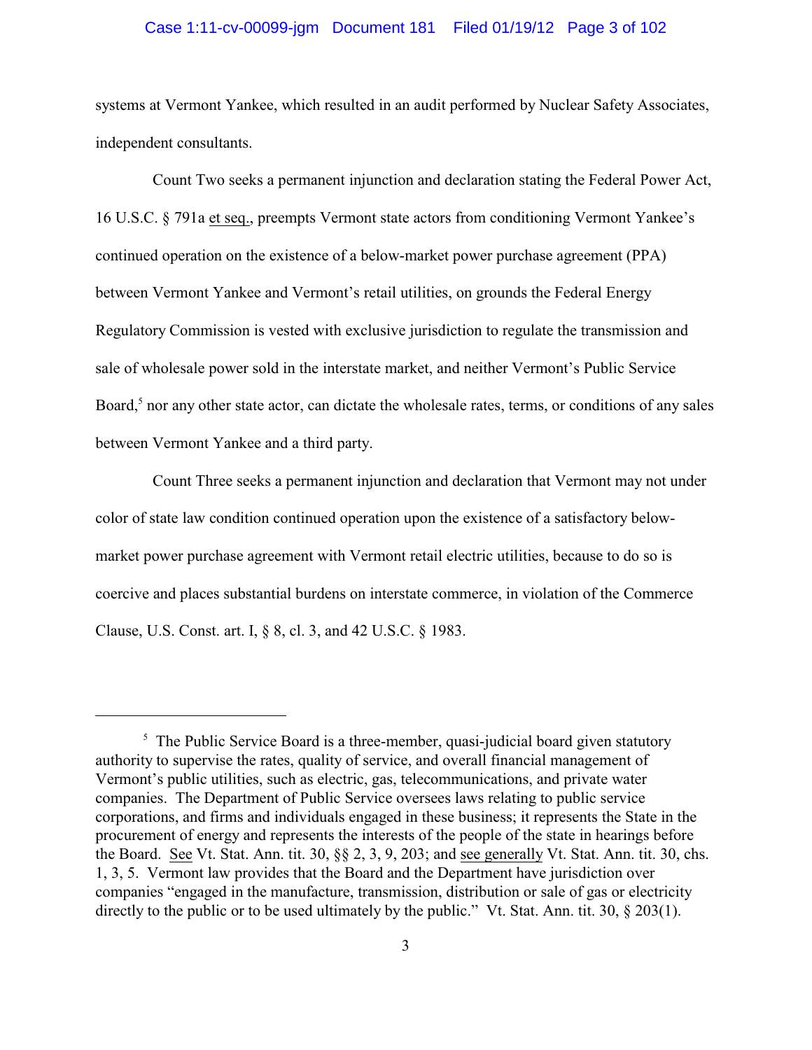systems at Vermont Yankee, which resulted in an audit performed by Nuclear Safety Associates, independent consultants.

Count Two seeks a permanent injunction and declaration stating the Federal Power Act, 16 U.S.C. § 791a et seq., preempts Vermont state actors from conditioning Vermont Yankee's continued operation on the existence of a below-market power purchase agreement (PPA) between Vermont Yankee and Vermont's retail utilities, on grounds the Federal Energy Regulatory Commission is vested with exclusive jurisdiction to regulate the transmission and sale of wholesale power sold in the interstate market, and neither Vermont's Public Service Board,[5] nor any other state actor, can dictate the wholesale rates, terms, or conditions of any sales between Vermont Yankee and a third party.

Count Three seeks a permanent injunction and declaration that Vermont may not under color of state law condition continued operation upon the existence of a satisfactory below-market power purchase agreement with Vermont retail electric utilities, because to do so is coercive and places substantial burdens on interstate commerce, in violation of the Commerce Clause, U.S. Const. art. I, § 8, cl. 3, and 42 U.S.C. § 1983.

---

[5] The Public Service Board is a three-member, quasi-judicial board given statutory authority to supervise the rates, quality of service, and overall financial management of Vermont's public utilities, such as electric, gas, telecommunications, and private water companies. The Department of Public Service oversees laws relating to public service corporations, and firms and individuals engaged in these business; it represents the State in the procurement of energy and represents the interests of the people of the state in hearings before the Board. See Vt. Stat. Ann. tit. 30, §§ 2, 3, 9, 203; and see generally Vt. Stat. Ann. tit. 30, chs. 1, 3, 5. Vermont law provides that the Board and the Department have jurisdiction over companies "engaged in the manufacture, transmission, distribution or sale of gas or electricity directly to the public or to be used ultimately by the public." Vt. Stat. Ann. tit. 30, § 203(1).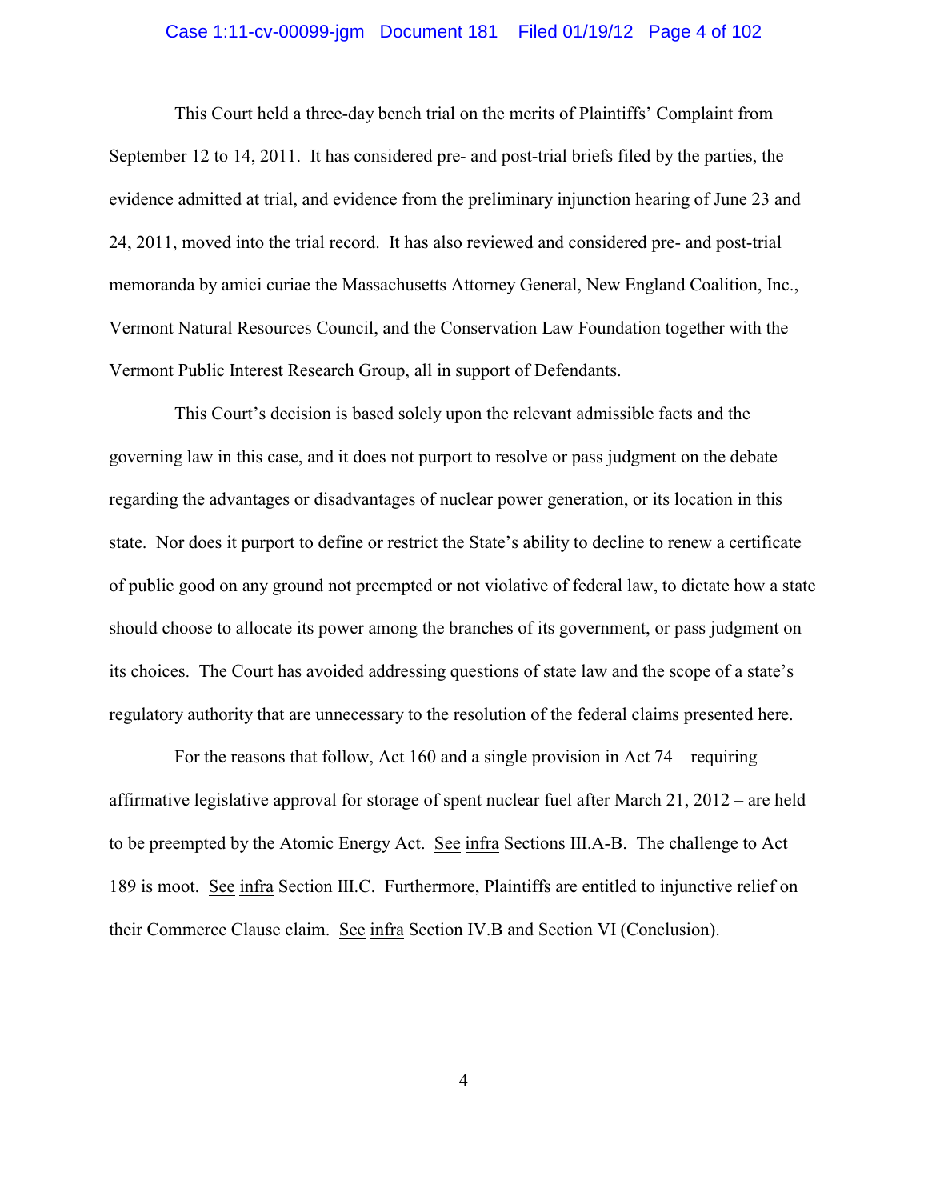This Court held a three-day bench trial on the merits of Plaintiffs' Complaint from September 12 to 14, 2011. It has considered pre- and post-trial briefs filed by the parties, the evidence admitted at trial, and evidence from the preliminary injunction hearing of June 23 and 24, 2011, moved into the trial record. It has also reviewed and considered pre- and post-trial memoranda by amici curiae the Massachusetts Attorney General, New England Coalition, Inc., Vermont Natural Resources Council, and the Conservation Law Foundation together with the Vermont Public Interest Research Group, all in support of Defendants.

This Court's decision is based solely upon the relevant admissible facts and the governing law in this case, and it does not purport to resolve or pass judgment on the debate regarding the advantages or disadvantages of nuclear power generation, or its location in this state. Nor does it purport to define or restrict the State's ability to decline to renew a certificate of public good on any ground not preempted or not violative of federal law, to dictate how a state should choose to allocate its power among the branches of its government, or pass judgment on its choices. The Court has avoided addressing questions of state law and the scope of a state's regulatory authority that are unnecessary to the resolution of the federal claims presented here.

For the reasons that follow, Act 160 and a single provision in Act 74 – requiring affirmative legislative approval for storage of spent nuclear fuel after March 21, 2012 – are held to be preempted by the Atomic Energy Act. See infra Sections III.A-B. The challenge to Act 189 is moot. See infra Section III.C. Furthermore, Plaintiffs are entitled to injunctive relief on their Commerce Clause claim. See infra Section IV.B and Section VI (Conclusion).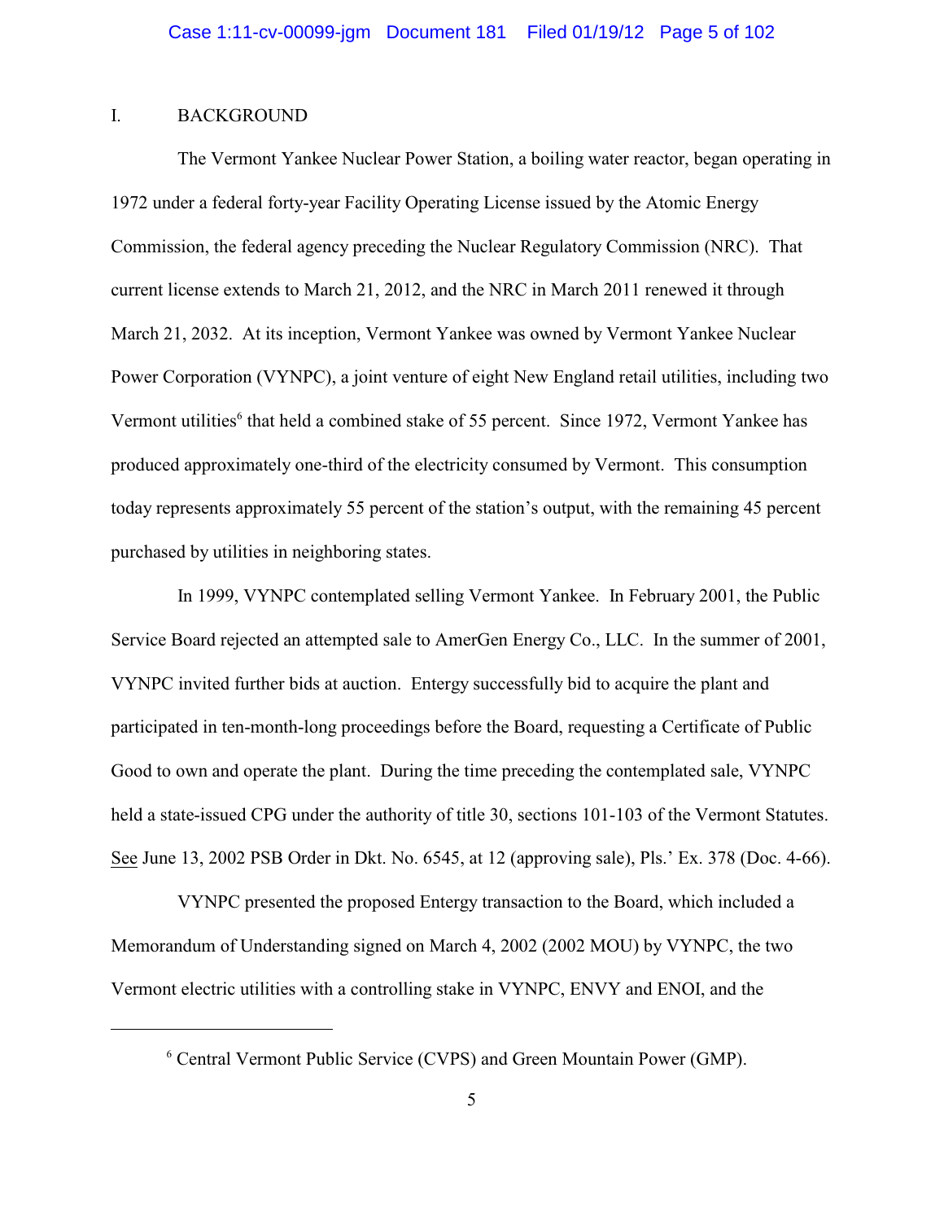## I. BACKGROUND

The Vermont Yankee Nuclear Power Station, a boiling water reactor, began operating in 1972 under a federal forty-year Facility Operating License issued by the Atomic Energy Commission, the federal agency preceding the Nuclear Regulatory Commission (NRC). That current license extends to March 21, 2012, and the NRC in March 2011 renewed it through March 21, 2032. At its inception, Vermont Yankee was owned by Vermont Yankee Nuclear Power Corporation (VYNPC), a joint venture of eight New England retail utilities, including two Vermont utilities[6] that held a combined stake of 55 percent. Since 1972, Vermont Yankee has produced approximately one-third of the electricity consumed by Vermont. This consumption today represents approximately 55 percent of the station's output, with the remaining 45 percent purchased by utilities in neighboring states.

In 1999, VYNPC contemplated selling Vermont Yankee. In February 2001, the Public Service Board rejected an attempted sale to AmerGen Energy Co., LLC. In the summer of 2001, VYNPC invited further bids at auction. Entergy successfully bid to acquire the plant and participated in ten-month-long proceedings before the Board, requesting a Certificate of Public Good to own and operate the plant. During the time preceding the contemplated sale, VYNPC held a state-issued CPG under the authority of title 30, sections 101-103 of the Vermont Statutes. See June 13, 2002 PSB Order in Dkt. No. 6545, at 12 (approving sale), Pls.' Ex. 378 (Doc. 4-66).

VYNPC presented the proposed Entergy transaction to the Board, which included a Memorandum of Understanding signed on March 4, 2002 (2002 MOU) by VYNPC, the two Vermont electric utilities with a controlling stake in VYNPC, ENVY and ENOI, and the

---

[6] Central Vermont Public Service (CVPS) and Green Mountain Power (GMP).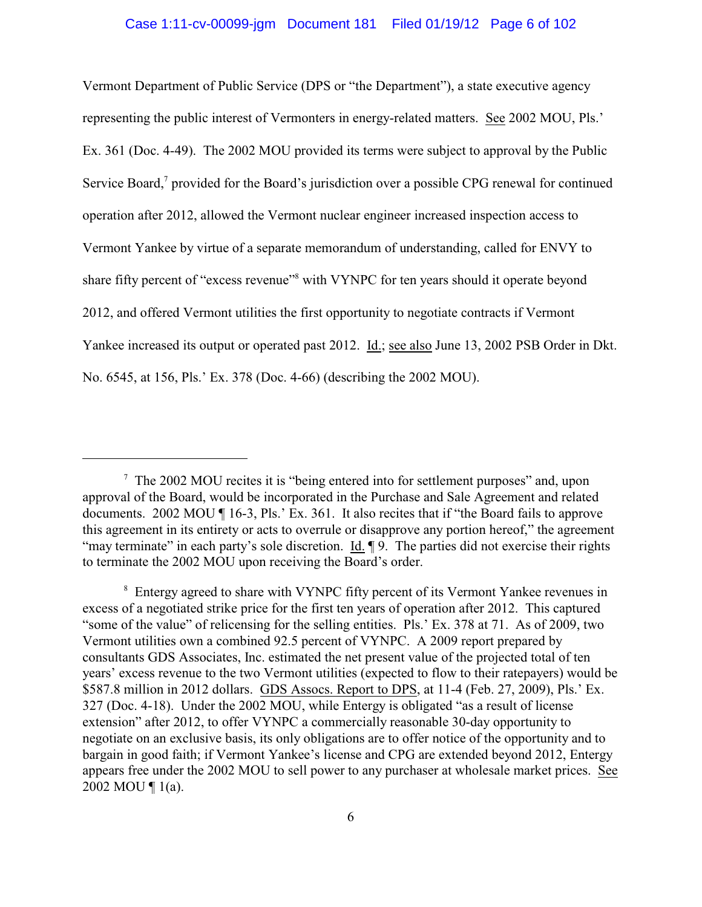Vermont Department of Public Service (DPS or "the Department"), a state executive agency representing the public interest of Vermonters in energy-related matters. See 2002 MOU, Pls.' Ex. 361 (Doc. 4-49). The 2002 MOU provided its terms were subject to approval by the Public Service Board,[7] provided for the Board's jurisdiction over a possible CPG renewal for continued operation after 2012, allowed the Vermont nuclear engineer increased inspection access to Vermont Yankee by virtue of a separate memorandum of understanding, called for ENVY to share fifty percent of "excess revenue"[8] with VYNPC for ten years should it operate beyond 2012, and offered Vermont utilities the first opportunity to negotiate contracts if Vermont Yankee increased its output or operated past 2012. Id.; see also June 13, 2002 PSB Order in Dkt. No. 6545, at 156, Pls.' Ex. 378 (Doc. 4-66) (describing the 2002 MOU).

---

[7] The 2002 MOU recites it is "being entered into for settlement purposes" and, upon approval of the Board, would be incorporated in the Purchase and Sale Agreement and related documents. 2002 MOU ¶ 16-3, Pls.' Ex. 361. It also recites that if "the Board fails to approve this agreement in its entirety or acts to overrule or disapprove any portion hereof," the agreement "may terminate" in each party's sole discretion. Id. ¶ 9. The parties did not exercise their rights to terminate the 2002 MOU upon receiving the Board's order.

[8] Entergy agreed to share with VYNPC fifty percent of its Vermont Yankee revenues in excess of a negotiated strike price for the first ten years of operation after 2012. This captured "some of the value" of relicensing for the selling entities. Pls.' Ex. 378 at 71. As of 2009, two Vermont utilities own a combined 92.5 percent of VYNPC. A 2009 report prepared by consultants GDS Associates, Inc. estimated the net present value of the projected total of ten years' excess revenue to the two Vermont utilities (expected to flow to their ratepayers) would be $587.8 million in 2012 dollars. GDS Assocs. Report to DPS, at 11-4 (Feb. 27, 2009), Pls.' Ex. 327 (Doc. 4-18). Under the 2002 MOU, while Entergy is obligated "as a result of license extension" after 2012, to offer VYNPC a commercially reasonable 30-day opportunity to negotiate on an exclusive basis, its only obligations are to offer notice of the opportunity and to bargain in good faith; if Vermont Yankee's license and CPG are extended beyond 2012, Entergy appears free under the 2002 MOU to sell power to any purchaser at wholesale market prices. See 2002 MOU ¶ 1(a).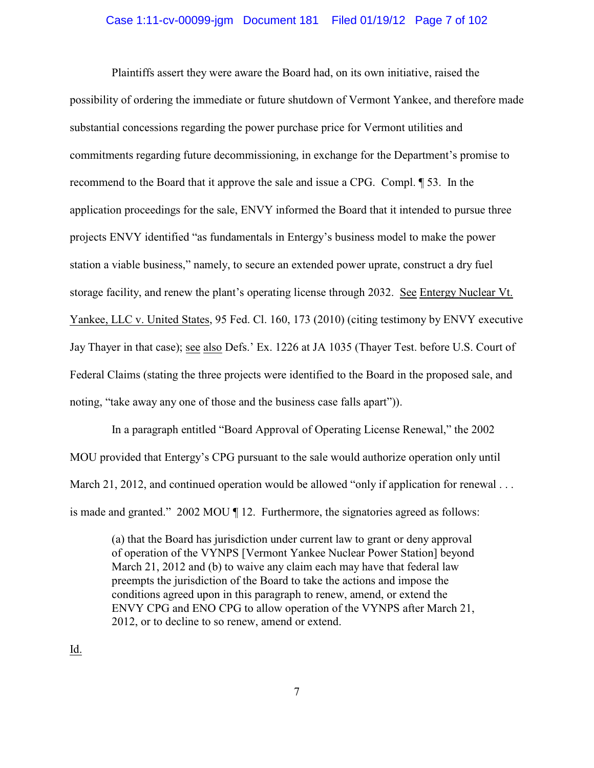Plaintiffs assert they were aware the Board had, on its own initiative, raised the possibility of ordering the immediate or future shutdown of Vermont Yankee, and therefore made substantial concessions regarding the power purchase price for Vermont utilities and commitments regarding future decommissioning, in exchange for the Department's promise to recommend to the Board that it approve the sale and issue a CPG. Compl. ¶ 53. In the application proceedings for the sale, ENVY informed the Board that it intended to pursue three projects ENVY identified "as fundamentals in Entergy's business model to make the power station a viable business," namely, to secure an extended power uprate, construct a dry fuel storage facility, and renew the plant's operating license through 2032. See Entergy Nuclear Vt. Yankee, LLC v. United States, 95 Fed. Cl. 160, 173 (2010) (citing testimony by ENVY executive Jay Thayer in that case); see also Defs.' Ex. 1226 at JA 1035 (Thayer Test. before U.S. Court of Federal Claims (stating the three projects were identified to the Board in the proposed sale, and noting, "take away any one of those and the business case falls apart")).

In a paragraph entitled "Board Approval of Operating License Renewal," the 2002 MOU provided that Entergy's CPG pursuant to the sale would authorize operation only until March 21, 2012, and continued operation would be allowed "only if application for renewal . . . is made and granted." 2002 MOU ¶ 12. Furthermore, the signatories agreed as follows:

> (a) that the Board has jurisdiction under current law to grant or deny approval of operation of the VYNPS [Vermont Yankee Nuclear Power Station] beyond March 21, 2012 and (b) to waive any claim each may have that federal law preempts the jurisdiction of the Board to take the actions and impose the conditions agreed upon in this paragraph to renew, amend, or extend the ENVY CPG and ENO CPG to allow operation of the VYNPS after March 21, 2012, or to decline to so renew, amend or extend.

Id.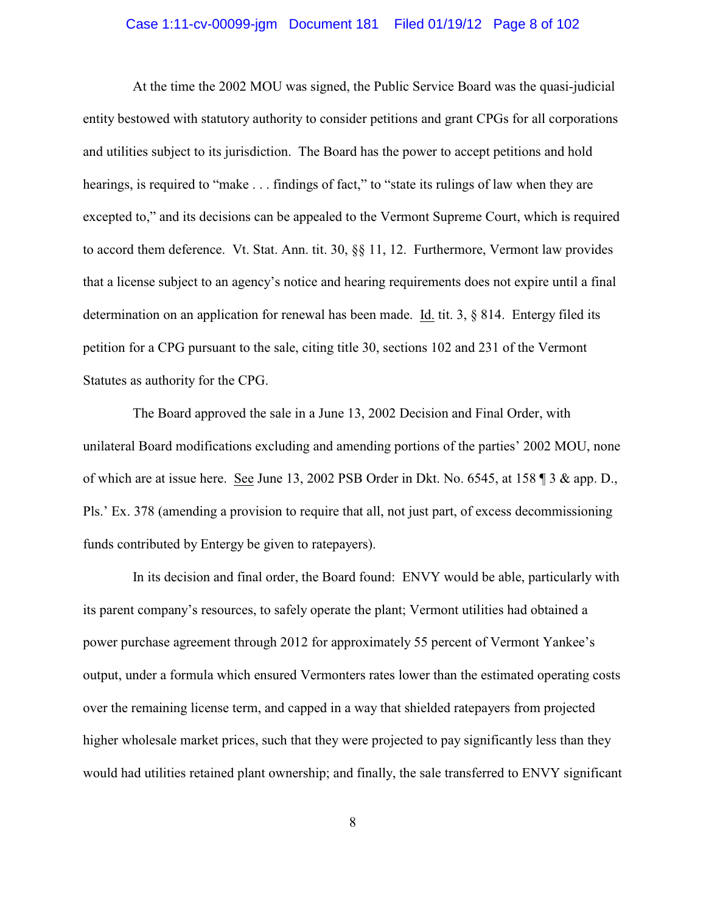At the time the 2002 MOU was signed, the Public Service Board was the quasi-judicial entity bestowed with statutory authority to consider petitions and grant CPGs for all corporations and utilities subject to its jurisdiction. The Board has the power to accept petitions and hold hearings, is required to "make . . . findings of fact," to "state its rulings of law when they are excepted to," and its decisions can be appealed to the Vermont Supreme Court, which is required to accord them deference. Vt. Stat. Ann. tit. 30, §§ 11, 12. Furthermore, Vermont law provides that a license subject to an agency's notice and hearing requirements does not expire until a final determination on an application for renewal has been made. Id. tit. 3, § 814. Entergy filed its petition for a CPG pursuant to the sale, citing title 30, sections 102 and 231 of the Vermont Statutes as authority for the CPG.

The Board approved the sale in a June 13, 2002 Decision and Final Order, with unilateral Board modifications excluding and amending portions of the parties' 2002 MOU, none of which are at issue here. See June 13, 2002 PSB Order in Dkt. No. 6545, at 158 ¶ 3 & app. D., Pls.' Ex. 378 (amending a provision to require that all, not just part, of excess decommissioning funds contributed by Entergy be given to ratepayers).

In its decision and final order, the Board found: ENVY would be able, particularly with its parent company's resources, to safely operate the plant; Vermont utilities had obtained a power purchase agreement through 2012 for approximately 55 percent of Vermont Yankee's output, under a formula which ensured Vermonters rates lower than the estimated operating costs over the remaining license term, and capped in a way that shielded ratepayers from projected higher wholesale market prices, such that they were projected to pay significantly less than they would had utilities retained plant ownership; and finally, the sale transferred to ENVY significant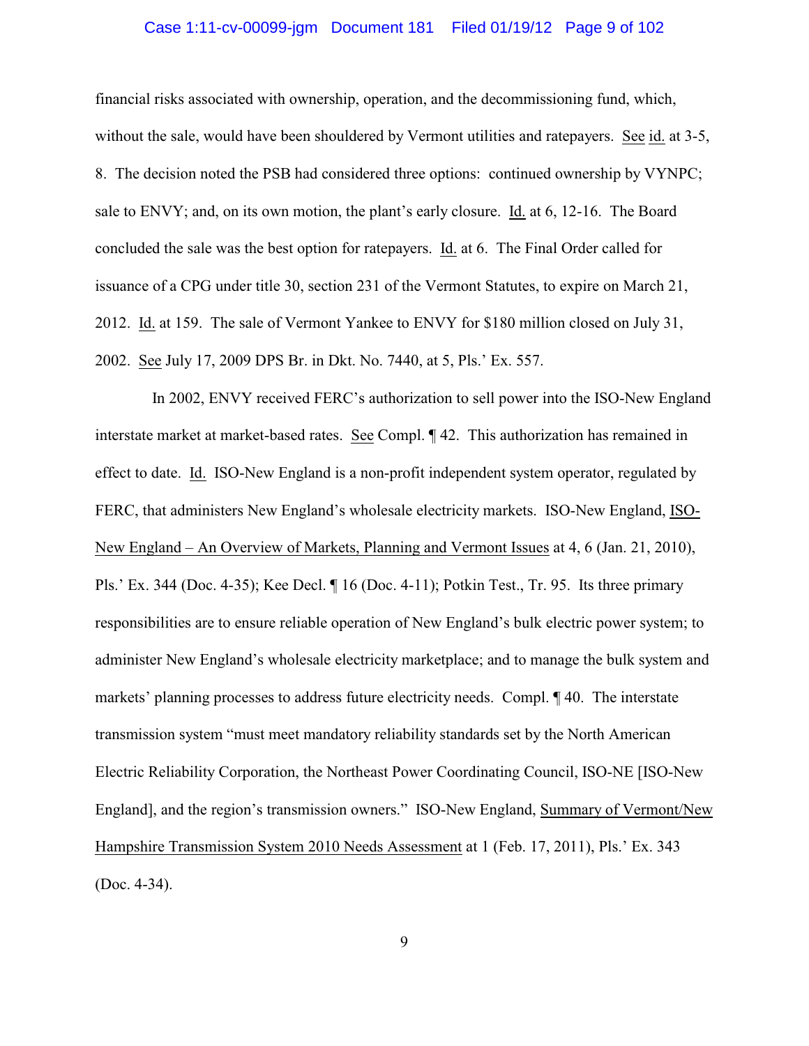financial risks associated with ownership, operation, and the decommissioning fund, which, without the sale, would have been shouldered by Vermont utilities and ratepayers. See id. at 3-5, 8. The decision noted the PSB had considered three options: continued ownership by VYNPC; sale to ENVY; and, on its own motion, the plant's early closure. Id. at 6, 12-16. The Board concluded the sale was the best option for ratepayers. Id. at 6. The Final Order called for issuance of a CPG under title 30, section 231 of the Vermont Statutes, to expire on March 21, 2012. Id. at 159. The sale of Vermont Yankee to ENVY for $180 million closed on July 31, 2002. See July 17, 2009 DPS Br. in Dkt. No. 7440, at 5, Pls.' Ex. 557.

In 2002, ENVY received FERC's authorization to sell power into the ISO-New England interstate market at market-based rates. See Compl. ¶ 42. This authorization has remained in effect to date. Id. ISO-New England is a non-profit independent system operator, regulated by FERC, that administers New England's wholesale electricity markets. ISO-New England, ISO-New England – An Overview of Markets, Planning and Vermont Issues at 4, 6 (Jan. 21, 2010), Pls.' Ex. 344 (Doc. 4-35); Kee Decl. ¶ 16 (Doc. 4-11); Potkin Test., Tr. 95. Its three primary responsibilities are to ensure reliable operation of New England's bulk electric power system; to administer New England's wholesale electricity marketplace; and to manage the bulk system and markets' planning processes to address future electricity needs. Compl. ¶ 40. The interstate transmission system "must meet mandatory reliability standards set by the North American Electric Reliability Corporation, the Northeast Power Coordinating Council, ISO-NE [ISO-New England], and the region's transmission owners." ISO-New England, Summary of Vermont/New Hampshire Transmission System 2010 Needs Assessment at 1 (Feb. 17, 2011), Pls.' Ex. 343 (Doc. 4-34).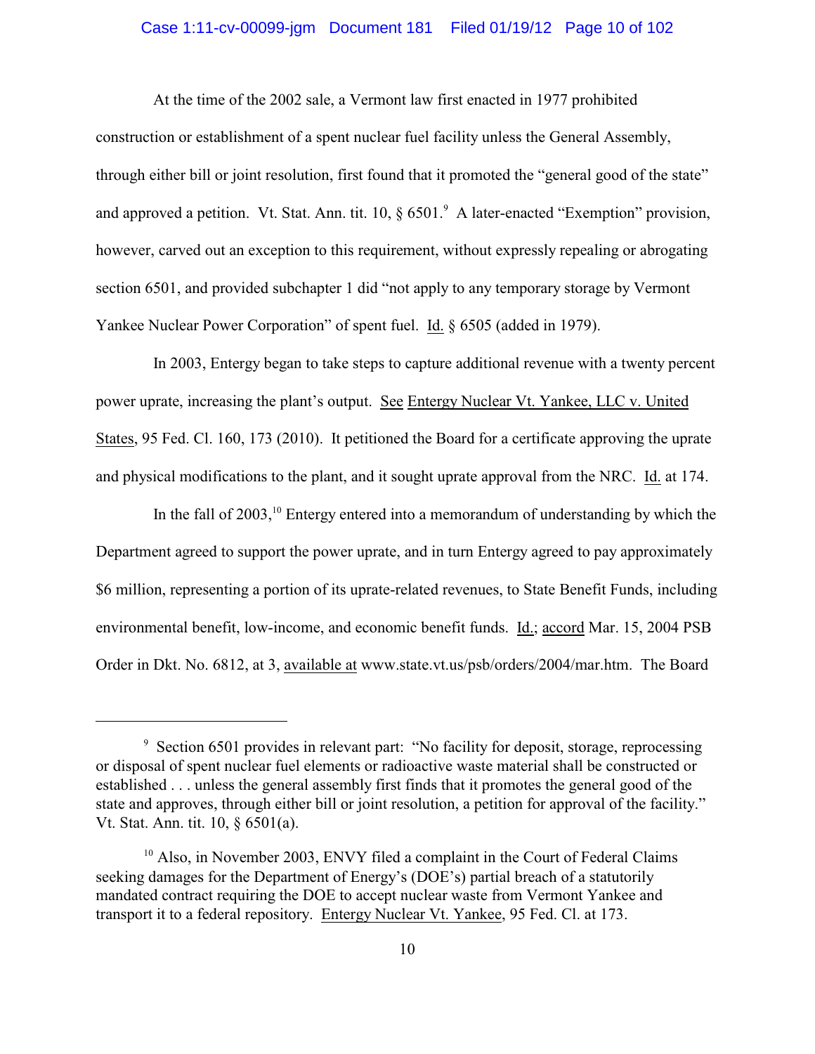At the time of the 2002 sale, a Vermont law first enacted in 1977 prohibited construction or establishment of a spent nuclear fuel facility unless the General Assembly, through either bill or joint resolution, first found that it promoted the "general good of the state" and approved a petition. Vt. Stat. Ann. tit. 10, § 6501.[9] A later-enacted "Exemption" provision, however, carved out an exception to this requirement, without expressly repealing or abrogating section 6501, and provided subchapter 1 did "not apply to any temporary storage by Vermont Yankee Nuclear Power Corporation" of spent fuel. Id. § 6505 (added in 1979).

In 2003, Entergy began to take steps to capture additional revenue with a twenty percent power uprate, increasing the plant's output. See Entergy Nuclear Vt. Yankee, LLC v. United States, 95 Fed. Cl. 160, 173 (2010). It petitioned the Board for a certificate approving the uprate and physical modifications to the plant, and it sought uprate approval from the NRC. Id. at 174.

In the fall of 2003,[10] Entergy entered into a memorandum of understanding by which the Department agreed to support the power uprate, and in turn Entergy agreed to pay approximately $6 million, representing a portion of its uprate-related revenues, to State Benefit Funds, including environmental benefit, low-income, and economic benefit funds. Id.; accord Mar. 15, 2004 PSB Order in Dkt. No. 6812, at 3, available at www.state.vt.us/psb/orders/2004/mar.htm. The Board

---

[9] Section 6501 provides in relevant part: "No facility for deposit, storage, reprocessing or disposal of spent nuclear fuel elements or radioactive waste material shall be constructed or established . . . unless the general assembly first finds that it promotes the general good of the state and approves, through either bill or joint resolution, a petition for approval of the facility." Vt. Stat. Ann. tit. 10, § 6501(a).

[10] Also, in November 2003, ENVY filed a complaint in the Court of Federal Claims seeking damages for the Department of Energy's (DOE's) partial breach of a statutorily mandated contract requiring the DOE to accept nuclear waste from Vermont Yankee and transport it to a federal repository. Entergy Nuclear Vt. Yankee, 95 Fed. Cl. at 173.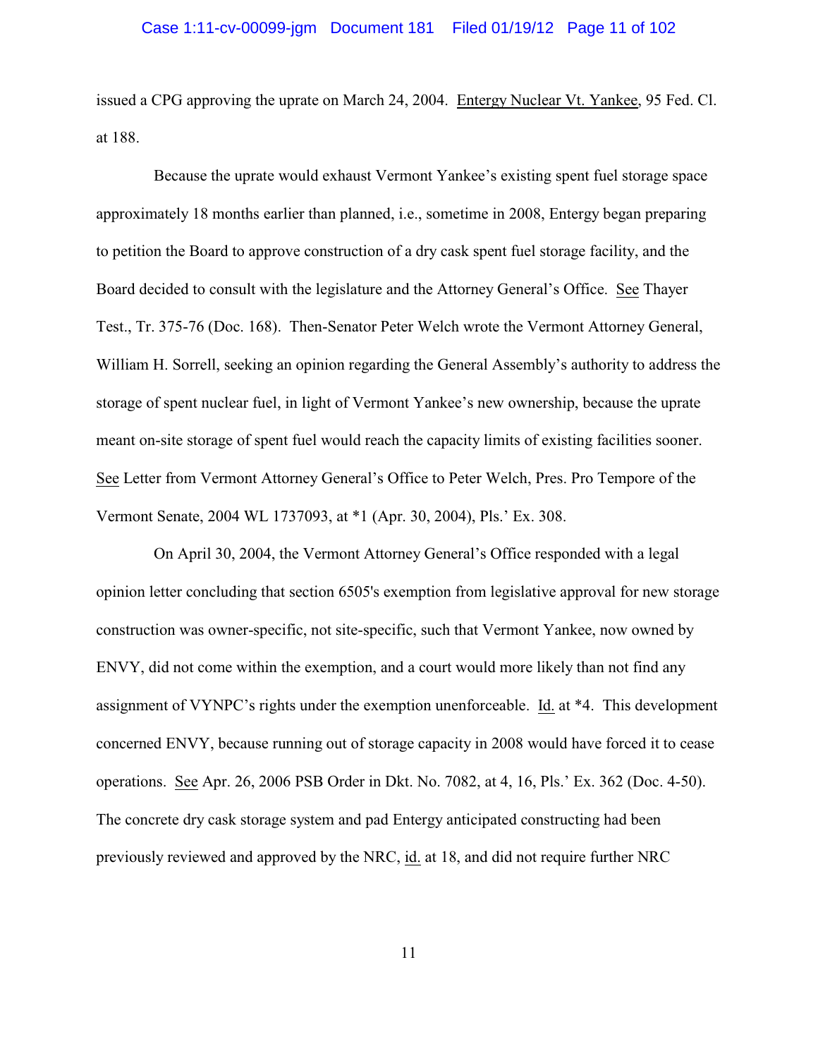issued a CPG approving the uprate on March 24, 2004. Entergy Nuclear Vt. Yankee, 95 Fed. Cl. at 188.

Because the uprate would exhaust Vermont Yankee's existing spent fuel storage space approximately 18 months earlier than planned, i.e., sometime in 2008, Entergy began preparing to petition the Board to approve construction of a dry cask spent fuel storage facility, and the Board decided to consult with the legislature and the Attorney General's Office. See Thayer Test., Tr. 375-76 (Doc. 168). Then-Senator Peter Welch wrote the Vermont Attorney General, William H. Sorrell, seeking an opinion regarding the General Assembly's authority to address the storage of spent nuclear fuel, in light of Vermont Yankee's new ownership, because the uprate meant on-site storage of spent fuel would reach the capacity limits of existing facilities sooner. See Letter from Vermont Attorney General's Office to Peter Welch, Pres. Pro Tempore of the Vermont Senate, 2004 WL 1737093, at *1 (Apr. 30, 2004), Pls.' Ex. 308.

On April 30, 2004, the Vermont Attorney General's Office responded with a legal opinion letter concluding that section 6505's exemption from legislative approval for new storage construction was owner-specific, not site-specific, such that Vermont Yankee, now owned by ENVY, did not come within the exemption, and a court would more likely than not find any assignment of VYNPC's rights under the exemption unenforceable. Id. at *4. This development concerned ENVY, because running out of storage capacity in 2008 would have forced it to cease operations. See Apr. 26, 2006 PSB Order in Dkt. No. 7082, at 4, 16, Pls.' Ex. 362 (Doc. 4-50). The concrete dry cask storage system and pad Entergy anticipated constructing had been previously reviewed and approved by the NRC, id. at 18, and did not require further NRC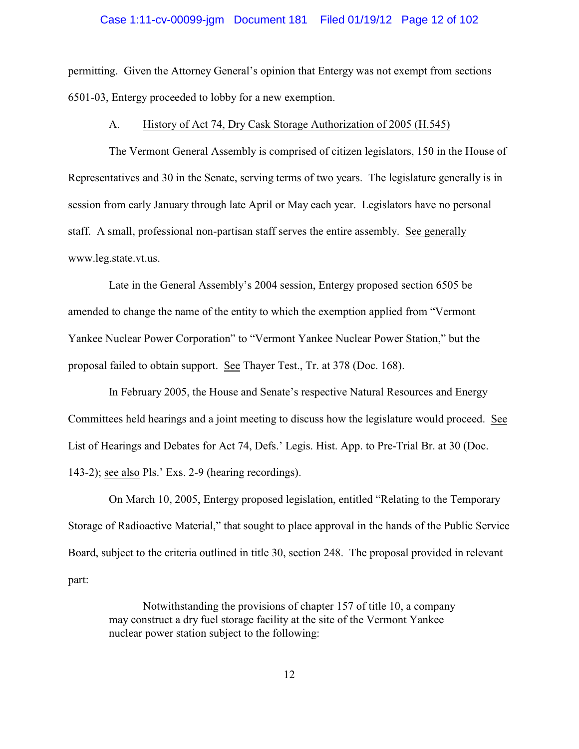permitting. Given the Attorney General's opinion that Entergy was not exempt from sections 6501-03, Entergy proceeded to lobby for a new exemption.

### A. History of Act 74, Dry Cask Storage Authorization of 2005 (H.545)

The Vermont General Assembly is comprised of citizen legislators, 150 in the House of Representatives and 30 in the Senate, serving terms of two years. The legislature generally is in session from early January through late April or May each year. Legislators have no personal staff. A small, professional non-partisan staff serves the entire assembly. See generally www.leg.state.vt.us.

Late in the General Assembly's 2004 session, Entergy proposed section 6505 be amended to change the name of the entity to which the exemption applied from "Vermont Yankee Nuclear Power Corporation" to "Vermont Yankee Nuclear Power Station," but the proposal failed to obtain support. See Thayer Test., Tr. at 378 (Doc. 168).

In February 2005, the House and Senate's respective Natural Resources and Energy Committees held hearings and a joint meeting to discuss how the legislature would proceed. See List of Hearings and Debates for Act 74, Defs.' Legis. Hist. App. to Pre-Trial Br. at 30 (Doc. 143-2); see also Pls.' Exs. 2-9 (hearing recordings).

On March 10, 2005, Entergy proposed legislation, entitled "Relating to the Temporary Storage of Radioactive Material," that sought to place approval in the hands of the Public Service Board, subject to the criteria outlined in title 30, section 248. The proposal provided in relevant part:

> Notwithstanding the provisions of chapter 157 of title 10, a company may construct a dry fuel storage facility at the site of the Vermont Yankee nuclear power station subject to the following: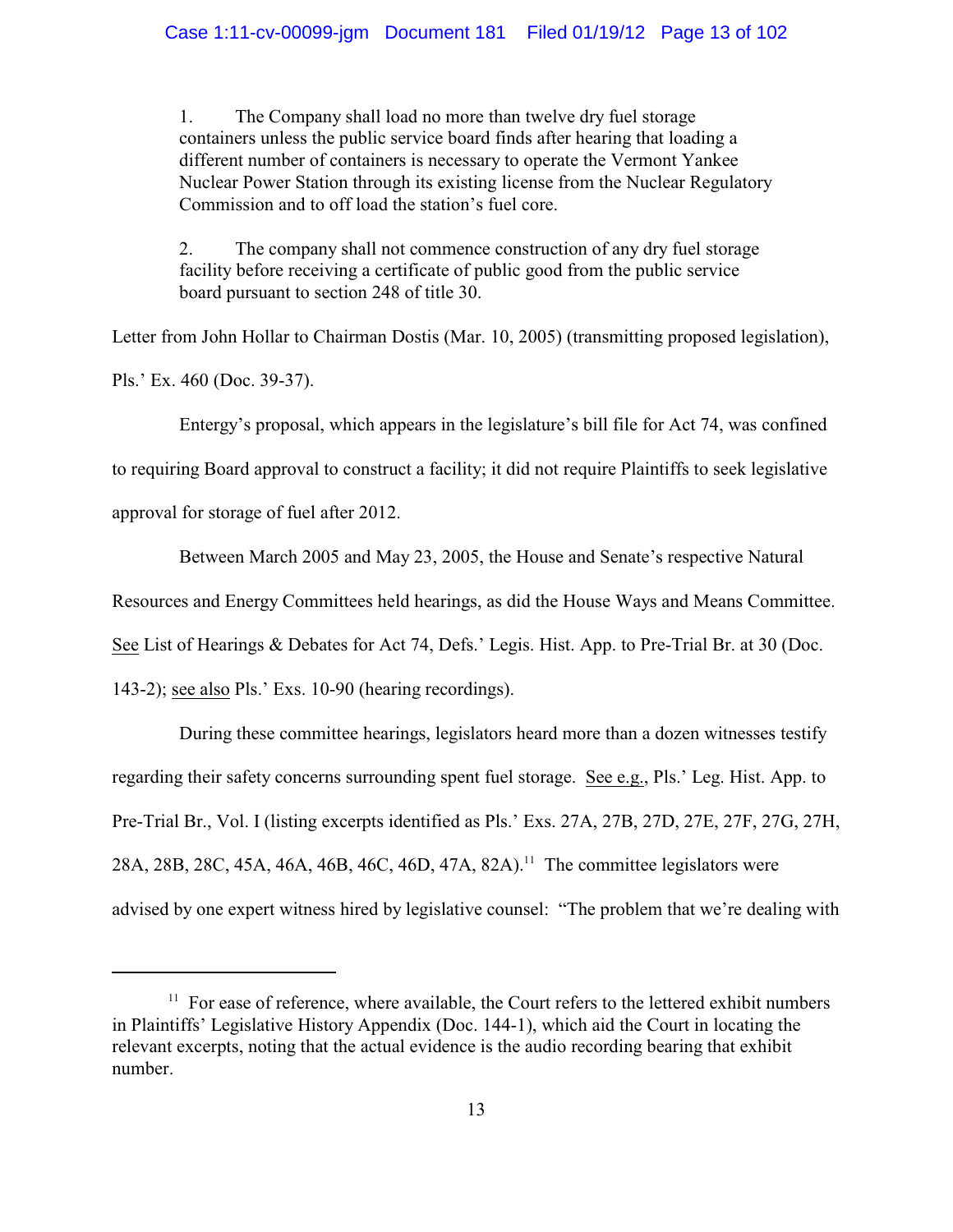> 1. The Company shall load no more than twelve dry fuel storage containers unless the public service board finds after hearing that loading a different number of containers is necessary to operate the Vermont Yankee Nuclear Power Station through its existing license from the Nuclear Regulatory Commission and to off load the station's fuel core.
>
> 2. The company shall not commence construction of any dry fuel storage facility before receiving a certificate of public good from the public service board pursuant to section 248 of title 30.

Letter from John Hollar to Chairman Dostis (Mar. 10, 2005) (transmitting proposed legislation), Pls.' Ex. 460 (Doc. 39-37).

Entergy's proposal, which appears in the legislature's bill file for Act 74, was confined to requiring Board approval to construct a facility; it did not require Plaintiffs to seek legislative approval for storage of fuel after 2012.

Between March 2005 and May 23, 2005, the House and Senate's respective Natural Resources and Energy Committees held hearings, as did the House Ways and Means Committee. See List of Hearings & Debates for Act 74, Defs.' Legis. Hist. App. to Pre-Trial Br. at 30 (Doc. 143-2); see also Pls.' Exs. 10-90 (hearing recordings).

During these committee hearings, legislators heard more than a dozen witnesses testify regarding their safety concerns surrounding spent fuel storage. See e.g., Pls.' Leg. Hist. App. to Pre-Trial Br., Vol. I (listing excerpts identified as Pls.' Exs. 27A, 27B, 27D, 27E, 27F, 27G, 27H, 28A, 28B, 28C, 45A, 46A, 46B, 46C, 46D, 47A, 82A).[11] The committee legislators were advised by one expert witness hired by legislative counsel: "The problem that we're dealing with

[11] For ease of reference, where available, the Court refers to the lettered exhibit numbers in Plaintiffs' Legislative History Appendix (Doc. 144-1), which aid the Court in locating the relevant excerpts, noting that the actual evidence is the audio recording bearing that exhibit number.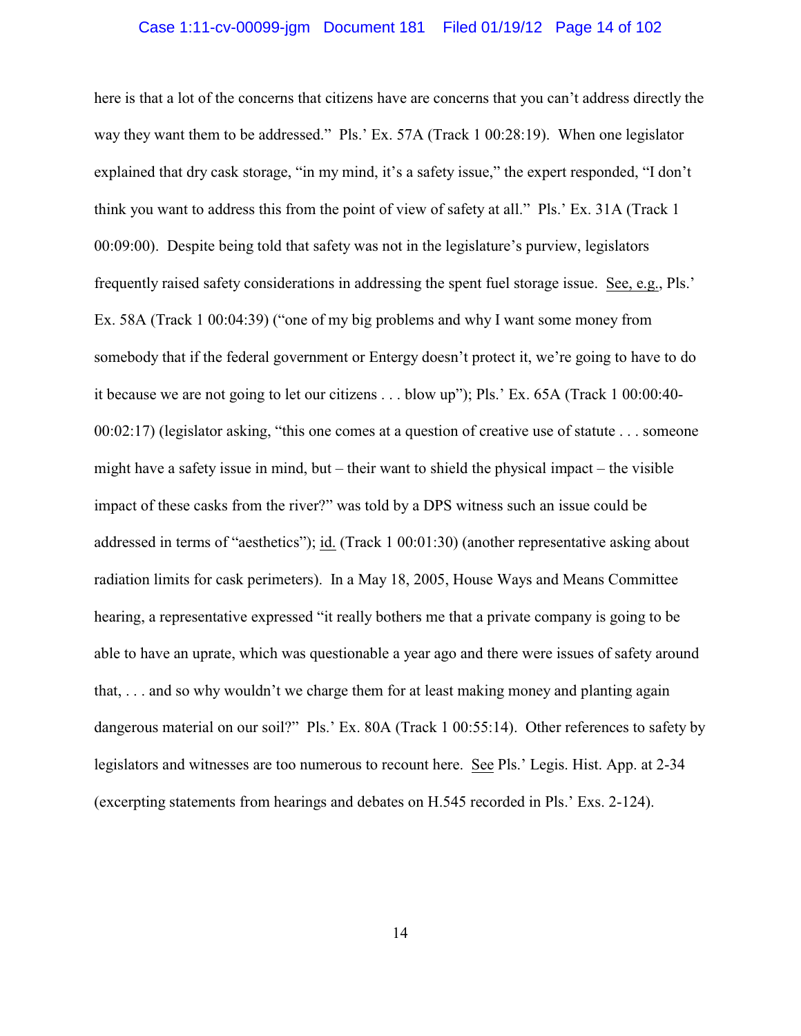here is that a lot of the concerns that citizens have are concerns that you can't address directly the way they want them to be addressed." Pls.' Ex. 57A (Track 1 00:28:19). When one legislator explained that dry cask storage, "in my mind, it's a safety issue," the expert responded, "I don't think you want to address this from the point of view of safety at all." Pls.' Ex. 31A (Track 1 00:09:00). Despite being told that safety was not in the legislature's purview, legislators frequently raised safety considerations in addressing the spent fuel storage issue. See, e.g., Pls.' Ex. 58A (Track 1 00:04:39) ("one of my big problems and why I want some money from somebody that if the federal government or Entergy doesn't protect it, we're going to have to do it because we are not going to let our citizens . . . blow up"); Pls.' Ex. 65A (Track 1 00:00:40-00:02:17) (legislator asking, "this one comes at a question of creative use of statute . . . someone might have a safety issue in mind, but – their want to shield the physical impact – the visible impact of these casks from the river?" was told by a DPS witness such an issue could be addressed in terms of "aesthetics"); id. (Track 1 00:01:30) (another representative asking about radiation limits for cask perimeters). In a May 18, 2005, House Ways and Means Committee hearing, a representative expressed "it really bothers me that a private company is going to be able to have an uprate, which was questionable a year ago and there were issues of safety around that, . . . and so why wouldn't we charge them for at least making money and planting again dangerous material on our soil?" Pls.' Ex. 80A (Track 1 00:55:14). Other references to safety by legislators and witnesses are too numerous to recount here. See Pls.' Legis. Hist. App. at 2-34 (excerpting statements from hearings and debates on H.545 recorded in Pls.' Exs. 2-124).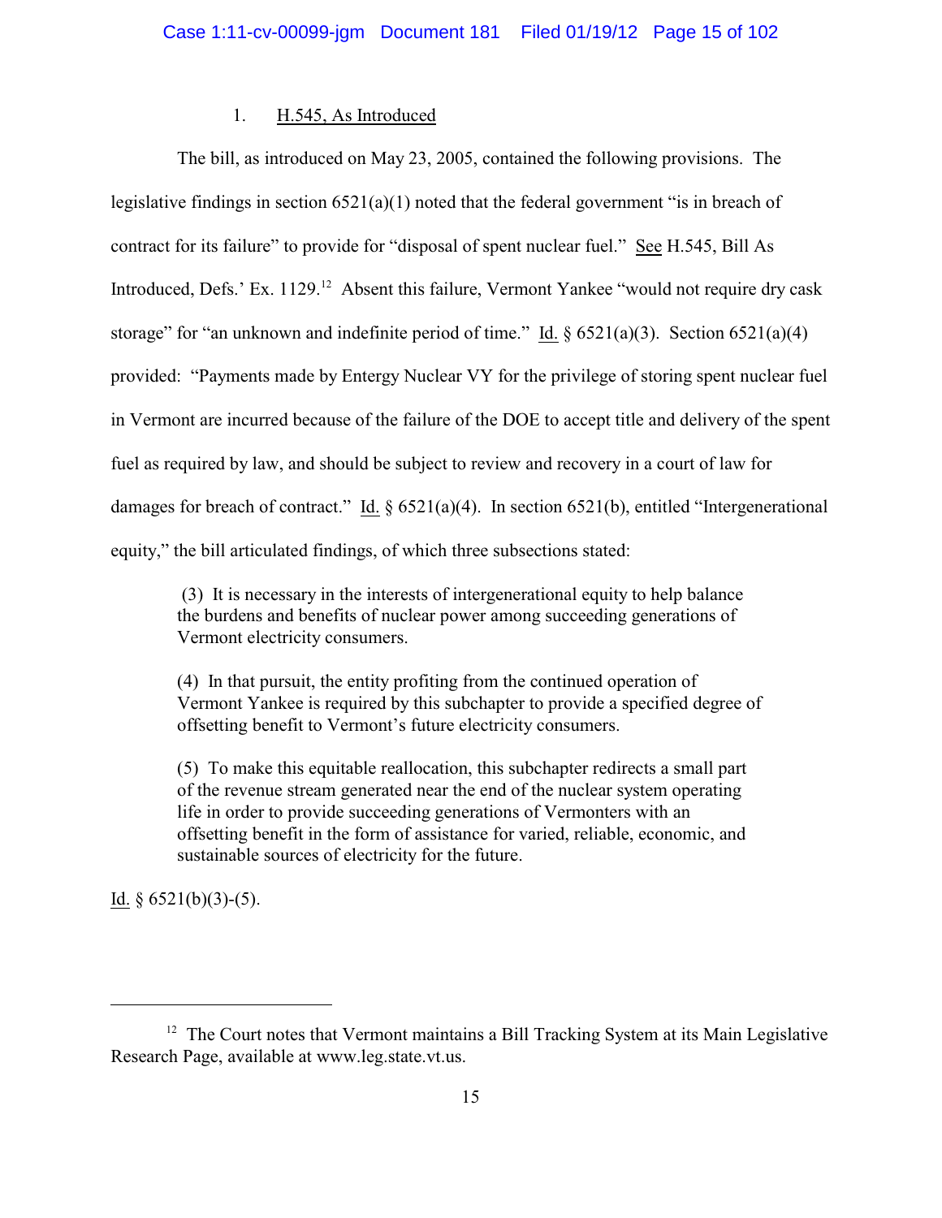1. H.545, As Introduced

The bill, as introduced on May 23, 2005, contained the following provisions. The legislative findings in section 6521(a)(1) noted that the federal government "is in breach of contract for its failure" to provide for "disposal of spent nuclear fuel." See H.545, Bill As Introduced, Defs.' Ex. 1129.[12] Absent this failure, Vermont Yankee "would not require dry cask storage" for "an unknown and indefinite period of time." Id. § 6521(a)(3). Section 6521(a)(4) provided: "Payments made by Entergy Nuclear VY for the privilege of storing spent nuclear fuel in Vermont are incurred because of the failure of the DOE to accept title and delivery of the spent fuel as required by law, and should be subject to review and recovery in a court of law for damages for breach of contract." Id. § 6521(a)(4). In section 6521(b), entitled "Intergenerational equity," the bill articulated findings, of which three subsections stated:

> (3) It is necessary in the interests of intergenerational equity to help balance the burdens and benefits of nuclear power among succeeding generations of Vermont electricity consumers.
>
> (4) In that pursuit, the entity profiting from the continued operation of Vermont Yankee is required by this subchapter to provide a specified degree of offsetting benefit to Vermont's future electricity consumers.
>
> (5) To make this equitable reallocation, this subchapter redirects a small part of the revenue stream generated near the end of the nuclear system operating life in order to provide succeeding generations of Vermonters with an offsetting benefit in the form of assistance for varied, reliable, economic, and sustainable sources of electricity for the future.

Id. § 6521(b)(3)-(5).

---

[12] The Court notes that Vermont maintains a Bill Tracking System at its Main Legislative Research Page, available at www.leg.state.vt.us.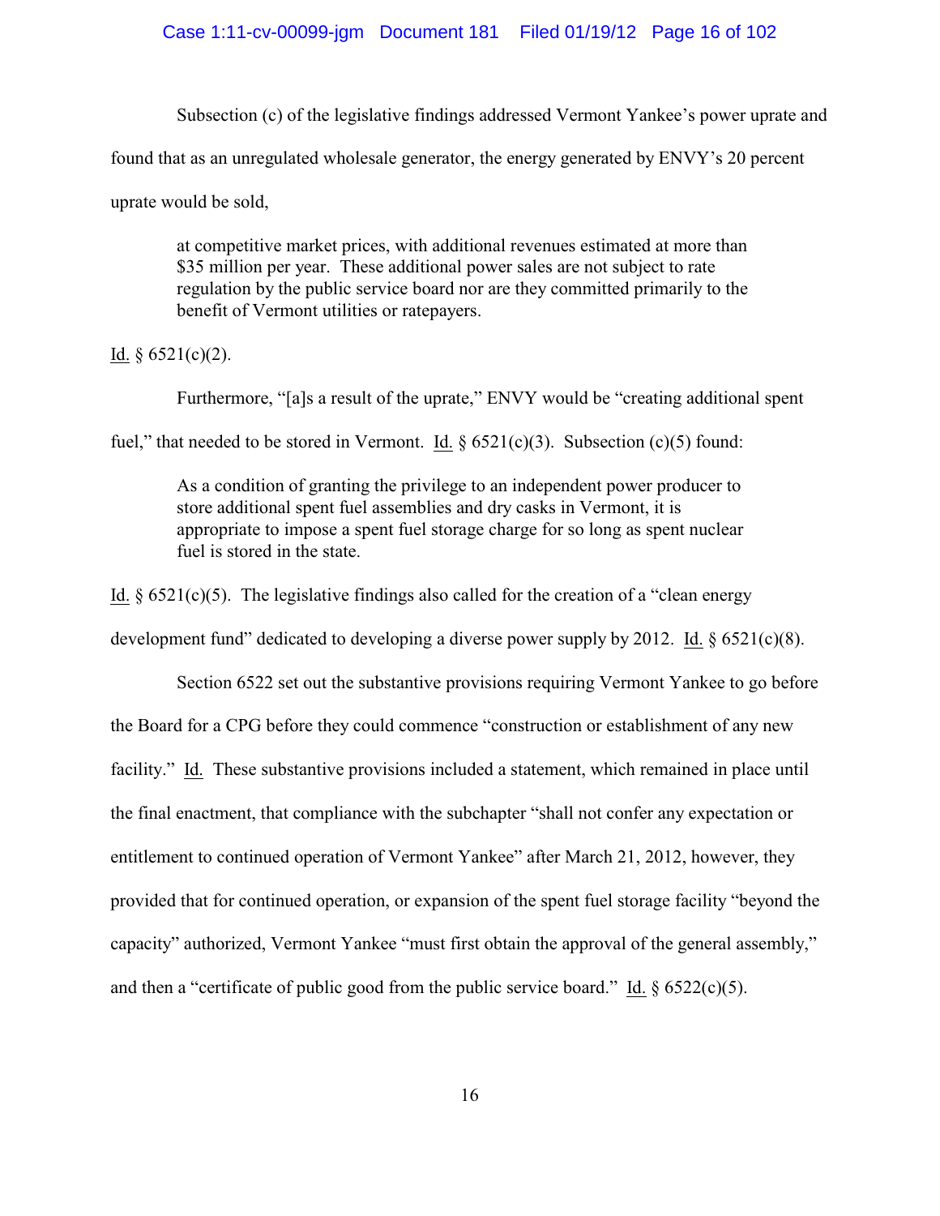Subsection (c) of the legislative findings addressed Vermont Yankee's power uprate and found that as an unregulated wholesale generator, the energy generated by ENVY's 20 percent uprate would be sold,

> at competitive market prices, with additional revenues estimated at more than $35 million per year. These additional power sales are not subject to rate regulation by the public service board nor are they committed primarily to the benefit of Vermont utilities or ratepayers.

Id. § 6521(c)(2).

Furthermore, "[a]s a result of the uprate," ENVY would be "creating additional spent fuel," that needed to be stored in Vermont. Id. § 6521(c)(3). Subsection (c)(5) found:

> As a condition of granting the privilege to an independent power producer to store additional spent fuel assemblies and dry casks in Vermont, it is appropriate to impose a spent fuel storage charge for so long as spent nuclear fuel is stored in the state.

Id. § 6521(c)(5). The legislative findings also called for the creation of a "clean energy development fund" dedicated to developing a diverse power supply by 2012. Id. § 6521(c)(8).

Section 6522 set out the substantive provisions requiring Vermont Yankee to go before the Board for a CPG before they could commence "construction or establishment of any new facility." Id. These substantive provisions included a statement, which remained in place until the final enactment, that compliance with the subchapter "shall not confer any expectation or entitlement to continued operation of Vermont Yankee" after March 21, 2012, however, they provided that for continued operation, or expansion of the spent fuel storage facility "beyond the capacity" authorized, Vermont Yankee "must first obtain the approval of the general assembly," and then a "certificate of public good from the public service board." Id. § 6522(c)(5).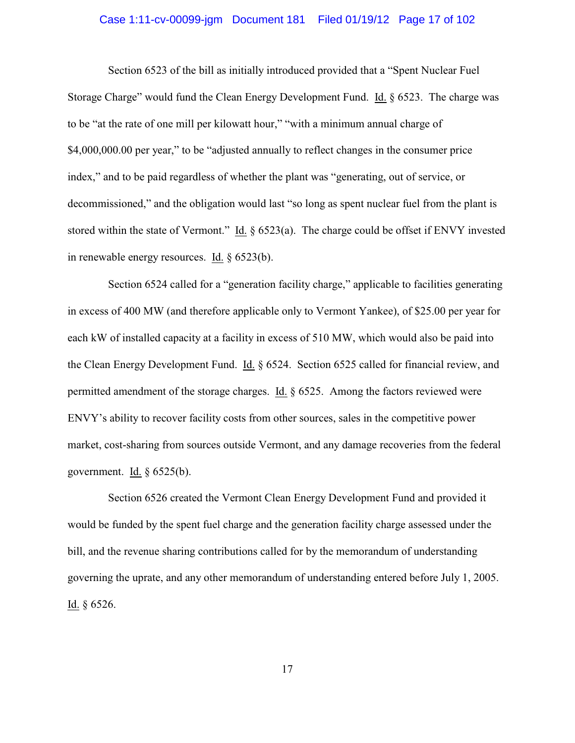Section 6523 of the bill as initially introduced provided that a "Spent Nuclear Fuel Storage Charge" would fund the Clean Energy Development Fund. Id. § 6523. The charge was to be "at the rate of one mill per kilowatt hour," "with a minimum annual charge of $4,000,000.00 per year," to be "adjusted annually to reflect changes in the consumer price index," and to be paid regardless of whether the plant was "generating, out of service, or decommissioned," and the obligation would last "so long as spent nuclear fuel from the plant is stored within the state of Vermont." Id. § 6523(a). The charge could be offset if ENVY invested in renewable energy resources. Id. § 6523(b).

Section 6524 called for a "generation facility charge," applicable to facilities generating in excess of 400 MW (and therefore applicable only to Vermont Yankee), of $25.00 per year for each kW of installed capacity at a facility in excess of 510 MW, which would also be paid into the Clean Energy Development Fund. Id. § 6524. Section 6525 called for financial review, and permitted amendment of the storage charges. Id. § 6525. Among the factors reviewed were ENVY's ability to recover facility costs from other sources, sales in the competitive power market, cost-sharing from sources outside Vermont, and any damage recoveries from the federal government. Id. § 6525(b).

Section 6526 created the Vermont Clean Energy Development Fund and provided it would be funded by the spent fuel charge and the generation facility charge assessed under the bill, and the revenue sharing contributions called for by the memorandum of understanding governing the uprate, and any other memorandum of understanding entered before July 1, 2005. Id. § 6526.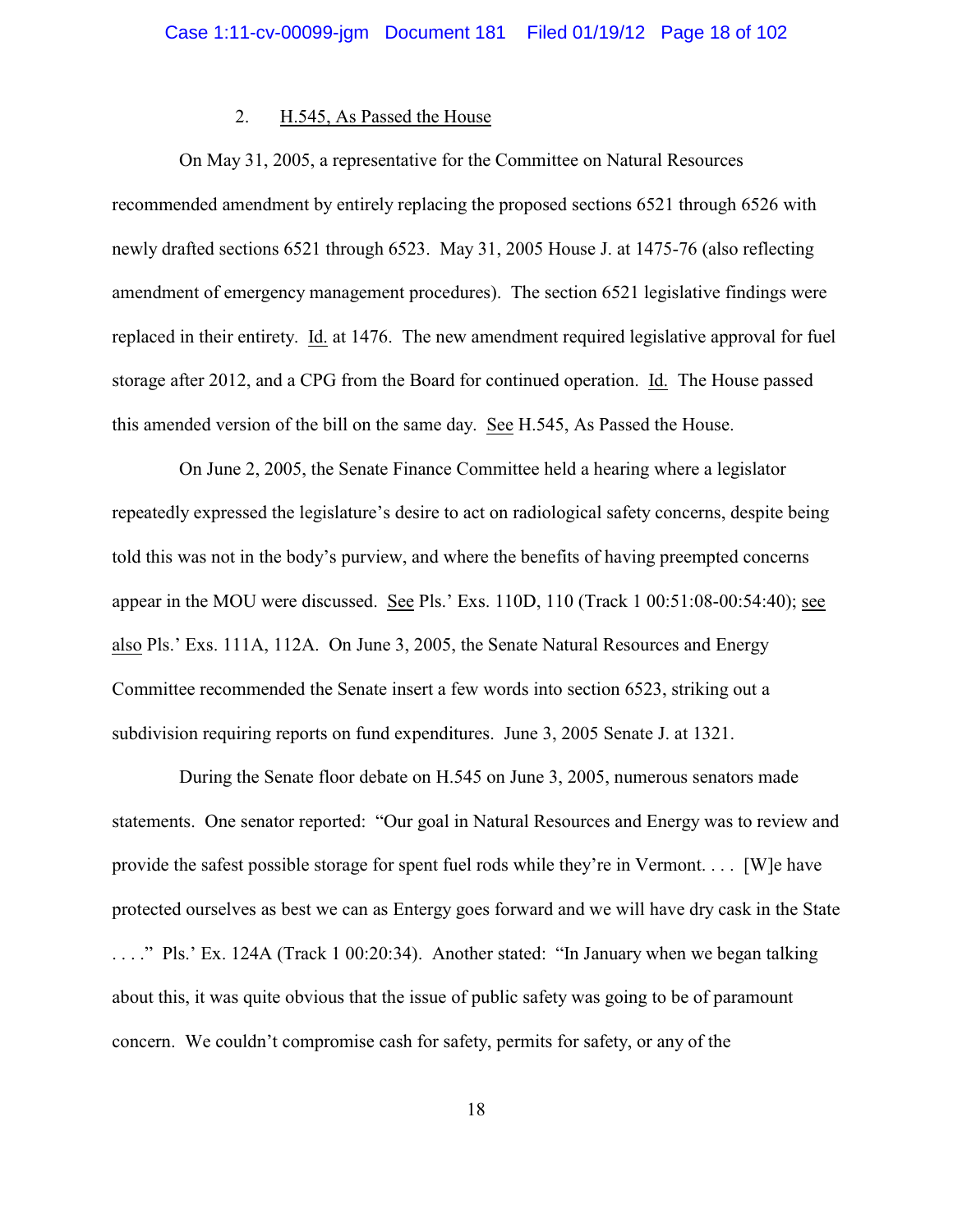### 2. H.545, As Passed the House

On May 31, 2005, a representative for the Committee on Natural Resources recommended amendment by entirely replacing the proposed sections 6521 through 6526 with newly drafted sections 6521 through 6523. May 31, 2005 House J. at 1475-76 (also reflecting amendment of emergency management procedures). The section 6521 legislative findings were replaced in their entirety. Id. at 1476. The new amendment required legislative approval for fuel storage after 2012, and a CPG from the Board for continued operation. Id. The House passed this amended version of the bill on the same day. See H.545, As Passed the House.

On June 2, 2005, the Senate Finance Committee held a hearing where a legislator repeatedly expressed the legislature's desire to act on radiological safety concerns, despite being told this was not in the body's purview, and where the benefits of having preempted concerns appear in the MOU were discussed. See Pls.' Exs. 110D, 110 (Track 1 00:51:08-00:54:40); see also Pls.' Exs. 111A, 112A. On June 3, 2005, the Senate Natural Resources and Energy Committee recommended the Senate insert a few words into section 6523, striking out a subdivision requiring reports on fund expenditures. June 3, 2005 Senate J. at 1321.

During the Senate floor debate on H.545 on June 3, 2005, numerous senators made statements. One senator reported: "Our goal in Natural Resources and Energy was to review and provide the safest possible storage for spent fuel rods while they're in Vermont. . . . [W]e have protected ourselves as best we can as Entergy goes forward and we will have dry cask in the State . . . ." Pls.' Ex. 124A (Track 1 00:20:34). Another stated: "In January when we began talking about this, it was quite obvious that the issue of public safety was going to be of paramount concern. We couldn't compromise cash for safety, permits for safety, or any of the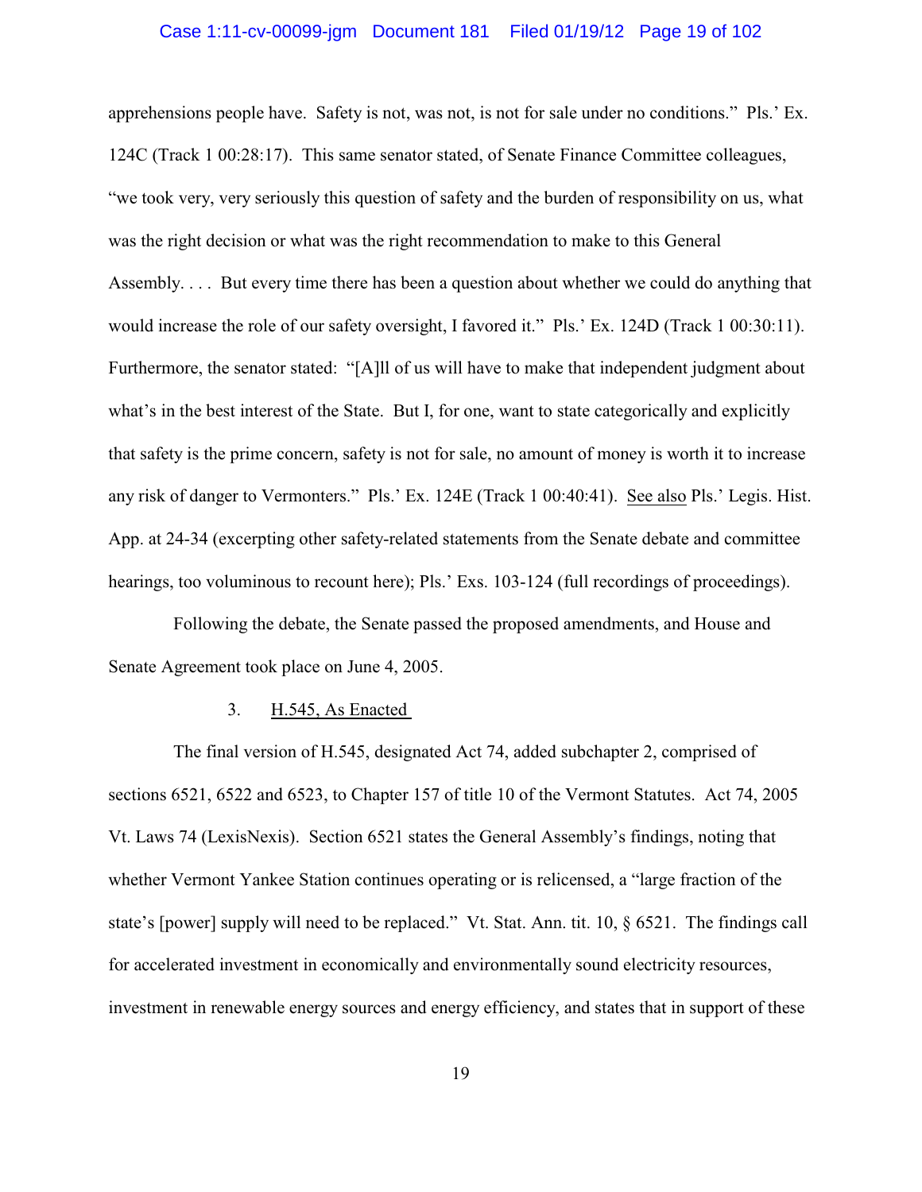apprehensions people have. Safety is not, was not, is not for sale under no conditions." Pls.' Ex. 124C (Track 1 00:28:17). This same senator stated, of Senate Finance Committee colleagues, "we took very, very seriously this question of safety and the burden of responsibility on us, what was the right decision or what was the right recommendation to make to this General Assembly. . . . But every time there has been a question about whether we could do anything that would increase the role of our safety oversight, I favored it." Pls.' Ex. 124D (Track 1 00:30:11). Furthermore, the senator stated: "[A]ll of us will have to make that independent judgment about what's in the best interest of the State. But I, for one, want to state categorically and explicitly that safety is the prime concern, safety is not for sale, no amount of money is worth it to increase any risk of danger to Vermonters." Pls.' Ex. 124E (Track 1 00:40:41). See also Pls.' Legis. Hist. App. at 24-34 (excerpting other safety-related statements from the Senate debate and committee hearings, too voluminous to recount here); Pls.' Exs. 103-124 (full recordings of proceedings).

Following the debate, the Senate passed the proposed amendments, and House and Senate Agreement took place on June 4, 2005.

### 3. H.545, As Enacted

The final version of H.545, designated Act 74, added subchapter 2, comprised of sections 6521, 6522 and 6523, to Chapter 157 of title 10 of the Vermont Statutes. Act 74, 2005 Vt. Laws 74 (LexisNexis). Section 6521 states the General Assembly's findings, noting that whether Vermont Yankee Station continues operating or is relicensed, a "large fraction of the state's [power] supply will need to be replaced." Vt. Stat. Ann. tit. 10, § 6521. The findings call for accelerated investment in economically and environmentally sound electricity resources, investment in renewable energy sources and energy efficiency, and states that in support of these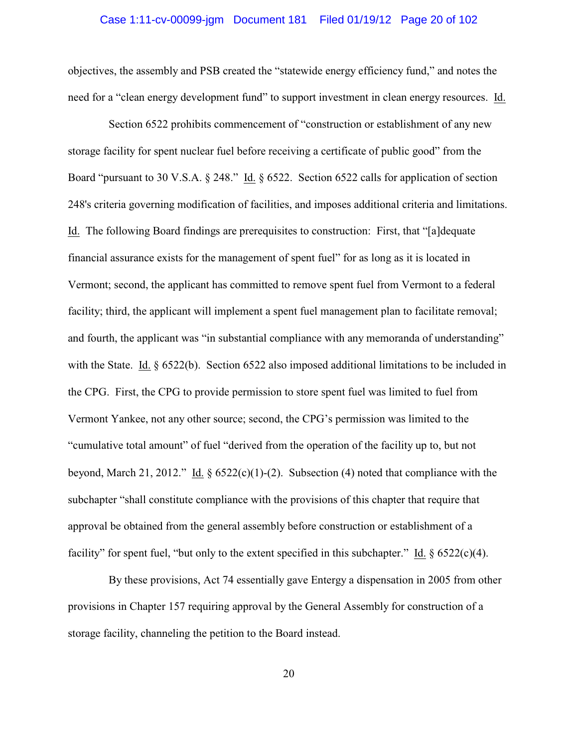objectives, the assembly and PSB created the "statewide energy efficiency fund," and notes the need for a "clean energy development fund" to support investment in clean energy resources. Id.

Section 6522 prohibits commencement of "construction or establishment of any new storage facility for spent nuclear fuel before receiving a certificate of public good" from the Board "pursuant to 30 V.S.A. § 248." Id. § 6522. Section 6522 calls for application of section 248's criteria governing modification of facilities, and imposes additional criteria and limitations. Id. The following Board findings are prerequisites to construction: First, that "[a]dequate financial assurance exists for the management of spent fuel" for as long as it is located in Vermont; second, the applicant has committed to remove spent fuel from Vermont to a federal facility; third, the applicant will implement a spent fuel management plan to facilitate removal; and fourth, the applicant was "in substantial compliance with any memoranda of understanding" with the State. Id. § 6522(b). Section 6522 also imposed additional limitations to be included in the CPG. First, the CPG to provide permission to store spent fuel was limited to fuel from Vermont Yankee, not any other source; second, the CPG's permission was limited to the "cumulative total amount" of fuel "derived from the operation of the facility up to, but not beyond, March 21, 2012." Id. § 6522(c)(1)-(2). Subsection (4) noted that compliance with the subchapter "shall constitute compliance with the provisions of this chapter that require that approval be obtained from the general assembly before construction or establishment of a facility" for spent fuel, "but only to the extent specified in this subchapter." Id. § 6522(c)(4).

By these provisions, Act 74 essentially gave Entergy a dispensation in 2005 from other provisions in Chapter 157 requiring approval by the General Assembly for construction of a storage facility, channeling the petition to the Board instead.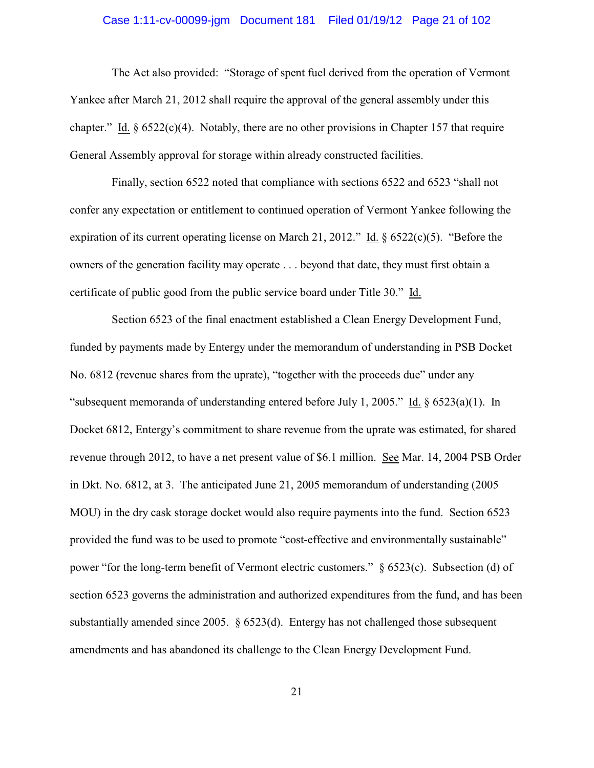The Act also provided: "Storage of spent fuel derived from the operation of Vermont Yankee after March 21, 2012 shall require the approval of the general assembly under this chapter." Id. § 6522(c)(4). Notably, there are no other provisions in Chapter 157 that require General Assembly approval for storage within already constructed facilities.

Finally, section 6522 noted that compliance with sections 6522 and 6523 "shall not confer any expectation or entitlement to continued operation of Vermont Yankee following the expiration of its current operating license on March 21, 2012." Id. § 6522(c)(5). "Before the owners of the generation facility may operate . . . beyond that date, they must first obtain a certificate of public good from the public service board under Title 30." Id.

Section 6523 of the final enactment established a Clean Energy Development Fund, funded by payments made by Entergy under the memorandum of understanding in PSB Docket No. 6812 (revenue shares from the uprate), "together with the proceeds due" under any "subsequent memoranda of understanding entered before July 1, 2005." Id. § 6523(a)(1). In Docket 6812, Entergy's commitment to share revenue from the uprate was estimated, for shared revenue through 2012, to have a net present value of $6.1 million. See Mar. 14, 2004 PSB Order in Dkt. No. 6812, at 3. The anticipated June 21, 2005 memorandum of understanding (2005 MOU) in the dry cask storage docket would also require payments into the fund. Section 6523 provided the fund was to be used to promote "cost-effective and environmentally sustainable" power "for the long-term benefit of Vermont electric customers." § 6523(c). Subsection (d) of section 6523 governs the administration and authorized expenditures from the fund, and has been substantially amended since 2005. § 6523(d). Entergy has not challenged those subsequent amendments and has abandoned its challenge to the Clean Energy Development Fund.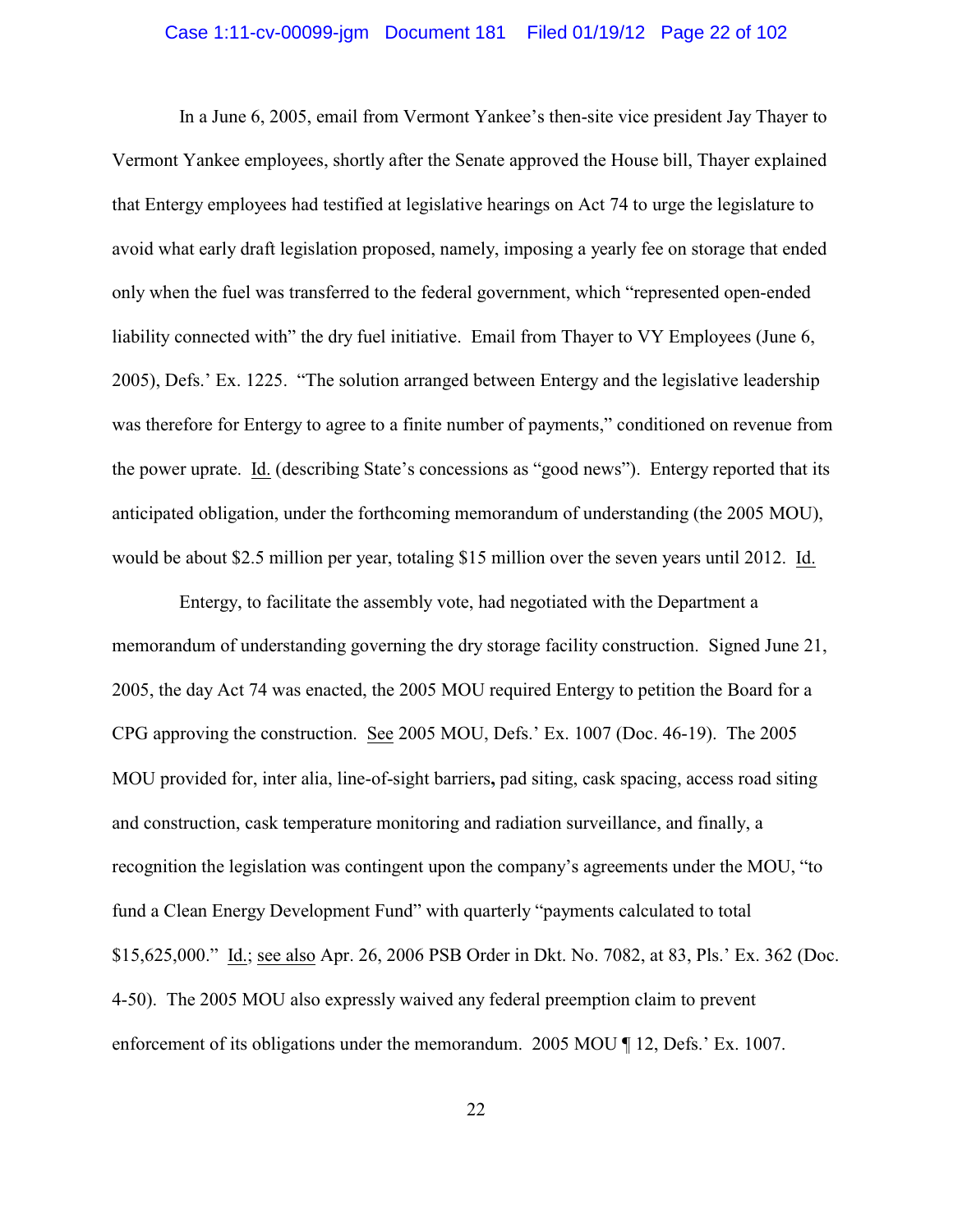In a June 6, 2005, email from Vermont Yankee's then-site vice president Jay Thayer to Vermont Yankee employees, shortly after the Senate approved the House bill, Thayer explained that Entergy employees had testified at legislative hearings on Act 74 to urge the legislature to avoid what early draft legislation proposed, namely, imposing a yearly fee on storage that ended only when the fuel was transferred to the federal government, which "represented open-ended liability connected with" the dry fuel initiative. Email from Thayer to VY Employees (June 6, 2005), Defs.' Ex. 1225. "The solution arranged between Entergy and the legislative leadership was therefore for Entergy to agree to a finite number of payments," conditioned on revenue from the power uprate. Id. (describing State's concessions as "good news"). Entergy reported that its anticipated obligation, under the forthcoming memorandum of understanding (the 2005 MOU), would be about $2.5 million per year, totaling $15 million over the seven years until 2012. Id.

Entergy, to facilitate the assembly vote, had negotiated with the Department a memorandum of understanding governing the dry storage facility construction. Signed June 21, 2005, the day Act 74 was enacted, the 2005 MOU required Entergy to petition the Board for a CPG approving the construction. See 2005 MOU, Defs.' Ex. 1007 (Doc. 46-19). The 2005 MOU provided for, inter alia, line-of-sight barriers**,** pad siting, cask spacing, access road siting and construction, cask temperature monitoring and radiation surveillance, and finally, a recognition the legislation was contingent upon the company's agreements under the MOU, "to fund a Clean Energy Development Fund" with quarterly "payments calculated to total $15,625,000." Id.; see also Apr. 26, 2006 PSB Order in Dkt. No. 7082, at 83, Pls.' Ex. 362 (Doc. 4-50). The 2005 MOU also expressly waived any federal preemption claim to prevent enforcement of its obligations under the memorandum. 2005 MOU ¶ 12, Defs.' Ex. 1007.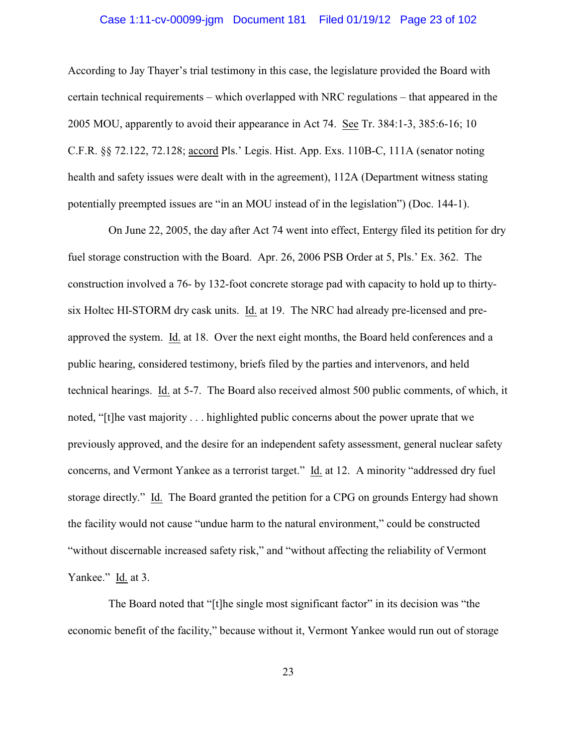According to Jay Thayer's trial testimony in this case, the legislature provided the Board with certain technical requirements – which overlapped with NRC regulations – that appeared in the 2005 MOU, apparently to avoid their appearance in Act 74. See Tr. 384:1-3, 385:6-16; 10 C.F.R. §§ 72.122, 72.128; accord Pls.' Legis. Hist. App. Exs. 110B-C, 111A (senator noting health and safety issues were dealt with in the agreement), 112A (Department witness stating potentially preempted issues are "in an MOU instead of in the legislation") (Doc. 144-1).

On June 22, 2005, the day after Act 74 went into effect, Entergy filed its petition for dry fuel storage construction with the Board. Apr. 26, 2006 PSB Order at 5, Pls.' Ex. 362. The construction involved a 76- by 132-foot concrete storage pad with capacity to hold up to thirty-six Holtec HI-STORM dry cask units. Id. at 19. The NRC had already pre-licensed and pre-approved the system. Id. at 18. Over the next eight months, the Board held conferences and a public hearing, considered testimony, briefs filed by the parties and intervenors, and held technical hearings. Id. at 5-7. The Board also received almost 500 public comments, of which, it noted, "[t]he vast majority . . . highlighted public concerns about the power uprate that we previously approved, and the desire for an independent safety assessment, general nuclear safety concerns, and Vermont Yankee as a terrorist target." Id. at 12. A minority "addressed dry fuel storage directly." Id. The Board granted the petition for a CPG on grounds Entergy had shown the facility would not cause "undue harm to the natural environment," could be constructed "without discernable increased safety risk," and "without affecting the reliability of Vermont Yankee." Id. at 3.

The Board noted that "[t]he single most significant factor" in its decision was "the economic benefit of the facility," because without it, Vermont Yankee would run out of storage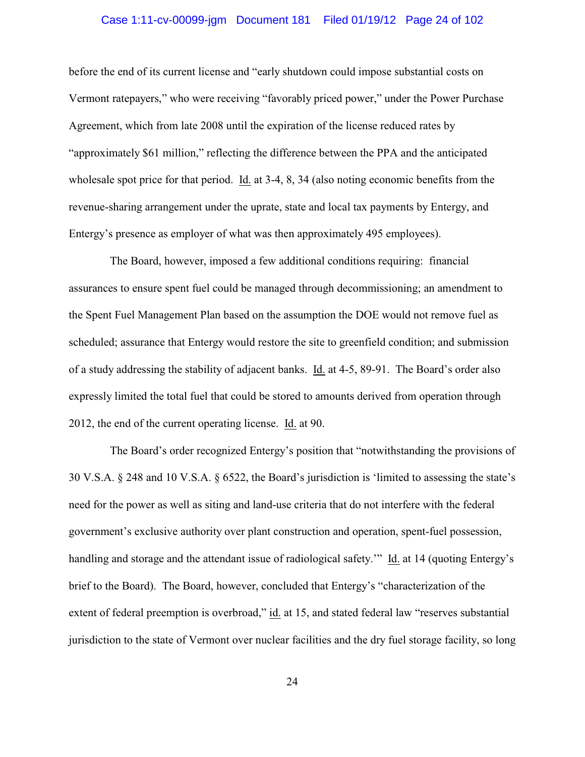before the end of its current license and "early shutdown could impose substantial costs on Vermont ratepayers," who were receiving "favorably priced power," under the Power Purchase Agreement, which from late 2008 until the expiration of the license reduced rates by "approximately $61 million," reflecting the difference between the PPA and the anticipated wholesale spot price for that period. Id. at 3-4, 8, 34 (also noting economic benefits from the revenue-sharing arrangement under the uprate, state and local tax payments by Entergy, and Entergy's presence as employer of what was then approximately 495 employees).

The Board, however, imposed a few additional conditions requiring: financial assurances to ensure spent fuel could be managed through decommissioning; an amendment to the Spent Fuel Management Plan based on the assumption the DOE would not remove fuel as scheduled; assurance that Entergy would restore the site to greenfield condition; and submission of a study addressing the stability of adjacent banks. Id. at 4-5, 89-91. The Board's order also expressly limited the total fuel that could be stored to amounts derived from operation through 2012, the end of the current operating license. Id. at 90.

The Board's order recognized Entergy's position that "notwithstanding the provisions of 30 V.S.A. § 248 and 10 V.S.A. § 6522, the Board's jurisdiction is 'limited to assessing the state's need for the power as well as siting and land-use criteria that do not interfere with the federal government's exclusive authority over plant construction and operation, spent-fuel possession, handling and storage and the attendant issue of radiological safety.'" Id. at 14 (quoting Entergy's brief to the Board). The Board, however, concluded that Entergy's "characterization of the extent of federal preemption is overbroad," id. at 15, and stated federal law "reserves substantial jurisdiction to the state of Vermont over nuclear facilities and the dry fuel storage facility, so long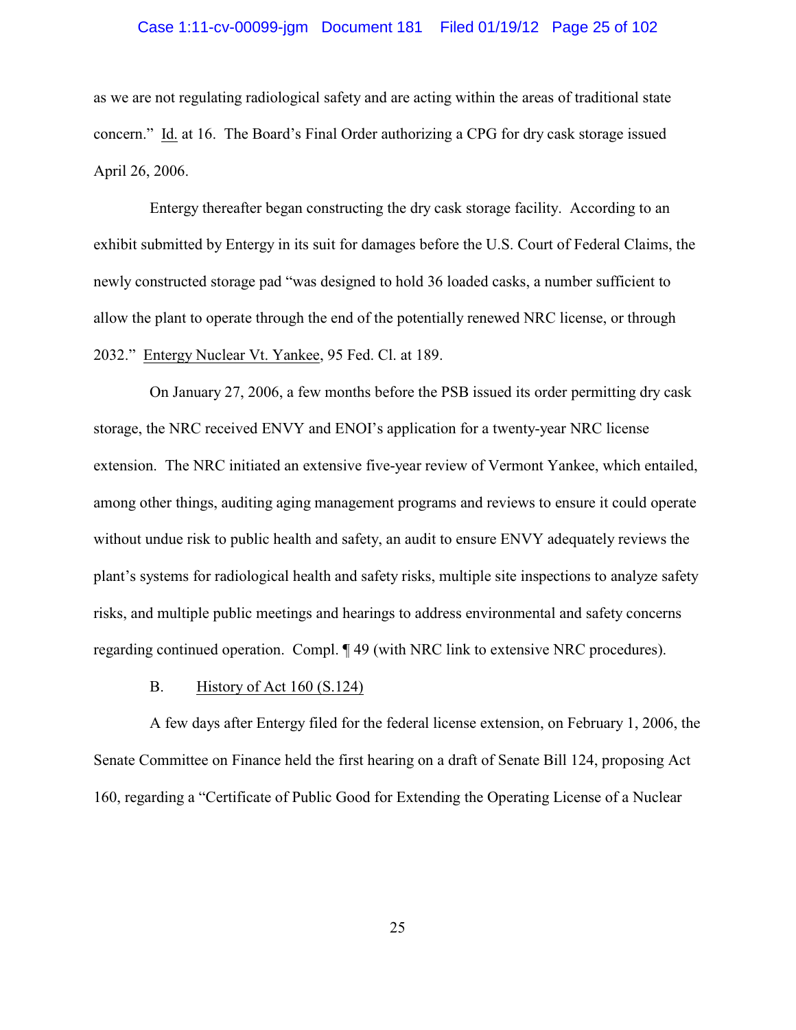as we are not regulating radiological safety and are acting within the areas of traditional state concern." Id. at 16. The Board's Final Order authorizing a CPG for dry cask storage issued April 26, 2006.

Entergy thereafter began constructing the dry cask storage facility. According to an exhibit submitted by Entergy in its suit for damages before the U.S. Court of Federal Claims, the newly constructed storage pad "was designed to hold 36 loaded casks, a number sufficient to allow the plant to operate through the end of the potentially renewed NRC license, or through 2032." Entergy Nuclear Vt. Yankee, 95 Fed. Cl. at 189.

On January 27, 2006, a few months before the PSB issued its order permitting dry cask storage, the NRC received ENVY and ENOI's application for a twenty-year NRC license extension. The NRC initiated an extensive five-year review of Vermont Yankee, which entailed, among other things, auditing aging management programs and reviews to ensure it could operate without undue risk to public health and safety, an audit to ensure ENVY adequately reviews the plant's systems for radiological health and safety risks, multiple site inspections to analyze safety risks, and multiple public meetings and hearings to address environmental and safety concerns regarding continued operation. Compl. ¶ 49 (with NRC link to extensive NRC procedures).

B. History of Act 160 (S.124)

A few days after Entergy filed for the federal license extension, on February 1, 2006, the Senate Committee on Finance held the first hearing on a draft of Senate Bill 124, proposing Act 160, regarding a "Certificate of Public Good for Extending the Operating License of a Nuclear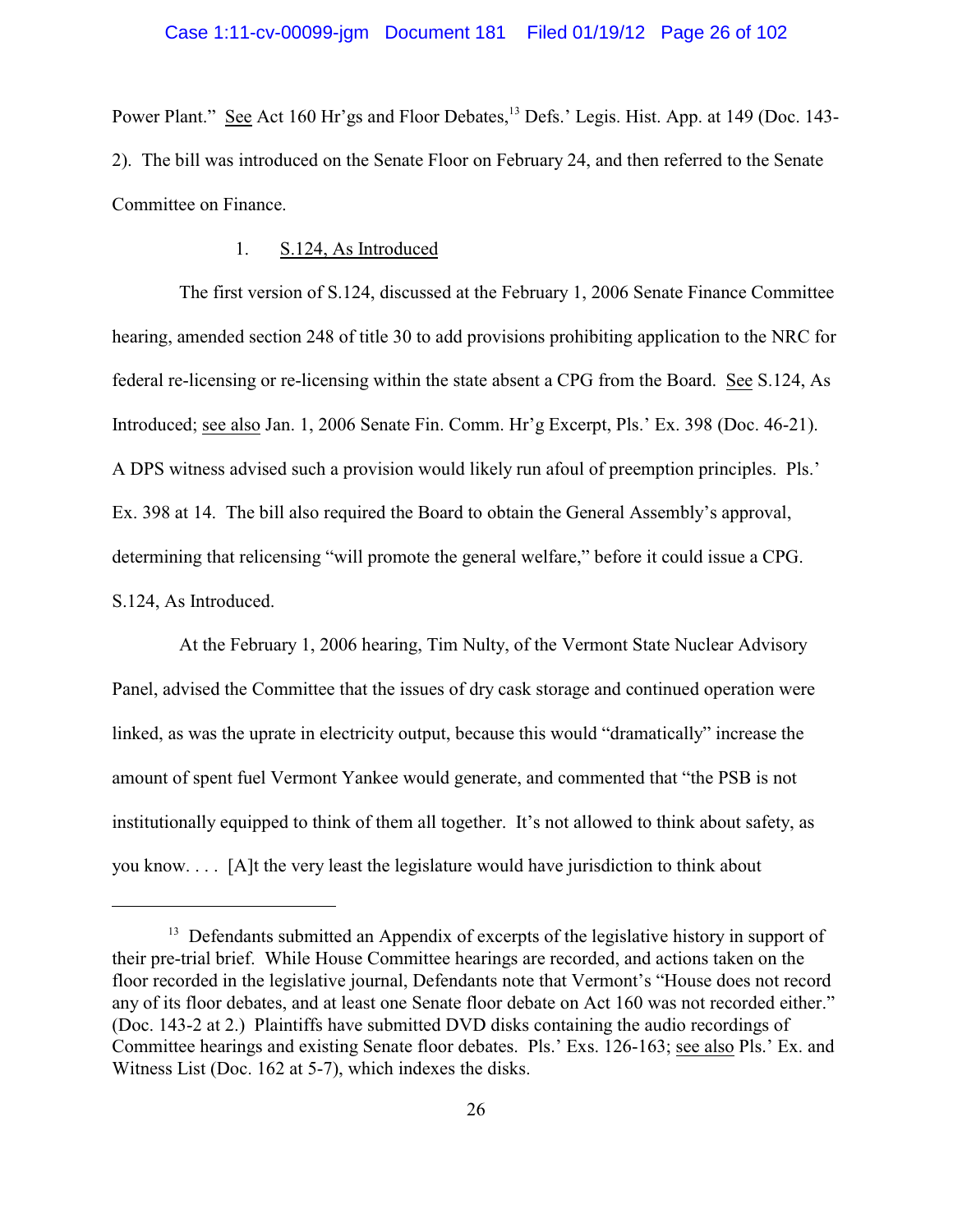Power Plant." See Act 160 Hr'gs and Floor Debates,[13] Defs.' Legis. Hist. App. at 149 (Doc. 143-2). The bill was introduced on the Senate Floor on February 24, and then referred to the Senate Committee on Finance.

### 1. S.124, As Introduced

The first version of S.124, discussed at the February 1, 2006 Senate Finance Committee hearing, amended section 248 of title 30 to add provisions prohibiting application to the NRC for federal re-licensing or re-licensing within the state absent a CPG from the Board. See S.124, As Introduced; see also Jan. 1, 2006 Senate Fin. Comm. Hr'g Excerpt, Pls.' Ex. 398 (Doc. 46-21). A DPS witness advised such a provision would likely run afoul of preemption principles. Pls.' Ex. 398 at 14. The bill also required the Board to obtain the General Assembly's approval, determining that relicensing "will promote the general welfare," before it could issue a CPG. S.124, As Introduced.

At the February 1, 2006 hearing, Tim Nulty, of the Vermont State Nuclear Advisory Panel, advised the Committee that the issues of dry cask storage and continued operation were linked, as was the uprate in electricity output, because this would "dramatically" increase the amount of spent fuel Vermont Yankee would generate, and commented that "the PSB is not institutionally equipped to think of them all together. It's not allowed to think about safety, as you know. . . . [A]t the very least the legislature would have jurisdiction to think about

---

[13] Defendants submitted an Appendix of excerpts of the legislative history in support of their pre-trial brief. While House Committee hearings are recorded, and actions taken on the floor recorded in the legislative journal, Defendants note that Vermont's "House does not record any of its floor debates, and at least one Senate floor debate on Act 160 was not recorded either." (Doc. 143-2 at 2.) Plaintiffs have submitted DVD disks containing the audio recordings of Committee hearings and existing Senate floor debates. Pls.' Exs. 126-163; see also Pls.' Ex. and Witness List (Doc. 162 at 5-7), which indexes the disks.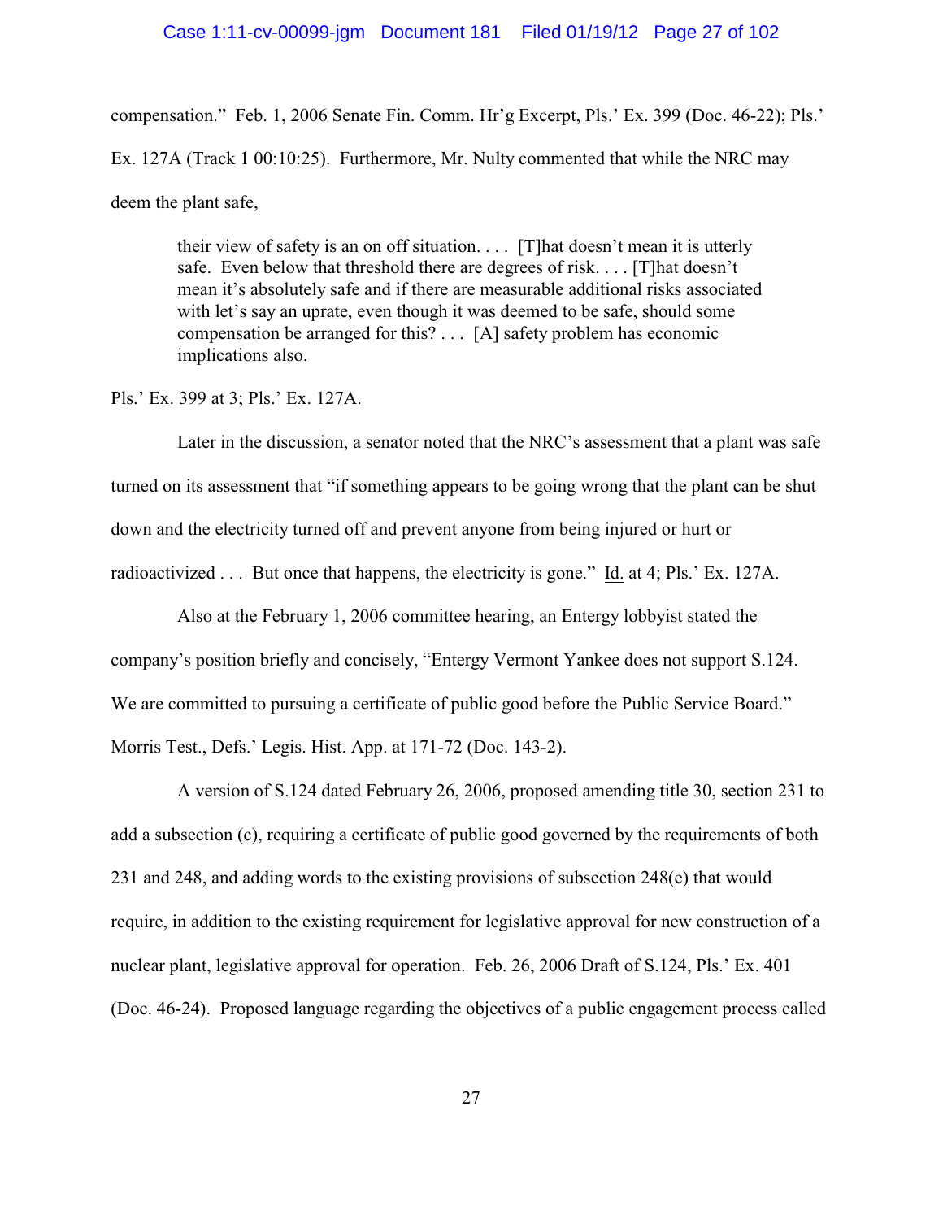compensation." Feb. 1, 2006 Senate Fin. Comm. Hr'g Excerpt, Pls.' Ex. 399 (Doc. 46-22); Pls.' Ex. 127A (Track 1 00:10:25). Furthermore, Mr. Nulty commented that while the NRC may deem the plant safe,

> their view of safety is an on off situation. . . . [T]hat doesn't mean it is utterly safe. Even below that threshold there are degrees of risk. . . . [T]hat doesn't mean it's absolutely safe and if there are measurable additional risks associated with let's say an uprate, even though it was deemed to be safe, should some compensation be arranged for this? . . . [A] safety problem has economic implications also.

Pls.' Ex. 399 at 3; Pls.' Ex. 127A.

Later in the discussion, a senator noted that the NRC's assessment that a plant was safe turned on its assessment that "if something appears to be going wrong that the plant can be shut down and the electricity turned off and prevent anyone from being injured or hurt or radioactivized . . . But once that happens, the electricity is gone." Id. at 4; Pls.' Ex. 127A.

Also at the February 1, 2006 committee hearing, an Entergy lobbyist stated the company's position briefly and concisely, "Entergy Vermont Yankee does not support S.124. We are committed to pursuing a certificate of public good before the Public Service Board." Morris Test., Defs.' Legis. Hist. App. at 171-72 (Doc. 143-2).

A version of S.124 dated February 26, 2006, proposed amending title 30, section 231 to add a subsection (c), requiring a certificate of public good governed by the requirements of both 231 and 248, and adding words to the existing provisions of subsection 248(e) that would require, in addition to the existing requirement for legislative approval for new construction of a nuclear plant, legislative approval for operation. Feb. 26, 2006 Draft of S.124, Pls.' Ex. 401 (Doc. 46-24). Proposed language regarding the objectives of a public engagement process called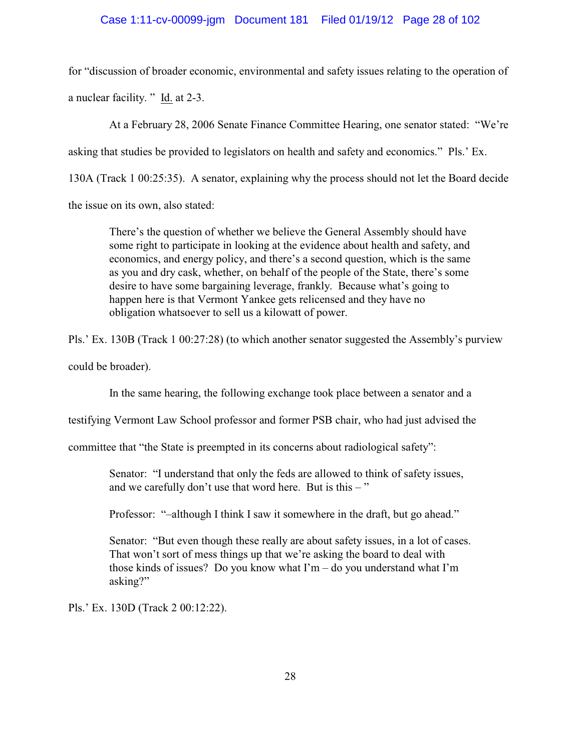for "discussion of broader economic, environmental and safety issues relating to the operation of a nuclear facility. " Id. at 2-3.

At a February 28, 2006 Senate Finance Committee Hearing, one senator stated: "We're asking that studies be provided to legislators on health and safety and economics." Pls.' Ex. 130A (Track 1 00:25:35). A senator, explaining why the process should not let the Board decide the issue on its own, also stated:

> There's the question of whether we believe the General Assembly should have some right to participate in looking at the evidence about health and safety, and economics, and energy policy, and there's a second question, which is the same as you and dry cask, whether, on behalf of the people of the State, there's some desire to have some bargaining leverage, frankly. Because what's going to happen here is that Vermont Yankee gets relicensed and they have no obligation whatsoever to sell us a kilowatt of power.

Pls.' Ex. 130B (Track 1 00:27:28) (to which another senator suggested the Assembly's purview could be broader).

In the same hearing, the following exchange took place between a senator and a testifying Vermont Law School professor and former PSB chair, who had just advised the committee that "the State is preempted in its concerns about radiological safety":

> Senator: "I understand that only the feds are allowed to think of safety issues, and we carefully don't use that word here. But is this – "
>
> Professor: "–although I think I saw it somewhere in the draft, but go ahead."
>
> Senator: "But even though these really are about safety issues, in a lot of cases. That won't sort of mess things up that we're asking the board to deal with those kinds of issues? Do you know what I'm – do you understand what I'm asking?"

Pls.' Ex. 130D (Track 2 00:12:22).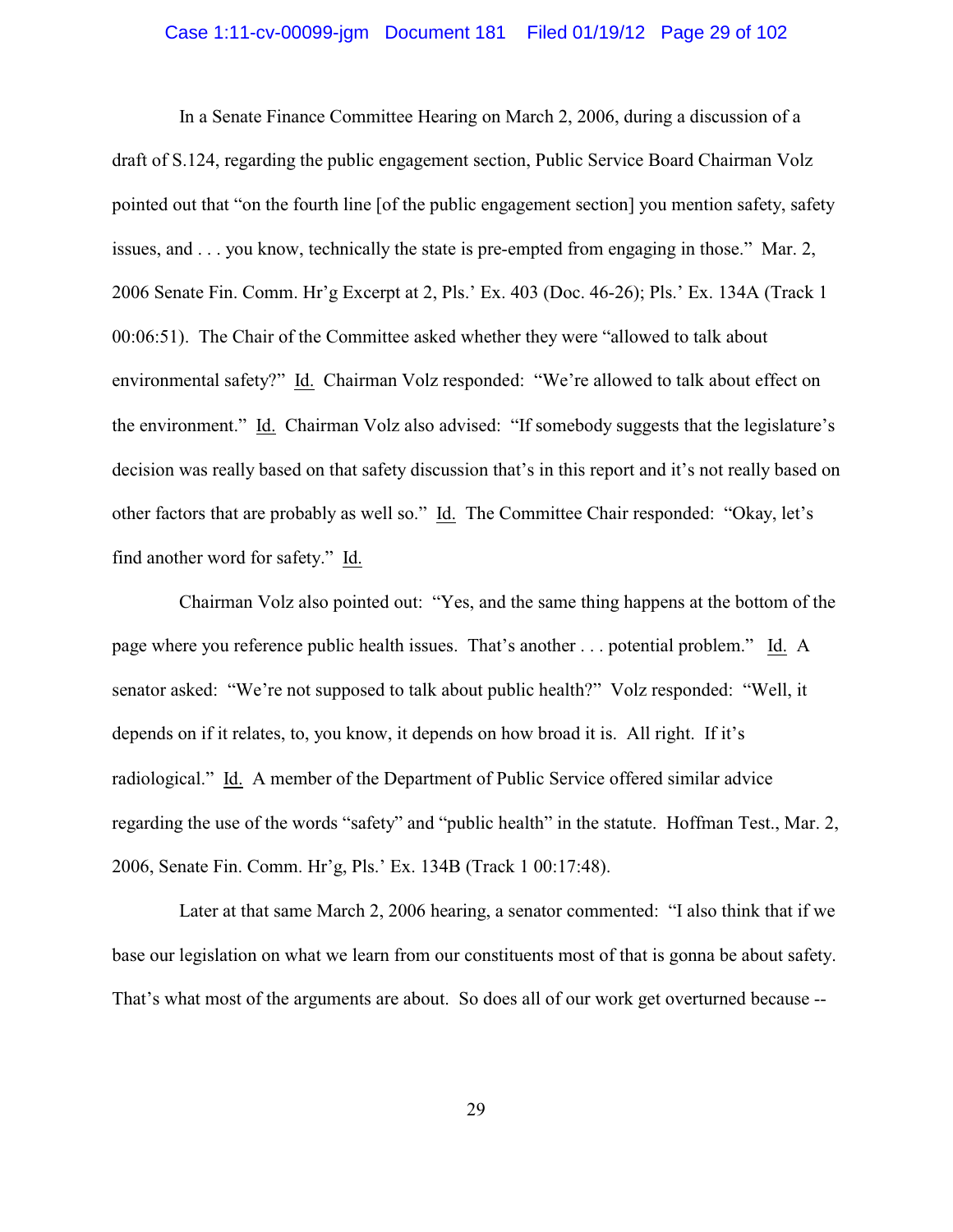In a Senate Finance Committee Hearing on March 2, 2006, during a discussion of a draft of S.124, regarding the public engagement section, Public Service Board Chairman Volz pointed out that "on the fourth line [of the public engagement section] you mention safety, safety issues, and . . . you know, technically the state is pre-empted from engaging in those." Mar. 2, 2006 Senate Fin. Comm. Hr'g Excerpt at 2, Pls.' Ex. 403 (Doc. 46-26); Pls.' Ex. 134A (Track 1 00:06:51). The Chair of the Committee asked whether they were "allowed to talk about environmental safety?" Id. Chairman Volz responded: "We're allowed to talk about effect on the environment." Id. Chairman Volz also advised: "If somebody suggests that the legislature's decision was really based on that safety discussion that's in this report and it's not really based on other factors that are probably as well so." Id. The Committee Chair responded: "Okay, let's find another word for safety." Id.

Chairman Volz also pointed out: "Yes, and the same thing happens at the bottom of the page where you reference public health issues. That's another . . . potential problem." Id. A senator asked: "We're not supposed to talk about public health?" Volz responded: "Well, it depends on if it relates, to, you know, it depends on how broad it is. All right. If it's radiological." Id. A member of the Department of Public Service offered similar advice regarding the use of the words "safety" and "public health" in the statute. Hoffman Test., Mar. 2, 2006, Senate Fin. Comm. Hr'g, Pls.' Ex. 134B (Track 1 00:17:48).

Later at that same March 2, 2006 hearing, a senator commented: "I also think that if we base our legislation on what we learn from our constituents most of that is gonna be about safety. That's what most of the arguments are about. So does all of our work get overturned because --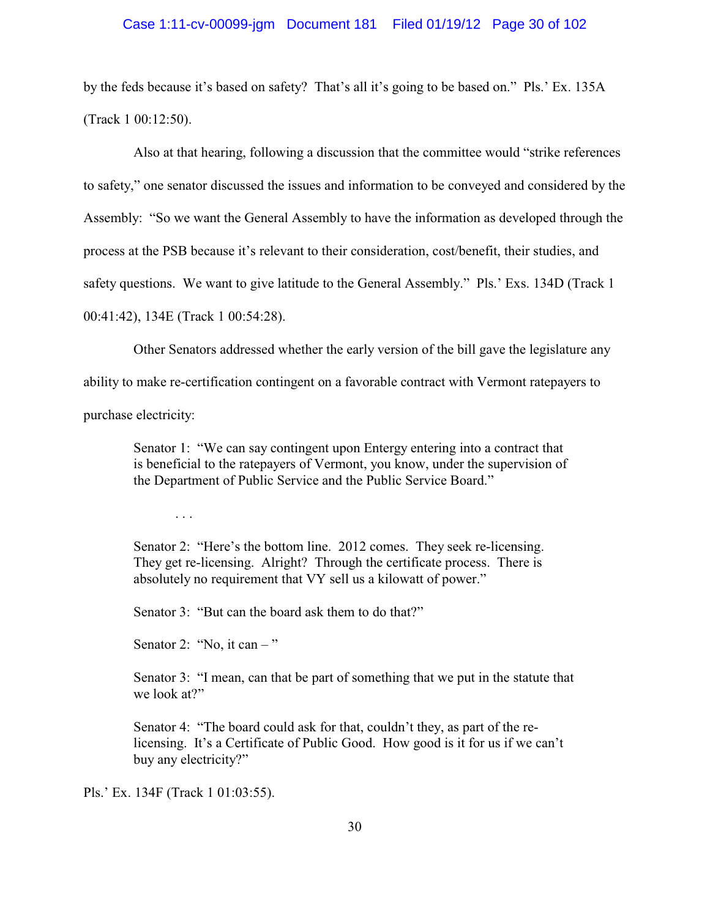by the feds because it's based on safety? That's all it's going to be based on." Pls.' Ex. 135A (Track 1 00:12:50).

Also at that hearing, following a discussion that the committee would "strike references to safety," one senator discussed the issues and information to be conveyed and considered by the Assembly: "So we want the General Assembly to have the information as developed through the process at the PSB because it's relevant to their consideration, cost/benefit, their studies, and safety questions. We want to give latitude to the General Assembly." Pls.' Exs. 134D (Track 1 00:41:42), 134E (Track 1 00:54:28).

Other Senators addressed whether the early version of the bill gave the legislature any ability to make re-certification contingent on a favorable contract with Vermont ratepayers to purchase electricity:

> Senator 1: "We can say contingent upon Entergy entering into a contract that is beneficial to the ratepayers of Vermont, you know, under the supervision of the Department of Public Service and the Public Service Board."
>
> . . .
>
> Senator 2: "Here's the bottom line. 2012 comes. They seek re-licensing. They get re-licensing. Alright? Through the certificate process. There is absolutely no requirement that VY sell us a kilowatt of power."
>
> Senator 3: "But can the board ask them to do that?"
>
> Senator 2: "No, it can – "
>
> Senator 3: "I mean, can that be part of something that we put in the statute that we look at?"
>
> Senator 4: "The board could ask for that, couldn't they, as part of the re-licensing. It's a Certificate of Public Good. How good is it for us if we can't buy any electricity?"

Pls.' Ex. 134F (Track 1 01:03:55).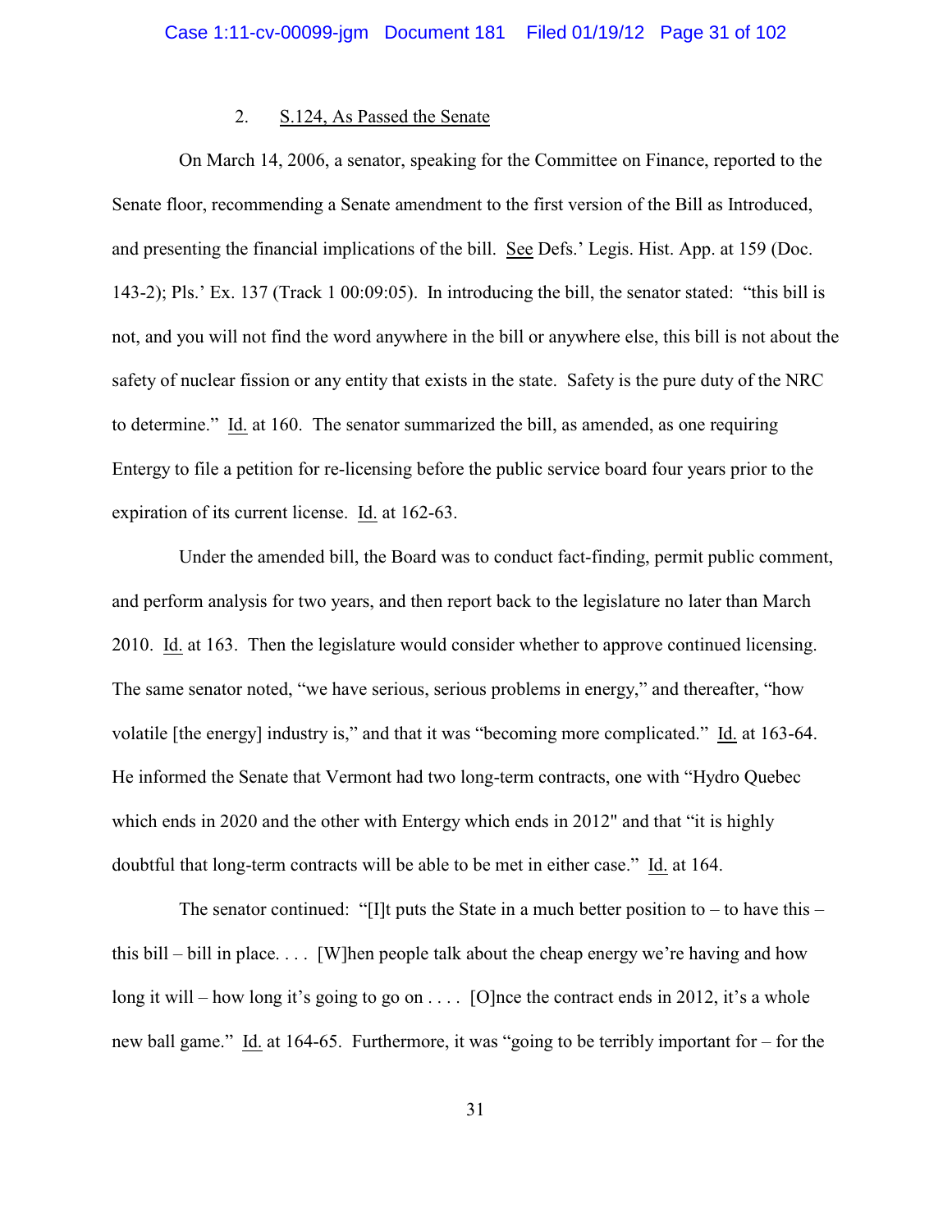2. S.124, As Passed the Senate

On March 14, 2006, a senator, speaking for the Committee on Finance, reported to the Senate floor, recommending a Senate amendment to the first version of the Bill as Introduced, and presenting the financial implications of the bill. See Defs.' Legis. Hist. App. at 159 (Doc. 143-2); Pls.' Ex. 137 (Track 1 00:09:05). In introducing the bill, the senator stated: "this bill is not, and you will not find the word anywhere in the bill or anywhere else, this bill is not about the safety of nuclear fission or any entity that exists in the state. Safety is the pure duty of the NRC to determine." Id. at 160. The senator summarized the bill, as amended, as one requiring Entergy to file a petition for re-licensing before the public service board four years prior to the expiration of its current license. Id. at 162-63.

Under the amended bill, the Board was to conduct fact-finding, permit public comment, and perform analysis for two years, and then report back to the legislature no later than March 2010. Id. at 163. Then the legislature would consider whether to approve continued licensing. The same senator noted, "we have serious, serious problems in energy," and thereafter, "how volatile [the energy] industry is," and that it was "becoming more complicated." Id. at 163-64. He informed the Senate that Vermont had two long-term contracts, one with "Hydro Quebec which ends in 2020 and the other with Entergy which ends in 2012" and that "it is highly doubtful that long-term contracts will be able to be met in either case." Id. at 164.

The senator continued: "[I]t puts the State in a much better position to – to have this – this bill – bill in place. . . . [W]hen people talk about the cheap energy we're having and how long it will – how long it's going to go on . . . . [O]nce the contract ends in 2012, it's a whole new ball game." Id. at 164-65. Furthermore, it was "going to be terribly important for – for the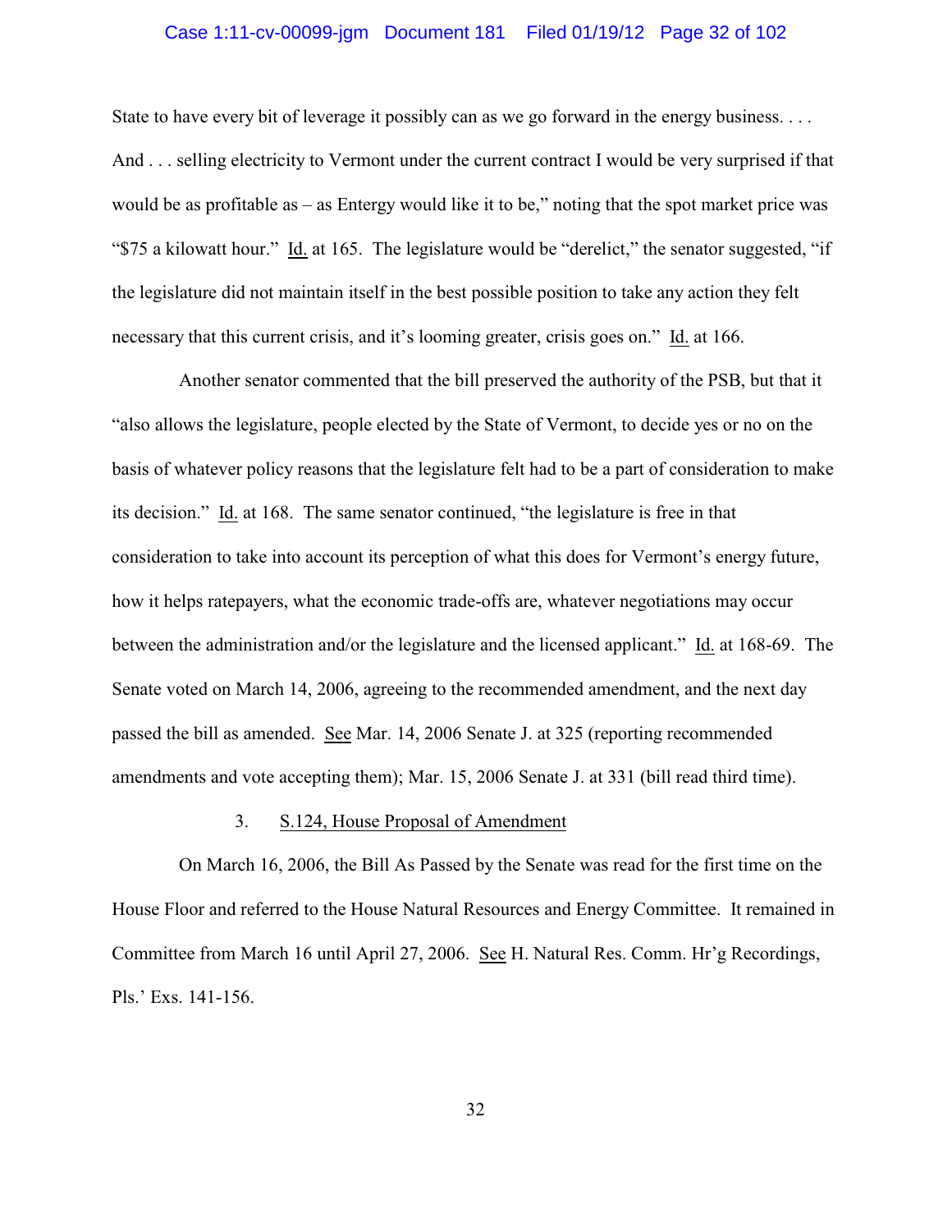State to have every bit of leverage it possibly can as we go forward in the energy business. . . . And . . . selling electricity to Vermont under the current contract I would be very surprised if that would be as profitable as – as Entergy would like it to be," noting that the spot market price was "$75 a kilowatt hour." Id. at 165. The legislature would be "derelict," the senator suggested, "if the legislature did not maintain itself in the best possible position to take any action they felt necessary that this current crisis, and it's looming greater, crisis goes on." Id. at 166.

Another senator commented that the bill preserved the authority of the PSB, but that it "also allows the legislature, people elected by the State of Vermont, to decide yes or no on the basis of whatever policy reasons that the legislature felt had to be a part of consideration to make its decision." Id. at 168. The same senator continued, "the legislature is free in that consideration to take into account its perception of what this does for Vermont's energy future, how it helps ratepayers, what the economic trade-offs are, whatever negotiations may occur between the administration and/or the legislature and the licensed applicant." Id. at 168-69. The Senate voted on March 14, 2006, agreeing to the recommended amendment, and the next day passed the bill as amended. See Mar. 14, 2006 Senate J. at 325 (reporting recommended amendments and vote accepting them); Mar. 15, 2006 Senate J. at 331 (bill read third time).

3. S.124, House Proposal of Amendment

On March 16, 2006, the Bill As Passed by the Senate was read for the first time on the House Floor and referred to the House Natural Resources and Energy Committee. It remained in Committee from March 16 until April 27, 2006. See H. Natural Res. Comm. Hr'g Recordings, Pls.' Exs. 141-156.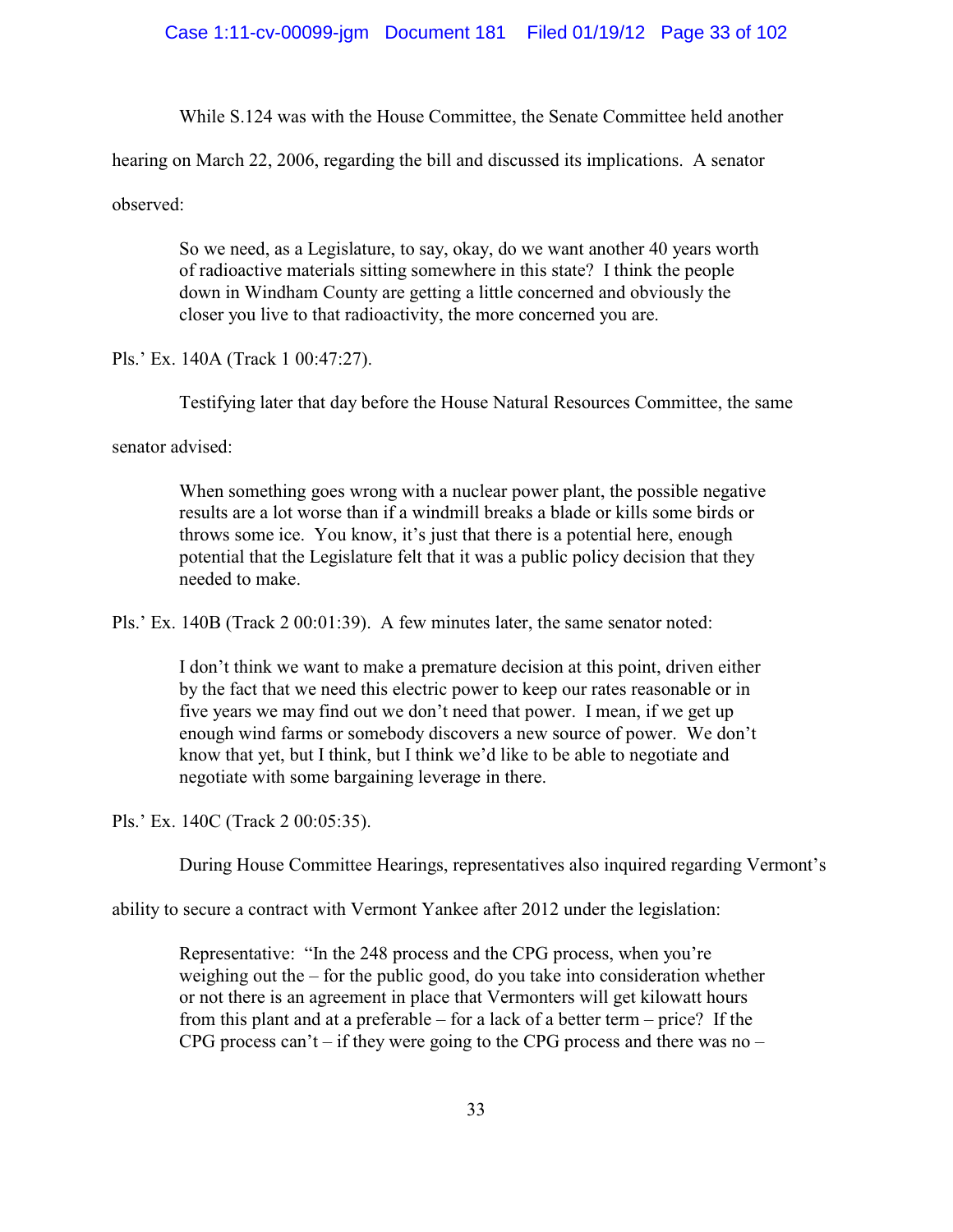While S.124 was with the House Committee, the Senate Committee held another hearing on March 22, 2006, regarding the bill and discussed its implications. A senator observed:

> So we need, as a Legislature, to say, okay, do we want another 40 years worth of radioactive materials sitting somewhere in this state? I think the people down in Windham County are getting a little concerned and obviously the closer you live to that radioactivity, the more concerned you are.

Pls.' Ex. 140A (Track 1 00:47:27).

Testifying later that day before the House Natural Resources Committee, the same senator advised:

> When something goes wrong with a nuclear power plant, the possible negative results are a lot worse than if a windmill breaks a blade or kills some birds or throws some ice. You know, it's just that there is a potential here, enough potential that the Legislature felt that it was a public policy decision that they needed to make.

Pls.' Ex. 140B (Track 2 00:01:39). A few minutes later, the same senator noted:

> I don't think we want to make a premature decision at this point, driven either by the fact that we need this electric power to keep our rates reasonable or in five years we may find out we don't need that power. I mean, if we get up enough wind farms or somebody discovers a new source of power. We don't know that yet, but I think, but I think we'd like to be able to negotiate and negotiate with some bargaining leverage in there.

Pls.' Ex. 140C (Track 2 00:05:35).

During House Committee Hearings, representatives also inquired regarding Vermont's ability to secure a contract with Vermont Yankee after 2012 under the legislation:

> Representative: "In the 248 process and the CPG process, when you're weighing out the – for the public good, do you take into consideration whether or not there is an agreement in place that Vermonters will get kilowatt hours from this plant and at a preferable – for a lack of a better term – price? If the CPG process can't – if they were going to the CPG process and there was no –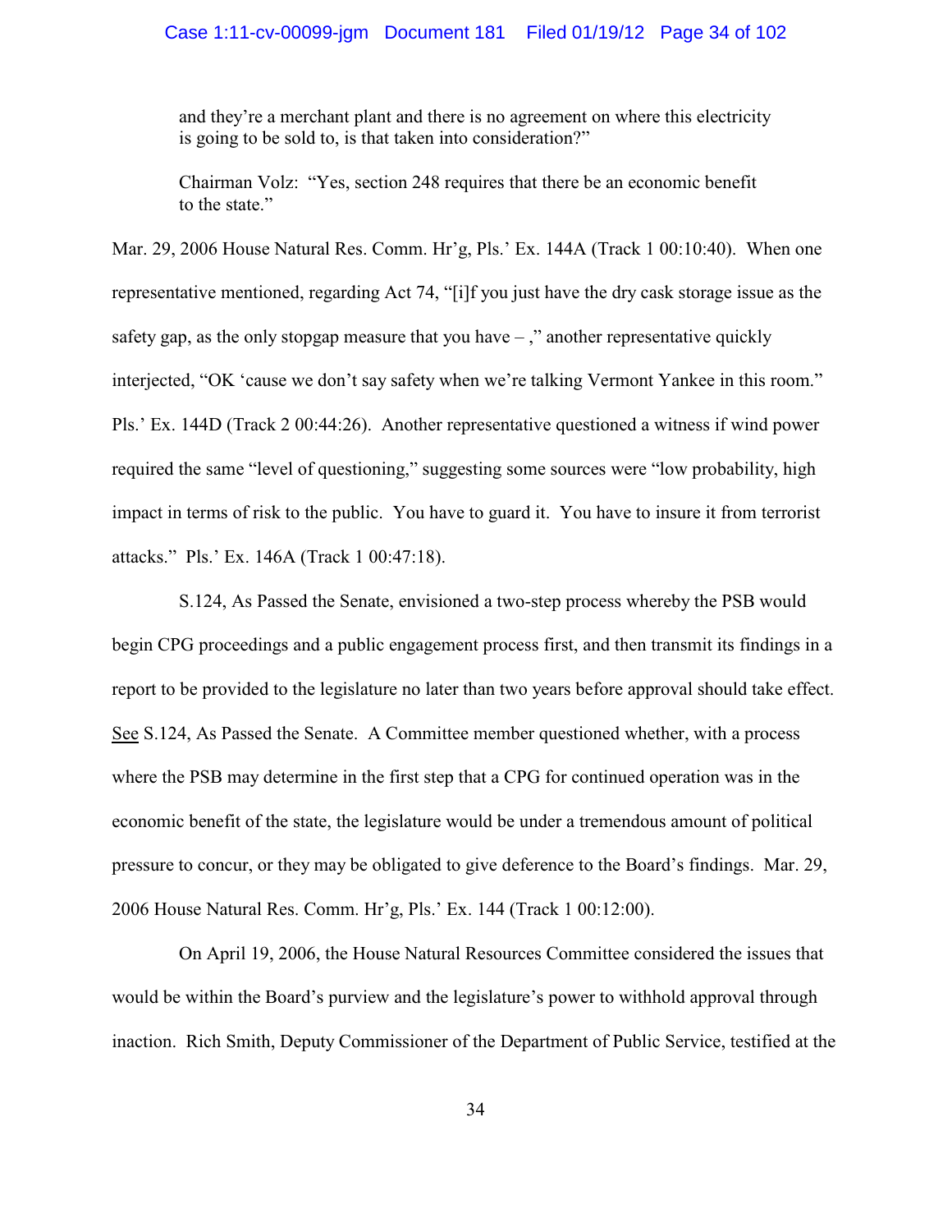> and they're a merchant plant and there is no agreement on where this electricity is going to be sold to, is that taken into consideration?"
>
> Chairman Volz: "Yes, section 248 requires that there be an economic benefit to the state."

Mar. 29, 2006 House Natural Res. Comm. Hr'g, Pls.' Ex. 144A (Track 1 00:10:40). When one representative mentioned, regarding Act 74, "[i]f you just have the dry cask storage issue as the safety gap, as the only stopgap measure that you have – ," another representative quickly interjected, "OK 'cause we don't say safety when we're talking Vermont Yankee in this room." Pls.' Ex. 144D (Track 2 00:44:26). Another representative questioned a witness if wind power required the same "level of questioning," suggesting some sources were "low probability, high impact in terms of risk to the public. You have to guard it. You have to insure it from terrorist attacks." Pls.' Ex. 146A (Track 1 00:47:18).

S.124, As Passed the Senate, envisioned a two-step process whereby the PSB would begin CPG proceedings and a public engagement process first, and then transmit its findings in a report to be provided to the legislature no later than two years before approval should take effect. See S.124, As Passed the Senate. A Committee member questioned whether, with a process where the PSB may determine in the first step that a CPG for continued operation was in the economic benefit of the state, the legislature would be under a tremendous amount of political pressure to concur, or they may be obligated to give deference to the Board's findings. Mar. 29, 2006 House Natural Res. Comm. Hr'g, Pls.' Ex. 144 (Track 1 00:12:00).

On April 19, 2006, the House Natural Resources Committee considered the issues that would be within the Board's purview and the legislature's power to withhold approval through inaction. Rich Smith, Deputy Commissioner of the Department of Public Service, testified at the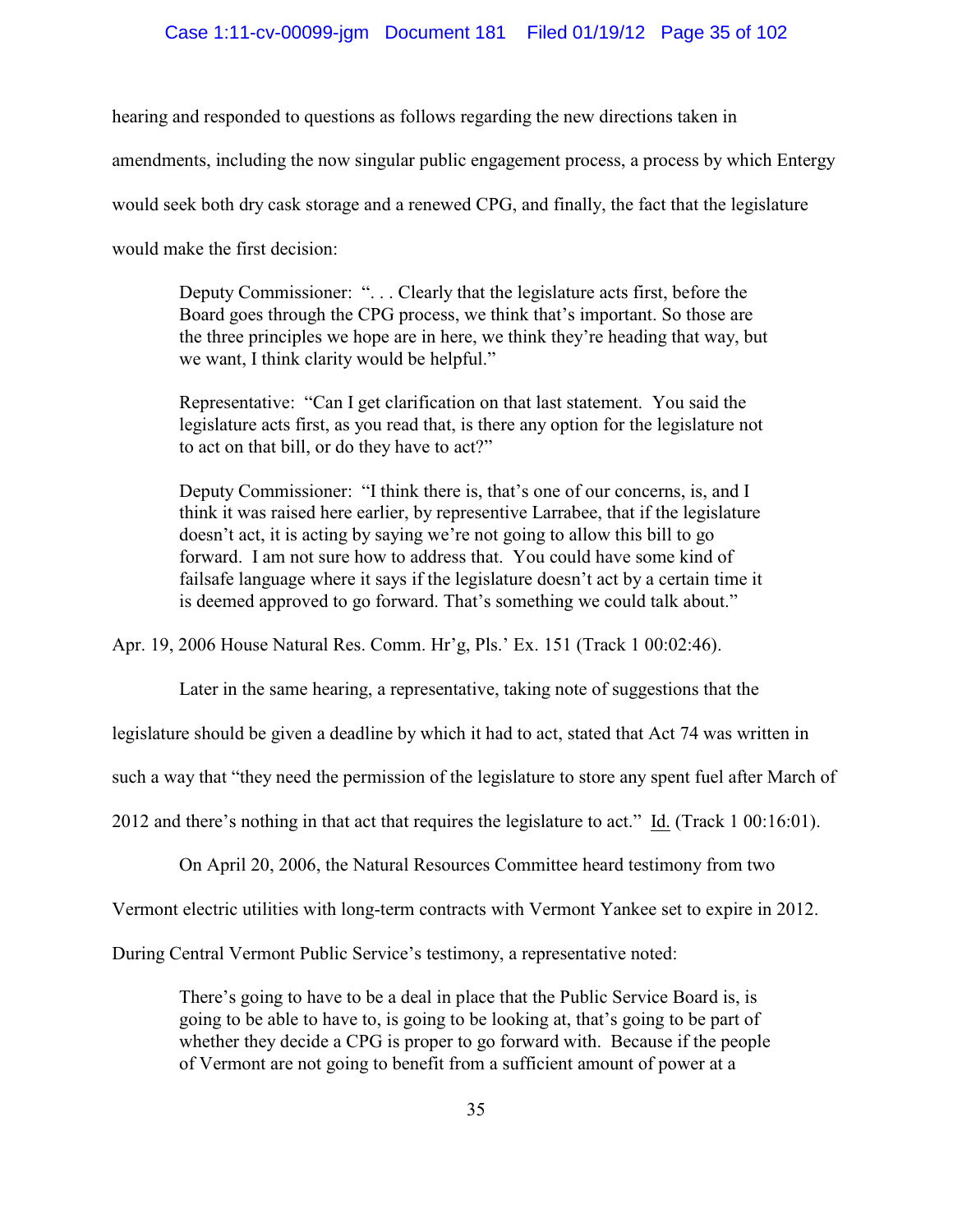hearing and responded to questions as follows regarding the new directions taken in amendments, including the now singular public engagement process, a process by which Entergy would seek both dry cask storage and a renewed CPG, and finally, the fact that the legislature would make the first decision:

> Deputy Commissioner: ". . . Clearly that the legislature acts first, before the Board goes through the CPG process, we think that's important. So those are the three principles we hope are in here, we think they're heading that way, but we want, I think clarity would be helpful."
>
> Representative: "Can I get clarification on that last statement. You said the legislature acts first, as you read that, is there any option for the legislature not to act on that bill, or do they have to act?"
>
> Deputy Commissioner: "I think there is, that's one of our concerns, is, and I think it was raised here earlier, by representive Larrabee, that if the legislature doesn't act, it is acting by saying we're not going to allow this bill to go forward. I am not sure how to address that. You could have some kind of failsafe language where it says if the legislature doesn't act by a certain time it is deemed approved to go forward. That's something we could talk about."

Apr. 19, 2006 House Natural Res. Comm. Hr'g, Pls.' Ex. 151 (Track 1 00:02:46).

Later in the same hearing, a representative, taking note of suggestions that the legislature should be given a deadline by which it had to act, stated that Act 74 was written in such a way that "they need the permission of the legislature to store any spent fuel after March of 2012 and there's nothing in that act that requires the legislature to act." Id. (Track 1 00:16:01).

On April 20, 2006, the Natural Resources Committee heard testimony from two Vermont electric utilities with long-term contracts with Vermont Yankee set to expire in 2012. During Central Vermont Public Service's testimony, a representative noted:

> There's going to have to be a deal in place that the Public Service Board is, is going to be able to have to, is going to be looking at, that's going to be part of whether they decide a CPG is proper to go forward with. Because if the people of Vermont are not going to benefit from a sufficient amount of power at a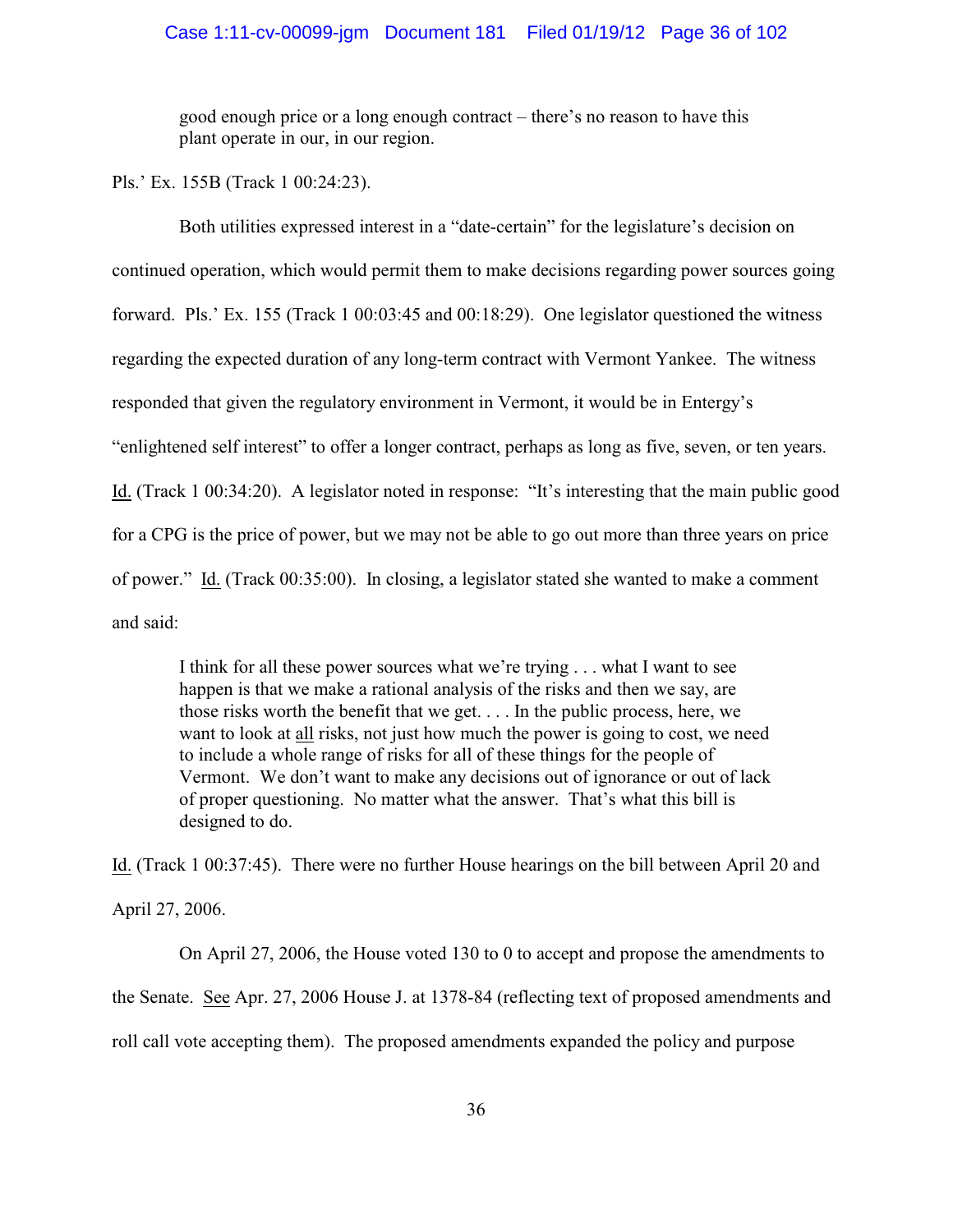> good enough price or a long enough contract – there's no reason to have this plant operate in our, in our region.

Pls.' Ex. 155B (Track 1 00:24:23).

Both utilities expressed interest in a "date-certain" for the legislature's decision on continued operation, which would permit them to make decisions regarding power sources going forward. Pls.' Ex. 155 (Track 1 00:03:45 and 00:18:29). One legislator questioned the witness regarding the expected duration of any long-term contract with Vermont Yankee. The witness responded that given the regulatory environment in Vermont, it would be in Entergy's "enlightened self interest" to offer a longer contract, perhaps as long as five, seven, or ten years. Id. (Track 1 00:34:20). A legislator noted in response: "It's interesting that the main public good for a CPG is the price of power, but we may not be able to go out more than three years on price of power." Id. (Track 00:35:00). In closing, a legislator stated she wanted to make a comment and said:

> I think for all these power sources what we're trying . . . what I want to see happen is that we make a rational analysis of the risks and then we say, are those risks worth the benefit that we get. . . . In the public process, here, we want to look at all risks, not just how much the power is going to cost, we need to include a whole range of risks for all of these things for the people of Vermont. We don't want to make any decisions out of ignorance or out of lack of proper questioning. No matter what the answer. That's what this bill is designed to do.

Id. (Track 1 00:37:45). There were no further House hearings on the bill between April 20 and April 27, 2006.

On April 27, 2006, the House voted 130 to 0 to accept and propose the amendments to the Senate. See Apr. 27, 2006 House J. at 1378-84 (reflecting text of proposed amendments and roll call vote accepting them). The proposed amendments expanded the policy and purpose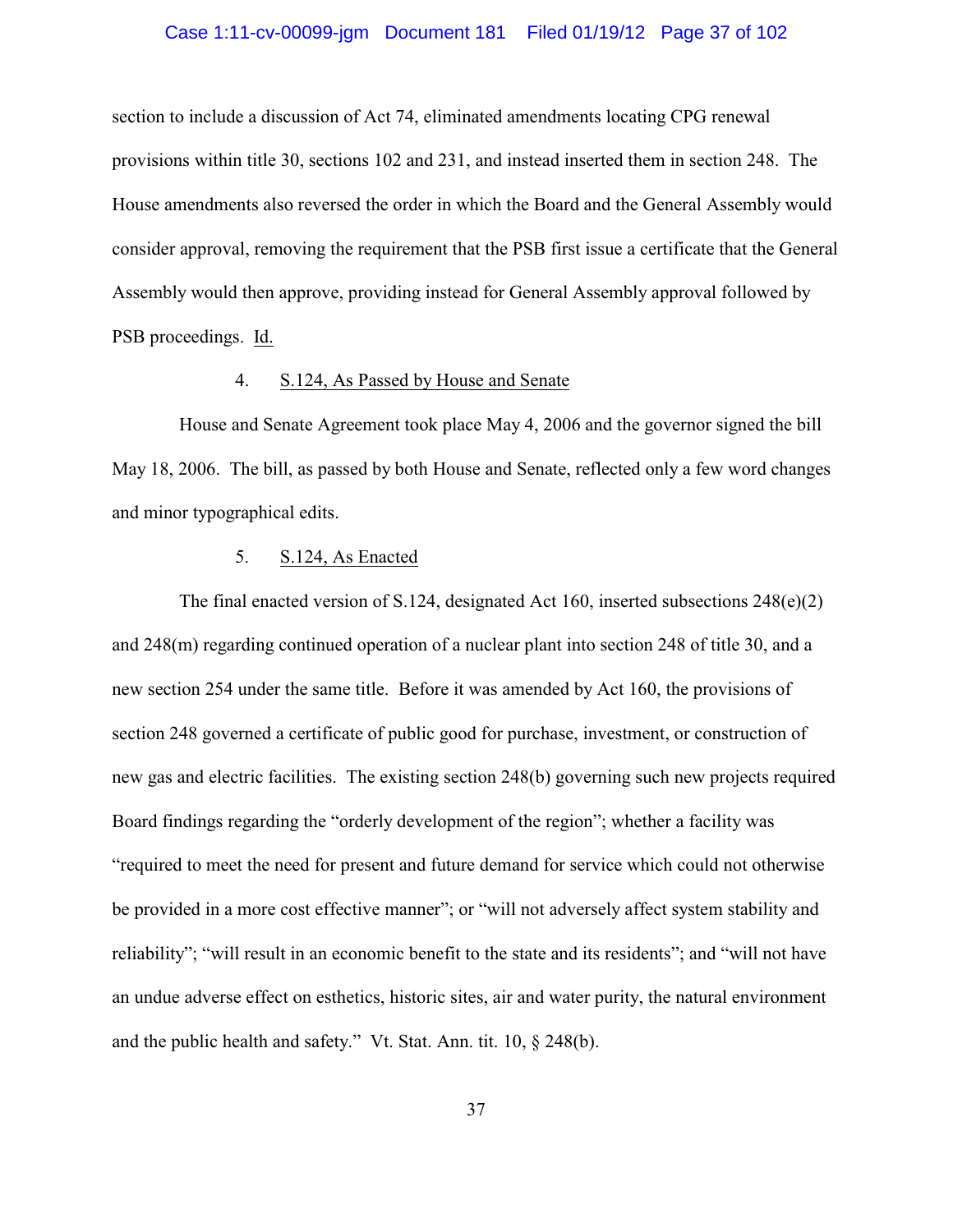section to include a discussion of Act 74, eliminated amendments locating CPG renewal provisions within title 30, sections 102 and 231, and instead inserted them in section 248. The House amendments also reversed the order in which the Board and the General Assembly would consider approval, removing the requirement that the PSB first issue a certificate that the General Assembly would then approve, providing instead for General Assembly approval followed by PSB proceedings. Id.

4. S.124, As Passed by House and Senate

House and Senate Agreement took place May 4, 2006 and the governor signed the bill May 18, 2006. The bill, as passed by both House and Senate, reflected only a few word changes and minor typographical edits.

5. S.124, As Enacted

The final enacted version of S.124, designated Act 160, inserted subsections 248(e)(2) and 248(m) regarding continued operation of a nuclear plant into section 248 of title 30, and a new section 254 under the same title. Before it was amended by Act 160, the provisions of section 248 governed a certificate of public good for purchase, investment, or construction of new gas and electric facilities. The existing section 248(b) governing such new projects required Board findings regarding the "orderly development of the region"; whether a facility was "required to meet the need for present and future demand for service which could not otherwise be provided in a more cost effective manner"; or "will not adversely affect system stability and reliability"; "will result in an economic benefit to the state and its residents"; and "will not have an undue adverse effect on esthetics, historic sites, air and water purity, the natural environment and the public health and safety." Vt. Stat. Ann. tit. 10, § 248(b).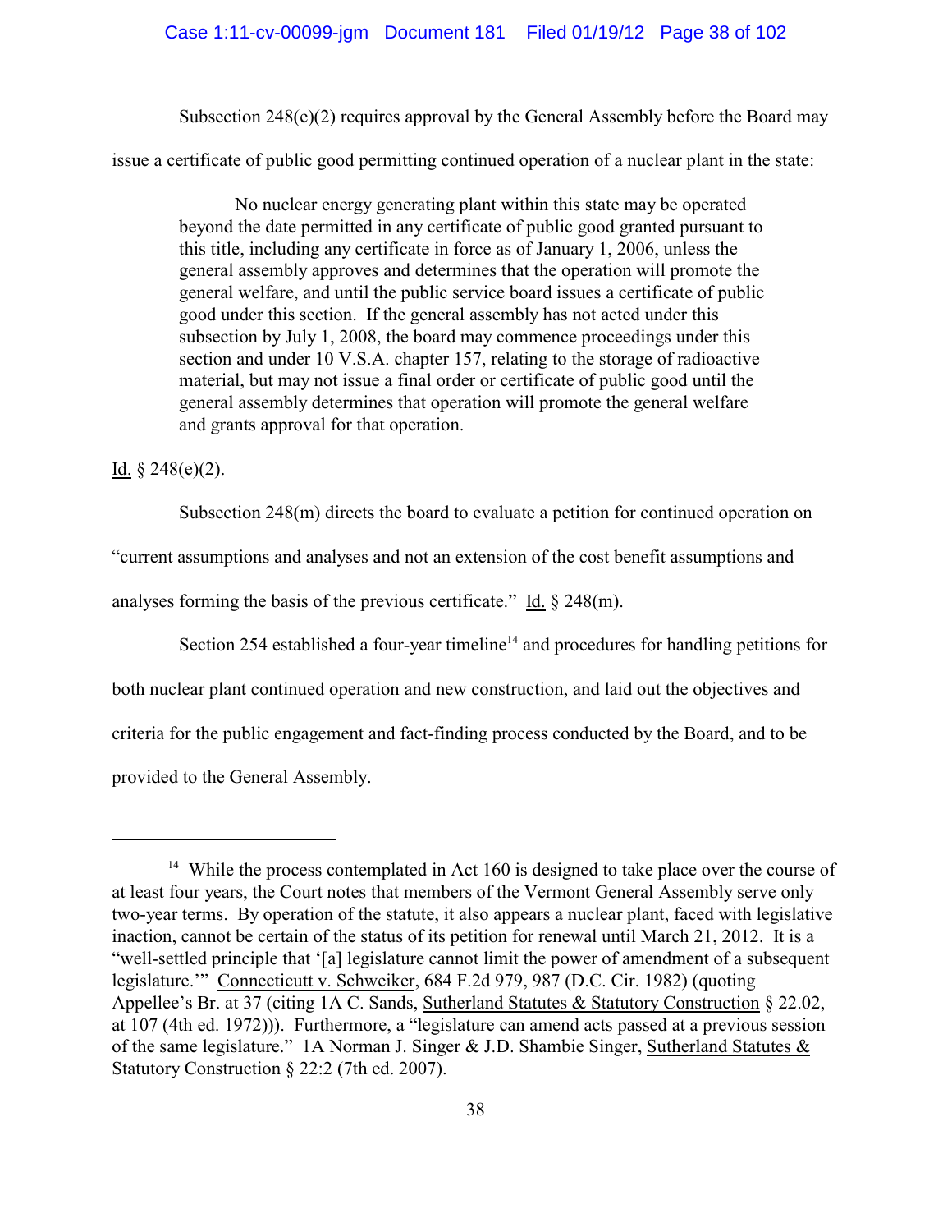Subsection 248(e)(2) requires approval by the General Assembly before the Board may issue a certificate of public good permitting continued operation of a nuclear plant in the state:

> No nuclear energy generating plant within this state may be operated beyond the date permitted in any certificate of public good granted pursuant to this title, including any certificate in force as of January 1, 2006, unless the general assembly approves and determines that the operation will promote the general welfare, and until the public service board issues a certificate of public good under this section. If the general assembly has not acted under this subsection by July 1, 2008, the board may commence proceedings under this section and under 10 V.S.A. chapter 157, relating to the storage of radioactive material, but may not issue a final order or certificate of public good until the general assembly determines that operation will promote the general welfare and grants approval for that operation.

Id. § 248(e)(2).

Subsection 248(m) directs the board to evaluate a petition for continued operation on "current assumptions and analyses and not an extension of the cost benefit assumptions and analyses forming the basis of the previous certificate." Id. § 248(m).

Section 254 established a four-year timeline[14] and procedures for handling petitions for both nuclear plant continued operation and new construction, and laid out the objectives and criteria for the public engagement and fact-finding process conducted by the Board, and to be provided to the General Assembly.

---

[14] While the process contemplated in Act 160 is designed to take place over the course of at least four years, the Court notes that members of the Vermont General Assembly serve only two-year terms. By operation of the statute, it also appears a nuclear plant, faced with legislative inaction, cannot be certain of the status of its petition for renewal until March 21, 2012. It is a "well-settled principle that '[a] legislature cannot limit the power of amendment of a subsequent legislature.'" Connecticut v. Schweiker, 684 F.2d 979, 987 (D.C. Cir. 1982) (quoting Appellee's Br. at 37 (citing 1A C. Sands, Sutherland Statutes & Statutory Construction § 22.02, at 107 (4th ed. 1972))). Furthermore, a "legislature can amend acts passed at a previous session of the same legislature." 1A Norman J. Singer & J.D. Shambie Singer, Sutherland Statutes & Statutory Construction § 22:2 (7th ed. 2007).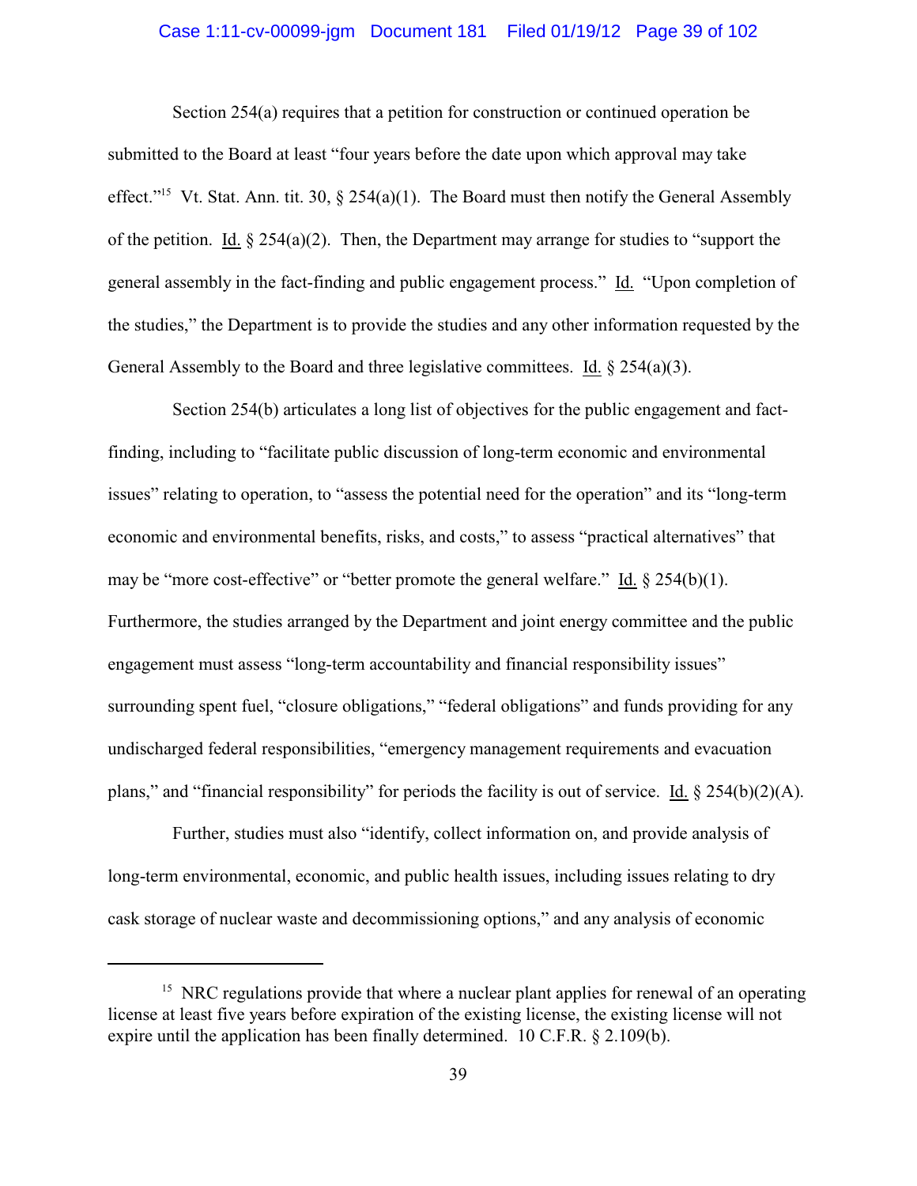Section 254(a) requires that a petition for construction or continued operation be submitted to the Board at least "four years before the date upon which approval may take effect."[15] Vt. Stat. Ann. tit. 30, § 254(a)(1). The Board must then notify the General Assembly of the petition. Id. § 254(a)(2). Then, the Department may arrange for studies to "support the general assembly in the fact-finding and public engagement process." Id. "Upon completion of the studies," the Department is to provide the studies and any other information requested by the General Assembly to the Board and three legislative committees. Id. § 254(a)(3).

Section 254(b) articulates a long list of objectives for the public engagement and fact-finding, including to "facilitate public discussion of long-term economic and environmental issues" relating to operation, to "assess the potential need for the operation" and its "long-term economic and environmental benefits, risks, and costs," to assess "practical alternatives" that may be "more cost-effective" or "better promote the general welfare." Id. § 254(b)(1). Furthermore, the studies arranged by the Department and joint energy committee and the public engagement must assess "long-term accountability and financial responsibility issues" surrounding spent fuel, "closure obligations," "federal obligations" and funds providing for any undischarged federal responsibilities, "emergency management requirements and evacuation plans," and "financial responsibility" for periods the facility is out of service. Id. § 254(b)(2)(A).

Further, studies must also "identify, collect information on, and provide analysis of long-term environmental, economic, and public health issues, including issues relating to dry cask storage of nuclear waste and decommissioning options," and any analysis of economic

---

[15] NRC regulations provide that where a nuclear plant applies for renewal of an operating license at least five years before expiration of the existing license, the existing license will not expire until the application has been finally determined. 10 C.F.R. § 2.109(b).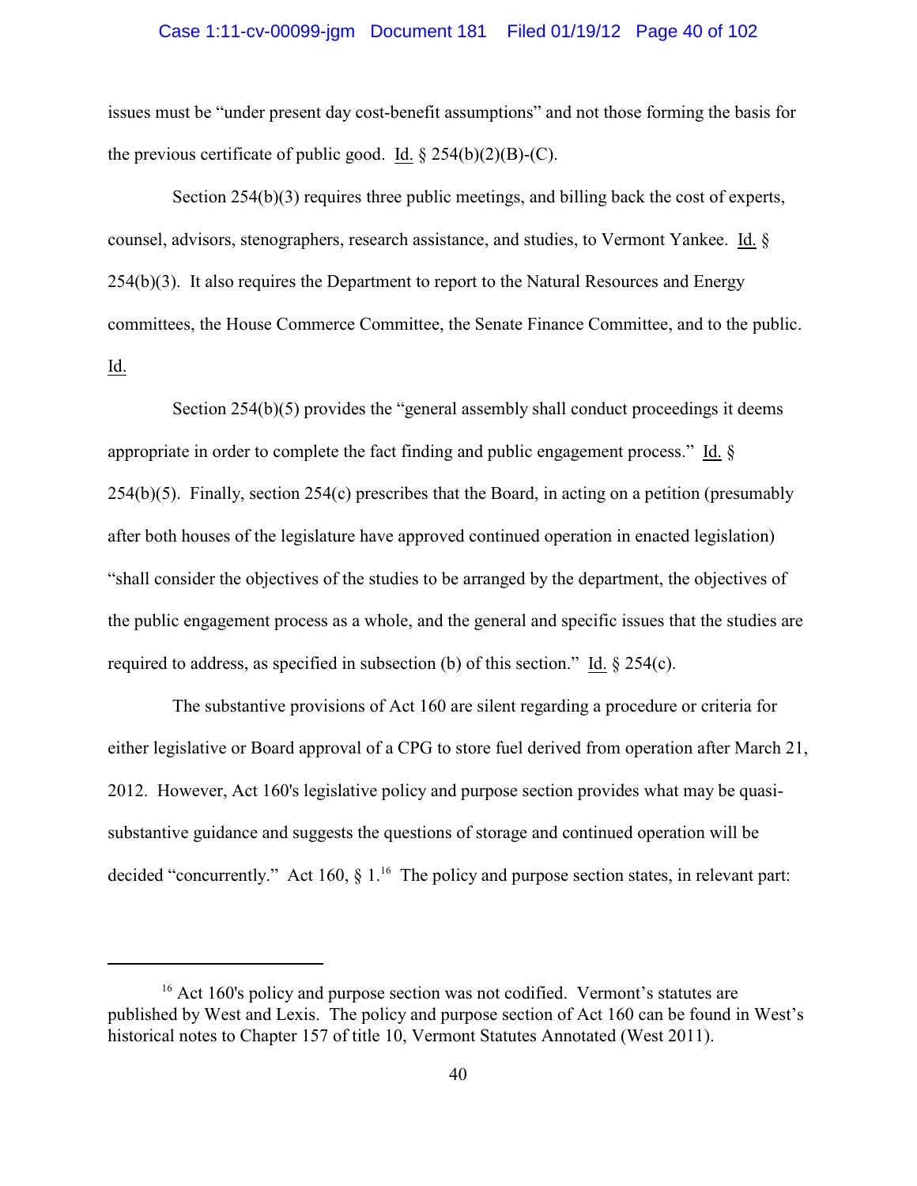issues must be "under present day cost-benefit assumptions" and not those forming the basis for the previous certificate of public good. Id. § 254(b)(2)(B)-(C).

Section 254(b)(3) requires three public meetings, and billing back the cost of experts, counsel, advisors, stenographers, research assistance, and studies, to Vermont Yankee. Id. § 254(b)(3). It also requires the Department to report to the Natural Resources and Energy committees, the House Commerce Committee, the Senate Finance Committee, and to the public. Id.

Section 254(b)(5) provides the "general assembly shall conduct proceedings it deems appropriate in order to complete the fact finding and public engagement process." Id. § 254(b)(5). Finally, section 254(c) prescribes that the Board, in acting on a petition (presumably after both houses of the legislature have approved continued operation in enacted legislation) "shall consider the objectives of the studies to be arranged by the department, the objectives of the public engagement process as a whole, and the general and specific issues that the studies are required to address, as specified in subsection (b) of this section." Id. § 254(c).

The substantive provisions of Act 160 are silent regarding a procedure or criteria for either legislative or Board approval of a CPG to store fuel derived from operation after March 21, 2012. However, Act 160's legislative policy and purpose section provides what may be quasi-substantive guidance and suggests the questions of storage and continued operation will be decided "concurrently." Act 160, § 1.[16] The policy and purpose section states, in relevant part:

---

[16] Act 160's policy and purpose section was not codified. Vermont's statutes are published by West and Lexis. The policy and purpose section of Act 160 can be found in West's historical notes to Chapter 157 of title 10, Vermont Statutes Annotated (West 2011).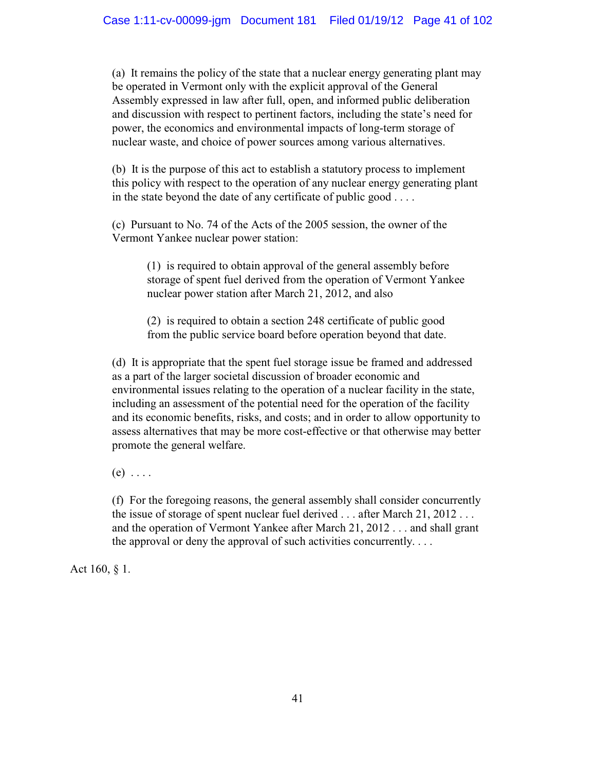> (a) It remains the policy of the state that a nuclear energy generating plant may be operated in Vermont only with the explicit approval of the General Assembly expressed in law after full, open, and informed public deliberation and discussion with respect to pertinent factors, including the state's need for power, the economics and environmental impacts of long-term storage of nuclear waste, and choice of power sources among various alternatives.
>
> (b) It is the purpose of this act to establish a statutory process to implement this policy with respect to the operation of any nuclear energy generating plant in the state beyond the date of any certificate of public good . . . .
>
> (c) Pursuant to No. 74 of the Acts of the 2005 session, the owner of the Vermont Yankee nuclear power station:
>
> > (1) is required to obtain approval of the general assembly before storage of spent fuel derived from the operation of Vermont Yankee nuclear power station after March 21, 2012, and also
> >
> > (2) is required to obtain a section 248 certificate of public good from the public service board before operation beyond that date.
>
> (d) It is appropriate that the spent fuel storage issue be framed and addressed as a part of the larger societal discussion of broader economic and environmental issues relating to the operation of a nuclear facility in the state, including an assessment of the potential need for the operation of the facility and its economic benefits, risks, and costs; and in order to allow opportunity to assess alternatives that may be more cost-effective or that otherwise may better promote the general welfare.
>
> (e) . . . .
>
> (f) For the foregoing reasons, the general assembly shall consider concurrently the issue of storage of spent nuclear fuel derived . . . after March 21, 2012 . . . and the operation of Vermont Yankee after March 21, 2012 . . . and shall grant the approval or deny the approval of such activities concurrently. . . .

Act 160, § 1.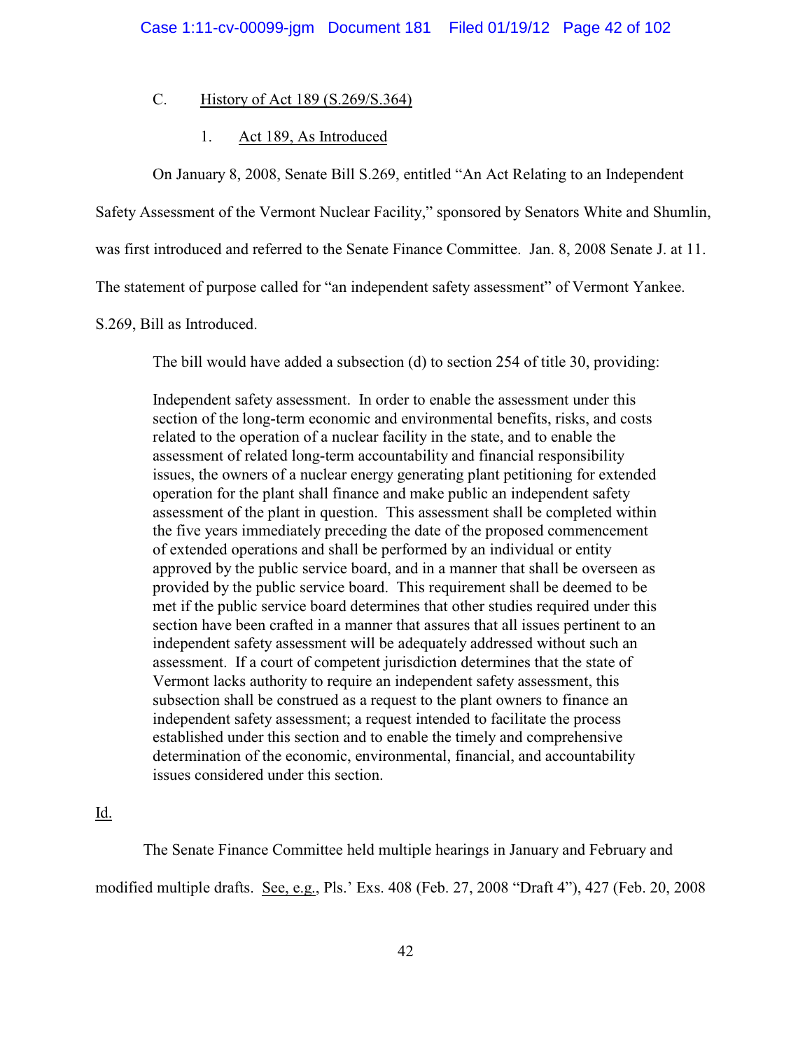C. History of Act 189 (S.269/S.364)

1. Act 189, As Introduced

On January 8, 2008, Senate Bill S.269, entitled "An Act Relating to an Independent Safety Assessment of the Vermont Nuclear Facility," sponsored by Senators White and Shumlin, was first introduced and referred to the Senate Finance Committee. Jan. 8, 2008 Senate J. at 11. The statement of purpose called for "an independent safety assessment" of Vermont Yankee. S.269, Bill as Introduced.

The bill would have added a subsection (d) to section 254 of title 30, providing:

> Independent safety assessment. In order to enable the assessment under this section of the long-term economic and environmental benefits, risks, and costs related to the operation of a nuclear facility in the state, and to enable the assessment of related long-term accountability and financial responsibility issues, the owners of a nuclear energy generating plant petitioning for extended operation for the plant shall finance and make public an independent safety assessment of the plant in question. This assessment shall be completed within the five years immediately preceding the date of the proposed commencement of extended operations and shall be performed by an individual or entity approved by the public service board, and in a manner that shall be overseen as provided by the public service board. This requirement shall be deemed to be met if the public service board determines that other studies required under this section have been crafted in a manner that assures that all issues pertinent to an independent safety assessment will be adequately addressed without such an assessment. If a court of competent jurisdiction determines that the state of Vermont lacks authority to require an independent safety assessment, this subsection shall be construed as a request to the plant owners to finance an independent safety assessment; a request intended to facilitate the process established under this section and to enable the timely and comprehensive determination of the economic, environmental, financial, and accountability issues considered under this section.

Id.

The Senate Finance Committee held multiple hearings in January and February and modified multiple drafts. See, e.g., Pls.' Exs. 408 (Feb. 27, 2008 "Draft 4"), 427 (Feb. 20, 2008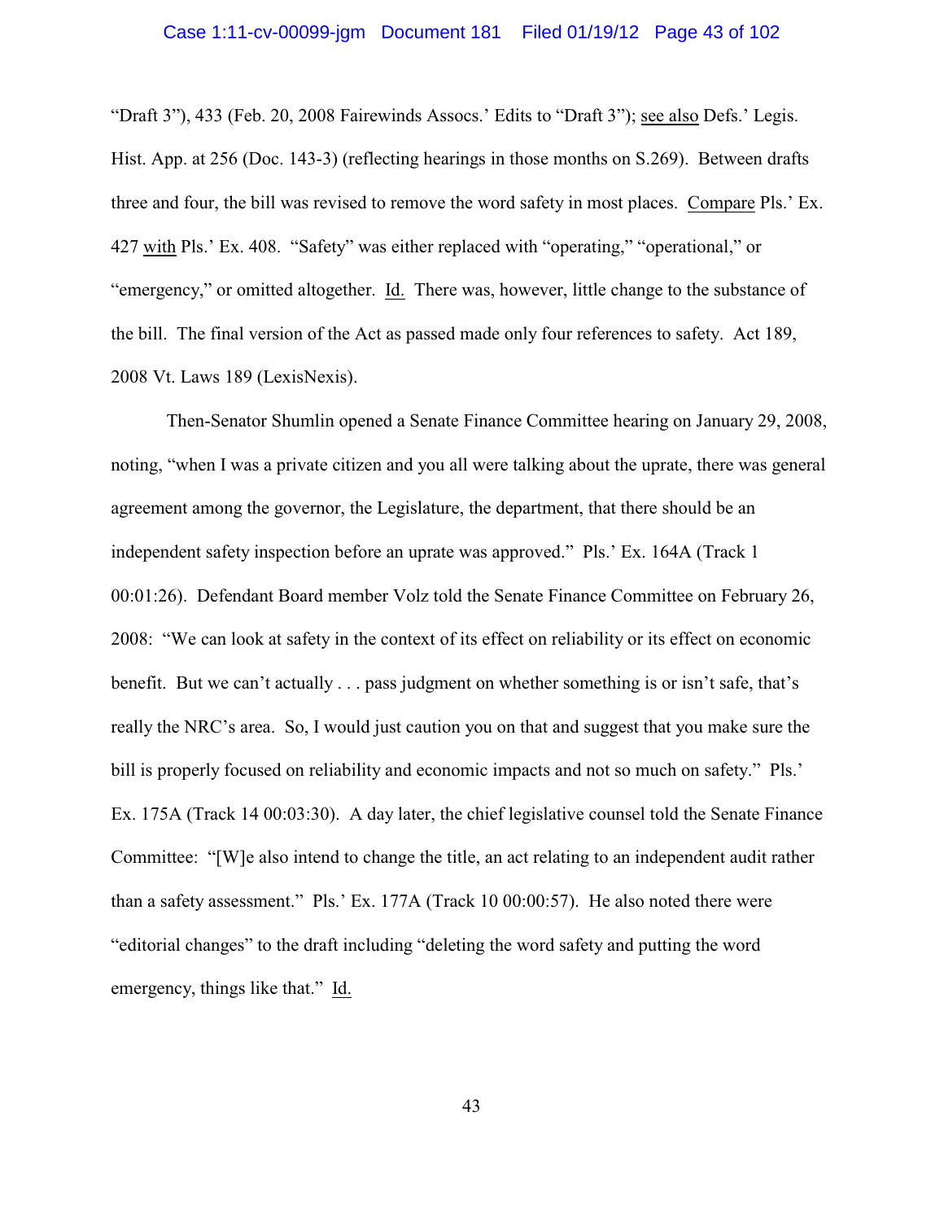"Draft 3"), 433 (Feb. 20, 2008 Fairewinds Assocs.' Edits to "Draft 3"); see also Defs.' Legis. Hist. App. at 256 (Doc. 143-3) (reflecting hearings in those months on S.269). Between drafts three and four, the bill was revised to remove the word safety in most places. Compare Pls.' Ex. 427 with Pls.' Ex. 408. "Safety" was either replaced with "operating," "operational," or "emergency," or omitted altogether. Id. There was, however, little change to the substance of the bill. The final version of the Act as passed made only four references to safety. Act 189, 2008 Vt. Laws 189 (LexisNexis).

Then-Senator Shumlin opened a Senate Finance Committee hearing on January 29, 2008, noting, "when I was a private citizen and you all were talking about the uprate, there was general agreement among the governor, the Legislature, the department, that there should be an independent safety inspection before an uprate was approved." Pls.' Ex. 164A (Track 1 00:01:26). Defendant Board member Volz told the Senate Finance Committee on February 26, 2008: "We can look at safety in the context of its effect on reliability or its effect on economic benefit. But we can't actually . . . pass judgment on whether something is or isn't safe, that's really the NRC's area. So, I would just caution you on that and suggest that you make sure the bill is properly focused on reliability and economic impacts and not so much on safety." Pls.' Ex. 175A (Track 14 00:03:30). A day later, the chief legislative counsel told the Senate Finance Committee: "[W]e also intend to change the title, an act relating to an independent audit rather than a safety assessment." Pls.' Ex. 177A (Track 10 00:00:57). He also noted there were "editorial changes" to the draft including "deleting the word safety and putting the word emergency, things like that." Id.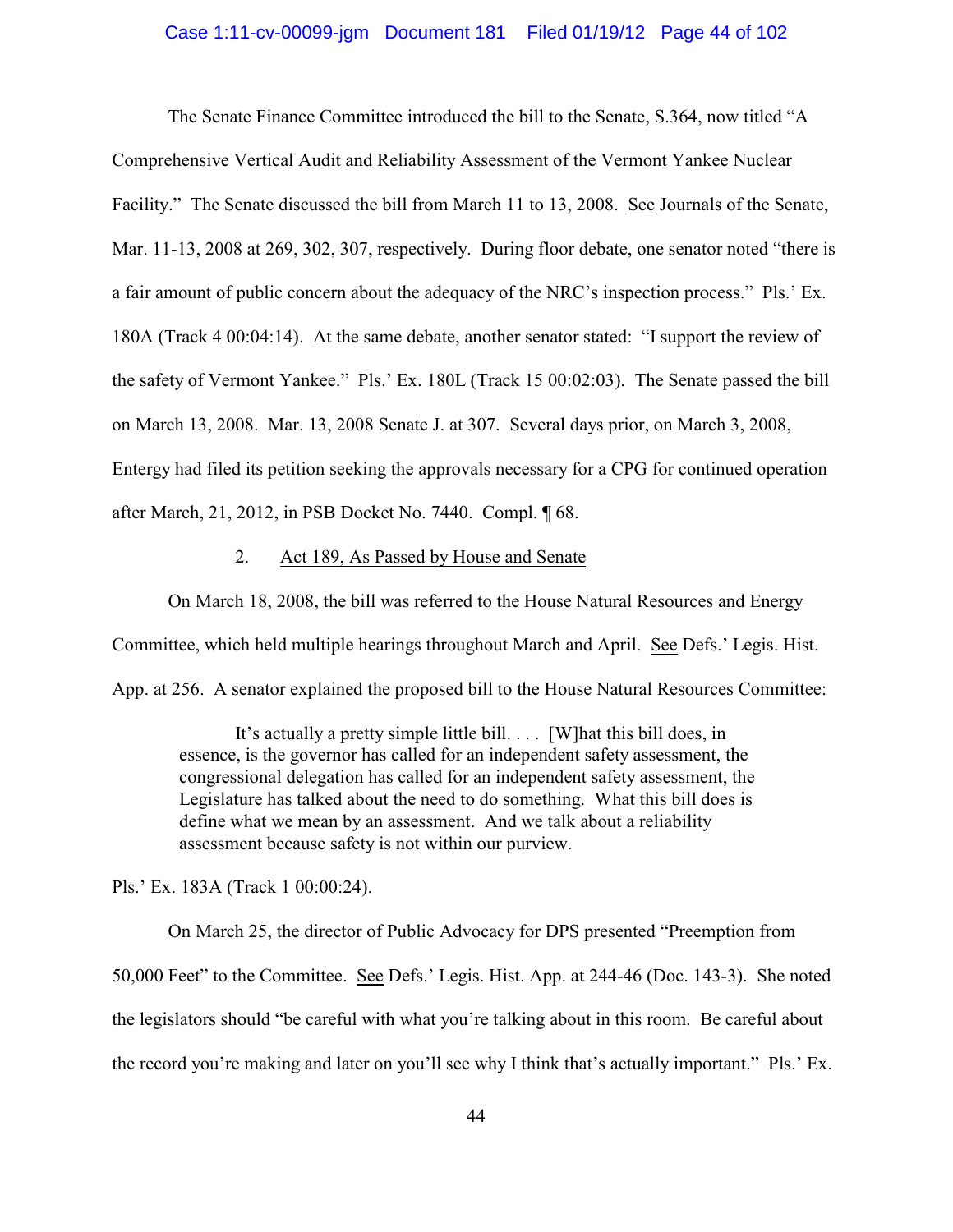The Senate Finance Committee introduced the bill to the Senate, S.364, now titled "A Comprehensive Vertical Audit and Reliability Assessment of the Vermont Yankee Nuclear Facility." The Senate discussed the bill from March 11 to 13, 2008. See Journals of the Senate, Mar. 11-13, 2008 at 269, 302, 307, respectively. During floor debate, one senator noted "there is a fair amount of public concern about the adequacy of the NRC's inspection process." Pls.' Ex. 180A (Track 4 00:04:14). At the same debate, another senator stated: "I support the review of the safety of Vermont Yankee." Pls.' Ex. 180L (Track 15 00:02:03). The Senate passed the bill on March 13, 2008. Mar. 13, 2008 Senate J. at 307. Several days prior, on March 3, 2008, Entergy had filed its petition seeking the approvals necessary for a CPG for continued operation after March, 21, 2012, in PSB Docket No. 7440. Compl. ¶ 68.

2. Act 189, As Passed by House and Senate

On March 18, 2008, the bill was referred to the House Natural Resources and Energy Committee, which held multiple hearings throughout March and April. See Defs.' Legis. Hist. App. at 256. A senator explained the proposed bill to the House Natural Resources Committee:

> It's actually a pretty simple little bill. . . . [W]hat this bill does, in essence, is the governor has called for an independent safety assessment, the congressional delegation has called for an independent safety assessment, the Legislature has talked about the need to do something. What this bill does is define what we mean by an assessment. And we talk about a reliability assessment because safety is not within our purview.

Pls.' Ex. 183A (Track 1 00:00:24).

On March 25, the director of Public Advocacy for DPS presented "Preemption from 50,000 Feet" to the Committee. See Defs.' Legis. Hist. App. at 244-46 (Doc. 143-3). She noted the legislators should "be careful with what you're talking about in this room. Be careful about the record you're making and later on you'll see why I think that's actually important." Pls.' Ex.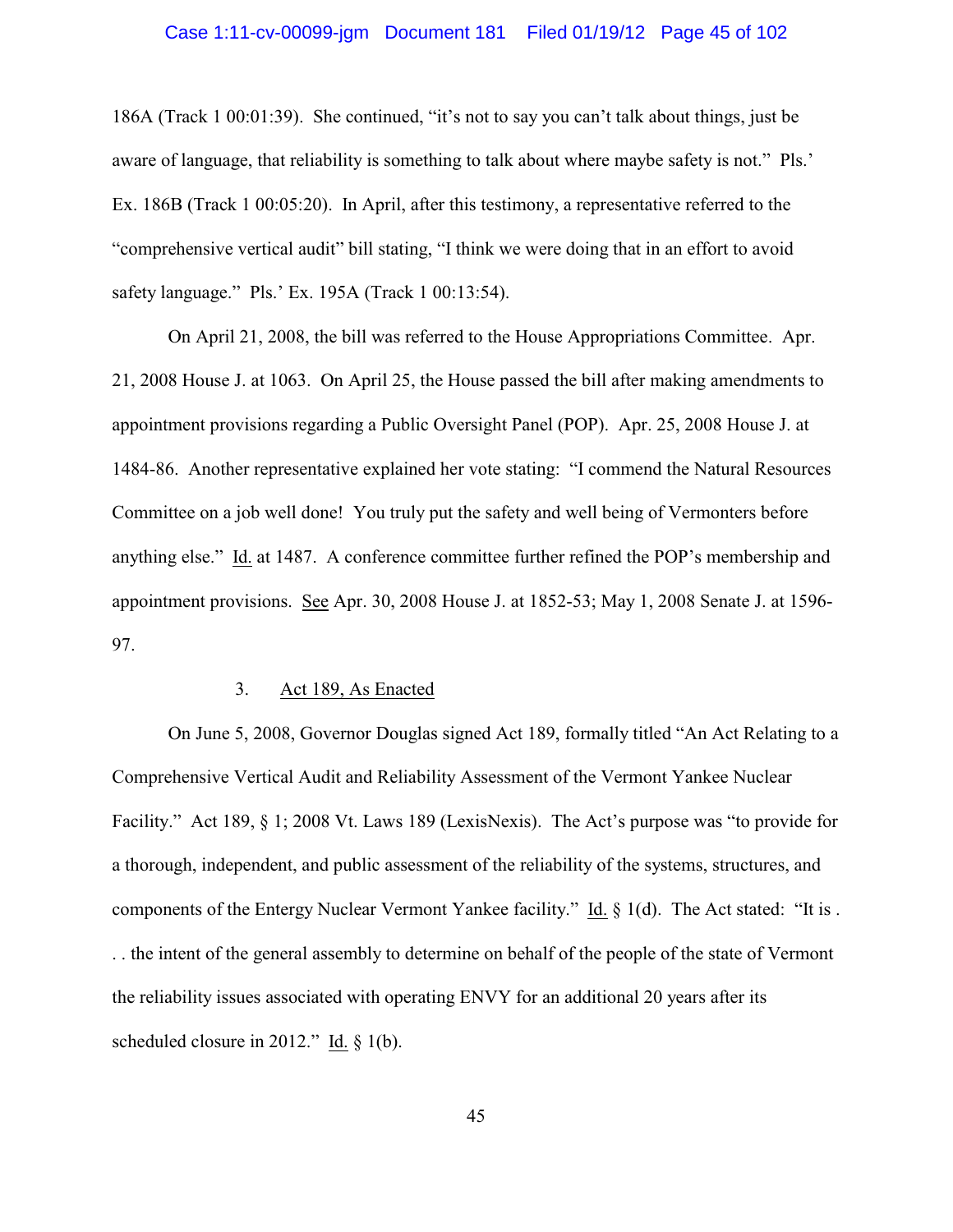186A (Track 1 00:01:39). She continued, "it's not to say you can't talk about things, just be aware of language, that reliability is something to talk about where maybe safety is not." Pls.' Ex. 186B (Track 1 00:05:20). In April, after this testimony, a representative referred to the "comprehensive vertical audit" bill stating, "I think we were doing that in an effort to avoid safety language." Pls.' Ex. 195A (Track 1 00:13:54).

On April 21, 2008, the bill was referred to the House Appropriations Committee. Apr. 21, 2008 House J. at 1063. On April 25, the House passed the bill after making amendments to appointment provisions regarding a Public Oversight Panel (POP). Apr. 25, 2008 House J. at 1484-86. Another representative explained her vote stating: "I commend the Natural Resources Committee on a job well done! You truly put the safety and well being of Vermonters before anything else." Id. at 1487. A conference committee further refined the POP's membership and appointment provisions. See Apr. 30, 2008 House J. at 1852-53; May 1, 2008 Senate J. at 1596-97.

### 3. Act 189, As Enacted

On June 5, 2008, Governor Douglas signed Act 189, formally titled "An Act Relating to a Comprehensive Vertical Audit and Reliability Assessment of the Vermont Yankee Nuclear Facility." Act 189, § 1; 2008 Vt. Laws 189 (LexisNexis). The Act's purpose was "to provide for a thorough, independent, and public assessment of the reliability of the systems, structures, and components of the Entergy Nuclear Vermont Yankee facility." Id. § 1(d). The Act stated: "It is . . . the intent of the general assembly to determine on behalf of the people of the state of Vermont the reliability issues associated with operating ENVY for an additional 20 years after its scheduled closure in 2012." Id. § 1(b).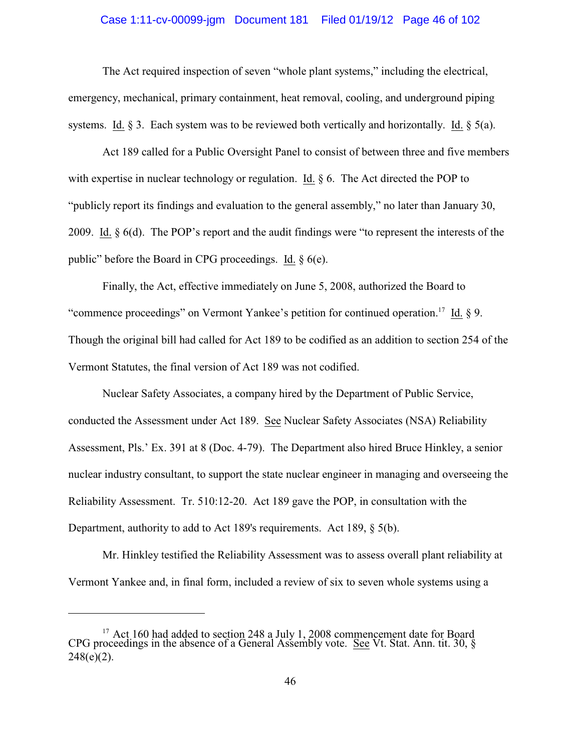The Act required inspection of seven "whole plant systems," including the electrical, emergency, mechanical, primary containment, heat removal, cooling, and underground piping systems. Id. § 3. Each system was to be reviewed both vertically and horizontally. Id. § 5(a).

Act 189 called for a Public Oversight Panel to consist of between three and five members with expertise in nuclear technology or regulation. Id. § 6. The Act directed the POP to "publicly report its findings and evaluation to the general assembly," no later than January 30, 2009. Id. § 6(d). The POP's report and the audit findings were "to represent the interests of the public" before the Board in CPG proceedings. Id. § 6(e).

Finally, the Act, effective immediately on June 5, 2008, authorized the Board to "commence proceedings" on Vermont Yankee's petition for continued operation.[17] Id. § 9. Though the original bill had called for Act 189 to be codified as an addition to section 254 of the Vermont Statutes, the final version of Act 189 was not codified.

Nuclear Safety Associates, a company hired by the Department of Public Service, conducted the Assessment under Act 189. See Nuclear Safety Associates (NSA) Reliability Assessment, Pls.' Ex. 391 at 8 (Doc. 4-79). The Department also hired Bruce Hinkley, a senior nuclear industry consultant, to support the state nuclear engineer in managing and overseeing the Reliability Assessment. Tr. 510:12-20. Act 189 gave the POP, in consultation with the Department, authority to add to Act 189's requirements. Act 189, § 5(b).

Mr. Hinkley testified the Reliability Assessment was to assess overall plant reliability at Vermont Yankee and, in final form, included a review of six to seven whole systems using a

---

[17] Act 160 had added to section 248 a July 1, 2008 commencement date for Board CPG proceedings in the absence of a General Assembly vote. See Vt. Stat. Ann. tit. 30, § 248(e)(2).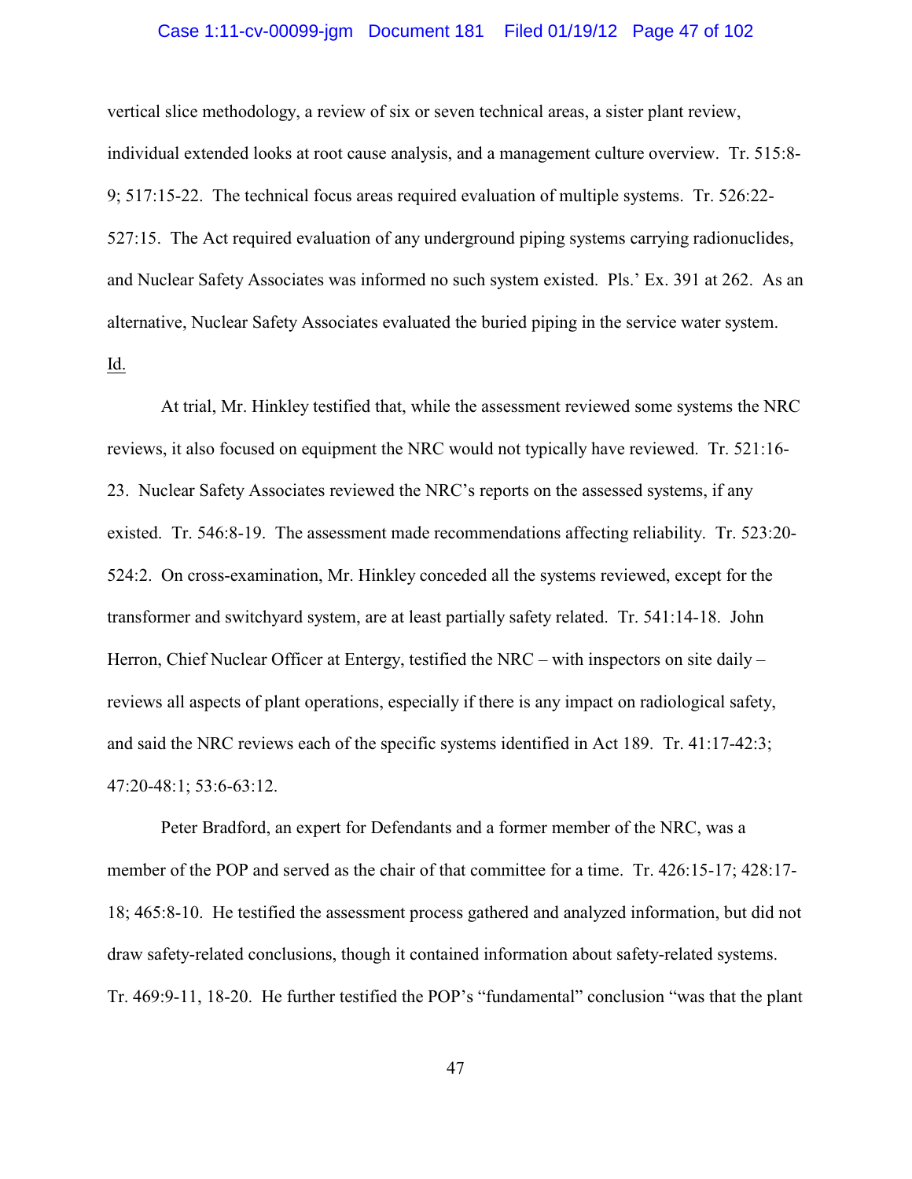vertical slice methodology, a review of six or seven technical areas, a sister plant review, individual extended looks at root cause analysis, and a management culture overview. Tr. 515:8-9; 517:15-22. The technical focus areas required evaluation of multiple systems. Tr. 526:22-527:15. The Act required evaluation of any underground piping systems carrying radionuclides, and Nuclear Safety Associates was informed no such system existed. Pls.' Ex. 391 at 262. As an alternative, Nuclear Safety Associates evaluated the buried piping in the service water system. Id.

At trial, Mr. Hinkley testified that, while the assessment reviewed some systems the NRC reviews, it also focused on equipment the NRC would not typically have reviewed. Tr. 521:16-23. Nuclear Safety Associates reviewed the NRC's reports on the assessed systems, if any existed. Tr. 546:8-19. The assessment made recommendations affecting reliability. Tr. 523:20-524:2. On cross-examination, Mr. Hinkley conceded all the systems reviewed, except for the transformer and switchyard system, are at least partially safety related. Tr. 541:14-18. John Herron, Chief Nuclear Officer at Entergy, testified the NRC – with inspectors on site daily – reviews all aspects of plant operations, especially if there is any impact on radiological safety, and said the NRC reviews each of the specific systems identified in Act 189. Tr. 41:17-42:3; 47:20-48:1; 53:6-63:12.

Peter Bradford, an expert for Defendants and a former member of the NRC, was a member of the POP and served as the chair of that committee for a time. Tr. 426:15-17; 428:17-18; 465:8-10. He testified the assessment process gathered and analyzed information, but did not draw safety-related conclusions, though it contained information about safety-related systems. Tr. 469:9-11, 18-20. He further testified the POP's "fundamental" conclusion "was that the plant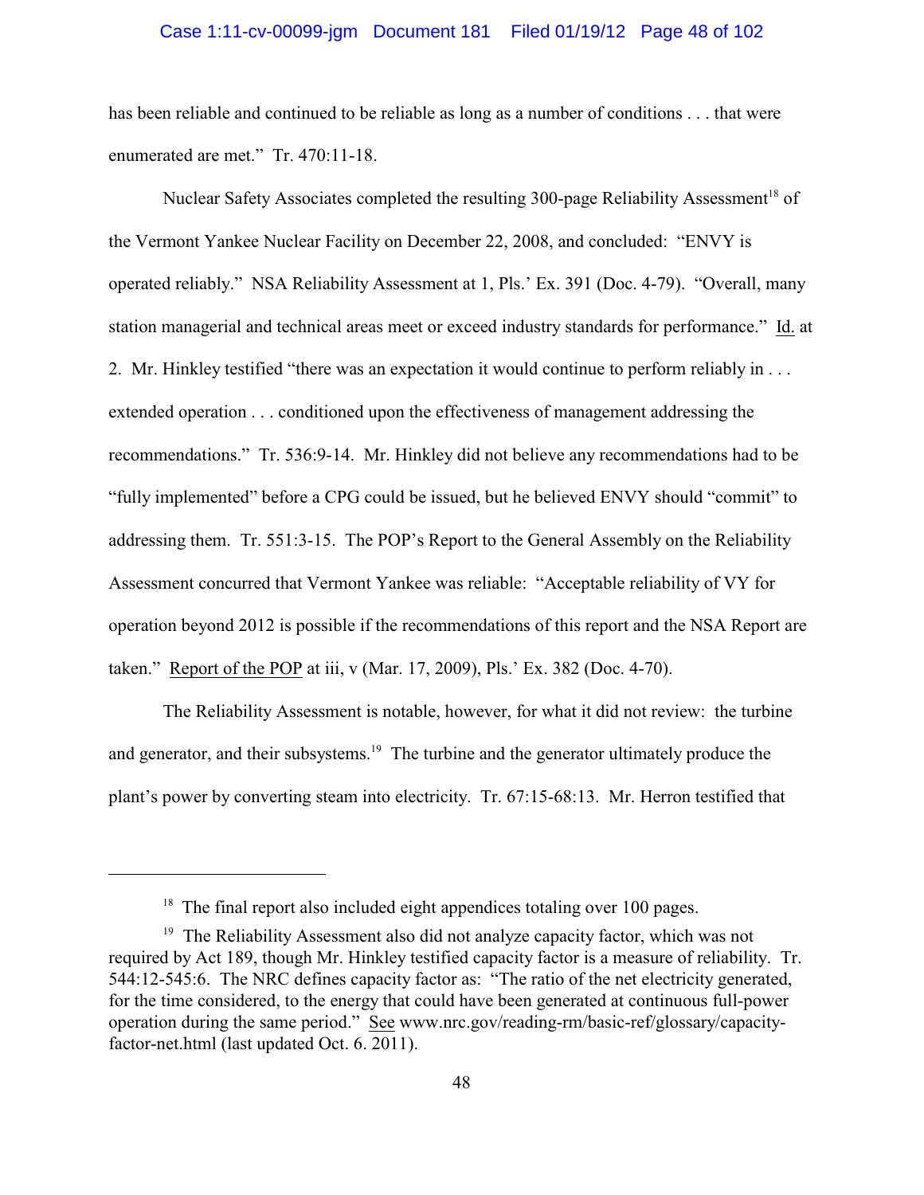has been reliable and continued to be reliable as long as a number of conditions . . . that were enumerated are met." Tr. 470:11-18.

Nuclear Safety Associates completed the resulting 300-page Reliability Assessment[18] of the Vermont Yankee Nuclear Facility on December 22, 2008, and concluded: "ENVY is operated reliably." NSA Reliability Assessment at 1, Pls.' Ex. 391 (Doc. 4-79). "Overall, many station managerial and technical areas meet or exceed industry standards for performance." Id. at 2. Mr. Hinkley testified "there was an expectation it would continue to perform reliably in . . . extended operation . . . conditioned upon the effectiveness of management addressing the recommendations." Tr. 536:9-14. Mr. Hinkley did not believe any recommendations had to be "fully implemented" before a CPG could be issued, but he believed ENVY should "commit" to addressing them. Tr. 551:3-15. The POP's Report to the General Assembly on the Reliability Assessment concurred that Vermont Yankee was reliable: "Acceptable reliability of VY for operation beyond 2012 is possible if the recommendations of this report and the NSA Report are taken." Report of the POP at iii, v (Mar. 17, 2009), Pls.' Ex. 382 (Doc. 4-70).

The Reliability Assessment is notable, however, for what it did not review: the turbine and generator, and their subsystems.[19] The turbine and the generator ultimately produce the plant's power by converting steam into electricity. Tr. 67:15-68:13. Mr. Herron testified that

---

[18] The final report also included eight appendices totaling over 100 pages.

[19] The Reliability Assessment also did not analyze capacity factor, which was not required by Act 189, though Mr. Hinkley testified capacity factor is a measure of reliability. Tr. 544:12-545:6. The NRC defines capacity factor as: "The ratio of the net electricity generated, for the time considered, to the energy that could have been generated at continuous full-power operation during the same period." See www.nrc.gov/reading-rm/basic-ref/glossary/capacity-factor-net.html (last updated Oct. 6. 2011).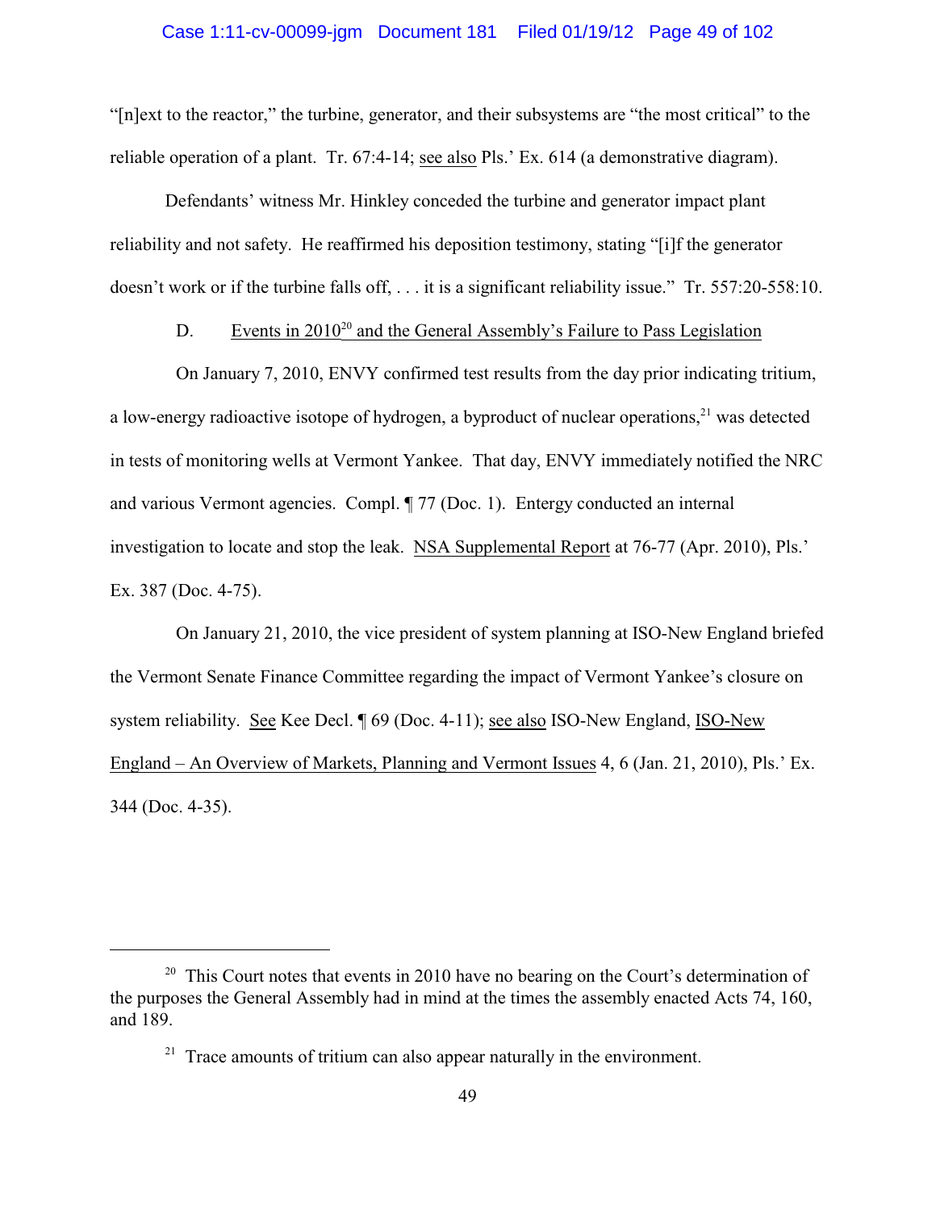"[n]ext to the reactor," the turbine, generator, and their subsystems are "the most critical" to the reliable operation of a plant. Tr. 67:4-14; see also Pls.' Ex. 614 (a demonstrative diagram).

Defendants' witness Mr. Hinkley conceded the turbine and generator impact plant reliability and not safety. He reaffirmed his deposition testimony, stating "[i]f the generator doesn't work or if the turbine falls off, . . . it is a significant reliability issue." Tr. 557:20-558:10.

D. Events in 2010[20] and the General Assembly's Failure to Pass Legislation

On January 7, 2010, ENVY confirmed test results from the day prior indicating tritium, a low-energy radioactive isotope of hydrogen, a byproduct of nuclear operations,[21] was detected in tests of monitoring wells at Vermont Yankee. That day, ENVY immediately notified the NRC and various Vermont agencies. Compl. ¶ 77 (Doc. 1). Entergy conducted an internal investigation to locate and stop the leak. NSA Supplemental Report at 76-77 (Apr. 2010), Pls.' Ex. 387 (Doc. 4-75).

On January 21, 2010, the vice president of system planning at ISO-New England briefed the Vermont Senate Finance Committee regarding the impact of Vermont Yankee's closure on system reliability. See Kee Decl. ¶ 69 (Doc. 4-11); see also ISO-New England, ISO-New England – An Overview of Markets, Planning and Vermont Issues 4, 6 (Jan. 21, 2010), Pls.' Ex. 344 (Doc. 4-35).

---

[20] This Court notes that events in 2010 have no bearing on the Court's determination of the purposes the General Assembly had in mind at the times the assembly enacted Acts 74, 160, and 189.

[21] Trace amounts of tritium can also appear naturally in the environment.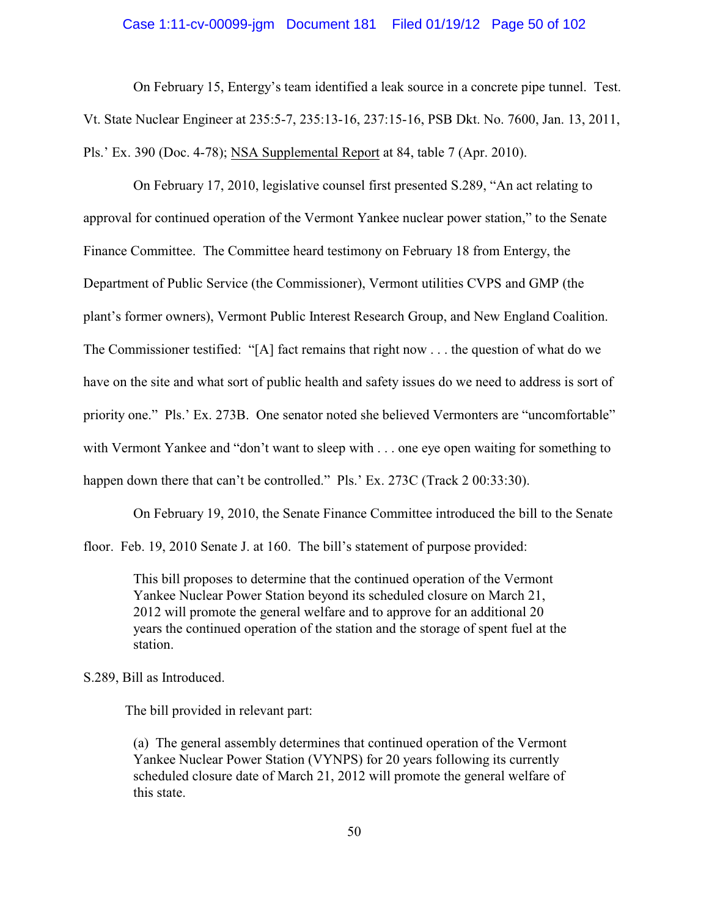On February 15, Entergy's team identified a leak source in a concrete pipe tunnel. Test. Vt. State Nuclear Engineer at 235:5-7, 235:13-16, 237:15-16, PSB Dkt. No. 7600, Jan. 13, 2011, Pls.' Ex. 390 (Doc. 4-78); NSA Supplemental Report at 84, table 7 (Apr. 2010).

On February 17, 2010, legislative counsel first presented S.289, "An act relating to approval for continued operation of the Vermont Yankee nuclear power station," to the Senate Finance Committee. The Committee heard testimony on February 18 from Entergy, the Department of Public Service (the Commissioner), Vermont utilities CVPS and GMP (the plant's former owners), Vermont Public Interest Research Group, and New England Coalition. The Commissioner testified: "[A] fact remains that right now . . . the question of what do we have on the site and what sort of public health and safety issues do we need to address is sort of priority one." Pls.' Ex. 273B. One senator noted she believed Vermonters are "uncomfortable" with Vermont Yankee and "don't want to sleep with . . . one eye open waiting for something to happen down there that can't be controlled." Pls.' Ex. 273C (Track 2 00:33:30).

On February 19, 2010, the Senate Finance Committee introduced the bill to the Senate floor. Feb. 19, 2010 Senate J. at 160. The bill's statement of purpose provided:

> This bill proposes to determine that the continued operation of the Vermont Yankee Nuclear Power Station beyond its scheduled closure on March 21, 2012 will promote the general welfare and to approve for an additional 20 years the continued operation of the station and the storage of spent fuel at the station.

S.289, Bill as Introduced.

The bill provided in relevant part:

> (a) The general assembly determines that continued operation of the Vermont Yankee Nuclear Power Station (VYNPS) for 20 years following its currently scheduled closure date of March 21, 2012 will promote the general welfare of this state.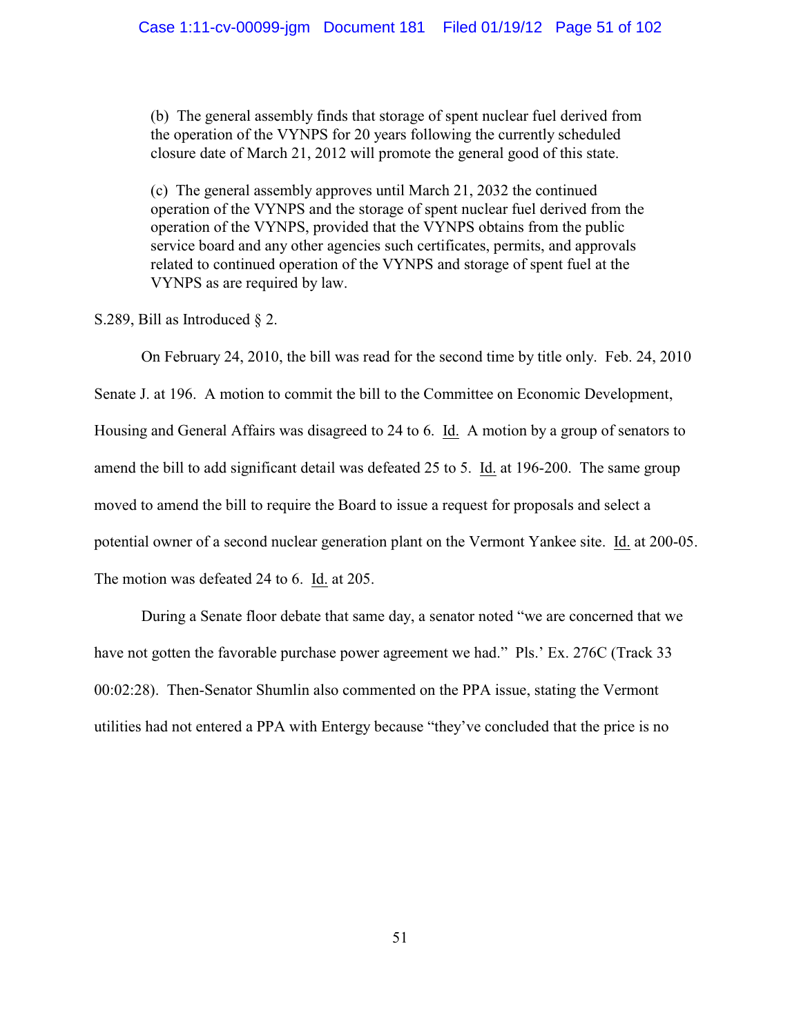> (b) The general assembly finds that storage of spent nuclear fuel derived from the operation of the VYNPS for 20 years following the currently scheduled closure date of March 21, 2012 will promote the general good of this state.
>
> (c) The general assembly approves until March 21, 2032 the continued operation of the VYNPS and the storage of spent nuclear fuel derived from the operation of the VYNPS, provided that the VYNPS obtains from the public service board and any other agencies such certificates, permits, and approvals related to continued operation of the VYNPS and storage of spent fuel at the VYNPS as are required by law.

S.289, Bill as Introduced § 2.

On February 24, 2010, the bill was read for the second time by title only. Feb. 24, 2010 Senate J. at 196. A motion to commit the bill to the Committee on Economic Development, Housing and General Affairs was disagreed to 24 to 6. Id. A motion by a group of senators to amend the bill to add significant detail was defeated 25 to 5. Id. at 196-200. The same group moved to amend the bill to require the Board to issue a request for proposals and select a potential owner of a second nuclear generation plant on the Vermont Yankee site. Id. at 200-05. The motion was defeated 24 to 6. Id. at 205.

During a Senate floor debate that same day, a senator noted "we are concerned that we have not gotten the favorable purchase power agreement we had." Pls.' Ex. 276C (Track 33 00:02:28). Then-Senator Shumlin also commented on the PPA issue, stating the Vermont utilities had not entered a PPA with Entergy because "they've concluded that the price is no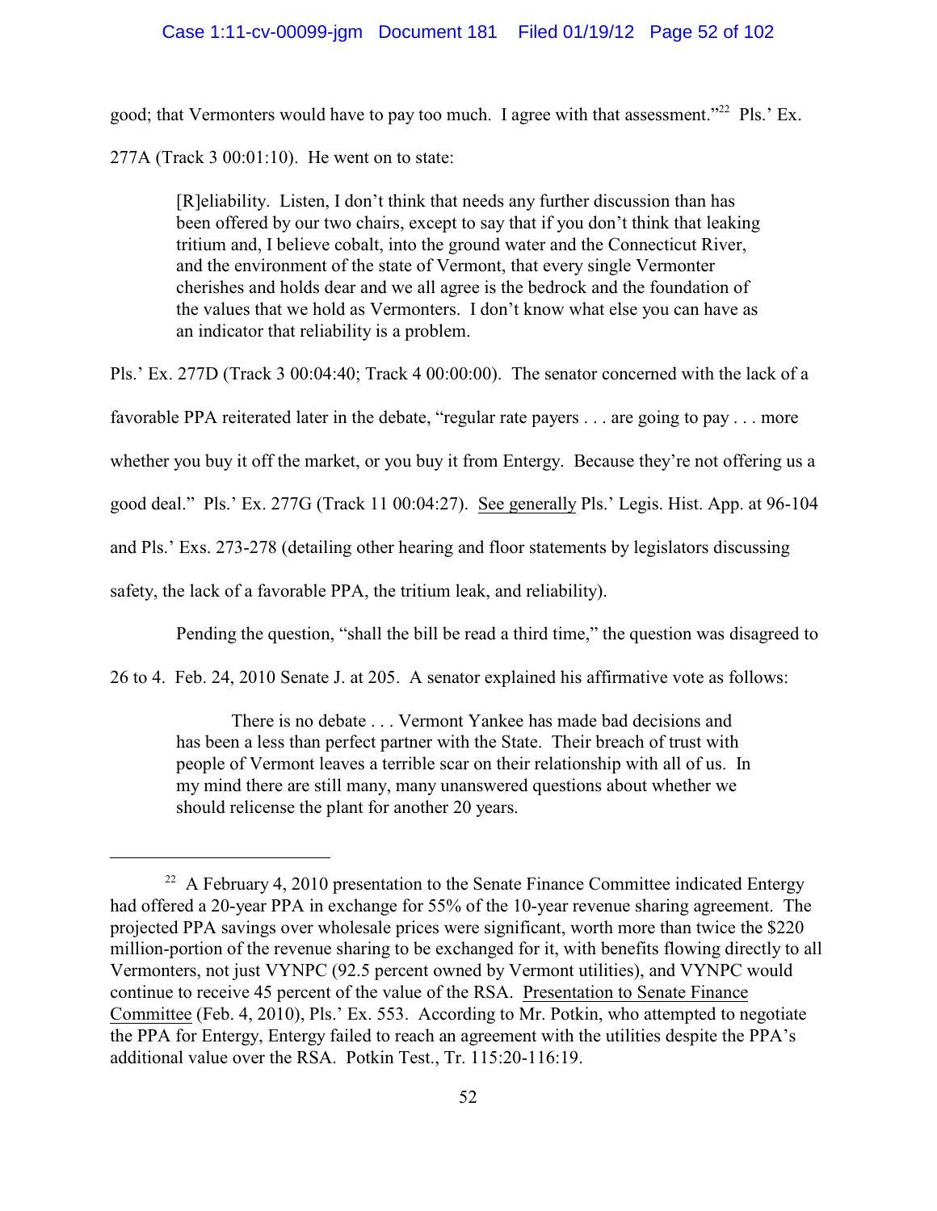good; that Vermonters would have to pay too much. I agree with that assessment."[22] Pls.' Ex. 277A (Track 3 00:01:10). He went on to state:

> [R]eliability. Listen, I don't think that needs any further discussion than has been offered by our two chairs, except to say that if you don't think that leaking tritium and, I believe cobalt, into the ground water and the Connecticut River, and the environment of the state of Vermont, that every single Vermonter cherishes and holds dear and we all agree is the bedrock and the foundation of the values that we hold as Vermonters. I don't know what else you can have as an indicator that reliability is a problem.

Pls.' Ex. 277D (Track 3 00:04:40; Track 4 00:00:00). The senator concerned with the lack of a favorable PPA reiterated later in the debate, "regular rate payers . . . are going to pay . . . more whether you buy it off the market, or you buy it from Entergy. Because they're not offering us a good deal." Pls.' Ex. 277G (Track 11 00:04:27). See generally Pls.' Legis. Hist. App. at 96-104 and Pls.' Exs. 273-278 (detailing other hearing and floor statements by legislators discussing safety, the lack of a favorable PPA, the tritium leak, and reliability).

Pending the question, "shall the bill be read a third time," the question was disagreed to 26 to 4. Feb. 24, 2010 Senate J. at 205. A senator explained his affirmative vote as follows:

> There is no debate . . . Vermont Yankee has made bad decisions and has been a less than perfect partner with the State. Their breach of trust with people of Vermont leaves a terrible scar on their relationship with all of us. In my mind there are still many, many unanswered questions about whether we should relicense the plant for another 20 years.

---

[22] A February 4, 2010 presentation to the Senate Finance Committee indicated Entergy had offered a 20-year PPA in exchange for 55% of the 10-year revenue sharing agreement. The projected PPA savings over wholesale prices were significant, worth more than twice the $220 million-portion of the revenue sharing to be exchanged for it, with benefits flowing directly to all Vermonters, not just VYNPC (92.5 percent owned by Vermont utilities), and VYNPC would continue to receive 45 percent of the value of the RSA. Presentation to Senate Finance Committee (Feb. 4, 2010), Pls.' Ex. 553. According to Mr. Potkin, who attempted to negotiate the PPA for Entergy, Entergy failed to reach an agreement with the utilities despite the PPA's additional value over the RSA. Potkin Test., Tr. 115:20-116:19.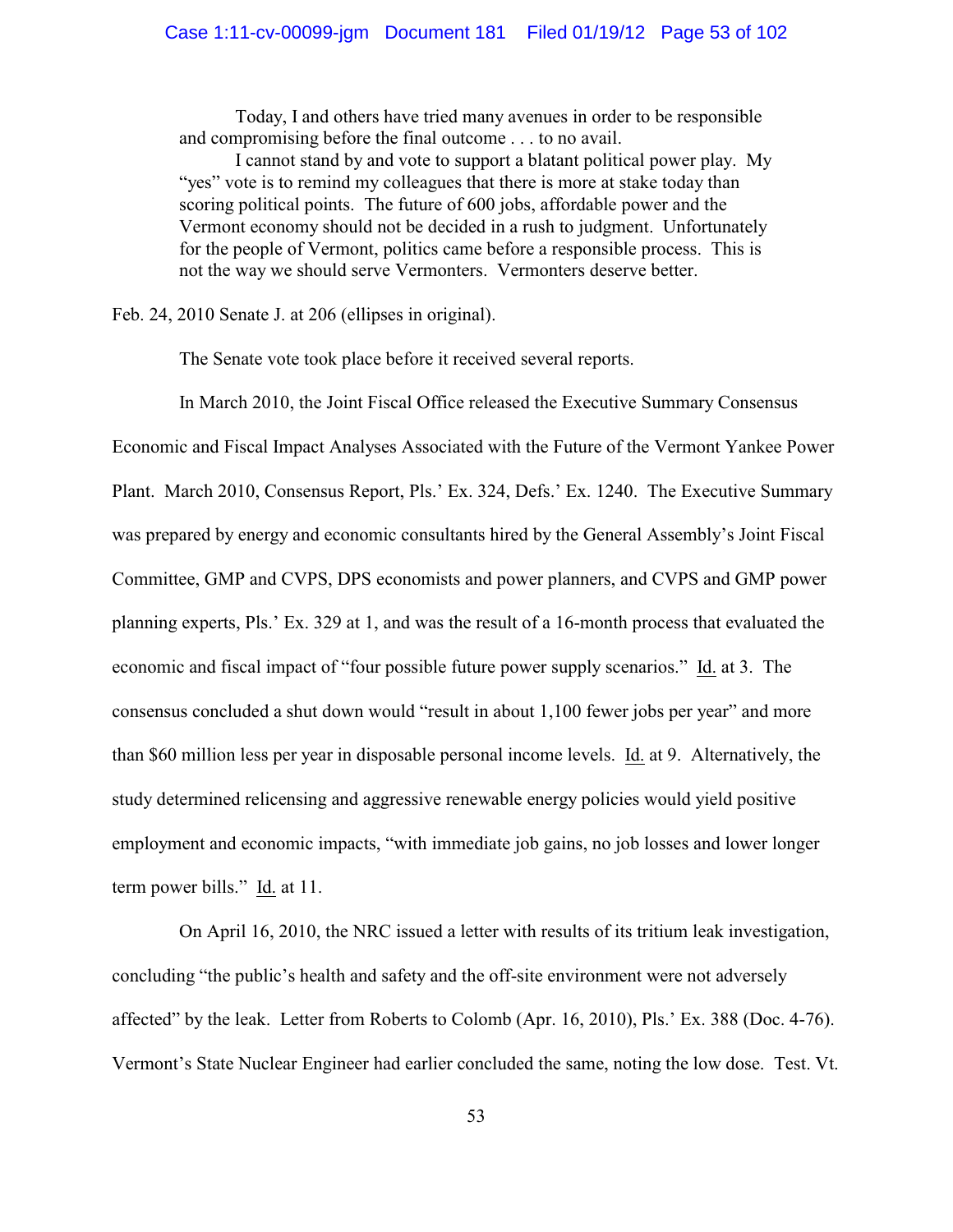> Today, I and others have tried many avenues in order to be responsible and compromising before the final outcome . . . to no avail.
>
> I cannot stand by and vote to support a blatant political power play. My "yes" vote is to remind my colleagues that there is more at stake today than scoring political points. The future of 600 jobs, affordable power and the Vermont economy should not be decided in a rush to judgment. Unfortunately for the people of Vermont, politics came before a responsible process. This is not the way we should serve Vermonters. Vermonters deserve better.

Feb. 24, 2010 Senate J. at 206 (ellipses in original).

The Senate vote took place before it received several reports.

In March 2010, the Joint Fiscal Office released the Executive Summary Consensus Economic and Fiscal Impact Analyses Associated with the Future of the Vermont Yankee Power Plant. March 2010, Consensus Report, Pls.' Ex. 324, Defs.' Ex. 1240. The Executive Summary was prepared by energy and economic consultants hired by the General Assembly's Joint Fiscal Committee, GMP and CVPS, DPS economists and power planners, and CVPS and GMP power planning experts, Pls.' Ex. 329 at 1, and was the result of a 16-month process that evaluated the economic and fiscal impact of "four possible future power supply scenarios." Id. at 3. The consensus concluded a shut down would "result in about 1,100 fewer jobs per year" and more than $60 million less per year in disposable personal income levels. Id. at 9. Alternatively, the study determined relicensing and aggressive renewable energy policies would yield positive employment and economic impacts, "with immediate job gains, no job losses and lower longer term power bills." Id. at 11.

On April 16, 2010, the NRC issued a letter with results of its tritium leak investigation, concluding "the public's health and safety and the off-site environment were not adversely affected" by the leak. Letter from Roberts to Colomb (Apr. 16, 2010), Pls.' Ex. 388 (Doc. 4-76). Vermont's State Nuclear Engineer had earlier concluded the same, noting the low dose. Test. Vt.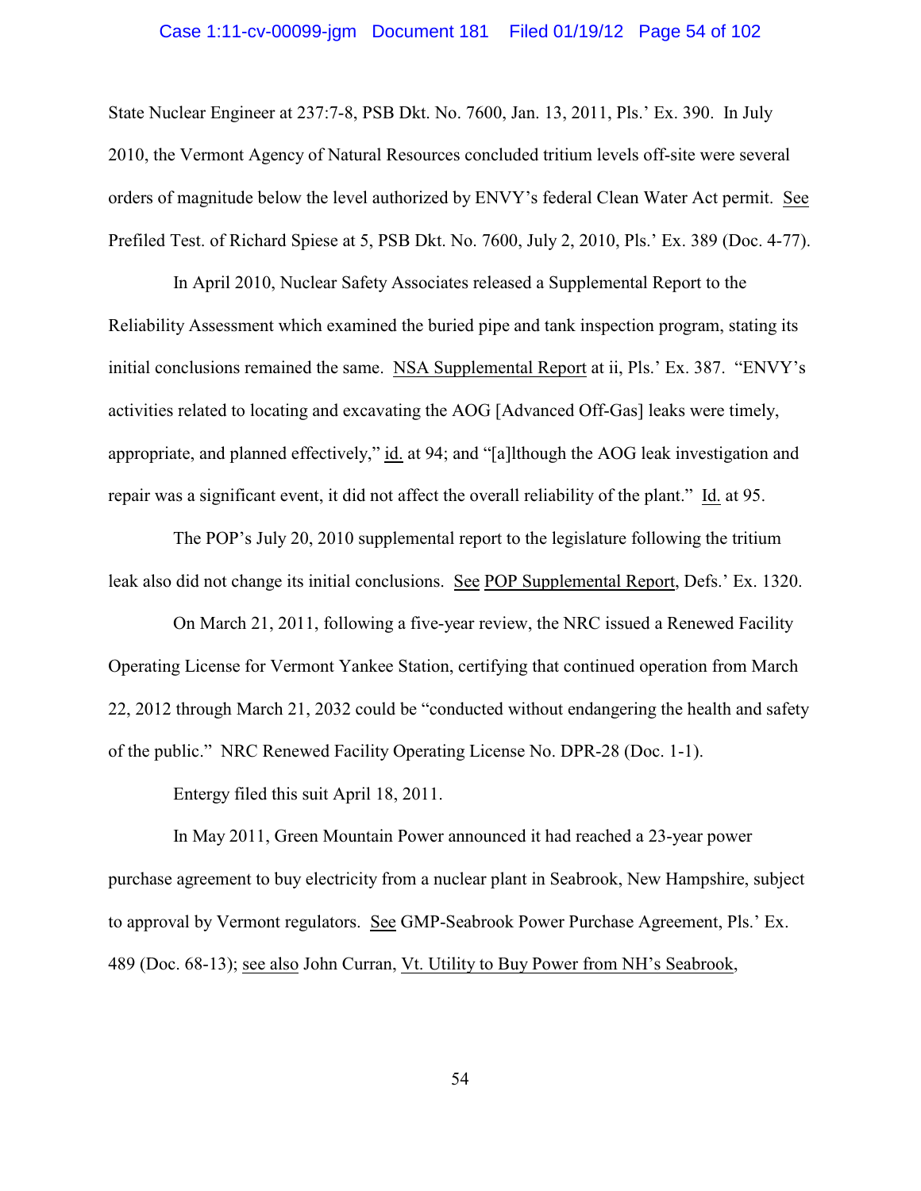State Nuclear Engineer at 237:7-8, PSB Dkt. No. 7600, Jan. 13, 2011, Pls.' Ex. 390. In July 2010, the Vermont Agency of Natural Resources concluded tritium levels off-site were several orders of magnitude below the level authorized by ENVY's federal Clean Water Act permit. See Prefiled Test. of Richard Spiese at 5, PSB Dkt. No. 7600, July 2, 2010, Pls.' Ex. 389 (Doc. 4-77).

In April 2010, Nuclear Safety Associates released a Supplemental Report to the Reliability Assessment which examined the buried pipe and tank inspection program, stating its initial conclusions remained the same. NSA Supplemental Report at ii, Pls.' Ex. 387. "ENVY's activities related to locating and excavating the AOG [Advanced Off-Gas] leaks were timely, appropriate, and planned effectively," id. at 94; and "[a]lthough the AOG leak investigation and repair was a significant event, it did not affect the overall reliability of the plant." Id. at 95.

The POP's July 20, 2010 supplemental report to the legislature following the tritium leak also did not change its initial conclusions. See POP Supplemental Report, Defs.' Ex. 1320.

On March 21, 2011, following a five-year review, the NRC issued a Renewed Facility Operating License for Vermont Yankee Station, certifying that continued operation from March 22, 2012 through March 21, 2032 could be "conducted without endangering the health and safety of the public." NRC Renewed Facility Operating License No. DPR-28 (Doc. 1-1).

Entergy filed this suit April 18, 2011.

In May 2011, Green Mountain Power announced it had reached a 23-year power purchase agreement to buy electricity from a nuclear plant in Seabrook, New Hampshire, subject to approval by Vermont regulators. See GMP-Seabrook Power Purchase Agreement, Pls.' Ex. 489 (Doc. 68-13); see also John Curran, Vt. Utility to Buy Power from NH's Seabrook,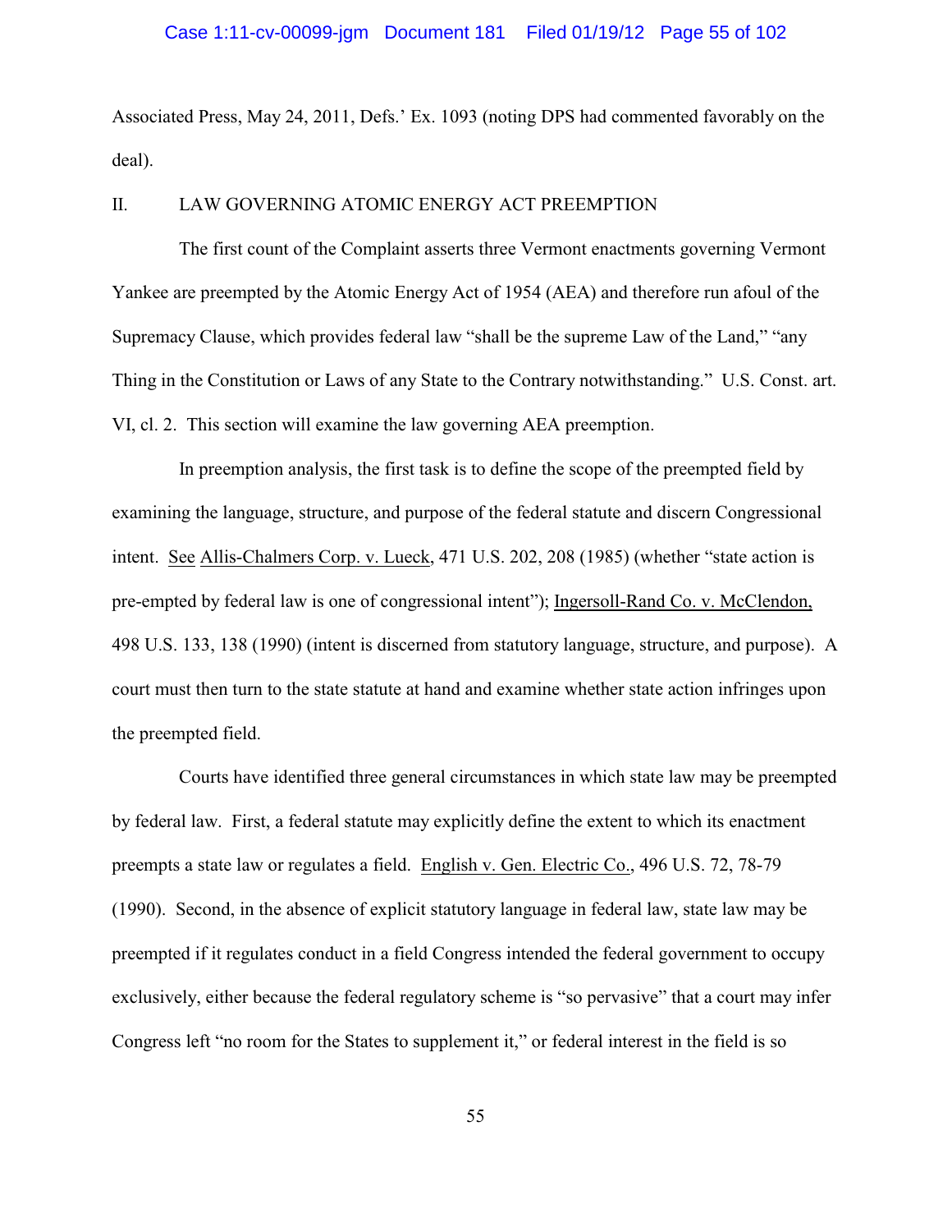Associated Press, May 24, 2011, Defs.' Ex. 1093 (noting DPS had commented favorably on the deal).

## II. LAW GOVERNING ATOMIC ENERGY ACT PREEMPTION

The first count of the Complaint asserts three Vermont enactments governing Vermont Yankee are preempted by the Atomic Energy Act of 1954 (AEA) and therefore run afoul of the Supremacy Clause, which provides federal law "shall be the supreme Law of the Land," "any Thing in the Constitution or Laws of any State to the Contrary notwithstanding." U.S. Const. art. VI, cl. 2. This section will examine the law governing AEA preemption.

In preemption analysis, the first task is to define the scope of the preempted field by examining the language, structure, and purpose of the federal statute and discern Congressional intent. See Allis-Chalmers Corp. v. Lueck, 471 U.S. 202, 208 (1985) (whether "state action is pre-empted by federal law is one of congressional intent"); Ingersoll-Rand Co. v. McClendon, 498 U.S. 133, 138 (1990) (intent is discerned from statutory language, structure, and purpose). A court must then turn to the state statute at hand and examine whether state action infringes upon the preempted field.

Courts have identified three general circumstances in which state law may be preempted by federal law. First, a federal statute may explicitly define the extent to which its enactment preempts a state law or regulates a field. English v. Gen. Electric Co., 496 U.S. 72, 78-79 (1990). Second, in the absence of explicit statutory language in federal law, state law may be preempted if it regulates conduct in a field Congress intended the federal government to occupy exclusively, either because the federal regulatory scheme is "so pervasive" that a court may infer Congress left "no room for the States to supplement it," or federal interest in the field is so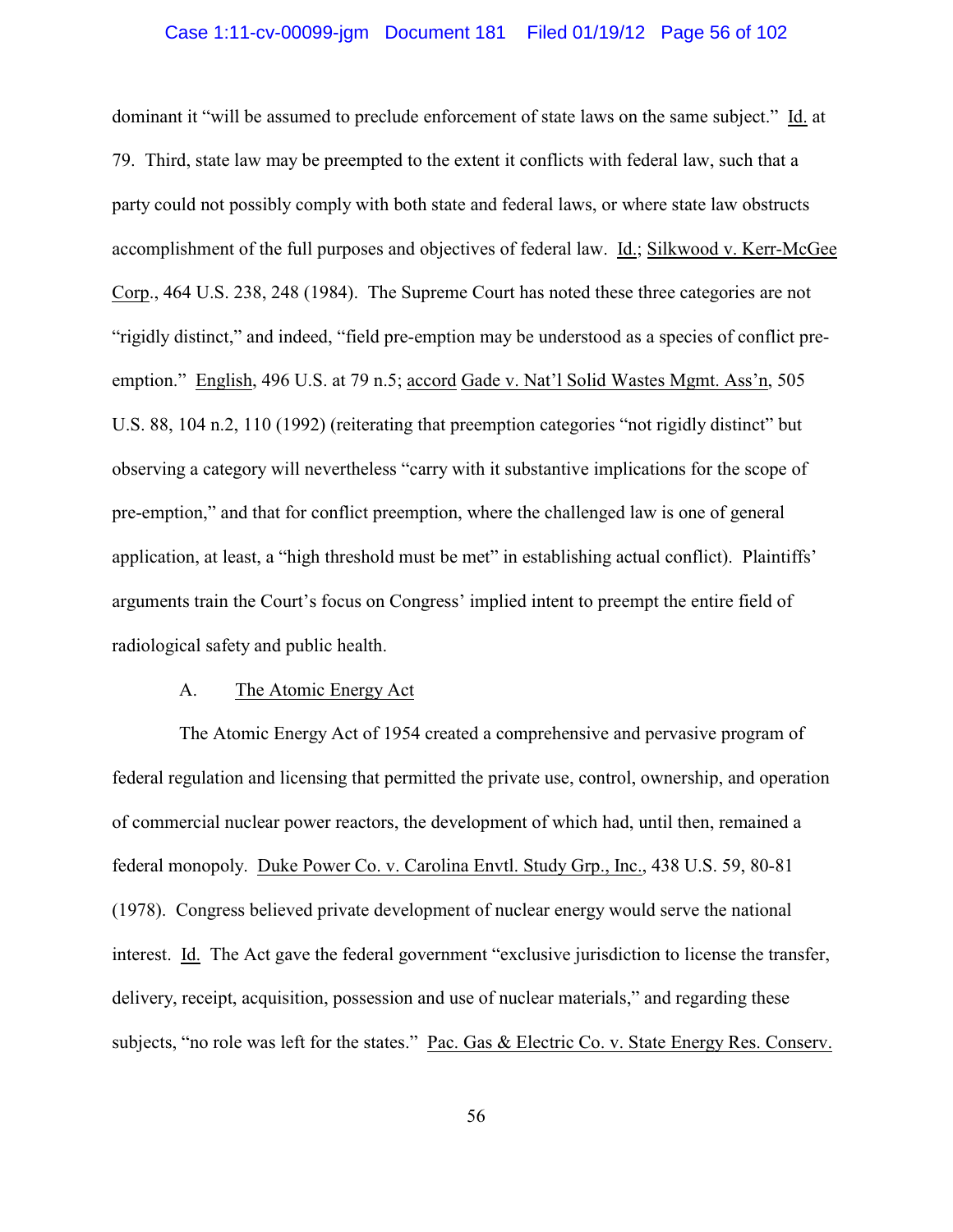dominant it "will be assumed to preclude enforcement of state laws on the same subject." Id. at 79. Third, state law may be preempted to the extent it conflicts with federal law, such that a party could not possibly comply with both state and federal laws, or where state law obstructs accomplishment of the full purposes and objectives of federal law. Id.; Silkwood v. Kerr-McGee Corp., 464 U.S. 238, 248 (1984). The Supreme Court has noted these three categories are not "rigidly distinct," and indeed, "field pre-emption may be understood as a species of conflict pre-emption." English, 496 U.S. at 79 n.5; accord Gade v. Nat'l Solid Wastes Mgmt. Ass'n, 505 U.S. 88, 104 n.2, 110 (1992) (reiterating that preemption categories "not rigidly distinct" but observing a category will nevertheless "carry with it substantive implications for the scope of pre-emption," and that for conflict preemption, where the challenged law is one of general application, at least, a "high threshold must be met" in establishing actual conflict). Plaintiffs' arguments train the Court's focus on Congress' implied intent to preempt the entire field of radiological safety and public health.

## A. The Atomic Energy Act

The Atomic Energy Act of 1954 created a comprehensive and pervasive program of federal regulation and licensing that permitted the private use, control, ownership, and operation of commercial nuclear power reactors, the development of which had, until then, remained a federal monopoly. Duke Power Co. v. Carolina Envtl. Study Grp., Inc., 438 U.S. 59, 80-81 (1978). Congress believed private development of nuclear energy would serve the national interest. Id. The Act gave the federal government "exclusive jurisdiction to license the transfer, delivery, receipt, acquisition, possession and use of nuclear materials," and regarding these subjects, "no role was left for the states." Pac. Gas & Electric Co. v. State Energy Res. Conserv.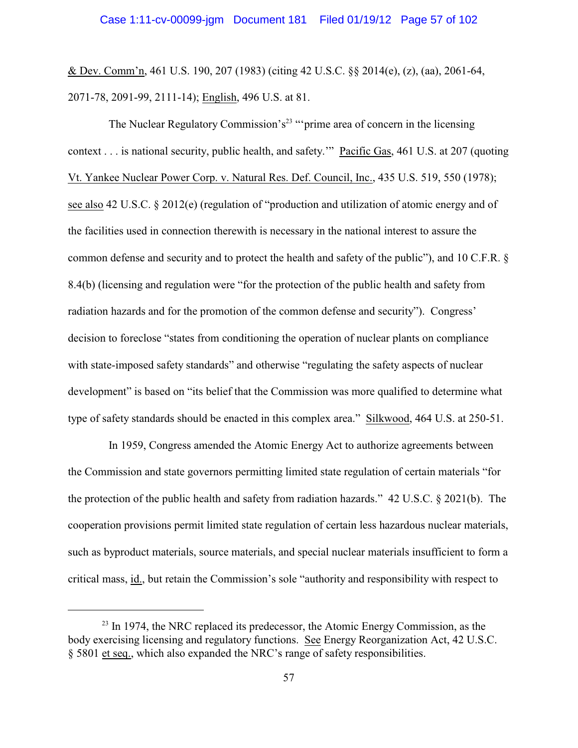& Dev. Comm'n, 461 U.S. 190, 207 (1983) (citing 42 U.S.C. §§ 2014(e), (z), (aa), 2061-64, 2071-78, 2091-99, 2111-14); English, 496 U.S. at 81.

The Nuclear Regulatory Commission's[23] "'prime area of concern in the licensing context . . . is national security, public health, and safety.'" Pacific Gas, 461 U.S. at 207 (quoting Vt. Yankee Nuclear Power Corp. v. Natural Res. Def. Council, Inc., 435 U.S. 519, 550 (1978); see also 42 U.S.C. § 2012(e) (regulation of "production and utilization of atomic energy and of the facilities used in connection therewith is necessary in the national interest to assure the common defense and security and to protect the health and safety of the public"), and 10 C.F.R. § 8.4(b) (licensing and regulation were "for the protection of the public health and safety from radiation hazards and for the promotion of the common defense and security"). Congress' decision to foreclose "states from conditioning the operation of nuclear plants on compliance with state-imposed safety standards" and otherwise "regulating the safety aspects of nuclear development" is based on "its belief that the Commission was more qualified to determine what type of safety standards should be enacted in this complex area." Silkwood, 464 U.S. at 250-51.

In 1959, Congress amended the Atomic Energy Act to authorize agreements between the Commission and state governors permitting limited state regulation of certain materials "for the protection of the public health and safety from radiation hazards." 42 U.S.C. § 2021(b). The cooperation provisions permit limited state regulation of certain less hazardous nuclear materials, such as byproduct materials, source materials, and special nuclear materials insufficient to form a critical mass, id., but retain the Commission's sole "authority and responsibility with respect to

---

[23] In 1974, the NRC replaced its predecessor, the Atomic Energy Commission, as the body exercising licensing and regulatory functions. See Energy Reorganization Act, 42 U.S.C. § 5801 et seq., which also expanded the NRC's range of safety responsibilities.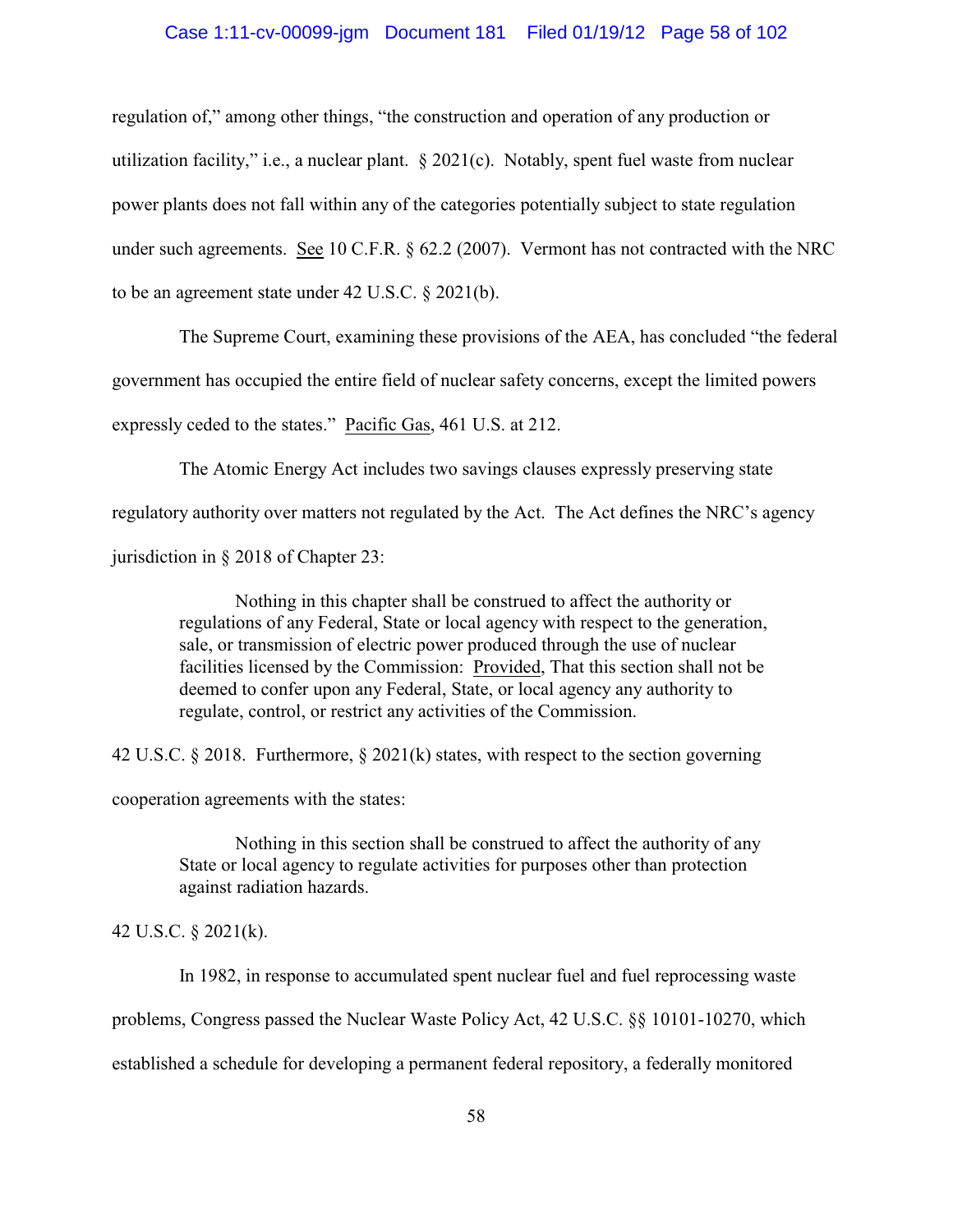regulation of," among other things, "the construction and operation of any production or utilization facility," i.e., a nuclear plant. § 2021(c). Notably, spent fuel waste from nuclear power plants does not fall within any of the categories potentially subject to state regulation under such agreements. See 10 C.F.R. § 62.2 (2007). Vermont has not contracted with the NRC to be an agreement state under 42 U.S.C. § 2021(b).

The Supreme Court, examining these provisions of the AEA, has concluded "the federal government has occupied the entire field of nuclear safety concerns, except the limited powers expressly ceded to the states." Pacific Gas, 461 U.S. at 212.

The Atomic Energy Act includes two savings clauses expressly preserving state regulatory authority over matters not regulated by the Act. The Act defines the NRC's agency jurisdiction in § 2018 of Chapter 23:

> Nothing in this chapter shall be construed to affect the authority or regulations of any Federal, State or local agency with respect to the generation, sale, or transmission of electric power produced through the use of nuclear facilities licensed by the Commission: Provided, That this section shall not be deemed to confer upon any Federal, State, or local agency any authority to regulate, control, or restrict any activities of the Commission.

42 U.S.C. § 2018. Furthermore, § 2021(k) states, with respect to the section governing cooperation agreements with the states:

> Nothing in this section shall be construed to affect the authority of any State or local agency to regulate activities for purposes other than protection against radiation hazards.

42 U.S.C. § 2021(k).

In 1982, in response to accumulated spent nuclear fuel and fuel reprocessing waste problems, Congress passed the Nuclear Waste Policy Act, 42 U.S.C. §§ 10101-10270, which established a schedule for developing a permanent federal repository, a federally monitored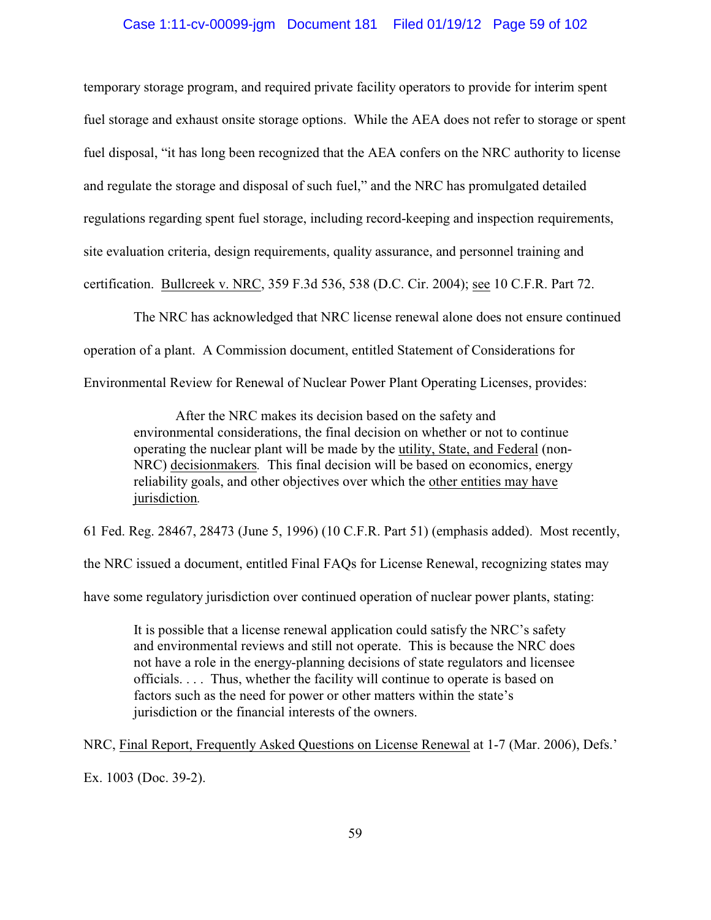temporary storage program, and required private facility operators to provide for interim spent fuel storage and exhaust onsite storage options. While the AEA does not refer to storage or spent fuel disposal, "it has long been recognized that the AEA confers on the NRC authority to license and regulate the storage and disposal of such fuel," and the NRC has promulgated detailed regulations regarding spent fuel storage, including record-keeping and inspection requirements, site evaluation criteria, design requirements, quality assurance, and personnel training and certification. Bullcreek v. NRC, 359 F.3d 536, 538 (D.C. Cir. 2004); see 10 C.F.R. Part 72.

The NRC has acknowledged that NRC license renewal alone does not ensure continued operation of a plant. A Commission document, entitled Statement of Considerations for Environmental Review for Renewal of Nuclear Power Plant Operating Licenses, provides:

> After the NRC makes its decision based on the safety and environmental considerations, the final decision on whether or not to continue operating the nuclear plant will be made by the utility, State, and Federal (non-NRC) decisionmakers. This final decision will be based on economics, energy reliability goals, and other objectives over which the other entities may have jurisdiction.

61 Fed. Reg. 28467, 28473 (June 5, 1996) (10 C.F.R. Part 51) (emphasis added). Most recently, the NRC issued a document, entitled Final FAQs for License Renewal, recognizing states may have some regulatory jurisdiction over continued operation of nuclear power plants, stating:

> It is possible that a license renewal application could satisfy the NRC's safety and environmental reviews and still not operate. This is because the NRC does not have a role in the energy-planning decisions of state regulators and licensee officials. . . . Thus, whether the facility will continue to operate is based on factors such as the need for power or other matters within the state's jurisdiction or the financial interests of the owners.

NRC, Final Report, Frequently Asked Questions on License Renewal at 1-7 (Mar. 2006), Defs.' Ex. 1003 (Doc. 39-2).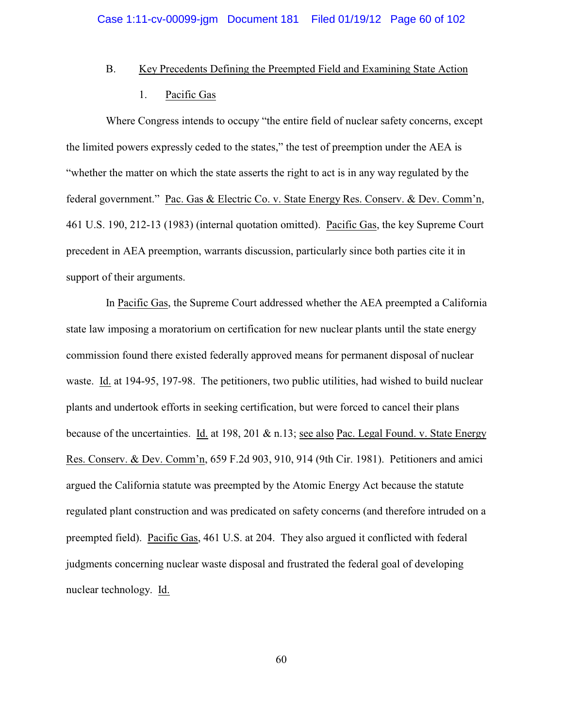### B. Key Precedents Defining the Preempted Field and Examining State Action

#### 1. Pacific Gas

Where Congress intends to occupy "the entire field of nuclear safety concerns, except the limited powers expressly ceded to the states," the test of preemption under the AEA is "whether the matter on which the state asserts the right to act is in any way regulated by the federal government." Pac. Gas & Electric Co. v. State Energy Res. Conserv. & Dev. Comm'n, 461 U.S. 190, 212-13 (1983) (internal quotation omitted). Pacific Gas, the key Supreme Court precedent in AEA preemption, warrants discussion, particularly since both parties cite it in support of their arguments.

In Pacific Gas, the Supreme Court addressed whether the AEA preempted a California state law imposing a moratorium on certification for new nuclear plants until the state energy commission found there existed federally approved means for permanent disposal of nuclear waste. Id. at 194-95, 197-98. The petitioners, two public utilities, had wished to build nuclear plants and undertook efforts in seeking certification, but were forced to cancel their plans because of the uncertainties. Id. at 198, 201 & n.13; see also Pac. Legal Found. v. State Energy Res. Conserv. & Dev. Comm'n, 659 F.2d 903, 910, 914 (9th Cir. 1981). Petitioners and amici argued the California statute was preempted by the Atomic Energy Act because the statute regulated plant construction and was predicated on safety concerns (and therefore intruded on a preempted field). Pacific Gas, 461 U.S. at 204. They also argued it conflicted with federal judgments concerning nuclear waste disposal and frustrated the federal goal of developing nuclear technology. Id.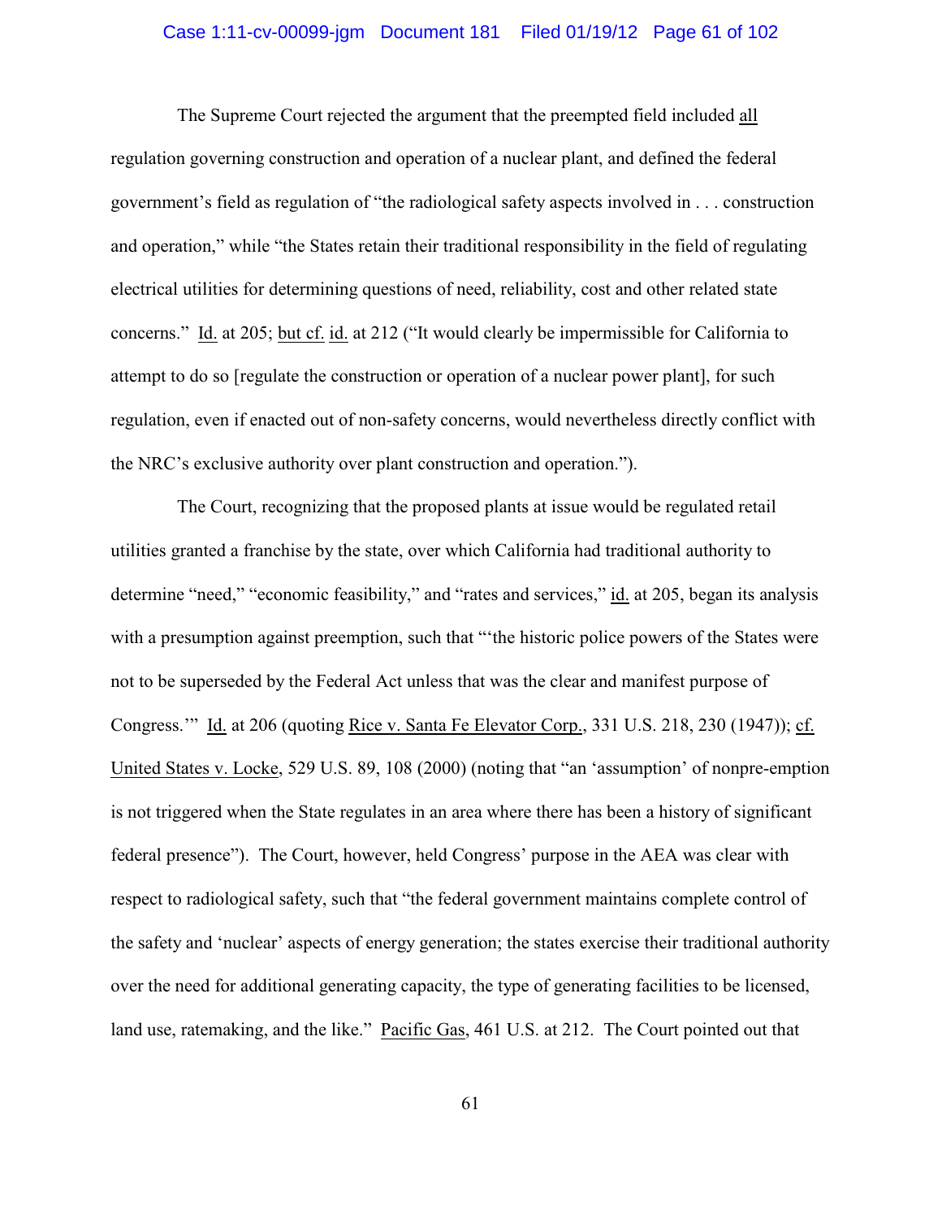The Supreme Court rejected the argument that the preempted field included <u>all</u> regulation governing construction and operation of a nuclear plant, and defined the federal government's field as regulation of "the radiological safety aspects involved in . . . construction and operation," while "the States retain their traditional responsibility in the field of regulating electrical utilities for determining questions of need, reliability, cost and other related state concerns." <u>Id.</u> at 205; <u>but cf.</u> <u>id.</u> at 212 ("It would clearly be impermissible for California to attempt to do so [regulate the construction or operation of a nuclear power plant], for such regulation, even if enacted out of non-safety concerns, would nevertheless directly conflict with the NRC's exclusive authority over plant construction and operation.").

The Court, recognizing that the proposed plants at issue would be regulated retail utilities granted a franchise by the state, over which California had traditional authority to determine "need," "economic feasibility," and "rates and services," <u>id.</u> at 205, began its analysis with a presumption against preemption, such that "'the historic police powers of the States were not to be superseded by the Federal Act unless that was the clear and manifest purpose of Congress.'" <u>Id.</u> at 206 (quoting <u>Rice v. Santa Fe Elevator Corp.</u>, 331 U.S. 218, 230 (1947)); <u>cf.</u> <u>United States v. Locke</u>, 529 U.S. 89, 108 (2000) (noting that "an 'assumption' of nonpre-emption is not triggered when the State regulates in an area where there has been a history of significant federal presence"). The Court, however, held Congress' purpose in the AEA was clear with respect to radiological safety, such that "the federal government maintains complete control of the safety and 'nuclear' aspects of energy generation; the states exercise their traditional authority over the need for additional generating capacity, the type of generating facilities to be licensed, land use, ratemaking, and the like." <u>Pacific Gas</u>, 461 U.S. at 212. The Court pointed out that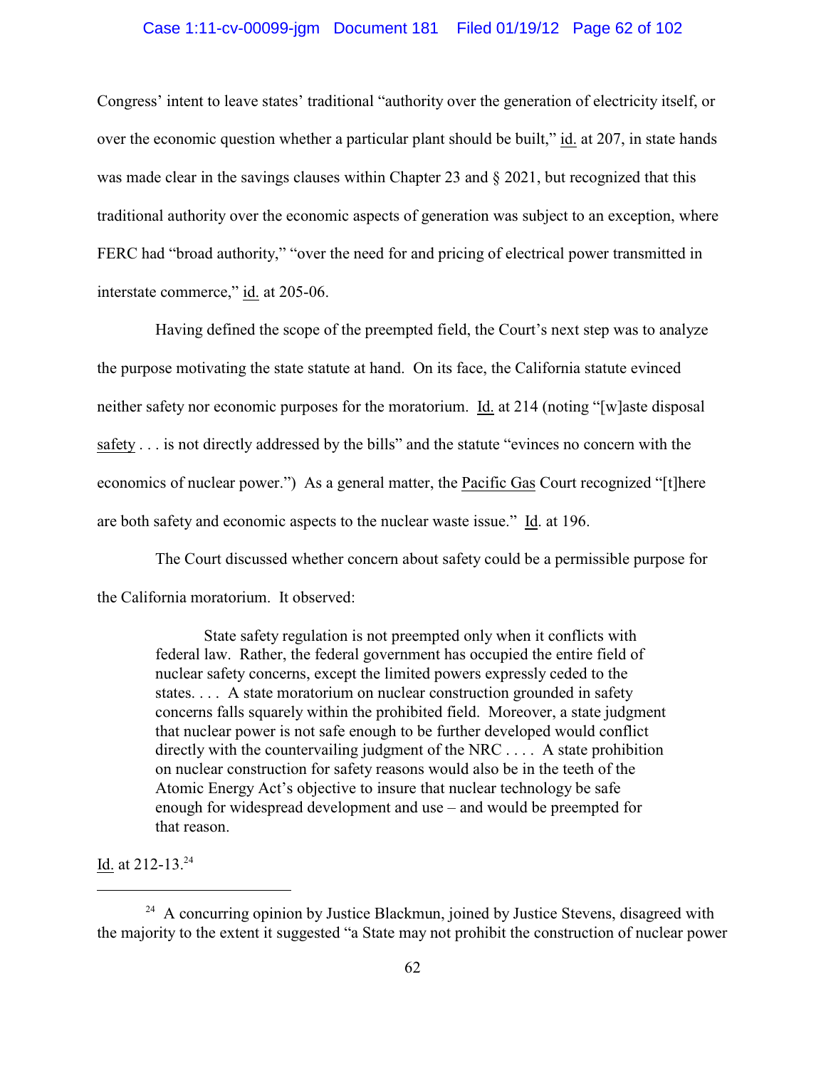Congress' intent to leave states' traditional "authority over the generation of electricity itself, or over the economic question whether a particular plant should be built," id. at 207, in state hands was made clear in the savings clauses within Chapter 23 and § 2021, but recognized that this traditional authority over the economic aspects of generation was subject to an exception, where FERC had "broad authority," "over the need for and pricing of electrical power transmitted in interstate commerce," id. at 205-06.

Having defined the scope of the preempted field, the Court's next step was to analyze the purpose motivating the state statute at hand. On its face, the California statute evinced neither safety nor economic purposes for the moratorium. Id. at 214 (noting "[w]aste disposal safety . . . is not directly addressed by the bills" and the statute "evinces no concern with the economics of nuclear power.") As a general matter, the Pacific Gas Court recognized "[t]here are both safety and economic aspects to the nuclear waste issue." Id. at 196.

The Court discussed whether concern about safety could be a permissible purpose for the California moratorium. It observed:

> State safety regulation is not preempted only when it conflicts with federal law. Rather, the federal government has occupied the entire field of nuclear safety concerns, except the limited powers expressly ceded to the states. . . . A state moratorium on nuclear construction grounded in safety concerns falls squarely within the prohibited field. Moreover, a state judgment that nuclear power is not safe enough to be further developed would conflict directly with the countervailing judgment of the NRC . . . . A state prohibition on nuclear construction for safety reasons would also be in the teeth of the Atomic Energy Act's objective to insure that nuclear technology be safe enough for widespread development and use – and would be preempted for that reason.

Id. at 212-13.[24]

---

[24] A concurring opinion by Justice Blackmun, joined by Justice Stevens, disagreed with the majority to the extent it suggested "a State may not prohibit the construction of nuclear power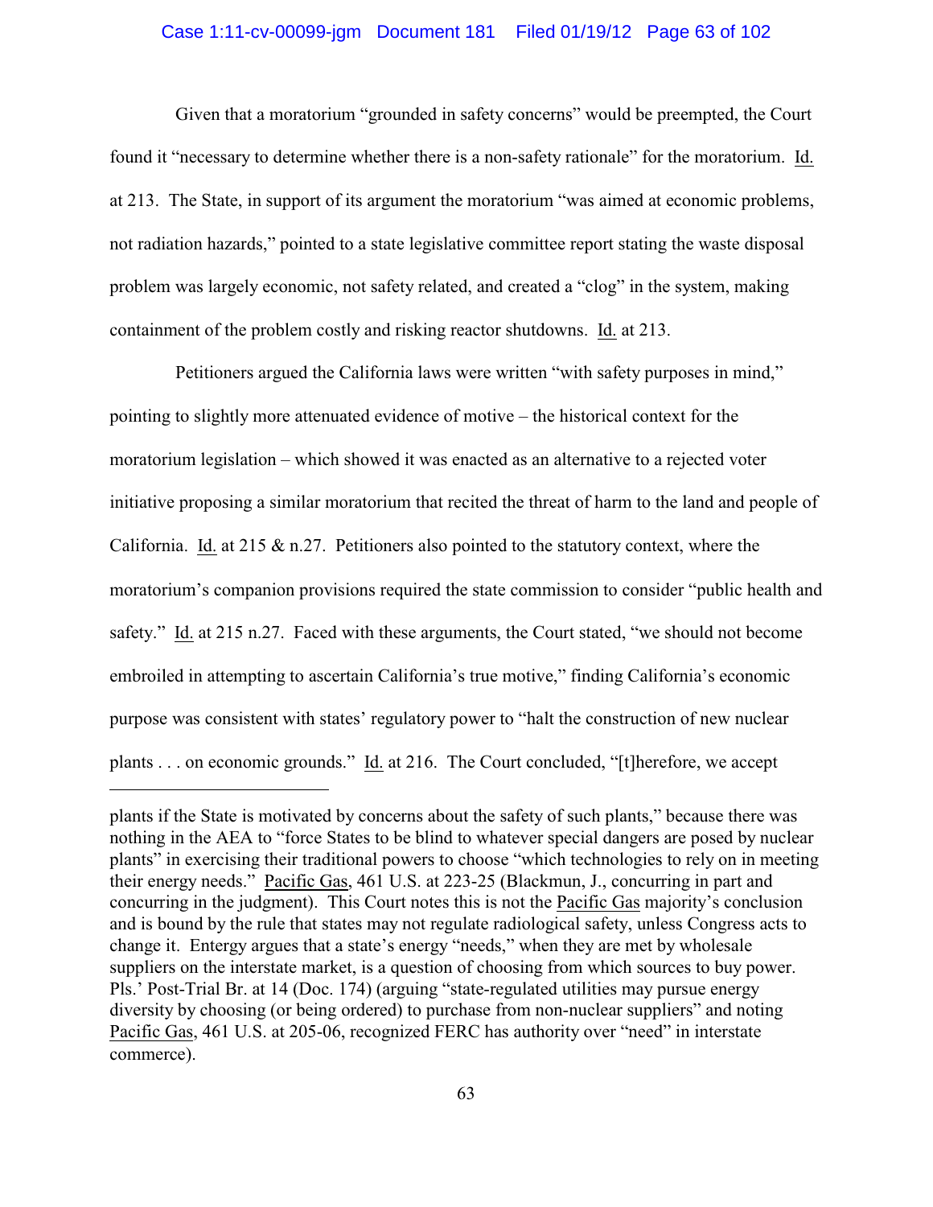Given that a moratorium "grounded in safety concerns" would be preempted, the Court found it "necessary to determine whether there is a non-safety rationale" for the moratorium. Id. at 213. The State, in support of its argument the moratorium "was aimed at economic problems, not radiation hazards," pointed to a state legislative committee report stating the waste disposal problem was largely economic, not safety related, and created a "clog" in the system, making containment of the problem costly and risking reactor shutdowns. Id. at 213.

Petitioners argued the California laws were written "with safety purposes in mind," pointing to slightly more attenuated evidence of motive – the historical context for the moratorium legislation – which showed it was enacted as an alternative to a rejected voter initiative proposing a similar moratorium that recited the threat of harm to the land and people of California. Id. at 215 & n.27. Petitioners also pointed to the statutory context, where the moratorium's companion provisions required the state commission to consider "public health and safety." Id. at 215 n.27. Faced with these arguments, the Court stated, "we should not become embroiled in attempting to ascertain California's true motive," finding California's economic purpose was consistent with states' regulatory power to "halt the construction of new nuclear plants . . . on economic grounds." Id. at 216. The Court concluded, "[t]herefore, we accept

---

plants if the State is motivated by concerns about the safety of such plants," because there was nothing in the AEA to "force States to be blind to whatever special dangers are posed by nuclear plants" in exercising their traditional powers to choose "which technologies to rely on in meeting their energy needs." Pacific Gas, 461 U.S. at 223-25 (Blackmun, J., concurring in part and concurring in the judgment). This Court notes this is not the Pacific Gas majority's conclusion and is bound by the rule that states may not regulate radiological safety, unless Congress acts to change it. Entergy argues that a state's energy "needs," when they are met by wholesale suppliers on the interstate market, is a question of choosing from which sources to buy power. Pls.' Post-Trial Br. at 14 (Doc. 174) (arguing "state-regulated utilities may pursue energy diversity by choosing (or being ordered) to purchase from non-nuclear suppliers" and noting Pacific Gas, 461 U.S. at 205-06, recognized FERC has authority over "need" in interstate commerce).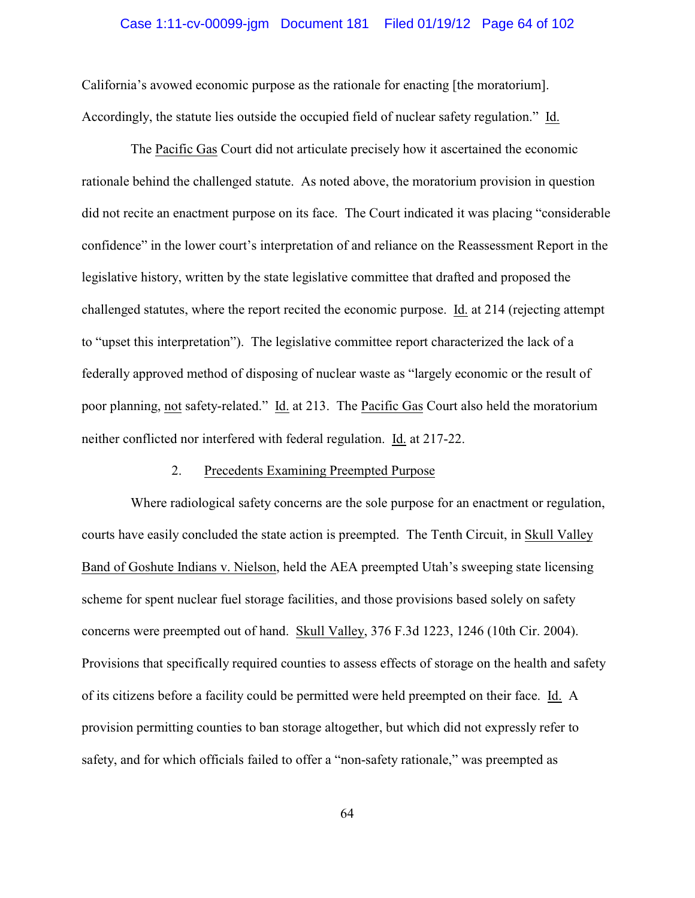California's avowed economic purpose as the rationale for enacting [the moratorium]. Accordingly, the statute lies outside the occupied field of nuclear safety regulation." Id.

The Pacific Gas Court did not articulate precisely how it ascertained the economic rationale behind the challenged statute. As noted above, the moratorium provision in question did not recite an enactment purpose on its face. The Court indicated it was placing "considerable confidence" in the lower court's interpretation of and reliance on the Reassessment Report in the legislative history, written by the state legislative committee that drafted and proposed the challenged statutes, where the report recited the economic purpose. Id. at 214 (rejecting attempt to "upset this interpretation"). The legislative committee report characterized the lack of a federally approved method of disposing of nuclear waste as "largely economic or the result of poor planning, not safety-related." Id. at 213. The Pacific Gas Court also held the moratorium neither conflicted nor interfered with federal regulation. Id. at 217-22.

2. Precedents Examining Preempted Purpose

Where radiological safety concerns are the sole purpose for an enactment or regulation, courts have easily concluded the state action is preempted. The Tenth Circuit, in Skull Valley Band of Goshute Indians v. Nielson, held the AEA preempted Utah's sweeping state licensing scheme for spent nuclear fuel storage facilities, and those provisions based solely on safety concerns were preempted out of hand. Skull Valley, 376 F.3d 1223, 1246 (10th Cir. 2004). Provisions that specifically required counties to assess effects of storage on the health and safety of its citizens before a facility could be permitted were held preempted on their face. Id. A provision permitting counties to ban storage altogether, but which did not expressly refer to safety, and for which officials failed to offer a "non-safety rationale," was preempted as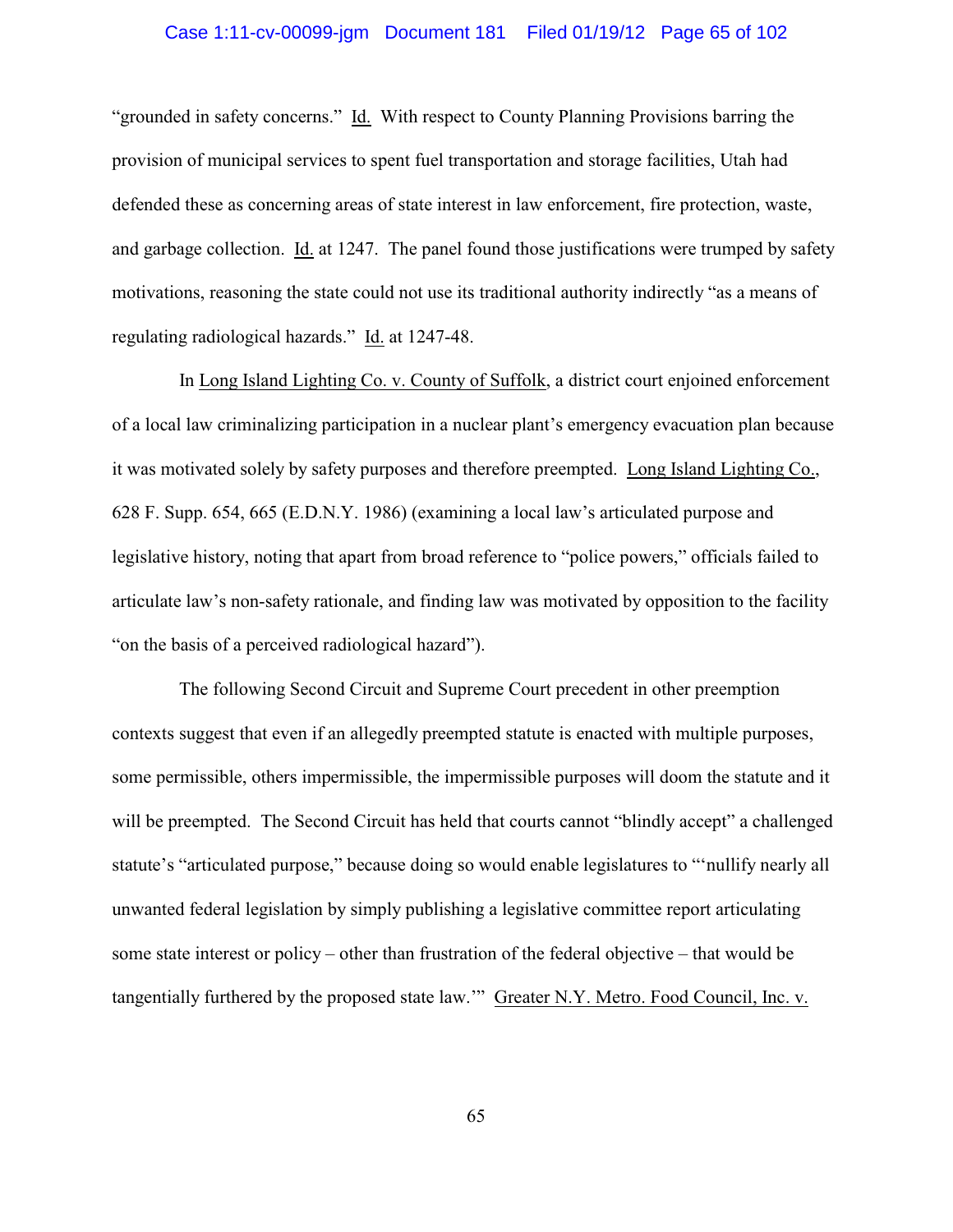"grounded in safety concerns." Id. With respect to County Planning Provisions barring the provision of municipal services to spent fuel transportation and storage facilities, Utah had defended these as concerning areas of state interest in law enforcement, fire protection, waste, and garbage collection. Id. at 1247. The panel found those justifications were trumped by safety motivations, reasoning the state could not use its traditional authority indirectly "as a means of regulating radiological hazards." Id. at 1247-48.

In Long Island Lighting Co. v. County of Suffolk, a district court enjoined enforcement of a local law criminalizing participation in a nuclear plant's emergency evacuation plan because it was motivated solely by safety purposes and therefore preempted. Long Island Lighting Co., 628 F. Supp. 654, 665 (E.D.N.Y. 1986) (examining a local law's articulated purpose and legislative history, noting that apart from broad reference to "police powers," officials failed to articulate law's non-safety rationale, and finding law was motivated by opposition to the facility "on the basis of a perceived radiological hazard").

The following Second Circuit and Supreme Court precedent in other preemption contexts suggest that even if an allegedly preempted statute is enacted with multiple purposes, some permissible, others impermissible, the impermissible purposes will doom the statute and it will be preempted. The Second Circuit has held that courts cannot "blindly accept" a challenged statute's "articulated purpose," because doing so would enable legislatures to "'nullify nearly all unwanted federal legislation by simply publishing a legislative committee report articulating some state interest or policy – other than frustration of the federal objective – that would be tangentially furthered by the proposed state law.'" Greater N.Y. Metro. Food Council, Inc. v.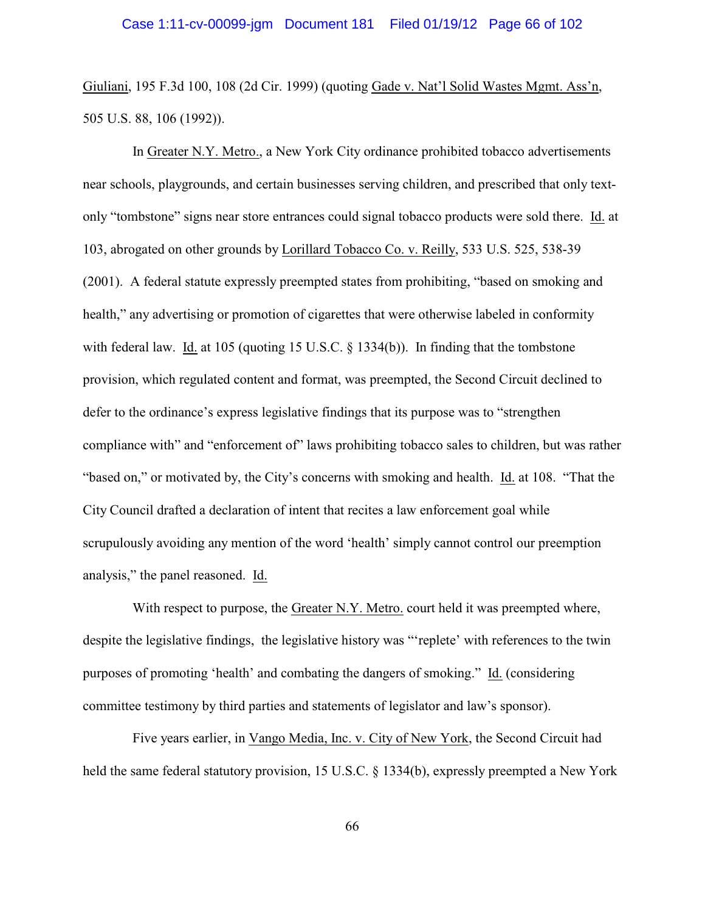Giuliani, 195 F.3d 100, 108 (2d Cir. 1999) (quoting Gade v. Nat'l Solid Wastes Mgmt. Ass'n, 505 U.S. 88, 106 (1992)).

In Greater N.Y. Metro., a New York City ordinance prohibited tobacco advertisements near schools, playgrounds, and certain businesses serving children, and prescribed that only text-only "tombstone" signs near store entrances could signal tobacco products were sold there. Id. at 103, abrogated on other grounds by Lorillard Tobacco Co. v. Reilly, 533 U.S. 525, 538-39 (2001). A federal statute expressly preempted states from prohibiting, "based on smoking and health," any advertising or promotion of cigarettes that were otherwise labeled in conformity with federal law. Id. at 105 (quoting 15 U.S.C. § 1334(b)). In finding that the tombstone provision, which regulated content and format, was preempted, the Second Circuit declined to defer to the ordinance's express legislative findings that its purpose was to "strengthen compliance with" and "enforcement of" laws prohibiting tobacco sales to children, but was rather "based on," or motivated by, the City's concerns with smoking and health. Id. at 108. "That the City Council drafted a declaration of intent that recites a law enforcement goal while scrupulously avoiding any mention of the word 'health' simply cannot control our preemption analysis," the panel reasoned. Id.

With respect to purpose, the Greater N.Y. Metro. court held it was preempted where, despite the legislative findings, the legislative history was "'replete' with references to the twin purposes of promoting 'health' and combating the dangers of smoking." Id. (considering committee testimony by third parties and statements of legislator and law's sponsor).

Five years earlier, in Vango Media, Inc. v. City of New York, the Second Circuit had held the same federal statutory provision, 15 U.S.C. § 1334(b), expressly preempted a New York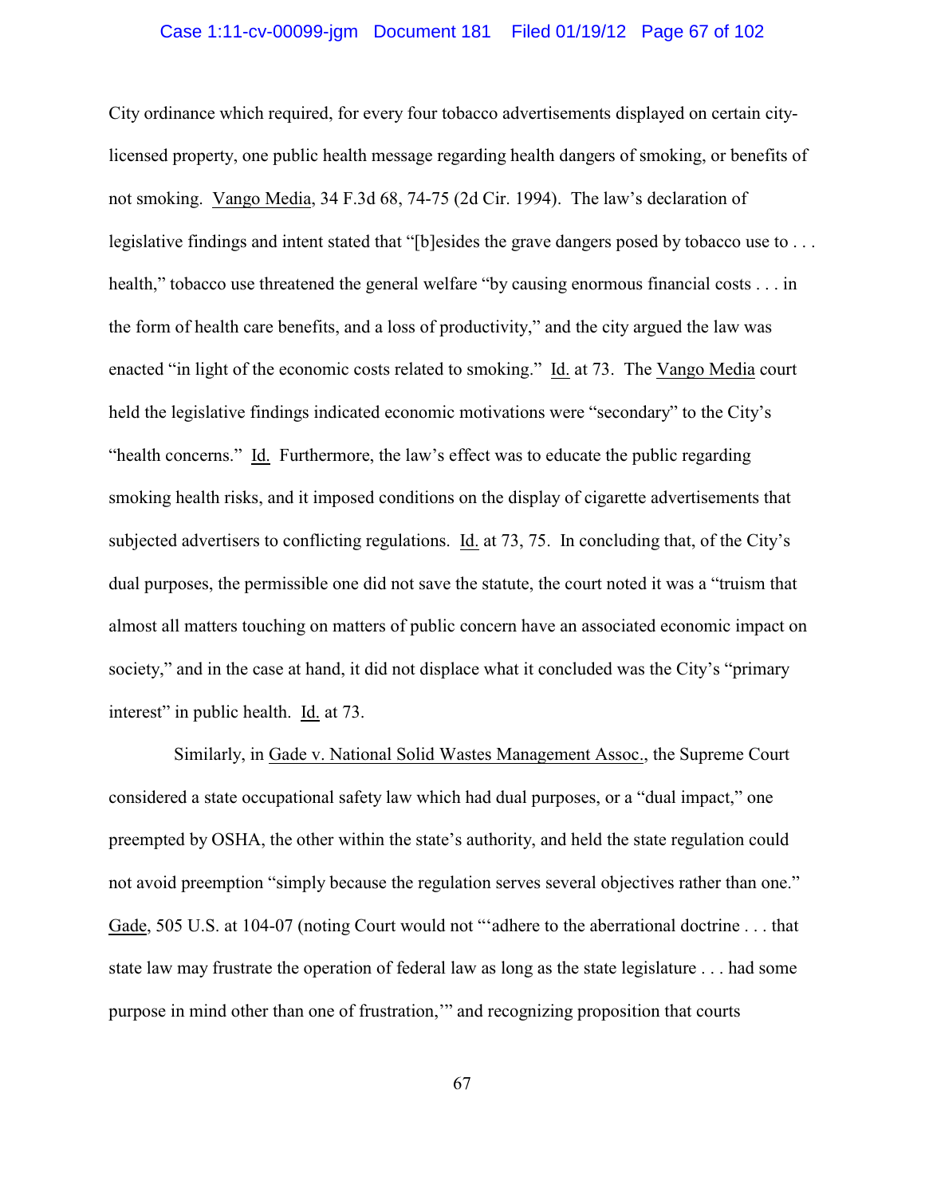City ordinance which required, for every four tobacco advertisements displayed on certain city-licensed property, one public health message regarding health dangers of smoking, or benefits of not smoking. Vango Media, 34 F.3d 68, 74-75 (2d Cir. 1994). The law's declaration of legislative findings and intent stated that "[b]esides the grave dangers posed by tobacco use to . . . health," tobacco use threatened the general welfare "by causing enormous financial costs . . . in the form of health care benefits, and a loss of productivity," and the city argued the law was enacted "in light of the economic costs related to smoking." Id. at 73. The Vango Media court held the legislative findings indicated economic motivations were "secondary" to the City's "health concerns." Id. Furthermore, the law's effect was to educate the public regarding smoking health risks, and it imposed conditions on the display of cigarette advertisements that subjected advertisers to conflicting regulations. Id. at 73, 75. In concluding that, of the City's dual purposes, the permissible one did not save the statute, the court noted it was a "truism that almost all matters touching on matters of public concern have an associated economic impact on society," and in the case at hand, it did not displace what it concluded was the City's "primary interest" in public health. Id. at 73.

Similarly, in Gade v. National Solid Wastes Management Assoc., the Supreme Court considered a state occupational safety law which had dual purposes, or a "dual impact," one preempted by OSHA, the other within the state's authority, and held the state regulation could not avoid preemption "simply because the regulation serves several objectives rather than one." Gade, 505 U.S. at 104-07 (noting Court would not "'adhere to the aberrational doctrine . . . that state law may frustrate the operation of federal law as long as the state legislature . . . had some purpose in mind other than one of frustration,'" and recognizing proposition that courts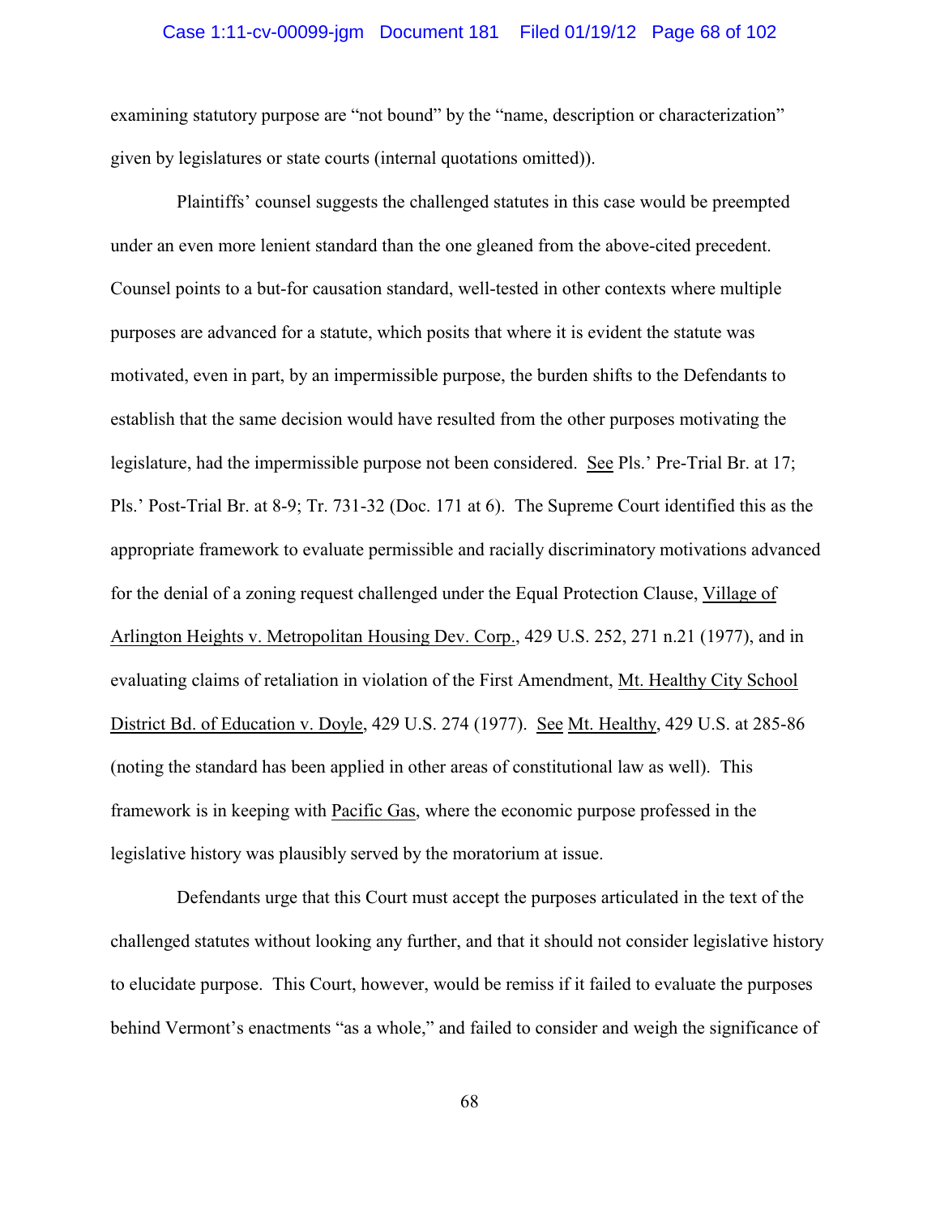examining statutory purpose are "not bound" by the "name, description or characterization" given by legislatures or state courts (internal quotations omitted)).

Plaintiffs' counsel suggests the challenged statutes in this case would be preempted under an even more lenient standard than the one gleaned from the above-cited precedent. Counsel points to a but-for causation standard, well-tested in other contexts where multiple purposes are advanced for a statute, which posits that where it is evident the statute was motivated, even in part, by an impermissible purpose, the burden shifts to the Defendants to establish that the same decision would have resulted from the other purposes motivating the legislature, had the impermissible purpose not been considered. See Pls.' Pre-Trial Br. at 17; Pls.' Post-Trial Br. at 8-9; Tr. 731-32 (Doc. 171 at 6). The Supreme Court identified this as the appropriate framework to evaluate permissible and racially discriminatory motivations advanced for the denial of a zoning request challenged under the Equal Protection Clause, Village of Arlington Heights v. Metropolitan Housing Dev. Corp., 429 U.S. 252, 271 n.21 (1977), and in evaluating claims of retaliation in violation of the First Amendment, Mt. Healthy City School District Bd. of Education v. Doyle, 429 U.S. 274 (1977). See Mt. Healthy, 429 U.S. at 285-86 (noting the standard has been applied in other areas of constitutional law as well). This framework is in keeping with Pacific Gas, where the economic purpose professed in the legislative history was plausibly served by the moratorium at issue.

Defendants urge that this Court must accept the purposes articulated in the text of the challenged statutes without looking any further, and that it should not consider legislative history to elucidate purpose. This Court, however, would be remiss if it failed to evaluate the purposes behind Vermont's enactments "as a whole," and failed to consider and weigh the significance of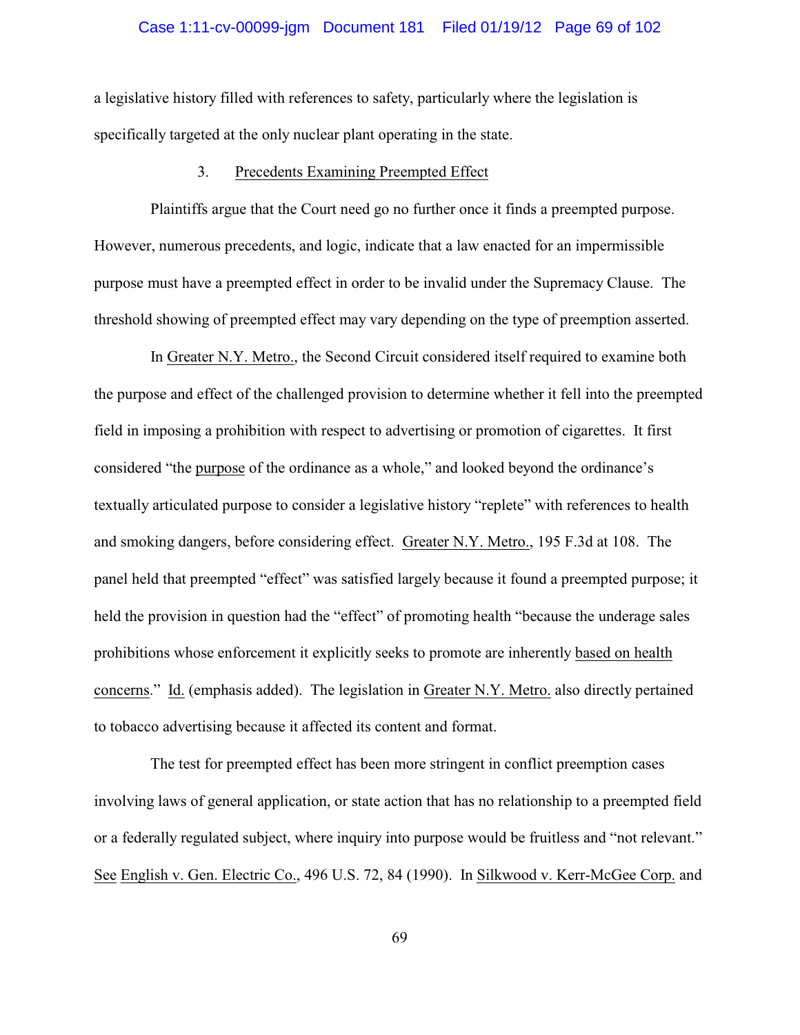a legislative history filled with references to safety, particularly where the legislation is specifically targeted at the only nuclear plant operating in the state.

### 3. Precedents Examining Preempted Effect

Plaintiffs argue that the Court need go no further once it finds a preempted purpose. However, numerous precedents, and logic, indicate that a law enacted for an impermissible purpose must have a preempted effect in order to be invalid under the Supremacy Clause. The threshold showing of preempted effect may vary depending on the type of preemption asserted.

In Greater N.Y. Metro., the Second Circuit considered itself required to examine both the purpose and effect of the challenged provision to determine whether it fell into the preempted field in imposing a prohibition with respect to advertising or promotion of cigarettes. It first considered "the purpose of the ordinance as a whole," and looked beyond the ordinance's textually articulated purpose to consider a legislative history "replete" with references to health and smoking dangers, before considering effect. Greater N.Y. Metro., 195 F.3d at 108. The panel held that preempted "effect" was satisfied largely because it found a preempted purpose; it held the provision in question had the "effect" of promoting health "because the underage sales prohibitions whose enforcement it explicitly seeks to promote are inherently based on health concerns." Id. (emphasis added). The legislation in Greater N.Y. Metro. also directly pertained to tobacco advertising because it affected its content and format.

The test for preempted effect has been more stringent in conflict preemption cases involving laws of general application, or state action that has no relationship to a preempted field or a federally regulated subject, where inquiry into purpose would be fruitless and "not relevant." See English v. Gen. Electric Co., 496 U.S. 72, 84 (1990). In Silkwood v. Kerr-McGee Corp. and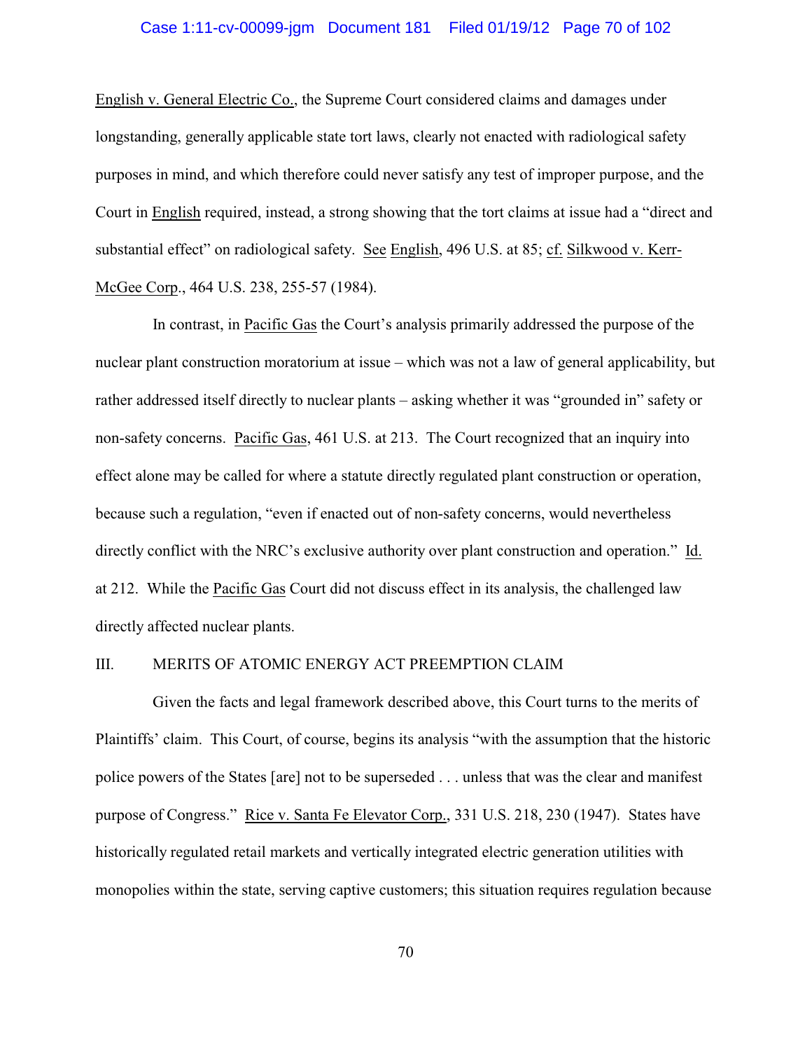English v. General Electric Co., the Supreme Court considered claims and damages under longstanding, generally applicable state tort laws, clearly not enacted with radiological safety purposes in mind, and which therefore could never satisfy any test of improper purpose, and the Court in English required, instead, a strong showing that the tort claims at issue had a "direct and substantial effect" on radiological safety. See English, 496 U.S. at 85; cf. Silkwood v. Kerr-McGee Corp., 464 U.S. 238, 255-57 (1984).

In contrast, in Pacific Gas the Court's analysis primarily addressed the purpose of the nuclear plant construction moratorium at issue – which was not a law of general applicability, but rather addressed itself directly to nuclear plants – asking whether it was "grounded in" safety or non-safety concerns. Pacific Gas, 461 U.S. at 213. The Court recognized that an inquiry into effect alone may be called for where a statute directly regulated plant construction or operation, because such a regulation, "even if enacted out of non-safety concerns, would nevertheless directly conflict with the NRC's exclusive authority over plant construction and operation." Id. at 212. While the Pacific Gas Court did not discuss effect in its analysis, the challenged law directly affected nuclear plants.

## III. MERITS OF ATOMIC ENERGY ACT PREEMPTION CLAIM

Given the facts and legal framework described above, this Court turns to the merits of Plaintiffs' claim. This Court, of course, begins its analysis "with the assumption that the historic police powers of the States [are] not to be superseded . . . unless that was the clear and manifest purpose of Congress." Rice v. Santa Fe Elevator Corp., 331 U.S. 218, 230 (1947). States have historically regulated retail markets and vertically integrated electric generation utilities with monopolies within the state, serving captive customers; this situation requires regulation because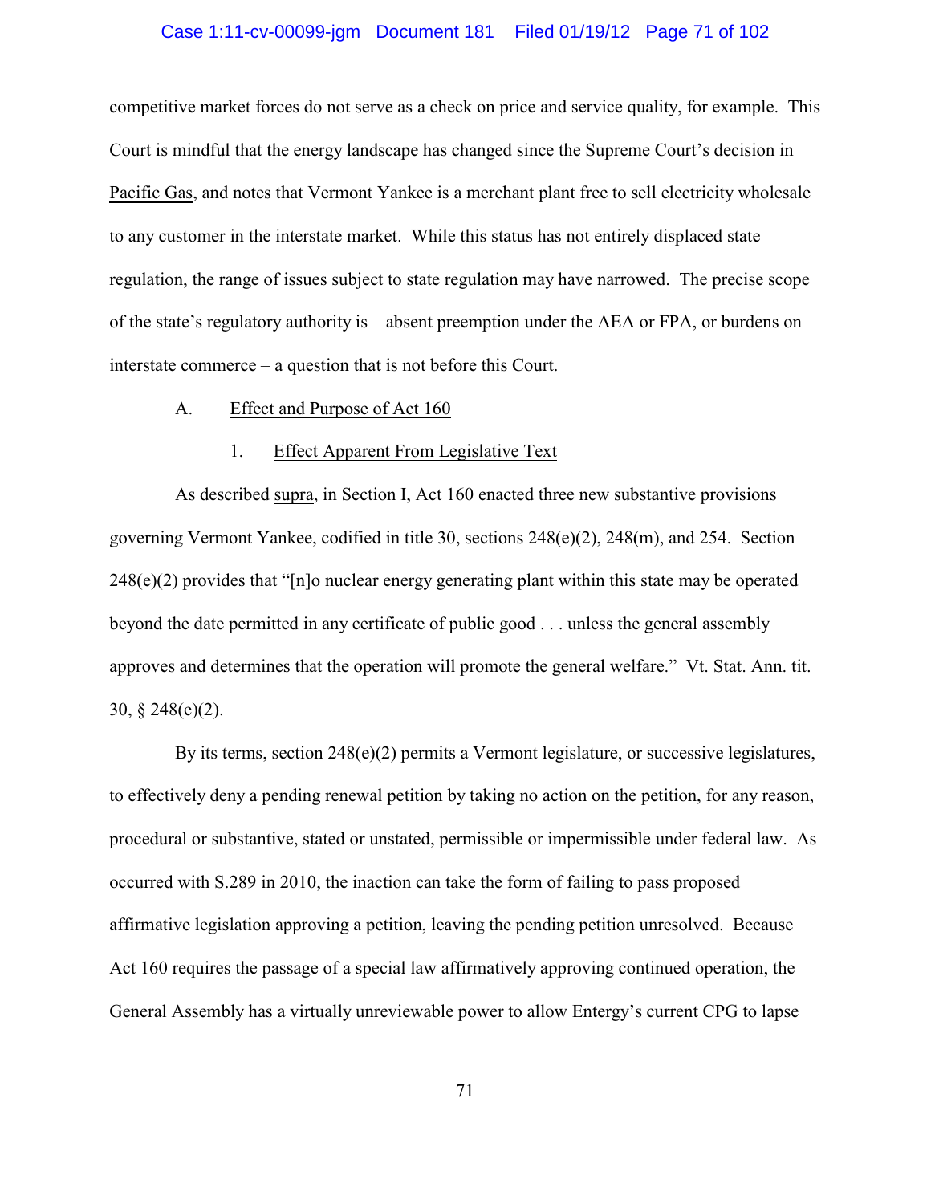competitive market forces do not serve as a check on price and service quality, for example. This Court is mindful that the energy landscape has changed since the Supreme Court's decision in Pacific Gas, and notes that Vermont Yankee is a merchant plant free to sell electricity wholesale to any customer in the interstate market. While this status has not entirely displaced state regulation, the range of issues subject to state regulation may have narrowed. The precise scope of the state's regulatory authority is – absent preemption under the AEA or FPA, or burdens on interstate commerce – a question that is not before this Court.

### A. Effect and Purpose of Act 160

#### 1. Effect Apparent From Legislative Text

As described supra, in Section I, Act 160 enacted three new substantive provisions governing Vermont Yankee, codified in title 30, sections 248(e)(2), 248(m), and 254. Section 248(e)(2) provides that "[n]o nuclear energy generating plant within this state may be operated beyond the date permitted in any certificate of public good . . . unless the general assembly approves and determines that the operation will promote the general welfare." Vt. Stat. Ann. tit. 30, § 248(e)(2).

By its terms, section 248(e)(2) permits a Vermont legislature, or successive legislatures, to effectively deny a pending renewal petition by taking no action on the petition, for any reason, procedural or substantive, stated or unstated, permissible or impermissible under federal law. As occurred with S.289 in 2010, the inaction can take the form of failing to pass proposed affirmative legislation approving a petition, leaving the pending petition unresolved. Because Act 160 requires the passage of a special law affirmatively approving continued operation, the General Assembly has a virtually unreviewable power to allow Entergy's current CPG to lapse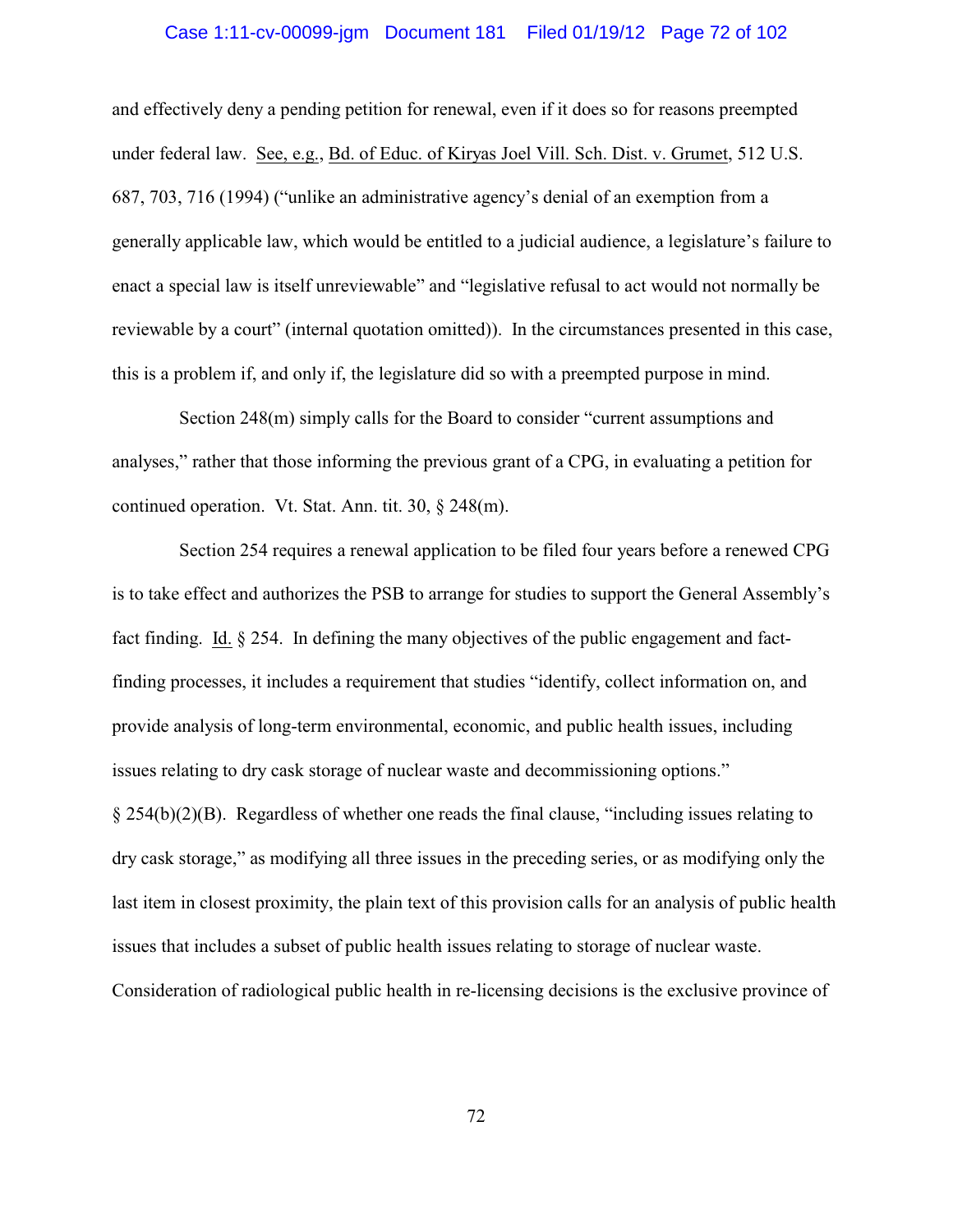and effectively deny a pending petition for renewal, even if it does so for reasons preempted under federal law. See, e.g., Bd. of Educ. of Kiryas Joel Vill. Sch. Dist. v. Grumet, 512 U.S. 687, 703, 716 (1994) ("unlike an administrative agency's denial of an exemption from a generally applicable law, which would be entitled to a judicial audience, a legislature's failure to enact a special law is itself unreviewable" and "legislative refusal to act would not normally be reviewable by a court" (internal quotation omitted)). In the circumstances presented in this case, this is a problem if, and only if, the legislature did so with a preempted purpose in mind.

Section 248(m) simply calls for the Board to consider "current assumptions and analyses," rather that those informing the previous grant of a CPG, in evaluating a petition for continued operation. Vt. Stat. Ann. tit. 30, § 248(m).

Section 254 requires a renewal application to be filed four years before a renewed CPG is to take effect and authorizes the PSB to arrange for studies to support the General Assembly's fact finding. Id. § 254. In defining the many objectives of the public engagement and fact-finding processes, it includes a requirement that studies "identify, collect information on, and provide analysis of long-term environmental, economic, and public health issues, including issues relating to dry cask storage of nuclear waste and decommissioning options." § 254(b)(2)(B). Regardless of whether one reads the final clause, "including issues relating to dry cask storage," as modifying all three issues in the preceding series, or as modifying only the last item in closest proximity, the plain text of this provision calls for an analysis of public health issues that includes a subset of public health issues relating to storage of nuclear waste. Consideration of radiological public health in re-licensing decisions is the exclusive province of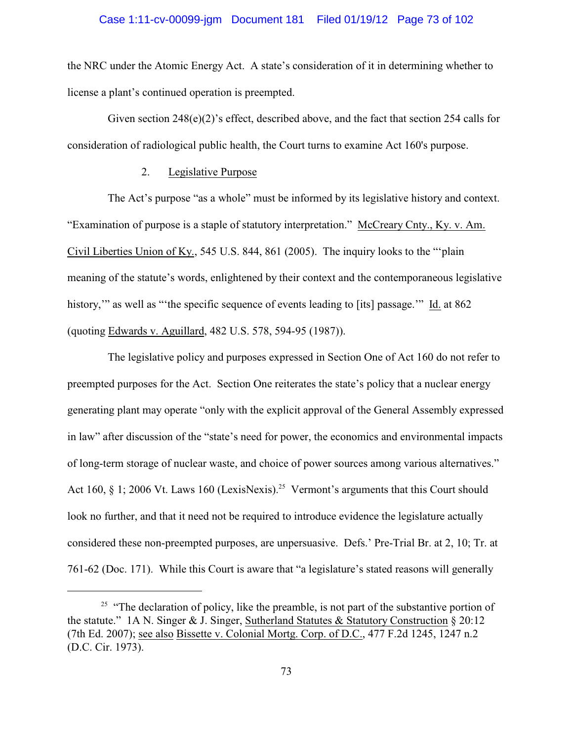the NRC under the Atomic Energy Act. A state's consideration of it in determining whether to license a plant's continued operation is preempted.

Given section 248(e)(2)'s effect, described above, and the fact that section 254 calls for consideration of radiological public health, the Court turns to examine Act 160's purpose.

2. Legislative Purpose

The Act's purpose "as a whole" must be informed by its legislative history and context. "Examination of purpose is a staple of statutory interpretation." McCreary Cnty., Ky. v. Am. Civil Liberties Union of Ky., 545 U.S. 844, 861 (2005). The inquiry looks to the "'plain meaning of the statute's words, enlightened by their context and the contemporaneous legislative history,'" as well as "'the specific sequence of events leading to [its] passage.'" Id. at 862 (quoting Edwards v. Aguillard, 482 U.S. 578, 594-95 (1987)).

The legislative policy and purposes expressed in Section One of Act 160 do not refer to preempted purposes for the Act. Section One reiterates the state's policy that a nuclear energy generating plant may operate "only with the explicit approval of the General Assembly expressed in law" after discussion of the "state's need for power, the economics and environmental impacts of long-term storage of nuclear waste, and choice of power sources among various alternatives." Act 160, § 1; 2006 Vt. Laws 160 (LexisNexis).[25] Vermont's arguments that this Court should look no further, and that it need not be required to introduce evidence the legislature actually considered these non-preempted purposes, are unpersuasive. Defs.' Pre-Trial Br. at 2, 10; Tr. at 761-62 (Doc. 171). While this Court is aware that "a legislature's stated reasons will generally

---

[25] "The declaration of policy, like the preamble, is not part of the substantive portion of the statute." 1A N. Singer & J. Singer, Sutherland Statutes & Statutory Construction § 20:12 (7th Ed. 2007); see also Bissette v. Colonial Mortg. Corp. of D.C., 477 F.2d 1245, 1247 n.2 (D.C. Cir. 1973).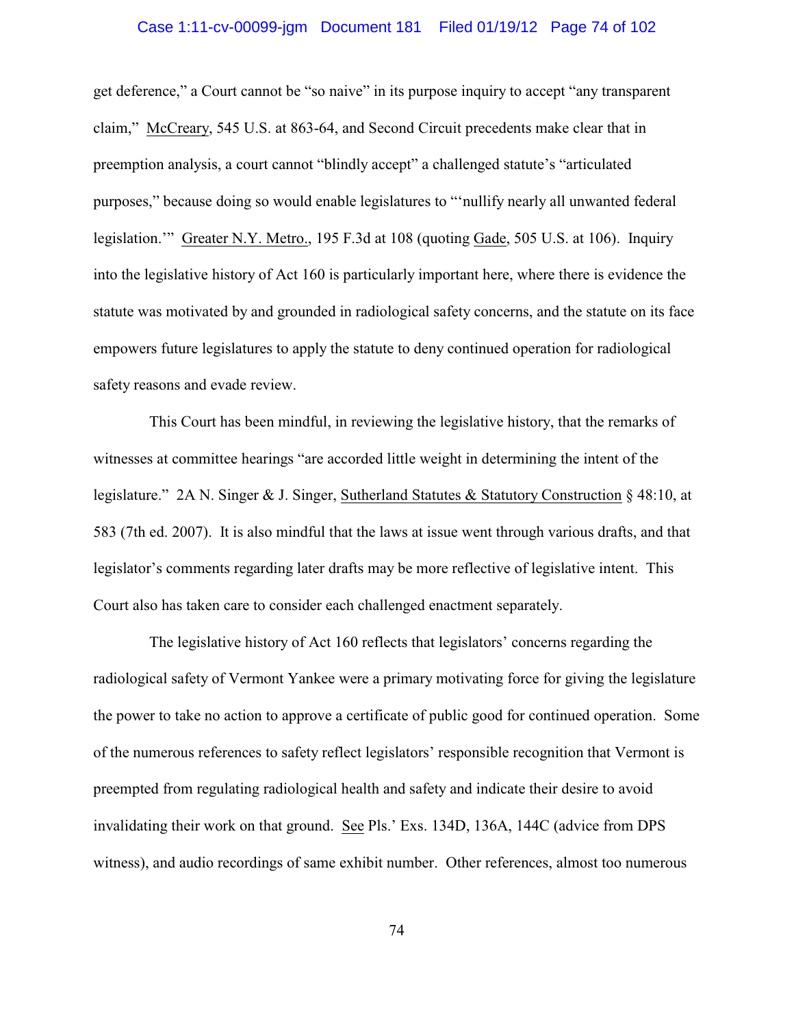get deference," a Court cannot be "so naive" in its purpose inquiry to accept "any transparent claim," McCreary, 545 U.S. at 863-64, and Second Circuit precedents make clear that in preemption analysis, a court cannot "blindly accept" a challenged statute's "articulated purposes," because doing so would enable legislatures to "'nullify nearly all unwanted federal legislation.'" Greater N.Y. Metro., 195 F.3d at 108 (quoting Gade, 505 U.S. at 106). Inquiry into the legislative history of Act 160 is particularly important here, where there is evidence the statute was motivated by and grounded in radiological safety concerns, and the statute on its face empowers future legislatures to apply the statute to deny continued operation for radiological safety reasons and evade review.

This Court has been mindful, in reviewing the legislative history, that the remarks of witnesses at committee hearings "are accorded little weight in determining the intent of the legislature." 2A N. Singer & J. Singer, Sutherland Statutes & Statutory Construction § 48:10, at 583 (7th ed. 2007). It is also mindful that the laws at issue went through various drafts, and that legislator's comments regarding later drafts may be more reflective of legislative intent. This Court also has taken care to consider each challenged enactment separately.

The legislative history of Act 160 reflects that legislators' concerns regarding the radiological safety of Vermont Yankee were a primary motivating force for giving the legislature the power to take no action to approve a certificate of public good for continued operation. Some of the numerous references to safety reflect legislators' responsible recognition that Vermont is preempted from regulating radiological health and safety and indicate their desire to avoid invalidating their work on that ground. See Pls.' Exs. 134D, 136A, 144C (advice from DPS witness), and audio recordings of same exhibit number. Other references, almost too numerous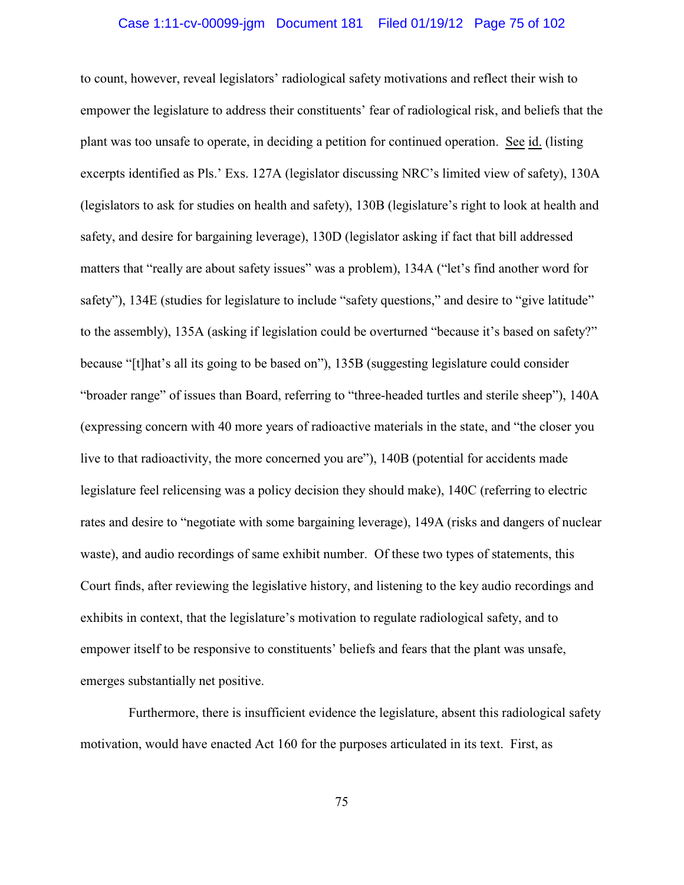to count, however, reveal legislators' radiological safety motivations and reflect their wish to empower the legislature to address their constituents' fear of radiological risk, and beliefs that the plant was too unsafe to operate, in deciding a petition for continued operation. See id. (listing excerpts identified as Pls.' Exs. 127A (legislator discussing NRC's limited view of safety), 130A (legislators to ask for studies on health and safety), 130B (legislature's right to look at health and safety, and desire for bargaining leverage), 130D (legislator asking if fact that bill addressed matters that "really are about safety issues" was a problem), 134A ("let's find another word for safety"), 134E (studies for legislature to include "safety questions," and desire to "give latitude" to the assembly), 135A (asking if legislation could be overturned "because it's based on safety?" because "[t]hat's all its going to be based on"), 135B (suggesting legislature could consider "broader range" of issues than Board, referring to "three-headed turtles and sterile sheep"), 140A (expressing concern with 40 more years of radioactive materials in the state, and "the closer you live to that radioactivity, the more concerned you are"), 140B (potential for accidents made legislature feel relicensing was a policy decision they should make), 140C (referring to electric rates and desire to "negotiate with some bargaining leverage), 149A (risks and dangers of nuclear waste), and audio recordings of same exhibit number. Of these two types of statements, this Court finds, after reviewing the legislative history, and listening to the key audio recordings and exhibits in context, that the legislature's motivation to regulate radiological safety, and to empower itself to be responsive to constituents' beliefs and fears that the plant was unsafe, emerges substantially net positive.

Furthermore, there is insufficient evidence the legislature, absent this radiological safety motivation, would have enacted Act 160 for the purposes articulated in its text. First, as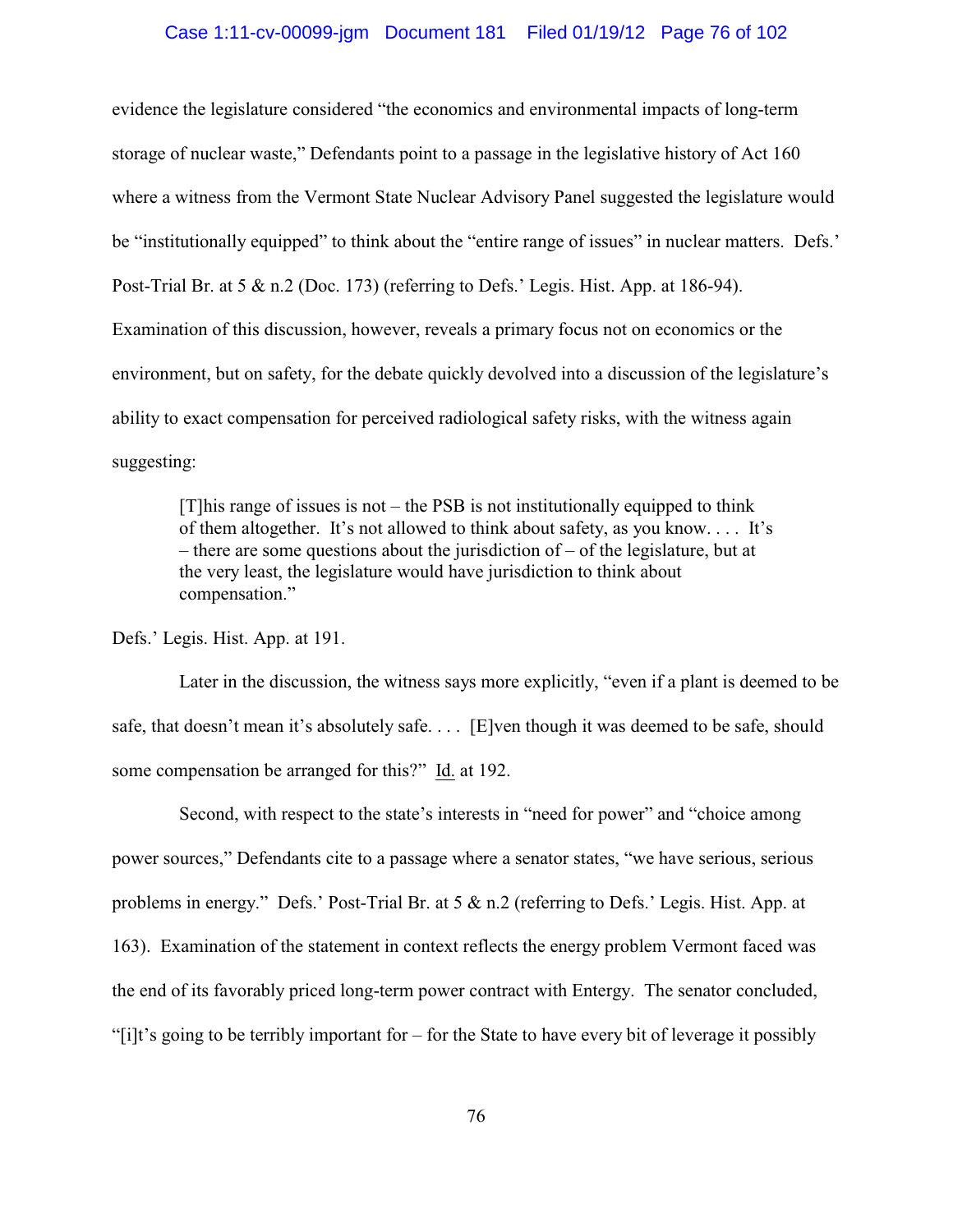evidence the legislature considered "the economics and environmental impacts of long-term storage of nuclear waste," Defendants point to a passage in the legislative history of Act 160 where a witness from the Vermont State Nuclear Advisory Panel suggested the legislature would be "institutionally equipped" to think about the "entire range of issues" in nuclear matters. Defs.' Post-Trial Br. at 5 & n.2 (Doc. 173) (referring to Defs.' Legis. Hist. App. at 186-94). Examination of this discussion, however, reveals a primary focus not on economics or the environment, but on safety, for the debate quickly devolved into a discussion of the legislature's ability to exact compensation for perceived radiological safety risks, with the witness again suggesting:

> [T]his range of issues is not – the PSB is not institutionally equipped to think of them altogether. It's not allowed to think about safety, as you know. . . . It's – there are some questions about the jurisdiction of – of the legislature, but at the very least, the legislature would have jurisdiction to think about compensation."

Defs.' Legis. Hist. App. at 191.

Later in the discussion, the witness says more explicitly, "even if a plant is deemed to be safe, that doesn't mean it's absolutely safe. . . . [E]ven though it was deemed to be safe, should some compensation be arranged for this?" Id. at 192.

Second, with respect to the state's interests in "need for power" and "choice among power sources," Defendants cite to a passage where a senator states, "we have serious, serious problems in energy." Defs.' Post-Trial Br. at 5 & n.2 (referring to Defs.' Legis. Hist. App. at 163). Examination of the statement in context reflects the energy problem Vermont faced was the end of its favorably priced long-term power contract with Entergy. The senator concluded, "[i]t's going to be terribly important for – for the State to have every bit of leverage it possibly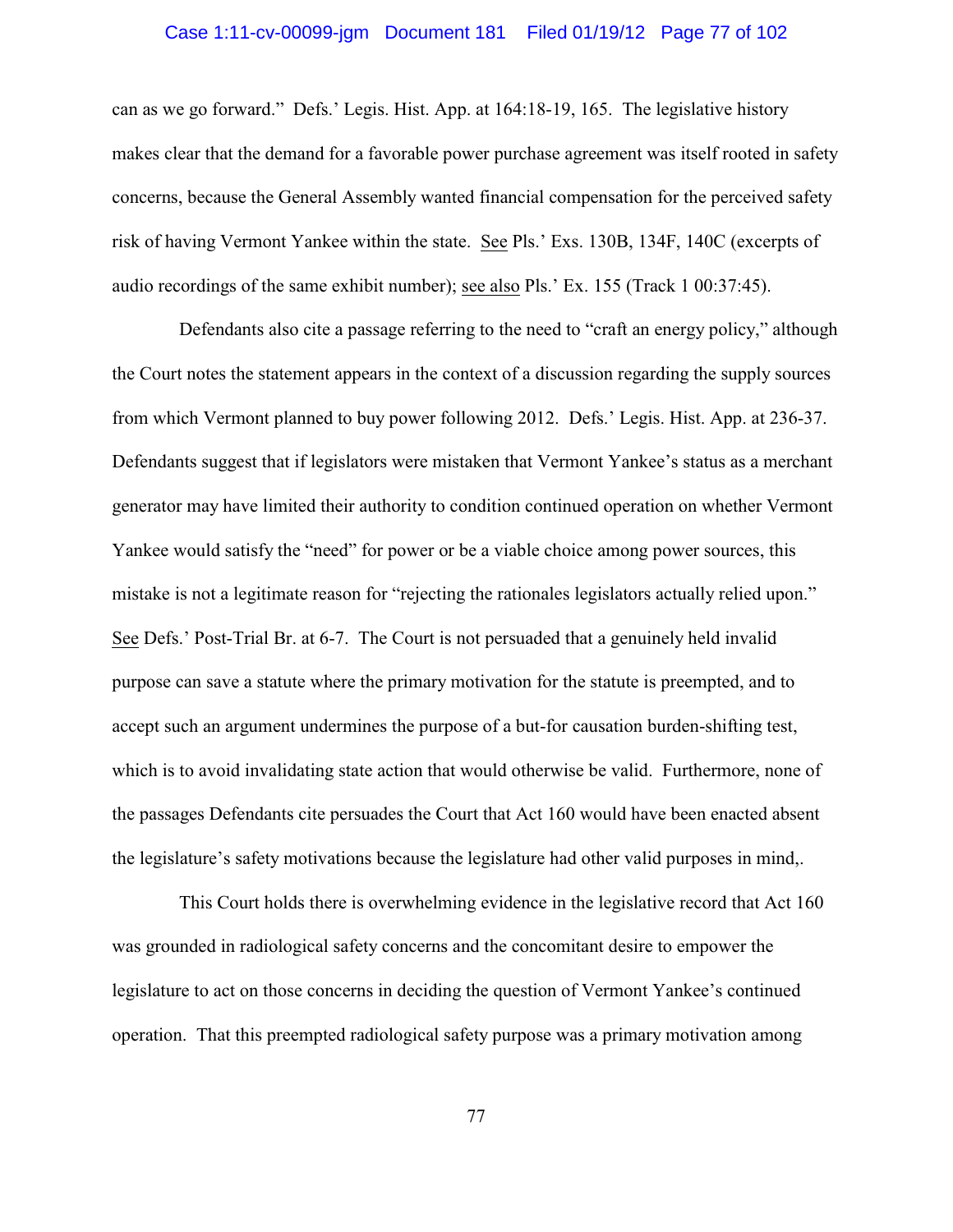can as we go forward." Defs.' Legis. Hist. App. at 164:18-19, 165. The legislative history makes clear that the demand for a favorable power purchase agreement was itself rooted in safety concerns, because the General Assembly wanted financial compensation for the perceived safety risk of having Vermont Yankee within the state. See Pls.' Exs. 130B, 134F, 140C (excerpts of audio recordings of the same exhibit number); see also Pls.' Ex. 155 (Track 1 00:37:45).

Defendants also cite a passage referring to the need to "craft an energy policy," although the Court notes the statement appears in the context of a discussion regarding the supply sources from which Vermont planned to buy power following 2012. Defs.' Legis. Hist. App. at 236-37. Defendants suggest that if legislators were mistaken that Vermont Yankee's status as a merchant generator may have limited their authority to condition continued operation on whether Vermont Yankee would satisfy the "need" for power or be a viable choice among power sources, this mistake is not a legitimate reason for "rejecting the rationales legislators actually relied upon." See Defs.' Post-Trial Br. at 6-7. The Court is not persuaded that a genuinely held invalid purpose can save a statute where the primary motivation for the statute is preempted, and to accept such an argument undermines the purpose of a but-for causation burden-shifting test, which is to avoid invalidating state action that would otherwise be valid. Furthermore, none of the passages Defendants cite persuades the Court that Act 160 would have been enacted absent the legislature's safety motivations because the legislature had other valid purposes in mind,.

This Court holds there is overwhelming evidence in the legislative record that Act 160 was grounded in radiological safety concerns and the concomitant desire to empower the legislature to act on those concerns in deciding the question of Vermont Yankee's continued operation. That this preempted radiological safety purpose was a primary motivation among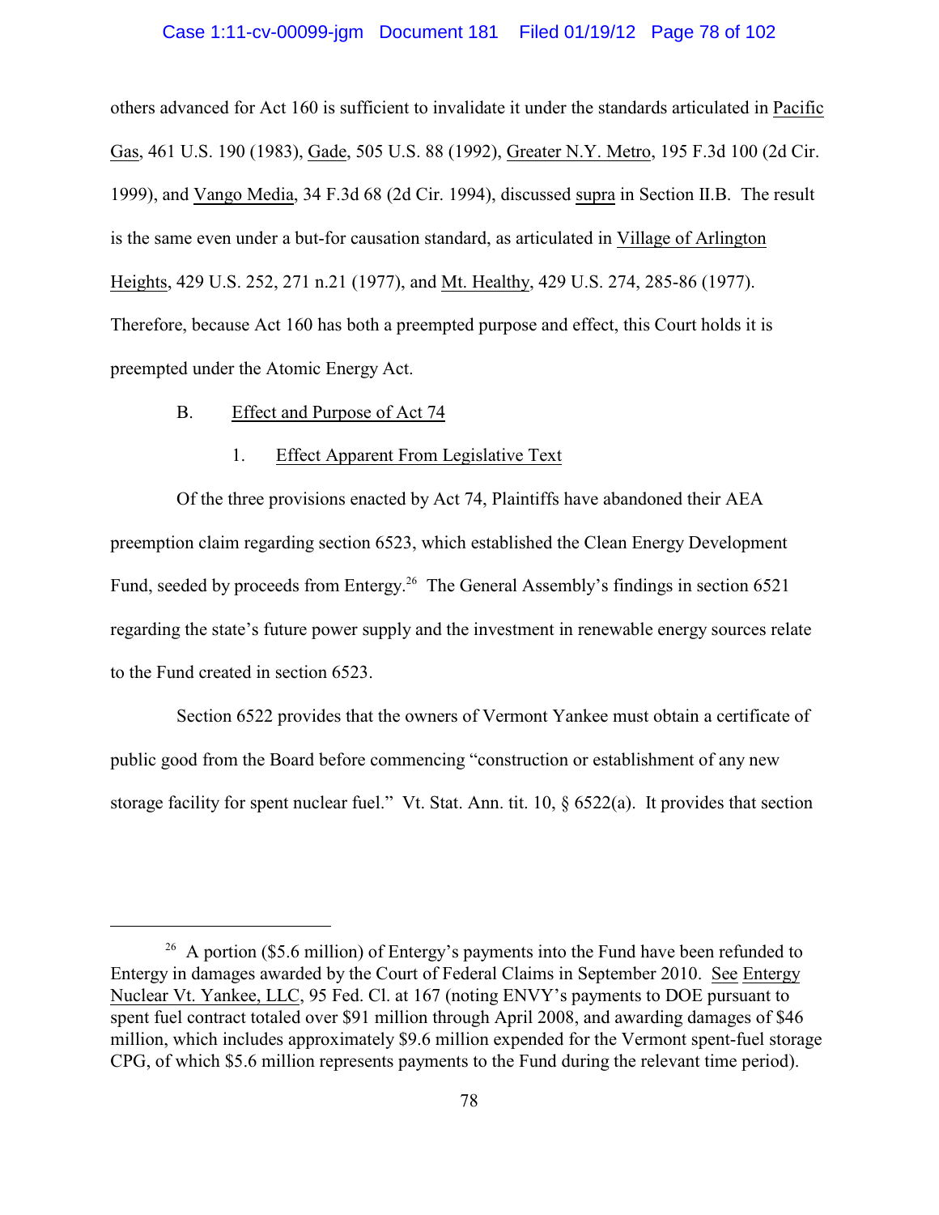others advanced for Act 160 is sufficient to invalidate it under the standards articulated in Pacific Gas, 461 U.S. 190 (1983), Gade, 505 U.S. 88 (1992), Greater N.Y. Metro, 195 F.3d 100 (2d Cir. 1999), and Vango Media, 34 F.3d 68 (2d Cir. 1994), discussed supra in Section II.B. The result is the same even under a but-for causation standard, as articulated in Village of Arlington Heights, 429 U.S. 252, 271 n.21 (1977), and Mt. Healthy, 429 U.S. 274, 285-86 (1977). Therefore, because Act 160 has both a preempted purpose and effect, this Court holds it is preempted under the Atomic Energy Act.

### B. Effect and Purpose of Act 74

#### 1. Effect Apparent From Legislative Text

Of the three provisions enacted by Act 74, Plaintiffs have abandoned their AEA preemption claim regarding section 6523, which established the Clean Energy Development Fund, seeded by proceeds from Entergy.[26] The General Assembly's findings in section 6521 regarding the state's future power supply and the investment in renewable energy sources relate to the Fund created in section 6523.

Section 6522 provides that the owners of Vermont Yankee must obtain a certificate of public good from the Board before commencing "construction or establishment of any new storage facility for spent nuclear fuel." Vt. Stat. Ann. tit. 10, § 6522(a). It provides that section

---

[26] A portion ($5.6 million) of Entergy's payments into the Fund have been refunded to Entergy in damages awarded by the Court of Federal Claims in September 2010. See Entergy Nuclear Vt. Yankee, LLC, 95 Fed. Cl. at 167 (noting ENVY's payments to DOE pursuant to spent fuel contract totaled over $91 million through April 2008, and awarding damages of $46 million, which includes approximately $9.6 million expended for the Vermont spent-fuel storage CPG, of which $5.6 million represents payments to the Fund during the relevant time period).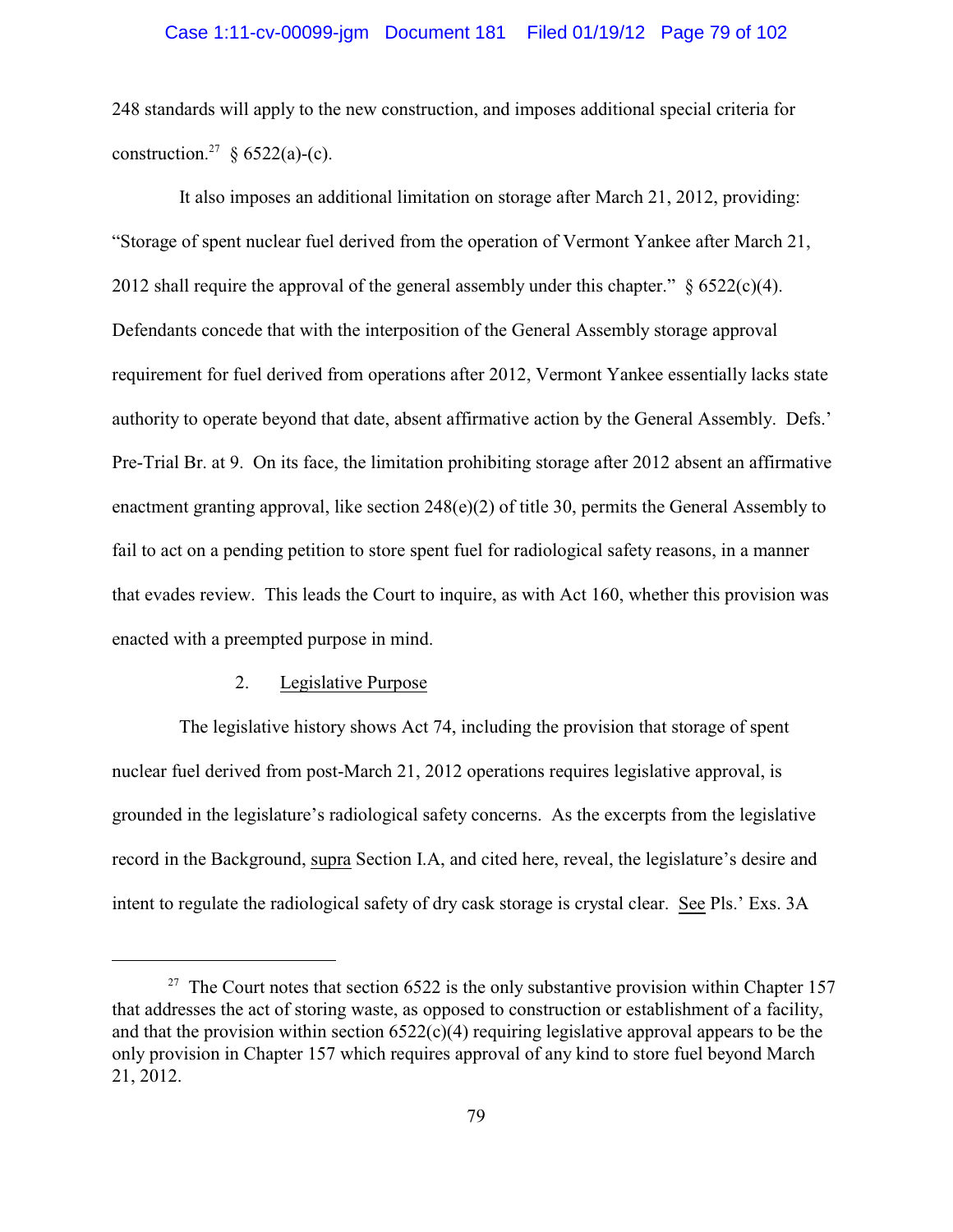248 standards will apply to the new construction, and imposes additional special criteria for construction.[27] § 6522(a)-(c).

It also imposes an additional limitation on storage after March 21, 2012, providing: "Storage of spent nuclear fuel derived from the operation of Vermont Yankee after March 21, 2012 shall require the approval of the general assembly under this chapter." § 6522(c)(4). Defendants concede that with the interposition of the General Assembly storage approval requirement for fuel derived from operations after 2012, Vermont Yankee essentially lacks state authority to operate beyond that date, absent affirmative action by the General Assembly. Defs.' Pre-Trial Br. at 9. On its face, the limitation prohibiting storage after 2012 absent an affirmative enactment granting approval, like section 248(e)(2) of title 30, permits the General Assembly to fail to act on a pending petition to store spent fuel for radiological safety reasons, in a manner that evades review. This leads the Court to inquire, as with Act 160, whether this provision was enacted with a preempted purpose in mind.

2. Legislative Purpose

The legislative history shows Act 74, including the provision that storage of spent nuclear fuel derived from post-March 21, 2012 operations requires legislative approval, is grounded in the legislature's radiological safety concerns. As the excerpts from the legislative record in the Background, supra Section I.A, and cited here, reveal, the legislature's desire and intent to regulate the radiological safety of dry cask storage is crystal clear. See Pls.' Exs. 3A

---

[27] The Court notes that section 6522 is the only substantive provision within Chapter 157 that addresses the act of storing waste, as opposed to construction or establishment of a facility, and that the provision within section 6522(c)(4) requiring legislative approval appears to be the only provision in Chapter 157 which requires approval of any kind to store fuel beyond March 21, 2012.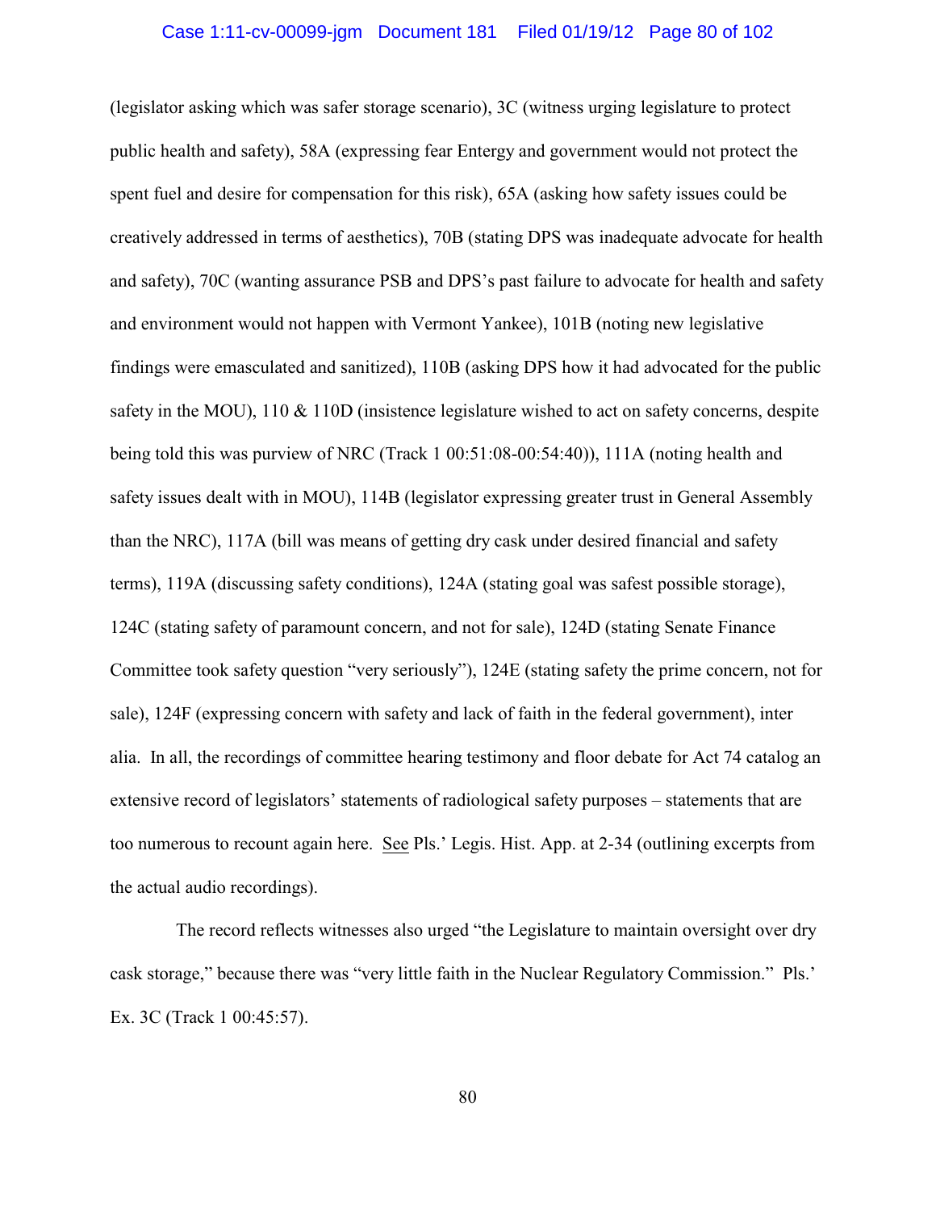(legislator asking which was safer storage scenario), 3C (witness urging legislature to protect public health and safety), 58A (expressing fear Entergy and government would not protect the spent fuel and desire for compensation for this risk), 65A (asking how safety issues could be creatively addressed in terms of aesthetics), 70B (stating DPS was inadequate advocate for health and safety), 70C (wanting assurance PSB and DPS's past failure to advocate for health and safety and environment would not happen with Vermont Yankee), 101B (noting new legislative findings were emasculated and sanitized), 110B (asking DPS how it had advocated for the public safety in the MOU), 110 & 110D (insistence legislature wished to act on safety concerns, despite being told this was purview of NRC (Track 1 00:51:08-00:54:40)), 111A (noting health and safety issues dealt with in MOU), 114B (legislator expressing greater trust in General Assembly than the NRC), 117A (bill was means of getting dry cask under desired financial and safety terms), 119A (discussing safety conditions), 124A (stating goal was safest possible storage), 124C (stating safety of paramount concern, and not for sale), 124D (stating Senate Finance Committee took safety question "very seriously"), 124E (stating safety the prime concern, not for sale), 124F (expressing concern with safety and lack of faith in the federal government), inter alia. In all, the recordings of committee hearing testimony and floor debate for Act 74 catalog an extensive record of legislators' statements of radiological safety purposes – statements that are too numerous to recount again here. See Pls.' Legis. Hist. App. at 2-34 (outlining excerpts from the actual audio recordings).

The record reflects witnesses also urged "the Legislature to maintain oversight over dry cask storage," because there was "very little faith in the Nuclear Regulatory Commission." Pls.' Ex. 3C (Track 1 00:45:57).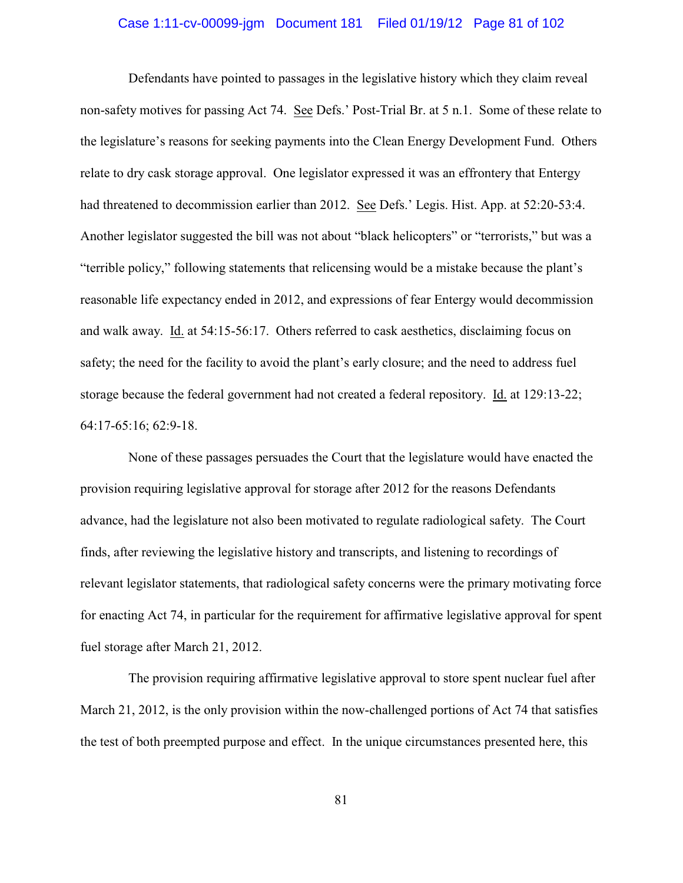Defendants have pointed to passages in the legislative history which they claim reveal non-safety motives for passing Act 74. See Defs.' Post-Trial Br. at 5 n.1. Some of these relate to the legislature's reasons for seeking payments into the Clean Energy Development Fund. Others relate to dry cask storage approval. One legislator expressed it was an effrontery that Entergy had threatened to decommission earlier than 2012. See Defs.' Legis. Hist. App. at 52:20-53:4. Another legislator suggested the bill was not about "black helicopters" or "terrorists," but was a "terrible policy," following statements that relicensing would be a mistake because the plant's reasonable life expectancy ended in 2012, and expressions of fear Entergy would decommission and walk away. Id. at 54:15-56:17. Others referred to cask aesthetics, disclaiming focus on safety; the need for the facility to avoid the plant's early closure; and the need to address fuel storage because the federal government had not created a federal repository. Id. at 129:13-22; 64:17-65:16; 62:9-18.

None of these passages persuades the Court that the legislature would have enacted the provision requiring legislative approval for storage after 2012 for the reasons Defendants advance, had the legislature not also been motivated to regulate radiological safety. The Court finds, after reviewing the legislative history and transcripts, and listening to recordings of relevant legislator statements, that radiological safety concerns were the primary motivating force for enacting Act 74, in particular for the requirement for affirmative legislative approval for spent fuel storage after March 21, 2012.

The provision requiring affirmative legislative approval to store spent nuclear fuel after March 21, 2012, is the only provision within the now-challenged portions of Act 74 that satisfies the test of both preempted purpose and effect. In the unique circumstances presented here, this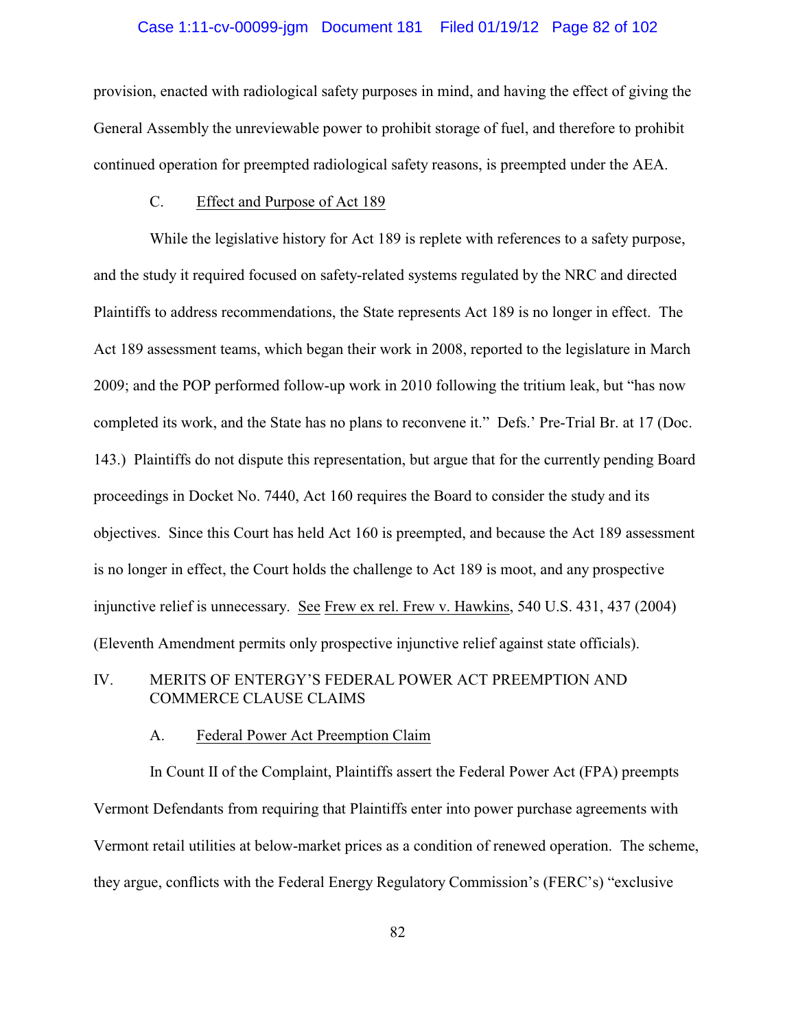provision, enacted with radiological safety purposes in mind, and having the effect of giving the General Assembly the unreviewable power to prohibit storage of fuel, and therefore to prohibit continued operation for preempted radiological safety reasons, is preempted under the AEA.

### C. Effect and Purpose of Act 189

While the legislative history for Act 189 is replete with references to a safety purpose, and the study it required focused on safety-related systems regulated by the NRC and directed Plaintiffs to address recommendations, the State represents Act 189 is no longer in effect. The Act 189 assessment teams, which began their work in 2008, reported to the legislature in March 2009; and the POP performed follow-up work in 2010 following the tritium leak, but "has now completed its work, and the State has no plans to reconvene it." Defs.' Pre-Trial Br. at 17 (Doc. 143.) Plaintiffs do not dispute this representation, but argue that for the currently pending Board proceedings in Docket No. 7440, Act 160 requires the Board to consider the study and its objectives. Since this Court has held Act 160 is preempted, and because the Act 189 assessment is no longer in effect, the Court holds the challenge to Act 189 is moot, and any prospective injunctive relief is unnecessary. See Frew ex rel. Frew v. Hawkins, 540 U.S. 431, 437 (2004) (Eleventh Amendment permits only prospective injunctive relief against state officials).

## IV. MERITS OF ENTERGY'S FEDERAL POWER ACT PREEMPTION AND COMMERCE CLAUSE CLAIMS

### A. Federal Power Act Preemption Claim

In Count II of the Complaint, Plaintiffs assert the Federal Power Act (FPA) preempts Vermont Defendants from requiring that Plaintiffs enter into power purchase agreements with Vermont retail utilities at below-market prices as a condition of renewed operation. The scheme, they argue, conflicts with the Federal Energy Regulatory Commission's (FERC's) "exclusive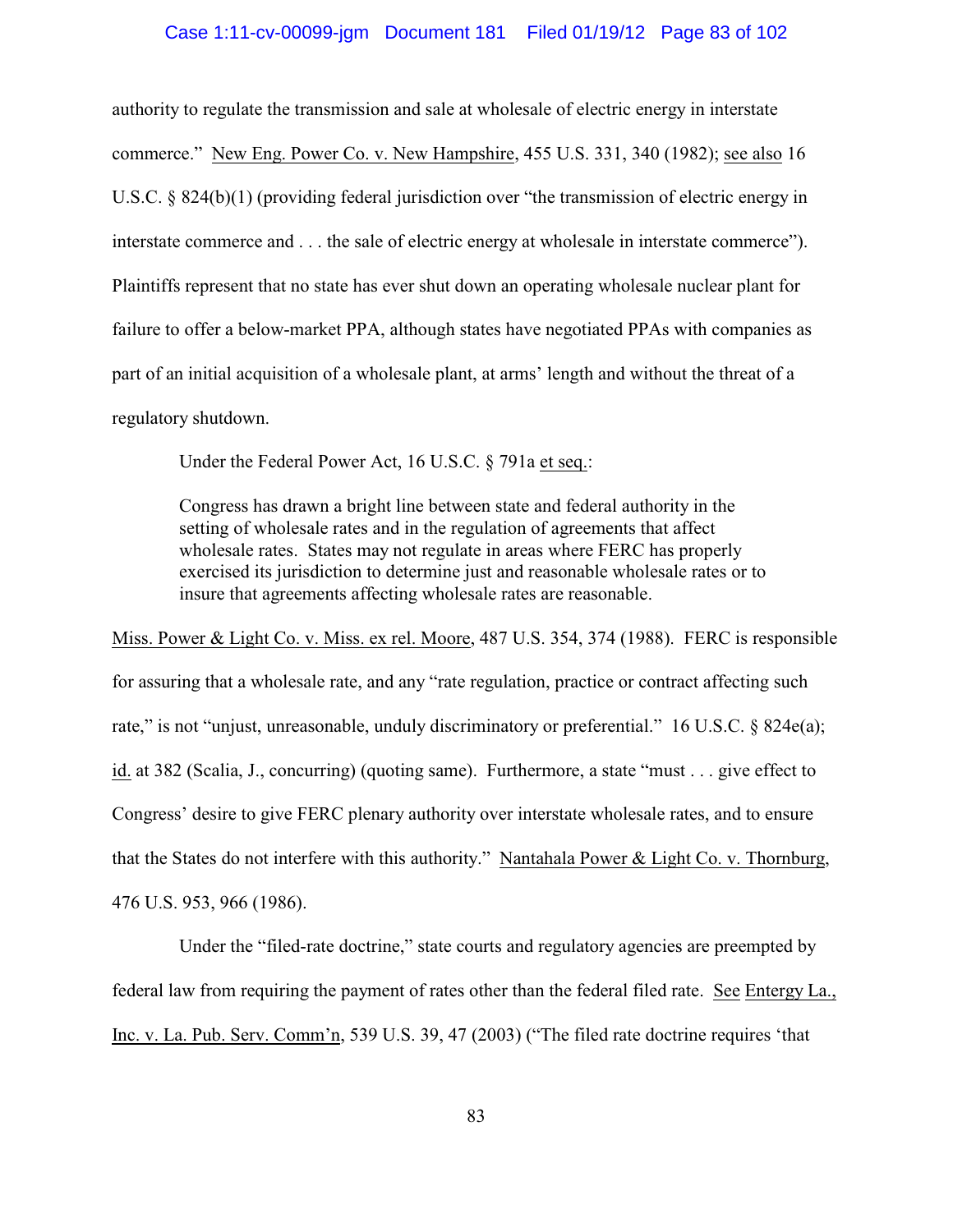authority to regulate the transmission and sale at wholesale of electric energy in interstate commerce." New Eng. Power Co. v. New Hampshire, 455 U.S. 331, 340 (1982); see also 16 U.S.C. § 824(b)(1) (providing federal jurisdiction over "the transmission of electric energy in interstate commerce and . . . the sale of electric energy at wholesale in interstate commerce"). Plaintiffs represent that no state has ever shut down an operating wholesale nuclear plant for failure to offer a below-market PPA, although states have negotiated PPAs with companies as part of an initial acquisition of a wholesale plant, at arms' length and without the threat of a regulatory shutdown.

Under the Federal Power Act, 16 U.S.C. § 791a et seq.:

> Congress has drawn a bright line between state and federal authority in the setting of wholesale rates and in the regulation of agreements that affect wholesale rates. States may not regulate in areas where FERC has properly exercised its jurisdiction to determine just and reasonable wholesale rates or to insure that agreements affecting wholesale rates are reasonable.

Miss. Power & Light Co. v. Miss. ex rel. Moore, 487 U.S. 354, 374 (1988). FERC is responsible for assuring that a wholesale rate, and any "rate regulation, practice or contract affecting such rate," is not "unjust, unreasonable, unduly discriminatory or preferential." 16 U.S.C. § 824e(a); id. at 382 (Scalia, J., concurring) (quoting same). Furthermore, a state "must . . . give effect to Congress' desire to give FERC plenary authority over interstate wholesale rates, and to ensure that the States do not interfere with this authority." Nantahala Power & Light Co. v. Thornburg, 476 U.S. 953, 966 (1986).

Under the "filed-rate doctrine," state courts and regulatory agencies are preempted by federal law from requiring the payment of rates other than the federal filed rate. See Entergy La., Inc. v. La. Pub. Serv. Comm'n, 539 U.S. 39, 47 (2003) ("The filed rate doctrine requires 'that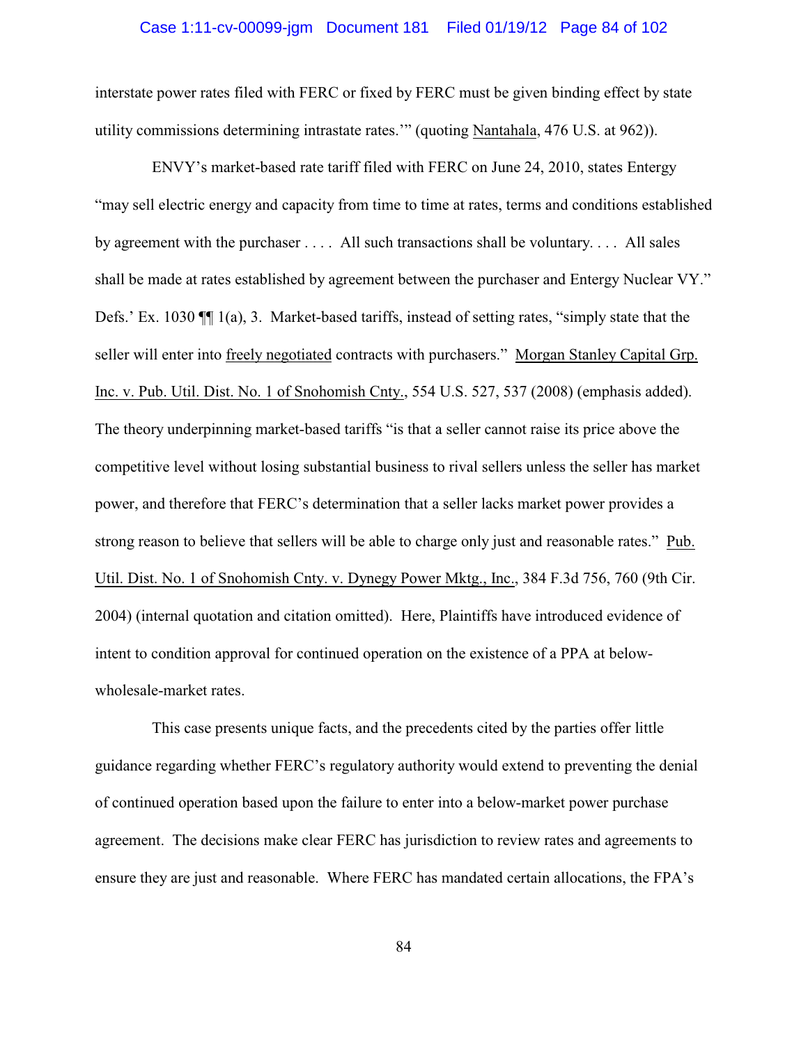interstate power rates filed with FERC or fixed by FERC must be given binding effect by state utility commissions determining intrastate rates.'" (quoting Nantahala, 476 U.S. at 962)).

ENVY's market-based rate tariff filed with FERC on June 24, 2010, states Entergy "may sell electric energy and capacity from time to time at rates, terms and conditions established by agreement with the purchaser . . . . All such transactions shall be voluntary. . . . All sales shall be made at rates established by agreement between the purchaser and Entergy Nuclear VY." Defs.' Ex. 1030 ¶¶ 1(a), 3. Market-based tariffs, instead of setting rates, "simply state that the seller will enter into freely negotiated contracts with purchasers." Morgan Stanley Capital Grp. Inc. v. Pub. Util. Dist. No. 1 of Snohomish Cnty., 554 U.S. 527, 537 (2008) (emphasis added). The theory underpinning market-based tariffs "is that a seller cannot raise its price above the competitive level without losing substantial business to rival sellers unless the seller has market power, and therefore that FERC's determination that a seller lacks market power provides a strong reason to believe that sellers will be able to charge only just and reasonable rates." Pub. Util. Dist. No. 1 of Snohomish Cnty. v. Dynegy Power Mktg., Inc., 384 F.3d 756, 760 (9th Cir. 2004) (internal quotation and citation omitted). Here, Plaintiffs have introduced evidence of intent to condition approval for continued operation on the existence of a PPA at below-wholesale-market rates.

This case presents unique facts, and the precedents cited by the parties offer little guidance regarding whether FERC's regulatory authority would extend to preventing the denial of continued operation based upon the failure to enter into a below-market power purchase agreement. The decisions make clear FERC has jurisdiction to review rates and agreements to ensure they are just and reasonable. Where FERC has mandated certain allocations, the FPA's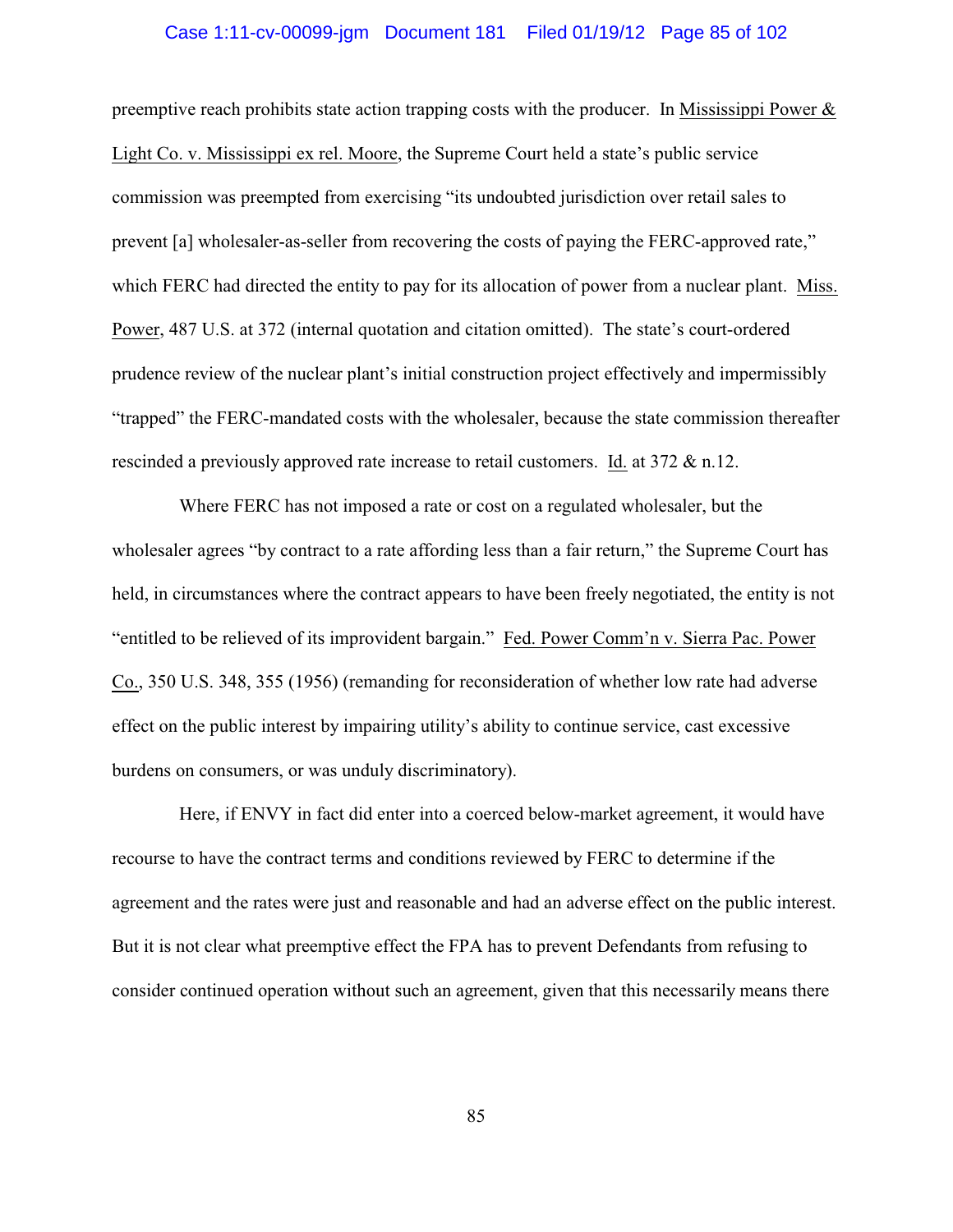preemptive reach prohibits state action trapping costs with the producer. In Mississippi Power & Light Co. v. Mississippi ex rel. Moore, the Supreme Court held a state's public service commission was preempted from exercising "its undoubted jurisdiction over retail sales to prevent [a] wholesaler-as-seller from recovering the costs of paying the FERC-approved rate," which FERC had directed the entity to pay for its allocation of power from a nuclear plant. Miss. Power, 487 U.S. at 372 (internal quotation and citation omitted). The state's court-ordered prudence review of the nuclear plant's initial construction project effectively and impermissibly "trapped" the FERC-mandated costs with the wholesaler, because the state commission thereafter rescinded a previously approved rate increase to retail customers. Id. at 372 & n.12.

Where FERC has not imposed a rate or cost on a regulated wholesaler, but the wholesaler agrees "by contract to a rate affording less than a fair return," the Supreme Court has held, in circumstances where the contract appears to have been freely negotiated, the entity is not "entitled to be relieved of its improvident bargain." Fed. Power Comm'n v. Sierra Pac. Power Co., 350 U.S. 348, 355 (1956) (remanding for reconsideration of whether low rate had adverse effect on the public interest by impairing utility's ability to continue service, cast excessive burdens on consumers, or was unduly discriminatory).

Here, if ENVY in fact did enter into a coerced below-market agreement, it would have recourse to have the contract terms and conditions reviewed by FERC to determine if the agreement and the rates were just and reasonable and had an adverse effect on the public interest. But it is not clear what preemptive effect the FPA has to prevent Defendants from refusing to consider continued operation without such an agreement, given that this necessarily means there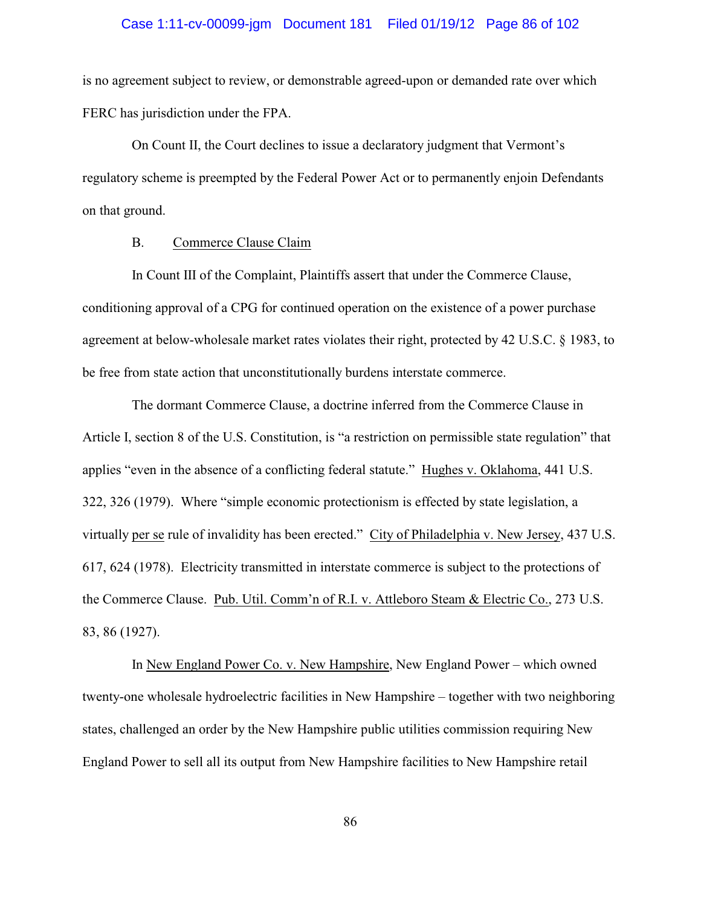is no agreement subject to review, or demonstrable agreed-upon or demanded rate over which FERC has jurisdiction under the FPA.

On Count II, the Court declines to issue a declaratory judgment that Vermont's regulatory scheme is preempted by the Federal Power Act or to permanently enjoin Defendants on that ground.

B. Commerce Clause Claim

In Count III of the Complaint, Plaintiffs assert that under the Commerce Clause, conditioning approval of a CPG for continued operation on the existence of a power purchase agreement at below-wholesale market rates violates their right, protected by 42 U.S.C. § 1983, to be free from state action that unconstitutionally burdens interstate commerce.

The dormant Commerce Clause, a doctrine inferred from the Commerce Clause in Article I, section 8 of the U.S. Constitution, is "a restriction on permissible state regulation" that applies "even in the absence of a conflicting federal statute." Hughes v. Oklahoma, 441 U.S. 322, 326 (1979). Where "simple economic protectionism is effected by state legislation, a virtually per se rule of invalidity has been erected." City of Philadelphia v. New Jersey, 437 U.S. 617, 624 (1978). Electricity transmitted in interstate commerce is subject to the protections of the Commerce Clause. Pub. Util. Comm'n of R.I. v. Attleboro Steam & Electric Co., 273 U.S. 83, 86 (1927).

In New England Power Co. v. New Hampshire, New England Power – which owned twenty-one wholesale hydroelectric facilities in New Hampshire – together with two neighboring states, challenged an order by the New Hampshire public utilities commission requiring New England Power to sell all its output from New Hampshire facilities to New Hampshire retail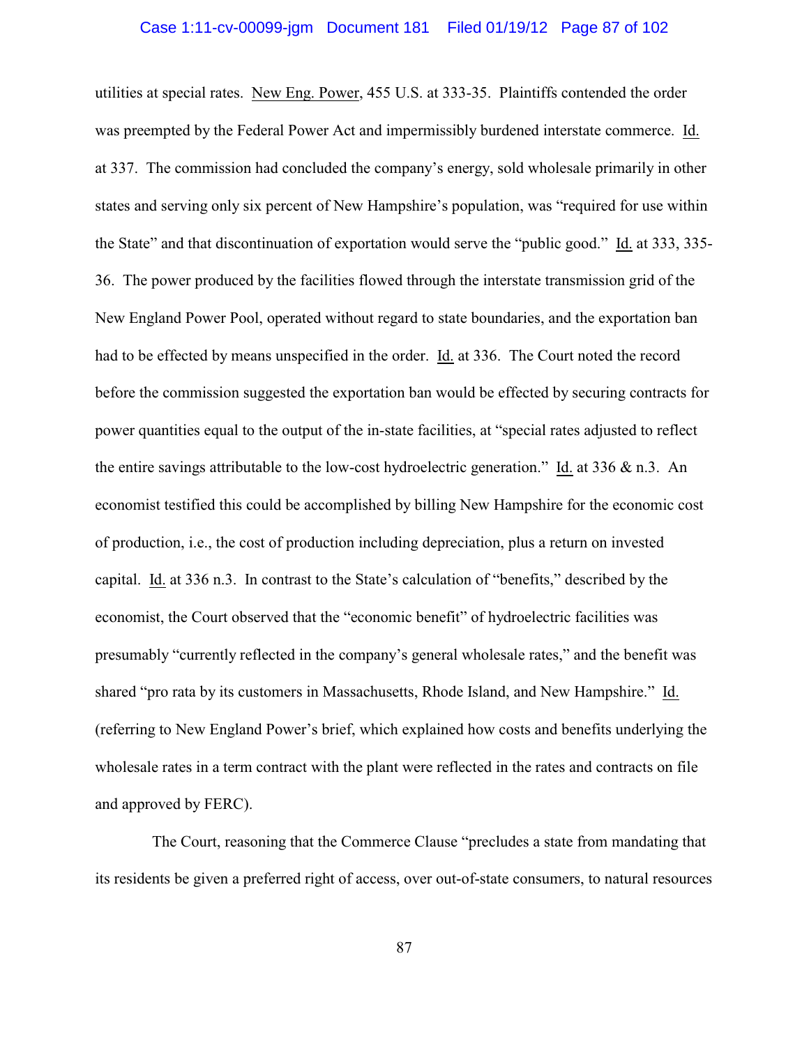utilities at special rates. New Eng. Power, 455 U.S. at 333-35. Plaintiffs contended the order was preempted by the Federal Power Act and impermissibly burdened interstate commerce. Id. at 337. The commission had concluded the company's energy, sold wholesale primarily in other states and serving only six percent of New Hampshire's population, was "required for use within the State" and that discontinuation of exportation would serve the "public good." Id. at 333, 335-36. The power produced by the facilities flowed through the interstate transmission grid of the New England Power Pool, operated without regard to state boundaries, and the exportation ban had to be effected by means unspecified in the order. Id. at 336. The Court noted the record before the commission suggested the exportation ban would be effected by securing contracts for power quantities equal to the output of the in-state facilities, at "special rates adjusted to reflect the entire savings attributable to the low-cost hydroelectric generation." Id. at 336 & n.3. An economist testified this could be accomplished by billing New Hampshire for the economic cost of production, i.e., the cost of production including depreciation, plus a return on invested capital. Id. at 336 n.3. In contrast to the State's calculation of "benefits," described by the economist, the Court observed that the "economic benefit" of hydroelectric facilities was presumably "currently reflected in the company's general wholesale rates," and the benefit was shared "pro rata by its customers in Massachusetts, Rhode Island, and New Hampshire." Id. (referring to New England Power's brief, which explained how costs and benefits underlying the wholesale rates in a term contract with the plant were reflected in the rates and contracts on file and approved by FERC).

The Court, reasoning that the Commerce Clause "precludes a state from mandating that its residents be given a preferred right of access, over out-of-state consumers, to natural resources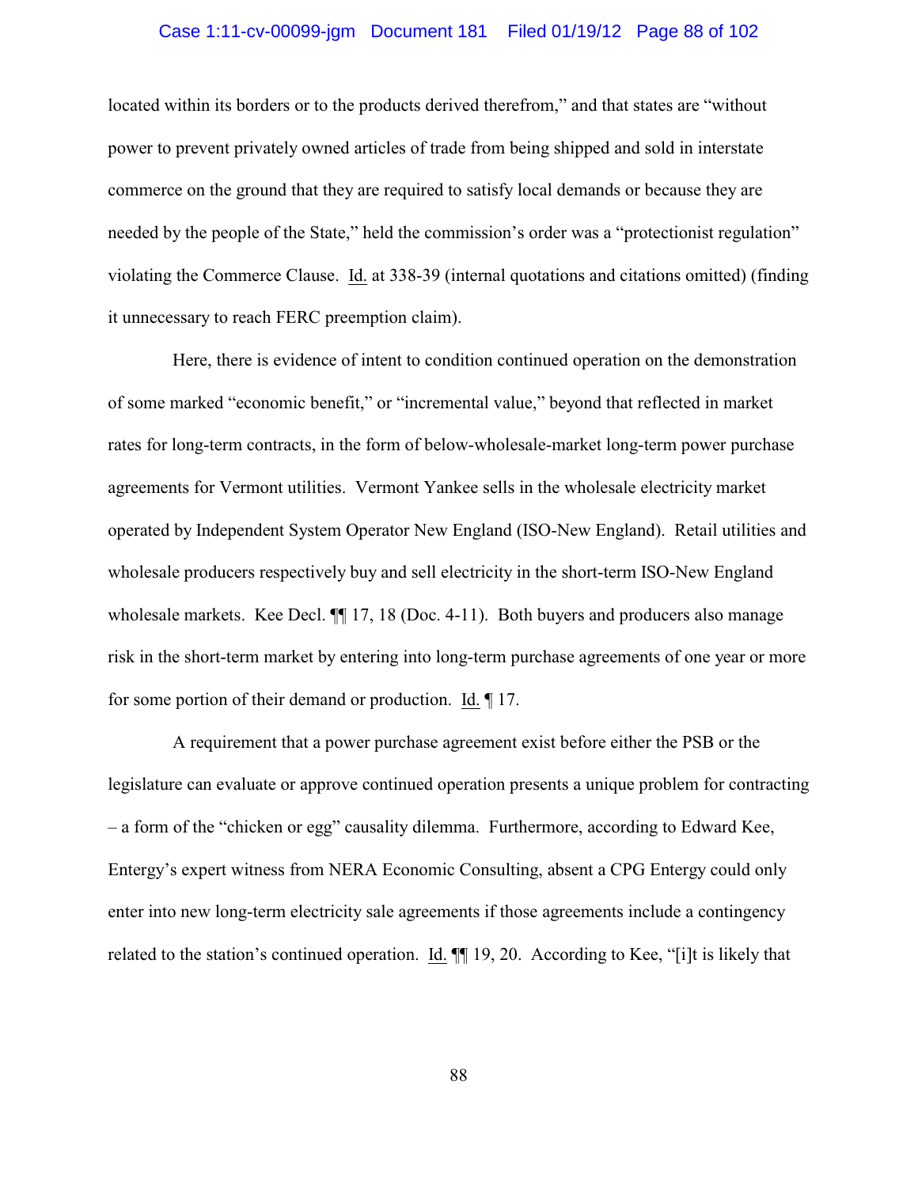located within its borders or to the products derived therefrom," and that states are "without power to prevent privately owned articles of trade from being shipped and sold in interstate commerce on the ground that they are required to satisfy local demands or because they are needed by the people of the State," held the commission's order was a "protectionist regulation" violating the Commerce Clause. Id. at 338-39 (internal quotations and citations omitted) (finding it unnecessary to reach FERC preemption claim).

Here, there is evidence of intent to condition continued operation on the demonstration of some marked "economic benefit," or "incremental value," beyond that reflected in market rates for long-term contracts, in the form of below-wholesale-market long-term power purchase agreements for Vermont utilities. Vermont Yankee sells in the wholesale electricity market operated by Independent System Operator New England (ISO-New England). Retail utilities and wholesale producers respectively buy and sell electricity in the short-term ISO-New England wholesale markets. Kee Decl. ¶¶ 17, 18 (Doc. 4-11). Both buyers and producers also manage risk in the short-term market by entering into long-term purchase agreements of one year or more for some portion of their demand or production. Id. ¶ 17.

A requirement that a power purchase agreement exist before either the PSB or the legislature can evaluate or approve continued operation presents a unique problem for contracting – a form of the "chicken or egg" causality dilemma. Furthermore, according to Edward Kee, Entergy's expert witness from NERA Economic Consulting, absent a CPG Entergy could only enter into new long-term electricity sale agreements if those agreements include a contingency related to the station's continued operation. Id. ¶¶ 19, 20. According to Kee, "[i]t is likely that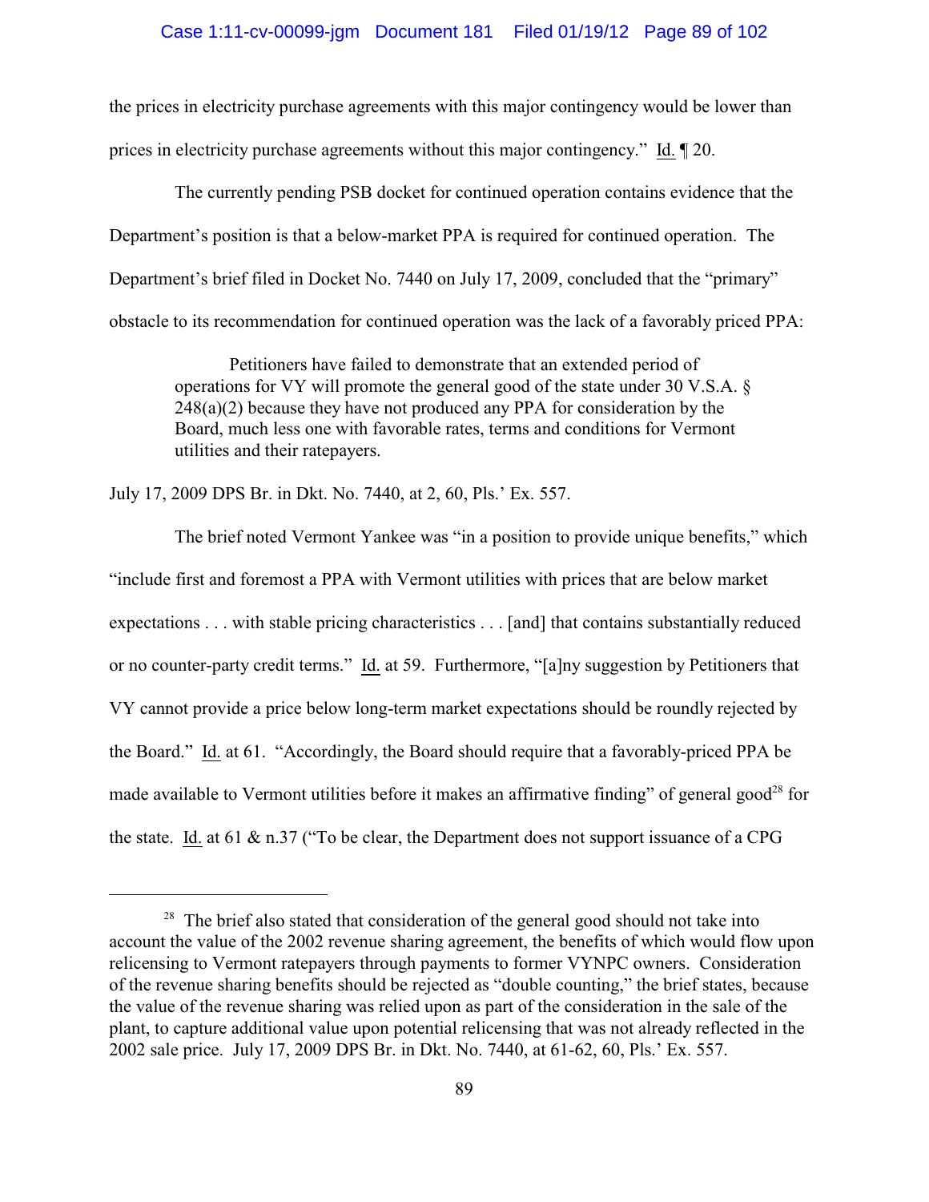the prices in electricity purchase agreements with this major contingency would be lower than prices in electricity purchase agreements without this major contingency." Id. ¶ 20.

The currently pending PSB docket for continued operation contains evidence that the Department's position is that a below-market PPA is required for continued operation. The Department's brief filed in Docket No. 7440 on July 17, 2009, concluded that the "primary" obstacle to its recommendation for continued operation was the lack of a favorably priced PPA:

> Petitioners have failed to demonstrate that an extended period of operations for VY will promote the general good of the state under 30 V.S.A. § 248(a)(2) because they have not produced any PPA for consideration by the Board, much less one with favorable rates, terms and conditions for Vermont utilities and their ratepayers.

July 17, 2009 DPS Br. in Dkt. No. 7440, at 2, 60, Pls.' Ex. 557.

The brief noted Vermont Yankee was "in a position to provide unique benefits," which "include first and foremost a PPA with Vermont utilities with prices that are below market expectations . . . with stable pricing characteristics . . . [and] that contains substantially reduced or no counter-party credit terms." Id. at 59. Furthermore, "[a]ny suggestion by Petitioners that VY cannot provide a price below long-term market expectations should be roundly rejected by the Board." Id. at 61. "Accordingly, the Board should require that a favorably-priced PPA be made available to Vermont utilities before it makes an affirmative finding" of general good[28] for the state. Id. at 61 & n.37 ("To be clear, the Department does not support issuance of a CPG

---

[28] The brief also stated that consideration of the general good should not take into account the value of the 2002 revenue sharing agreement, the benefits of which would flow upon relicensing to Vermont ratepayers through payments to former VYNPC owners. Consideration of the revenue sharing benefits should be rejected as "double counting," the brief states, because the value of the revenue sharing was relied upon as part of the consideration in the sale of the plant, to capture additional value upon potential relicensing that was not already reflected in the 2002 sale price. July 17, 2009 DPS Br. in Dkt. No. 7440, at 61-62, 60, Pls.' Ex. 557.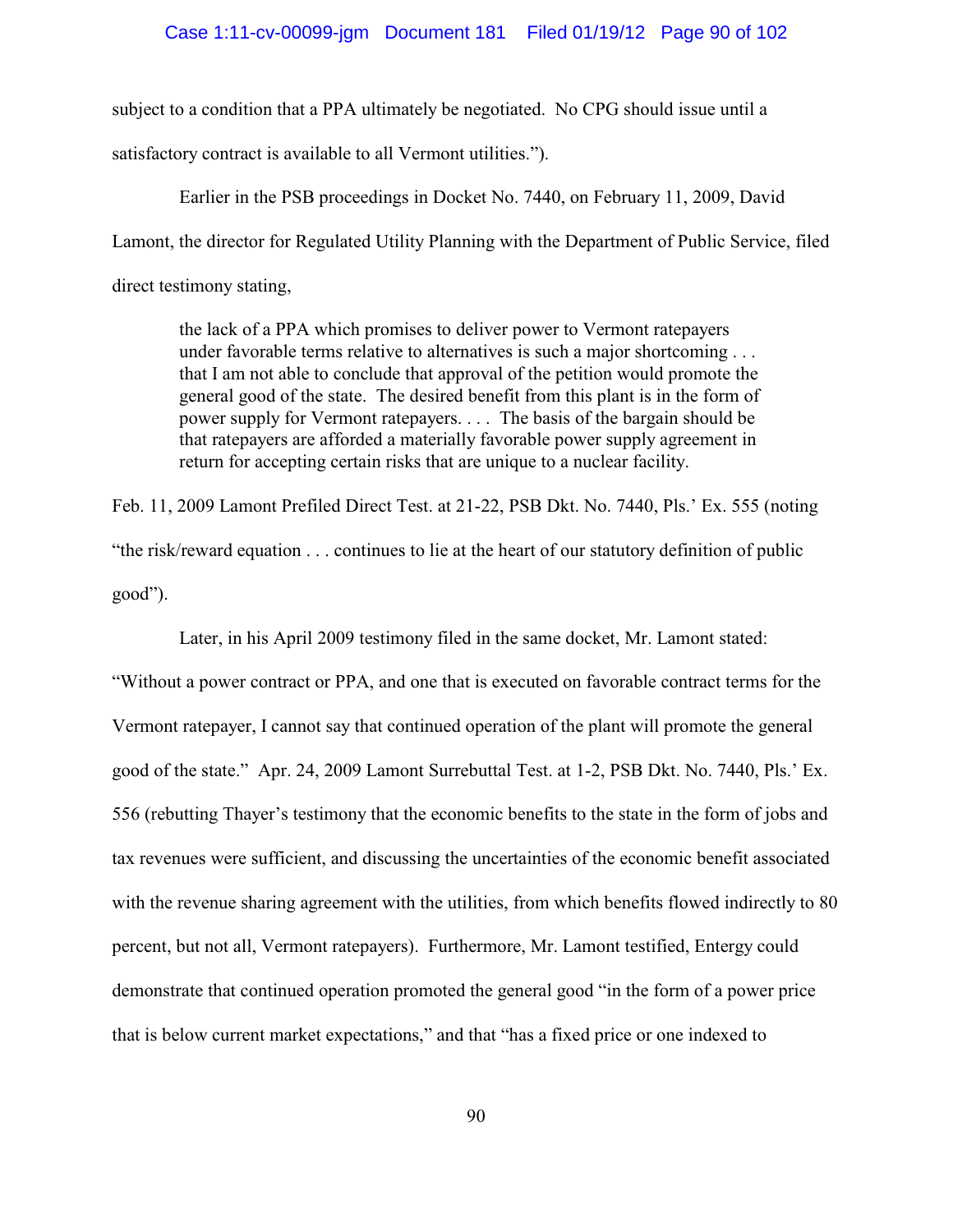subject to a condition that a PPA ultimately be negotiated. No CPG should issue until a satisfactory contract is available to all Vermont utilities.").

Earlier in the PSB proceedings in Docket No. 7440, on February 11, 2009, David Lamont, the director for Regulated Utility Planning with the Department of Public Service, filed direct testimony stating,

> the lack of a PPA which promises to deliver power to Vermont ratepayers under favorable terms relative to alternatives is such a major shortcoming . . . that I am not able to conclude that approval of the petition would promote the general good of the state. The desired benefit from this plant is in the form of power supply for Vermont ratepayers. . . . The basis of the bargain should be that ratepayers are afforded a materially favorable power supply agreement in return for accepting certain risks that are unique to a nuclear facility.

Feb. 11, 2009 Lamont Prefiled Direct Test. at 21-22, PSB Dkt. No. 7440, Pls.' Ex. 555 (noting "the risk/reward equation . . . continues to lie at the heart of our statutory definition of public good").

Later, in his April 2009 testimony filed in the same docket, Mr. Lamont stated: "Without a power contract or PPA, and one that is executed on favorable contract terms for the Vermont ratepayer, I cannot say that continued operation of the plant will promote the general good of the state." Apr. 24, 2009 Lamont Surrebuttal Test. at 1-2, PSB Dkt. No. 7440, Pls.' Ex. 556 (rebutting Thayer's testimony that the economic benefits to the state in the form of jobs and tax revenues were sufficient, and discussing the uncertainties of the economic benefit associated with the revenue sharing agreement with the utilities, from which benefits flowed indirectly to 80 percent, but not all, Vermont ratepayers). Furthermore, Mr. Lamont testified, Entergy could demonstrate that continued operation promoted the general good "in the form of a power price that is below current market expectations," and that "has a fixed price or one indexed to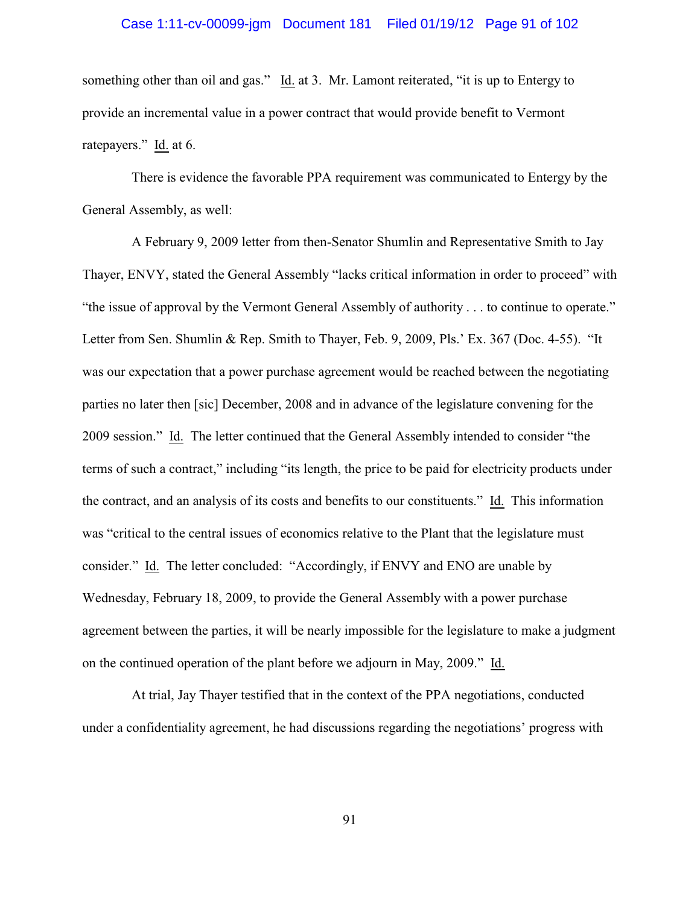something other than oil and gas." Id. at 3. Mr. Lamont reiterated, "it is up to Entergy to provide an incremental value in a power contract that would provide benefit to Vermont ratepayers." Id. at 6.

There is evidence the favorable PPA requirement was communicated to Entergy by the General Assembly, as well:

A February 9, 2009 letter from then-Senator Shumlin and Representative Smith to Jay Thayer, ENVY, stated the General Assembly "lacks critical information in order to proceed" with "the issue of approval by the Vermont General Assembly of authority . . . to continue to operate." Letter from Sen. Shumlin & Rep. Smith to Thayer, Feb. 9, 2009, Pls.' Ex. 367 (Doc. 4-55). "It was our expectation that a power purchase agreement would be reached between the negotiating parties no later then [sic] December, 2008 and in advance of the legislature convening for the 2009 session." Id. The letter continued that the General Assembly intended to consider "the terms of such a contract," including "its length, the price to be paid for electricity products under the contract, and an analysis of its costs and benefits to our constituents." Id. This information was "critical to the central issues of economics relative to the Plant that the legislature must consider." Id. The letter concluded: "Accordingly, if ENVY and ENO are unable by Wednesday, February 18, 2009, to provide the General Assembly with a power purchase agreement between the parties, it will be nearly impossible for the legislature to make a judgment on the continued operation of the plant before we adjourn in May, 2009." Id.

At trial, Jay Thayer testified that in the context of the PPA negotiations, conducted under a confidentiality agreement, he had discussions regarding the negotiations' progress with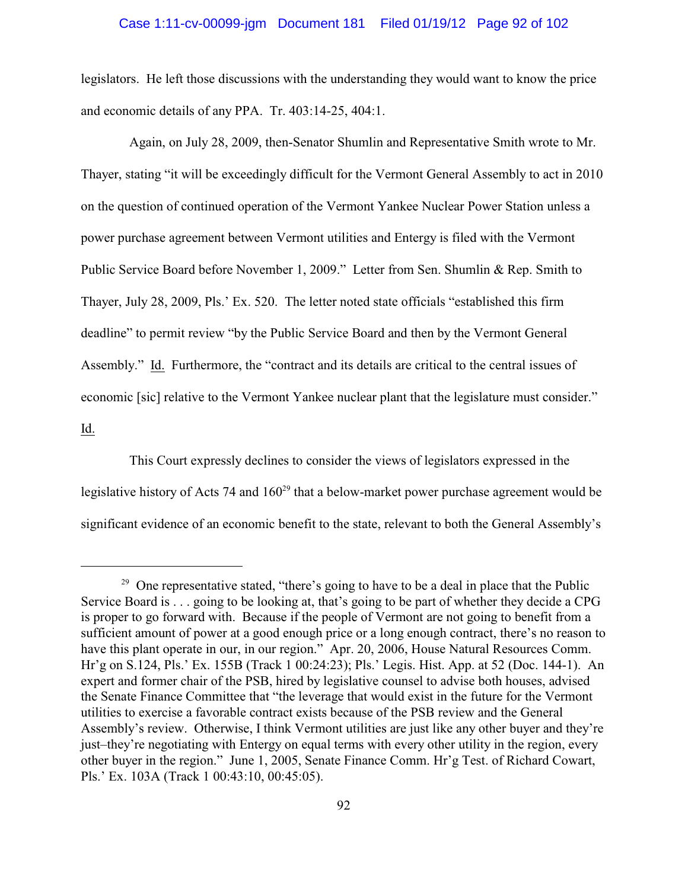legislators. He left those discussions with the understanding they would want to know the price and economic details of any PPA. Tr. 403:14-25, 404:1.

Again, on July 28, 2009, then-Senator Shumlin and Representative Smith wrote to Mr. Thayer, stating "it will be exceedingly difficult for the Vermont General Assembly to act in 2010 on the question of continued operation of the Vermont Yankee Nuclear Power Station unless a power purchase agreement between Vermont utilities and Entergy is filed with the Vermont Public Service Board before November 1, 2009." Letter from Sen. Shumlin & Rep. Smith to Thayer, July 28, 2009, Pls.' Ex. 520. The letter noted state officials "established this firm deadline" to permit review "by the Public Service Board and then by the Vermont General Assembly." Id. Furthermore, the "contract and its details are critical to the central issues of economic [sic] relative to the Vermont Yankee nuclear plant that the legislature must consider." Id.

This Court expressly declines to consider the views of legislators expressed in the legislative history of Acts 74 and 160[29] that a below-market power purchase agreement would be significant evidence of an economic benefit to the state, relevant to both the General Assembly's

---

[29] One representative stated, "there's going to have to be a deal in place that the Public Service Board is . . . going to be looking at, that's going to be part of whether they decide a CPG is proper to go forward with. Because if the people of Vermont are not going to benefit from a sufficient amount of power at a good enough price or a long enough contract, there's no reason to have this plant operate in our, in our region." Apr. 20, 2006, House Natural Resources Comm. Hr'g on S.124, Pls.' Ex. 155B (Track 1 00:24:23); Pls.' Legis. Hist. App. at 52 (Doc. 144-1). An expert and former chair of the PSB, hired by legislative counsel to advise both houses, advised the Senate Finance Committee that "the leverage that would exist in the future for the Vermont utilities to exercise a favorable contract exists because of the PSB review and the General Assembly's review. Otherwise, I think Vermont utilities are just like any other buyer and they're just–they're negotiating with Entergy on equal terms with every other utility in the region, every other buyer in the region." June 1, 2005, Senate Finance Comm. Hr'g Test. of Richard Cowart, Pls.' Ex. 103A (Track 1 00:43:10, 00:45:05).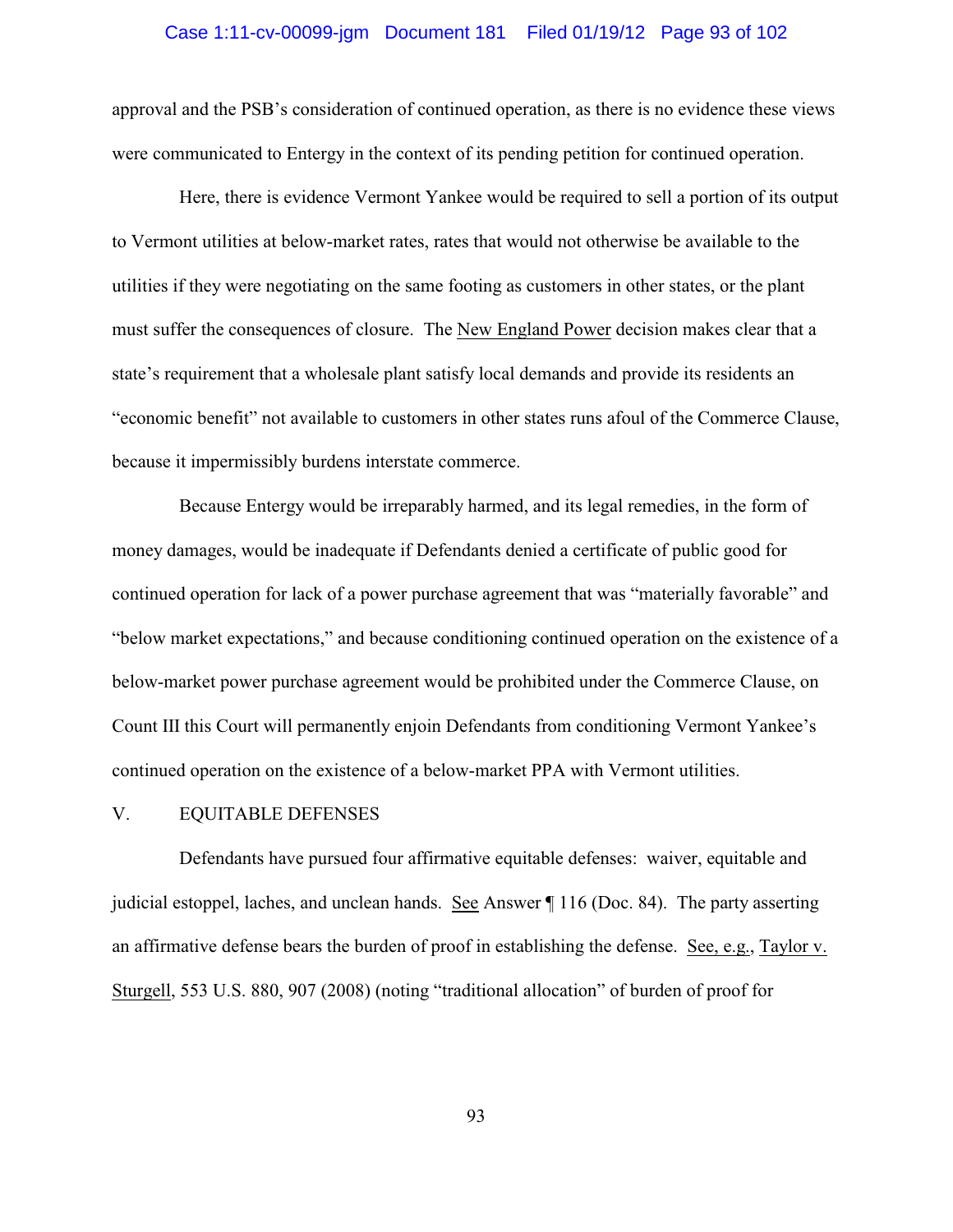approval and the PSB's consideration of continued operation, as there is no evidence these views were communicated to Entergy in the context of its pending petition for continued operation.

Here, there is evidence Vermont Yankee would be required to sell a portion of its output to Vermont utilities at below-market rates, rates that would not otherwise be available to the utilities if they were negotiating on the same footing as customers in other states, or the plant must suffer the consequences of closure. The New England Power decision makes clear that a state's requirement that a wholesale plant satisfy local demands and provide its residents an "economic benefit" not available to customers in other states runs afoul of the Commerce Clause, because it impermissibly burdens interstate commerce.

Because Entergy would be irreparably harmed, and its legal remedies, in the form of money damages, would be inadequate if Defendants denied a certificate of public good for continued operation for lack of a power purchase agreement that was "materially favorable" and "below market expectations," and because conditioning continued operation on the existence of a below-market power purchase agreement would be prohibited under the Commerce Clause, on Count III this Court will permanently enjoin Defendants from conditioning Vermont Yankee's continued operation on the existence of a below-market PPA with Vermont utilities.

## V. EQUITABLE DEFENSES

Defendants have pursued four affirmative equitable defenses: waiver, equitable and judicial estoppel, laches, and unclean hands. See Answer ¶ 116 (Doc. 84). The party asserting an affirmative defense bears the burden of proof in establishing the defense. See, e.g., Taylor v. Sturgell, 553 U.S. 880, 907 (2008) (noting "traditional allocation" of burden of proof for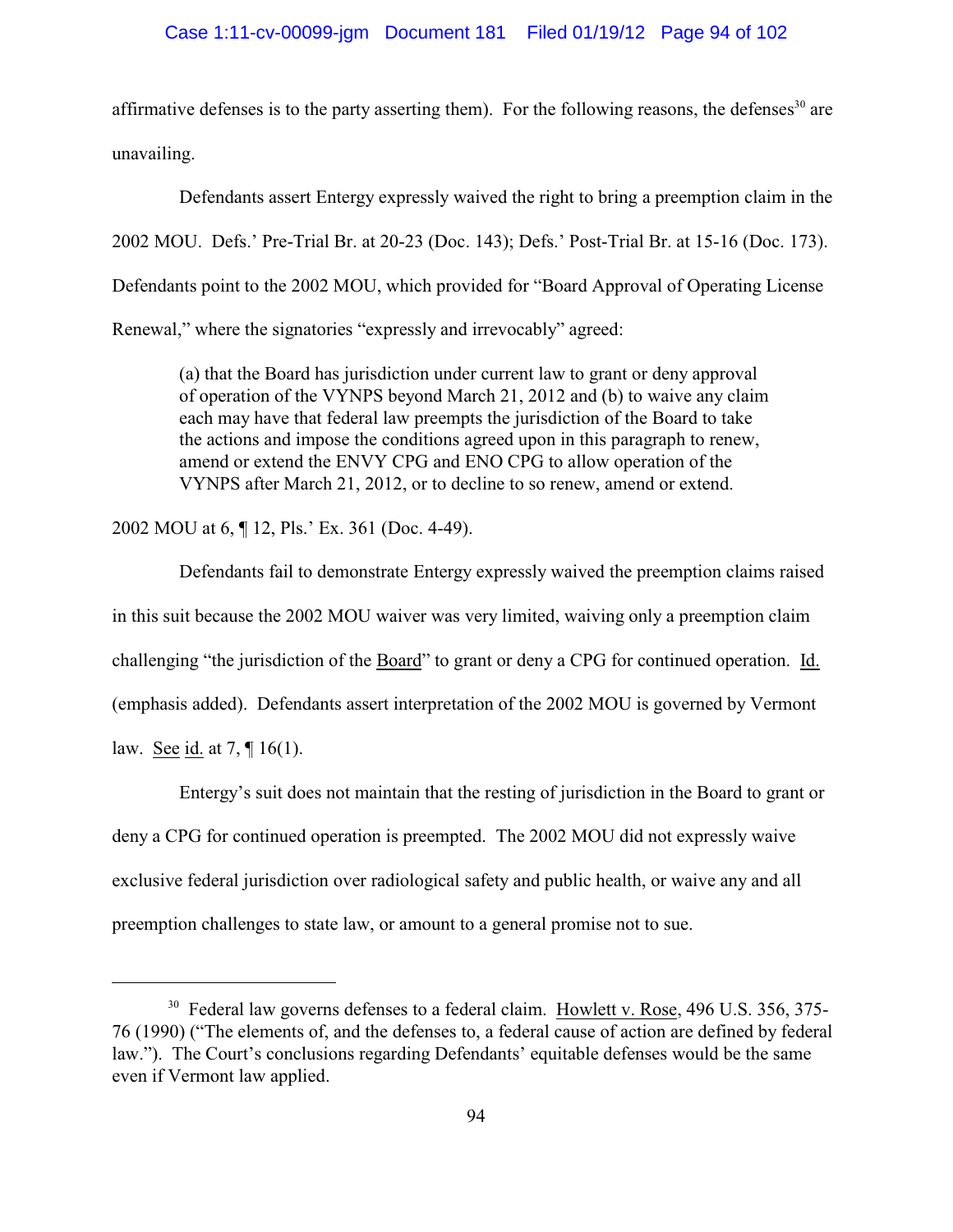affirmative defenses is to the party asserting them). For the following reasons, the defenses[30] are unavailing.

Defendants assert Entergy expressly waived the right to bring a preemption claim in the 2002 MOU. Defs.' Pre-Trial Br. at 20-23 (Doc. 143); Defs.' Post-Trial Br. at 15-16 (Doc. 173). Defendants point to the 2002 MOU, which provided for "Board Approval of Operating License Renewal," where the signatories "expressly and irrevocably" agreed:

> (a) that the Board has jurisdiction under current law to grant or deny approval of operation of the VYNPS beyond March 21, 2012 and (b) to waive any claim each may have that federal law preempts the jurisdiction of the Board to take the actions and impose the conditions agreed upon in this paragraph to renew, amend or extend the ENVY CPG and ENO CPG to allow operation of the VYNPS after March 21, 2012, or to decline to so renew, amend or extend.

2002 MOU at 6, ¶ 12, Pls.' Ex. 361 (Doc. 4-49).

Defendants fail to demonstrate Entergy expressly waived the preemption claims raised in this suit because the 2002 MOU waiver was very limited, waiving only a preemption claim challenging "the jurisdiction of the <u>Board</u>" to grant or deny a CPG for continued operation. <u>Id.</u> (emphasis added). Defendants assert interpretation of the 2002 MOU is governed by Vermont law. <u>See</u> <u>id.</u> at 7, ¶ 16(1).

Entergy's suit does not maintain that the resting of jurisdiction in the Board to grant or deny a CPG for continued operation is preempted. The 2002 MOU did not expressly waive exclusive federal jurisdiction over radiological safety and public health, or waive any and all preemption challenges to state law, or amount to a general promise not to sue.

---

[30] Federal law governs defenses to a federal claim. <u>Howlett v. Rose</u>, 496 U.S. 356, 375-76 (1990) ("The elements of, and the defenses to, a federal cause of action are defined by federal law."). The Court's conclusions regarding Defendants' equitable defenses would be the same even if Vermont law applied.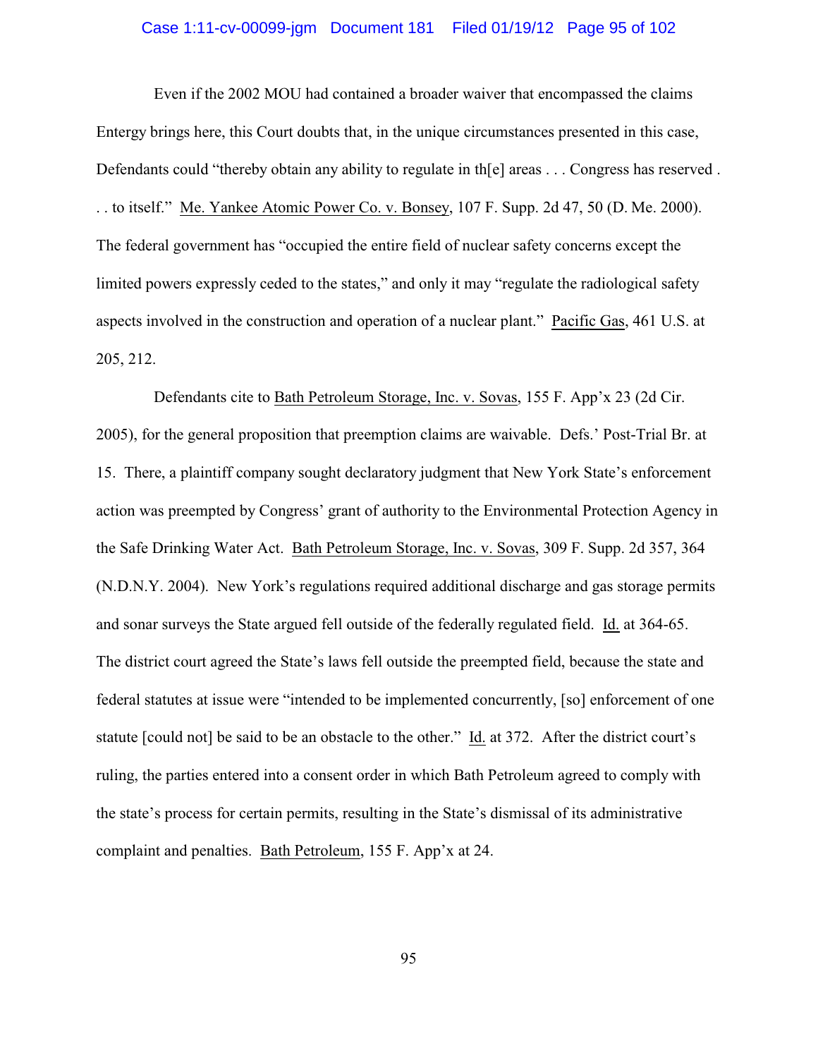Even if the 2002 MOU had contained a broader waiver that encompassed the claims Entergy brings here, this Court doubts that, in the unique circumstances presented in this case, Defendants could "thereby obtain any ability to regulate in th[e] areas . . . Congress has reserved . . . to itself." Me. Yankee Atomic Power Co. v. Bonsey, 107 F. Supp. 2d 47, 50 (D. Me. 2000). The federal government has "occupied the entire field of nuclear safety concerns except the limited powers expressly ceded to the states," and only it may "regulate the radiological safety aspects involved in the construction and operation of a nuclear plant." Pacific Gas, 461 U.S. at 205, 212.

Defendants cite to Bath Petroleum Storage, Inc. v. Sovas, 155 F. App'x 23 (2d Cir. 2005), for the general proposition that preemption claims are waivable. Defs.' Post-Trial Br. at 15. There, a plaintiff company sought declaratory judgment that New York State's enforcement action was preempted by Congress' grant of authority to the Environmental Protection Agency in the Safe Drinking Water Act. Bath Petroleum Storage, Inc. v. Sovas, 309 F. Supp. 2d 357, 364 (N.D.N.Y. 2004). New York's regulations required additional discharge and gas storage permits and sonar surveys the State argued fell outside of the federally regulated field. Id. at 364-65. The district court agreed the State's laws fell outside the preempted field, because the state and federal statutes at issue were "intended to be implemented concurrently, [so] enforcement of one statute [could not] be said to be an obstacle to the other." Id. at 372. After the district court's ruling, the parties entered into a consent order in which Bath Petroleum agreed to comply with the state's process for certain permits, resulting in the State's dismissal of its administrative complaint and penalties. Bath Petroleum, 155 F. App'x at 24.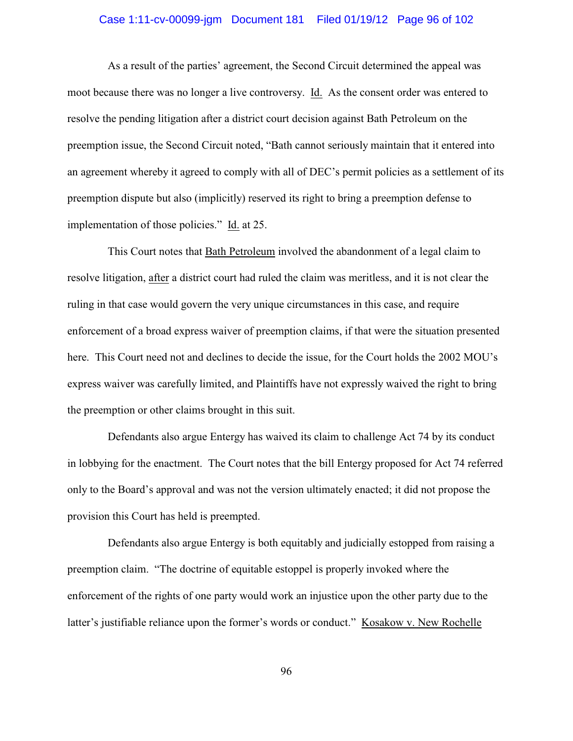As a result of the parties' agreement, the Second Circuit determined the appeal was moot because there was no longer a live controversy. Id. As the consent order was entered to resolve the pending litigation after a district court decision against Bath Petroleum on the preemption issue, the Second Circuit noted, "Bath cannot seriously maintain that it entered into an agreement whereby it agreed to comply with all of DEC's permit policies as a settlement of its preemption dispute but also (implicitly) reserved its right to bring a preemption defense to implementation of those policies." Id. at 25.

This Court notes that Bath Petroleum involved the abandonment of a legal claim to resolve litigation, after a district court had ruled the claim was meritless, and it is not clear the ruling in that case would govern the very unique circumstances in this case, and require enforcement of a broad express waiver of preemption claims, if that were the situation presented here. This Court need not and declines to decide the issue, for the Court holds the 2002 MOU's express waiver was carefully limited, and Plaintiffs have not expressly waived the right to bring the preemption or other claims brought in this suit.

Defendants also argue Entergy has waived its claim to challenge Act 74 by its conduct in lobbying for the enactment. The Court notes that the bill Entergy proposed for Act 74 referred only to the Board's approval and was not the version ultimately enacted; it did not propose the provision this Court has held is preempted.

Defendants also argue Entergy is both equitably and judicially estopped from raising a preemption claim. "The doctrine of equitable estoppel is properly invoked where the enforcement of the rights of one party would work an injustice upon the other party due to the latter's justifiable reliance upon the former's words or conduct." Kosakow v. New Rochelle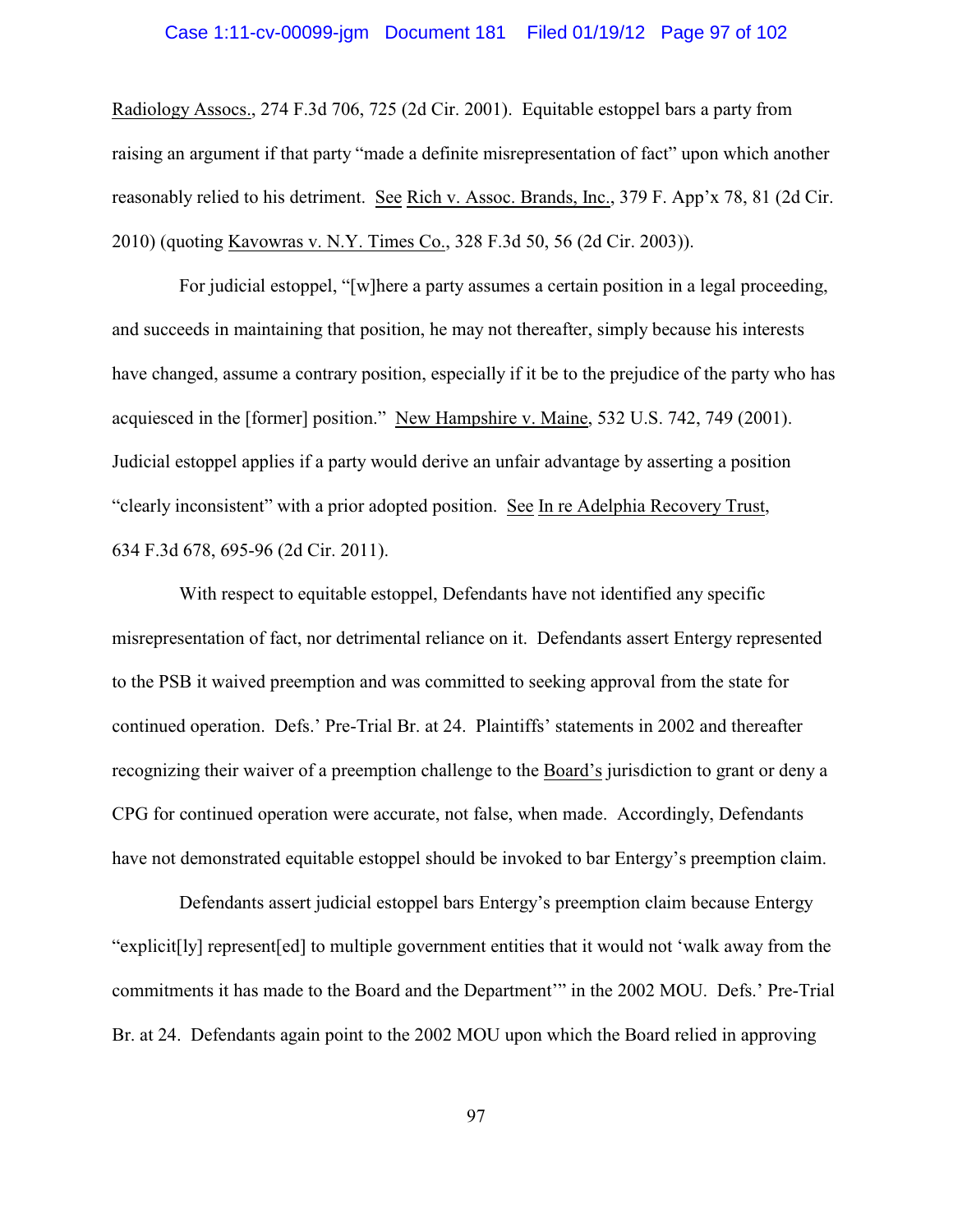Radiology Assocs., 274 F.3d 706, 725 (2d Cir. 2001). Equitable estoppel bars a party from raising an argument if that party "made a definite misrepresentation of fact" upon which another reasonably relied to his detriment. See Rich v. Assoc. Brands, Inc., 379 F. App'x 78, 81 (2d Cir. 2010) (quoting Kavowras v. N.Y. Times Co., 328 F.3d 50, 56 (2d Cir. 2003)).

For judicial estoppel, "[w]here a party assumes a certain position in a legal proceeding, and succeeds in maintaining that position, he may not thereafter, simply because his interests have changed, assume a contrary position, especially if it be to the prejudice of the party who has acquiesced in the [former] position." New Hampshire v. Maine, 532 U.S. 742, 749 (2001). Judicial estoppel applies if a party would derive an unfair advantage by asserting a position "clearly inconsistent" with a prior adopted position. See In re Adelphia Recovery Trust, 634 F.3d 678, 695-96 (2d Cir. 2011).

With respect to equitable estoppel, Defendants have not identified any specific misrepresentation of fact, nor detrimental reliance on it. Defendants assert Entergy represented to the PSB it waived preemption and was committed to seeking approval from the state for continued operation. Defs.' Pre-Trial Br. at 24. Plaintiffs' statements in 2002 and thereafter recognizing their waiver of a preemption challenge to the Board's jurisdiction to grant or deny a CPG for continued operation were accurate, not false, when made. Accordingly, Defendants have not demonstrated equitable estoppel should be invoked to bar Entergy's preemption claim.

Defendants assert judicial estoppel bars Entergy's preemption claim because Entergy "explicit[ly] represent[ed] to multiple government entities that it would not 'walk away from the commitments it has made to the Board and the Department'" in the 2002 MOU. Defs.' Pre-Trial Br. at 24. Defendants again point to the 2002 MOU upon which the Board relied in approving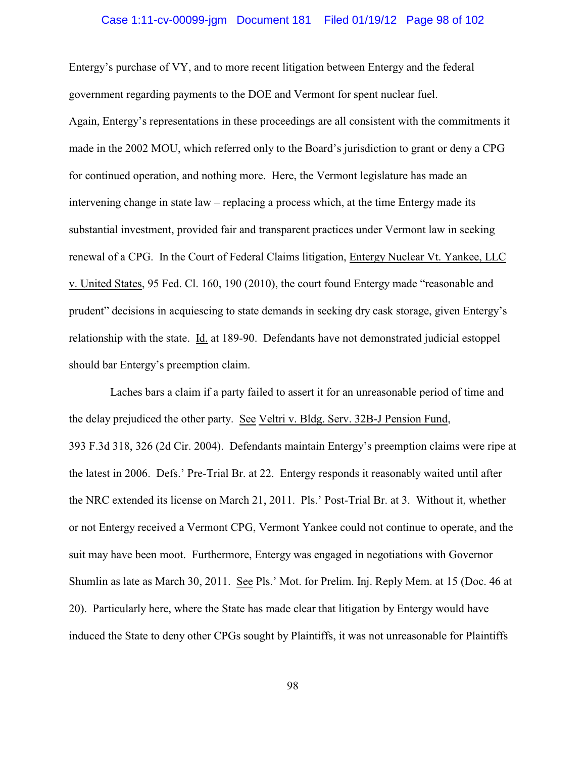Entergy's purchase of VY, and to more recent litigation between Entergy and the federal government regarding payments to the DOE and Vermont for spent nuclear fuel.

Again, Entergy's representations in these proceedings are all consistent with the commitments it made in the 2002 MOU, which referred only to the Board's jurisdiction to grant or deny a CPG for continued operation, and nothing more. Here, the Vermont legislature has made an intervening change in state law – replacing a process which, at the time Entergy made its substantial investment, provided fair and transparent practices under Vermont law in seeking renewal of a CPG. In the Court of Federal Claims litigation, Entergy Nuclear Vt. Yankee, LLC v. United States, 95 Fed. Cl. 160, 190 (2010), the court found Entergy made "reasonable and prudent" decisions in acquiescing to state demands in seeking dry cask storage, given Entergy's relationship with the state. Id. at 189-90. Defendants have not demonstrated judicial estoppel should bar Entergy's preemption claim.

Laches bars a claim if a party failed to assert it for an unreasonable period of time and the delay prejudiced the other party. See Veltri v. Bldg. Serv. 32B-J Pension Fund, 393 F.3d 318, 326 (2d Cir. 2004). Defendants maintain Entergy's preemption claims were ripe at the latest in 2006. Defs.' Pre-Trial Br. at 22. Entergy responds it reasonably waited until after the NRC extended its license on March 21, 2011. Pls.' Post-Trial Br. at 3. Without it, whether or not Entergy received a Vermont CPG, Vermont Yankee could not continue to operate, and the suit may have been moot. Furthermore, Entergy was engaged in negotiations with Governor Shumlin as late as March 30, 2011. See Pls.' Mot. for Prelim. Inj. Reply Mem. at 15 (Doc. 46 at 20). Particularly here, where the State has made clear that litigation by Entergy would have induced the State to deny other CPGs sought by Plaintiffs, it was not unreasonable for Plaintiffs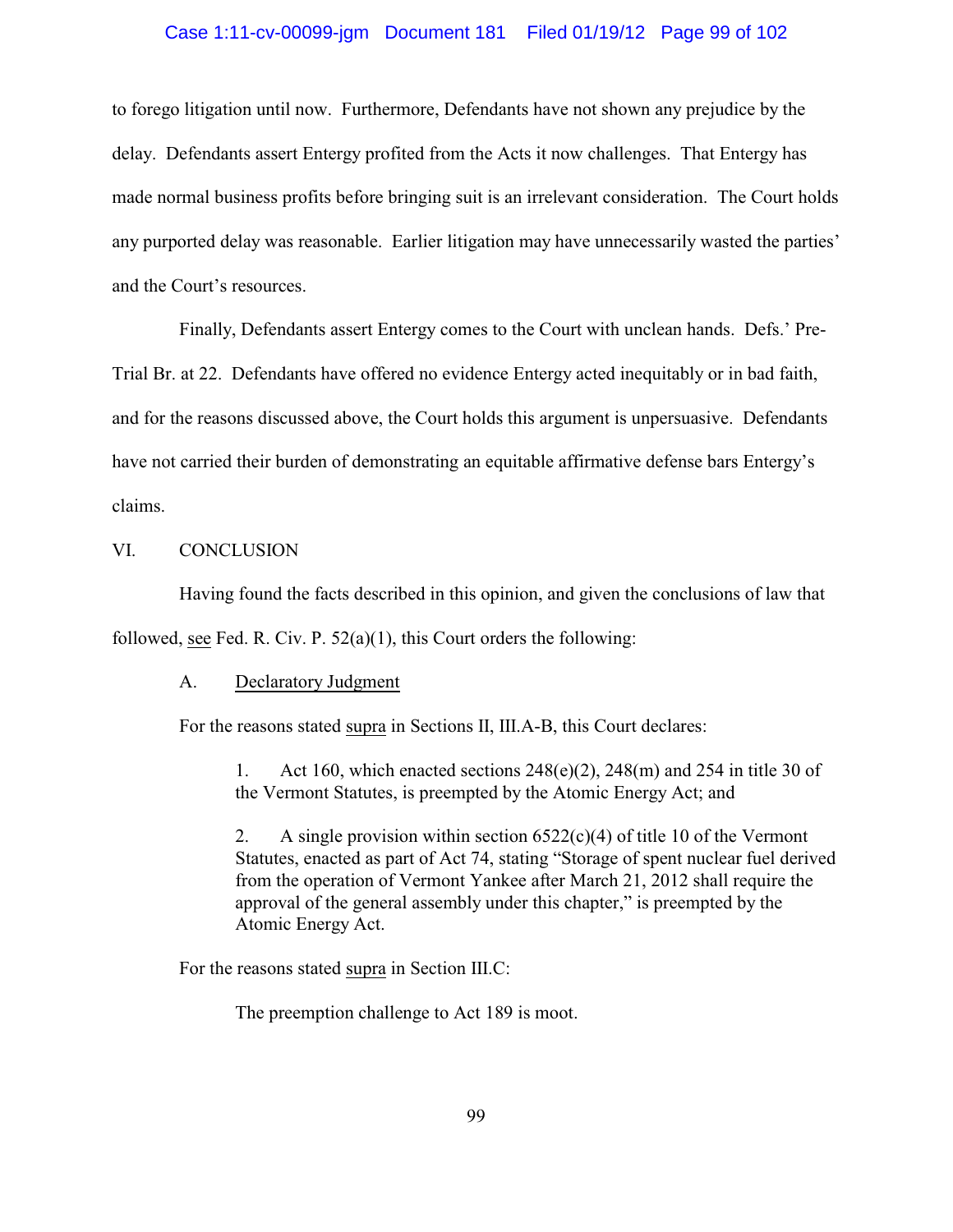to forego litigation until now. Furthermore, Defendants have not shown any prejudice by the delay. Defendants assert Entergy profited from the Acts it now challenges. That Entergy has made normal business profits before bringing suit is an irrelevant consideration. The Court holds any purported delay was reasonable. Earlier litigation may have unnecessarily wasted the parties' and the Court's resources.

Finally, Defendants assert Entergy comes to the Court with unclean hands. Defs.' Pre-Trial Br. at 22. Defendants have offered no evidence Entergy acted inequitably or in bad faith, and for the reasons discussed above, the Court holds this argument is unpersuasive. Defendants have not carried their burden of demonstrating an equitable affirmative defense bars Entergy's claims.

## VI. CONCLUSION

Having found the facts described in this opinion, and given the conclusions of law that followed, see Fed. R. Civ. P. 52(a)(1), this Court orders the following:

### A. Declaratory Judgment

For the reasons stated supra in Sections II, III.A-B, this Court declares:

> 1. Act 160, which enacted sections 248(e)(2), 248(m) and 254 in title 30 of the Vermont Statutes, is preempted by the Atomic Energy Act; and
>
> 2. A single provision within section 6522(c)(4) of title 10 of the Vermont Statutes, enacted as part of Act 74, stating "Storage of spent nuclear fuel derived from the operation of Vermont Yankee after March 21, 2012 shall require the approval of the general assembly under this chapter," is preempted by the Atomic Energy Act.

For the reasons stated supra in Section III.C:

> The preemption challenge to Act 189 is moot.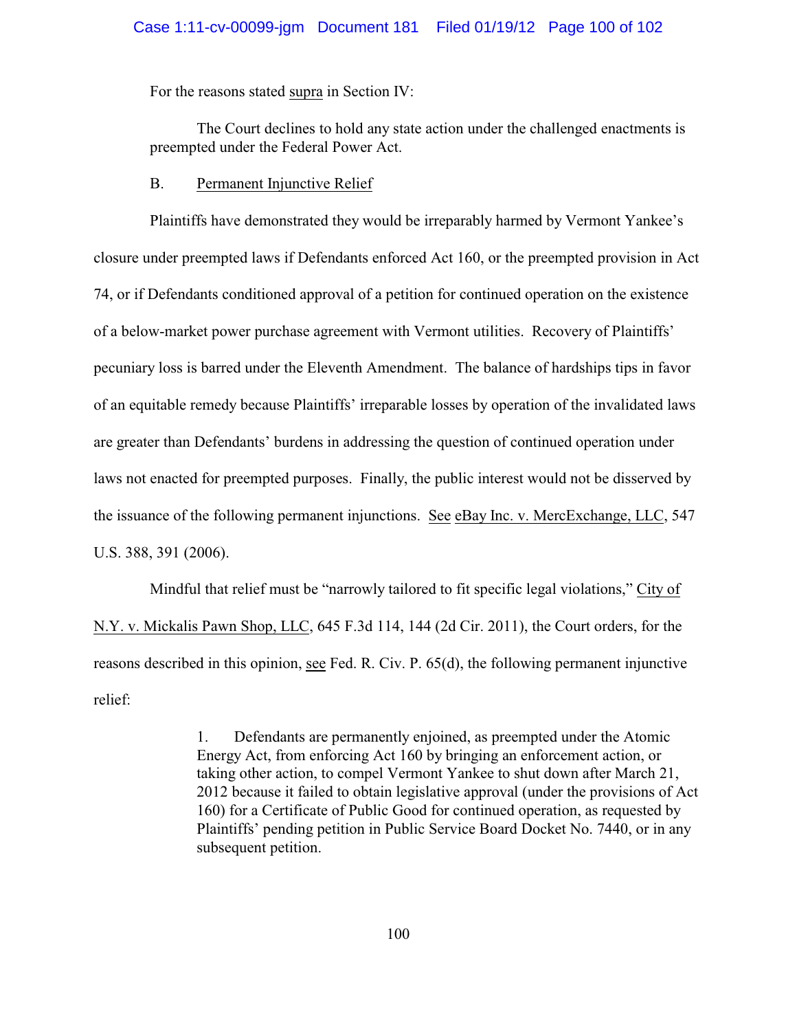For the reasons stated supra in Section IV:

> The Court declines to hold any state action under the challenged enactments is preempted under the Federal Power Act.

B. Permanent Injunctive Relief

Plaintiffs have demonstrated they would be irreparably harmed by Vermont Yankee's closure under preempted laws if Defendants enforced Act 160, or the preempted provision in Act 74, or if Defendants conditioned approval of a petition for continued operation on the existence of a below-market power purchase agreement with Vermont utilities. Recovery of Plaintiffs' pecuniary loss is barred under the Eleventh Amendment. The balance of hardships tips in favor of an equitable remedy because Plaintiffs' irreparable losses by operation of the invalidated laws are greater than Defendants' burdens in addressing the question of continued operation under laws not enacted for preempted purposes. Finally, the public interest would not be disserved by the issuance of the following permanent injunctions. See eBay Inc. v. MercExchange, LLC, 547 U.S. 388, 391 (2006).

Mindful that relief must be "narrowly tailored to fit specific legal violations," City of N.Y. v. Mickalis Pawn Shop, LLC, 645 F.3d 114, 144 (2d Cir. 2011), the Court orders, for the reasons described in this opinion, see Fed. R. Civ. P. 65(d), the following permanent injunctive relief:

> 1. Defendants are permanently enjoined, as preempted under the Atomic Energy Act, from enforcing Act 160 by bringing an enforcement action, or taking other action, to compel Vermont Yankee to shut down after March 21, 2012 because it failed to obtain legislative approval (under the provisions of Act 160) for a Certificate of Public Good for continued operation, as requested by Plaintiffs' pending petition in Public Service Board Docket No. 7440, or in any subsequent petition.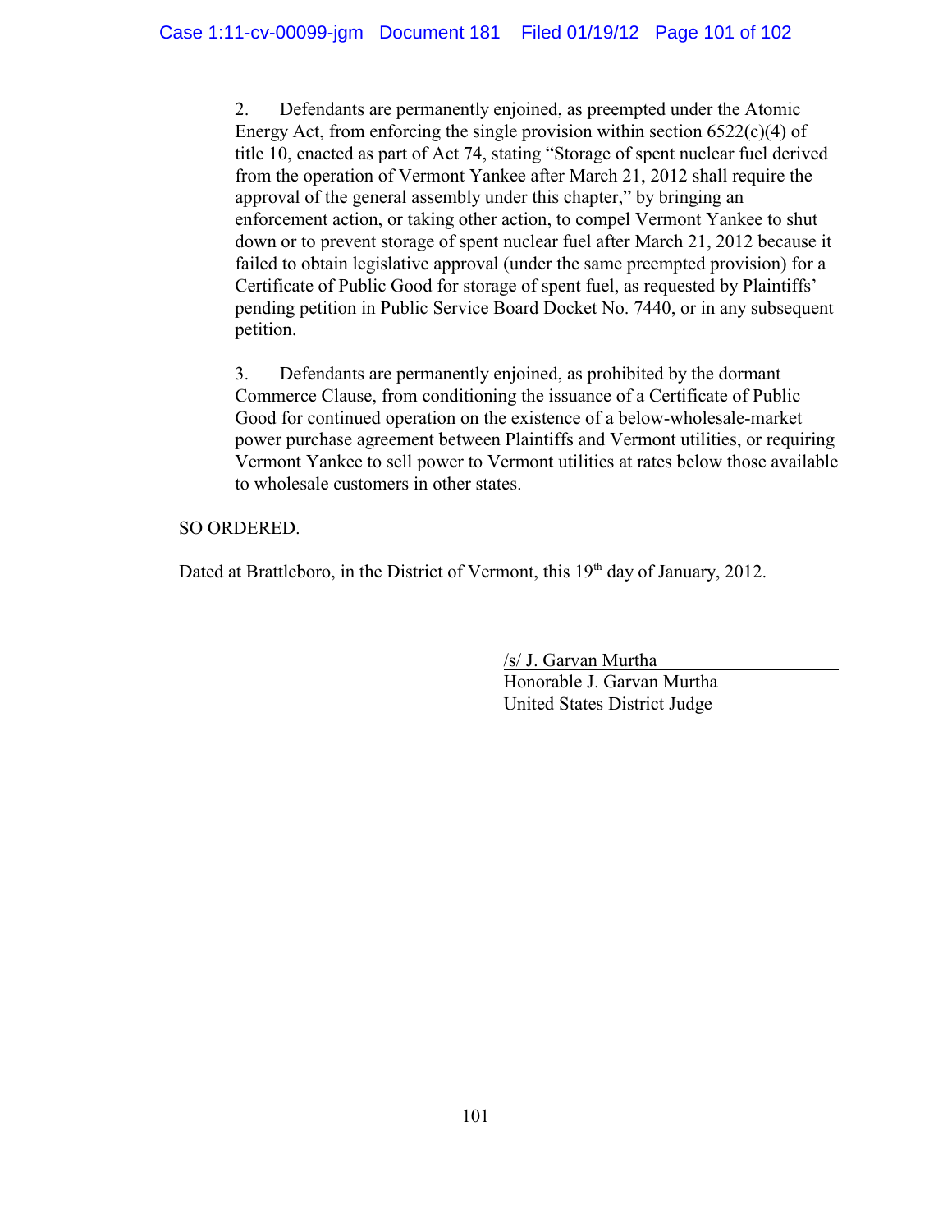2. Defendants are permanently enjoined, as preempted under the Atomic Energy Act, from enforcing the single provision within section 6522(c)(4) of title 10, enacted as part of Act 74, stating "Storage of spent nuclear fuel derived from the operation of Vermont Yankee after March 21, 2012 shall require the approval of the general assembly under this chapter," by bringing an enforcement action, or taking other action, to compel Vermont Yankee to shut down or to prevent storage of spent nuclear fuel after March 21, 2012 because it failed to obtain legislative approval (under the same preempted provision) for a Certificate of Public Good for storage of spent fuel, as requested by Plaintiffs' pending petition in Public Service Board Docket No. 7440, or in any subsequent petition.

3. Defendants are permanently enjoined, as prohibited by the dormant Commerce Clause, from conditioning the issuance of a Certificate of Public Good for continued operation on the existence of a below-wholesale-market power purchase agreement between Plaintiffs and Vermont utilities, or requiring Vermont Yankee to sell power to Vermont utilities at rates below those available to wholesale customers in other states.

SO ORDERED.

Dated at Brattleboro, in the District of Vermont, this 19th day of January, 2012.

/s/ J. Garvan Murtha
Honorable J. Garvan Murtha
United States District Judge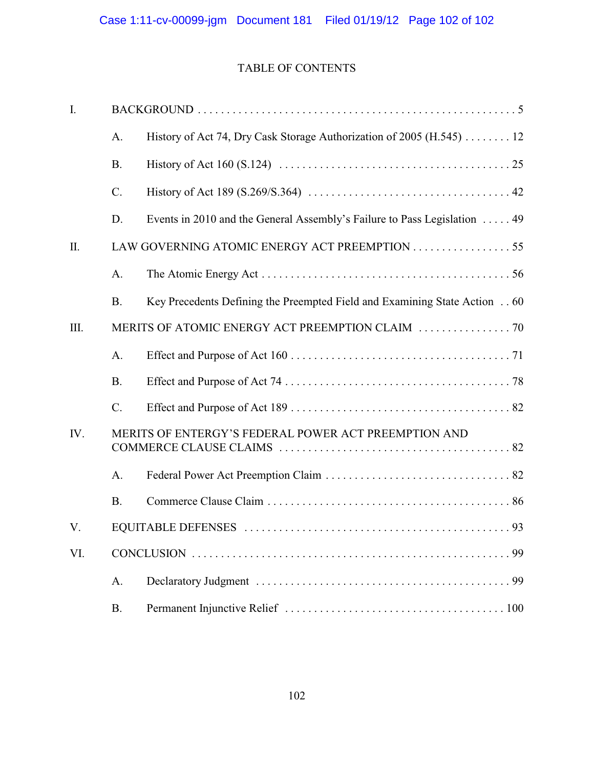# TABLE OF CONTENTS

I. BACKGROUND . . . . . . . . . . 5

  A. History of Act 74, Dry Cask Storage Authorization of 2005 (H.545) . . . . . . . . 12

  B. History of Act 160 (S.124) . . . . . . . . . . 25

  C. History of Act 189 (S.269/S.364) . . . . . . . . . . 42

  D. Events in 2010 and the General Assembly's Failure to Pass Legislation . . . . . 49

II. LAW GOVERNING ATOMIC ENERGY ACT PREEMPTION . . . . . . . . . . 55

  A. The Atomic Energy Act . . . . . . . . . . 56

  B. Key Precedents Defining the Preempted Field and Examining State Action . . 60

III. MERITS OF ATOMIC ENERGY ACT PREEMPTION CLAIM . . . . . . . . . . 70

  A. Effect and Purpose of Act 160 . . . . . . . . . . 71

  B. Effect and Purpose of Act 74 . . . . . . . . . . 78

  C. Effect and Purpose of Act 189 . . . . . . . . . . 82

IV. MERITS OF ENTERGY'S FEDERAL POWER ACT PREEMPTION AND COMMERCE CLAUSE CLAIMS . . . . . . . . . . 82

  A. Federal Power Act Preemption Claim . . . . . . . . . . 82

  B. Commerce Clause Claim . . . . . . . . . . 86

V. EQUITABLE DEFENSES . . . . . . . . . . 93

VI. CONCLUSION . . . . . . . . . . 99

  A. Declaratory Judgment . . . . . . . . . . 99

  B. Permanent Injunctive Relief . . . . . . . . . . 100